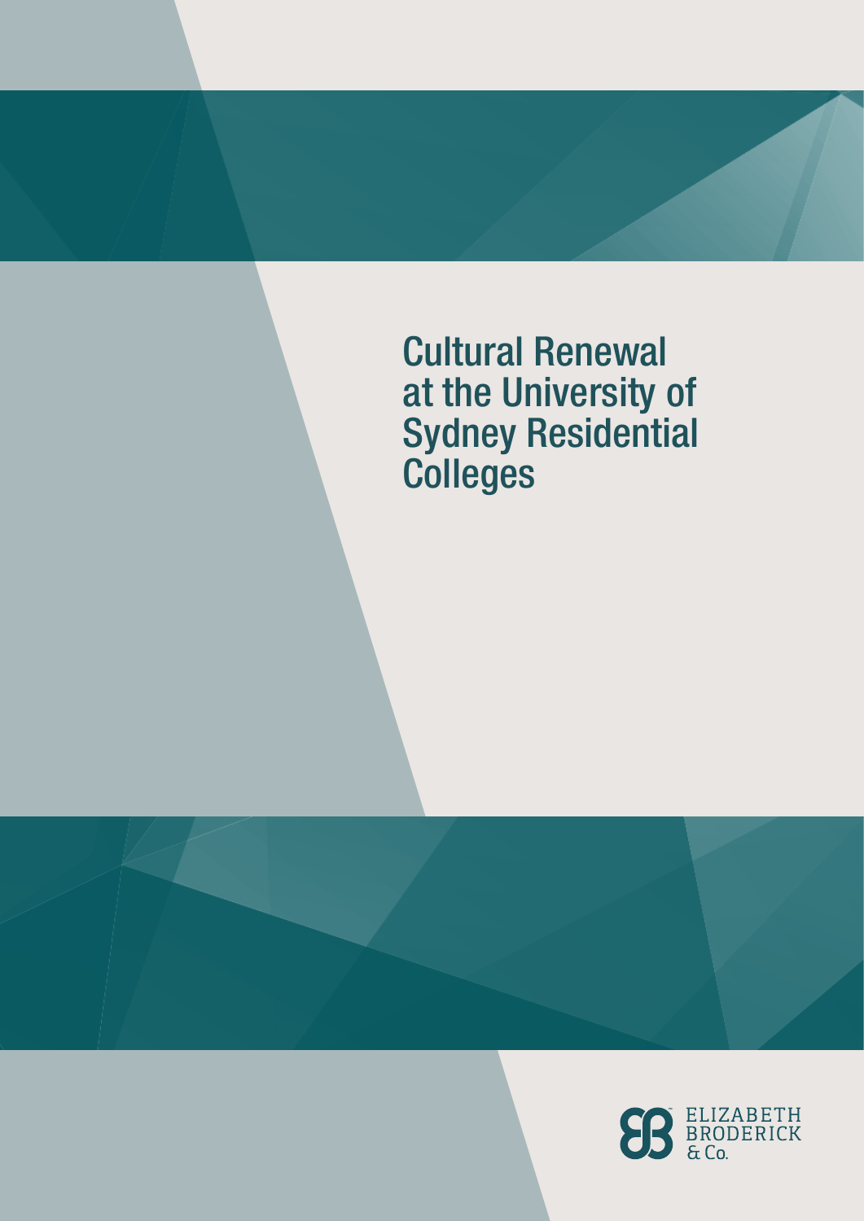# Cultural Renewal at the University of Sydney Residential Colleges

ELIZABETH BRODERICK & Co.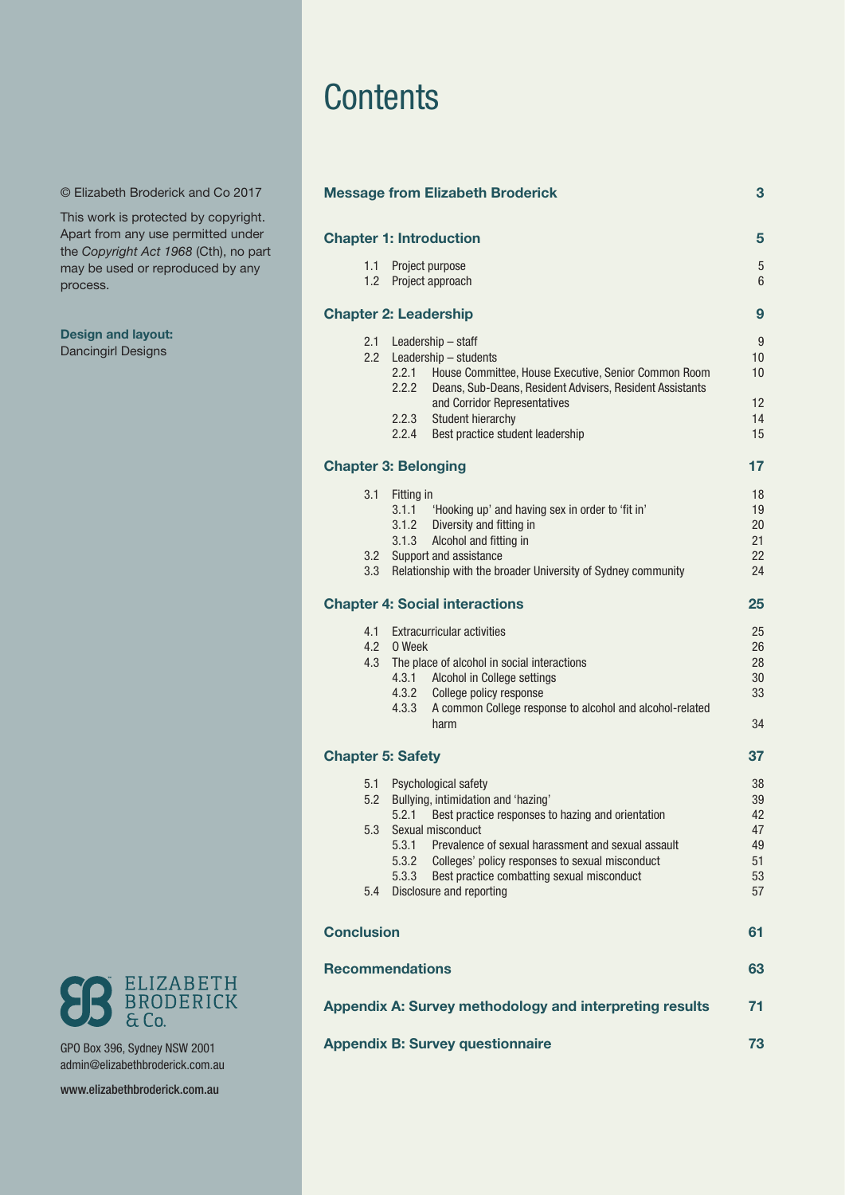© Elizabeth Broderick and Co 2017

This work is protected by copyright. Apart from any use permitted under the *Copyright Act 1968* (Cth), no part may be used or reproduced by any process.

**Design and layout:**
Dancingirl Designs

ELIZABETH BRODERICK & Co.

GPO Box 396, Sydney NSW 2001
admin@elizabethbroderick.com.au

www.elizabethbroderick.com.au

# Contents

**Message from Elizabeth Broderick** 3

**Chapter 1: Introduction** 5

- 1.1 Project purpose 5
- 1.2 Project approach 6

**Chapter 2: Leadership** 9

- 2.1 Leadership – staff 9
- 2.2 Leadership – students 10
  - 2.2.1 House Committee, House Executive, Senior Common Room 10
  - 2.2.2 Deans, Sub-Deans, Resident Advisers, Resident Assistants and Corridor Representatives 12
  - 2.2.3 Student hierarchy 14
  - 2.2.4 Best practice student leadership 15

**Chapter 3: Belonging** 17

- 3.1 Fitting in 18
  - 3.1.1 'Hooking up' and having sex in order to 'fit in' 19
  - 3.1.2 Diversity and fitting in 20
  - 3.1.3 Alcohol and fitting in 21
- 3.2 Support and assistance 22
- 3.3 Relationship with the broader University of Sydney community 24

**Chapter 4: Social interactions** 25

- 4.1 Extracurricular activities 25
- 4.2 O Week 26
- 4.3 The place of alcohol in social interactions 28
  - 4.3.1 Alcohol in College settings 30
  - 4.3.2 College policy response 33
  - 4.3.3 A common College response to alcohol and alcohol-related harm 34

**Chapter 5: Safety** 37

- 5.1 Psychological safety 38
- 5.2 Bullying, intimidation and 'hazing' 39
  - 5.2.1 Best practice responses to hazing and orientation 42
- 5.3 Sexual misconduct 47
  - 5.3.1 Prevalence of sexual harassment and sexual assault 49
  - 5.3.2 Colleges' policy responses to sexual misconduct 51
  - 5.3.3 Best practice combatting sexual misconduct 53
- 5.4 Disclosure and reporting 57

**Conclusion** 61

**Recommendations** 63

**Appendix A: Survey methodology and interpreting results** 71

**Appendix B: Survey questionnaire** 73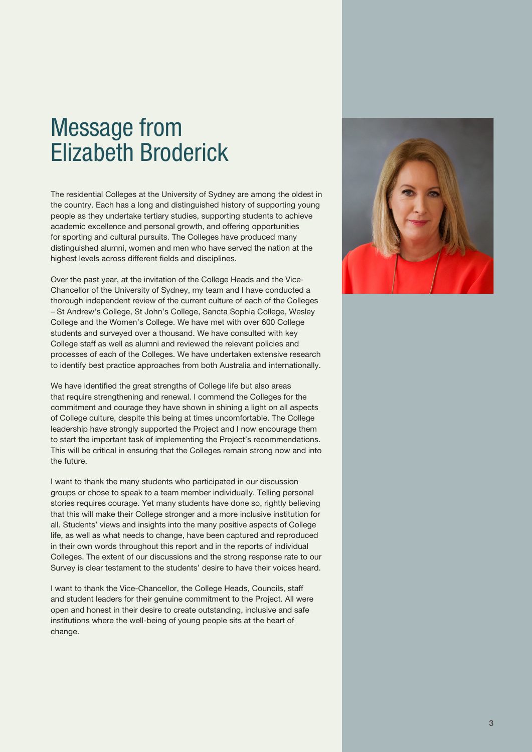# Message from Elizabeth Broderick

The residential Colleges at the University of Sydney are among the oldest in the country. Each has a long and distinguished history of supporting young people as they undertake tertiary studies, supporting students to achieve academic excellence and personal growth, and offering opportunities for sporting and cultural pursuits. The Colleges have produced many distinguished alumni, women and men who have served the nation at the highest levels across different fields and disciplines.

Over the past year, at the invitation of the College Heads and the Vice-Chancellor of the University of Sydney, my team and I have conducted a thorough independent review of the current culture of each of the Colleges – St Andrew's College, St John's College, Sancta Sophia College, Wesley College and the Women's College. We have met with over 600 College students and surveyed over a thousand. We have consulted with key College staff as well as alumni and reviewed the relevant policies and processes of each of the Colleges. We have undertaken extensive research to identify best practice approaches from both Australia and internationally.

We have identified the great strengths of College life but also areas that require strengthening and renewal. I commend the Colleges for the commitment and courage they have shown in shining a light on all aspects of College culture, despite this being at times uncomfortable. The College leadership have strongly supported the Project and I now encourage them to start the important task of implementing the Project's recommendations. This will be critical in ensuring that the Colleges remain strong now and into the future.

I want to thank the many students who participated in our discussion groups or chose to speak to a team member individually. Telling personal stories requires courage. Yet many students have done so, rightly believing that this will make their College stronger and a more inclusive institution for all. Students' views and insights into the many positive aspects of College life, as well as what needs to change, have been captured and reproduced in their own words throughout this report and in the reports of individual Colleges. The extent of our discussions and the strong response rate to our Survey is clear testament to the students' desire to have their voices heard.

I want to thank the Vice-Chancellor, the College Heads, Councils, staff and student leaders for their genuine commitment to the Project. All were open and honest in their desire to create outstanding, inclusive and safe institutions where the well-being of young people sits at the heart of change.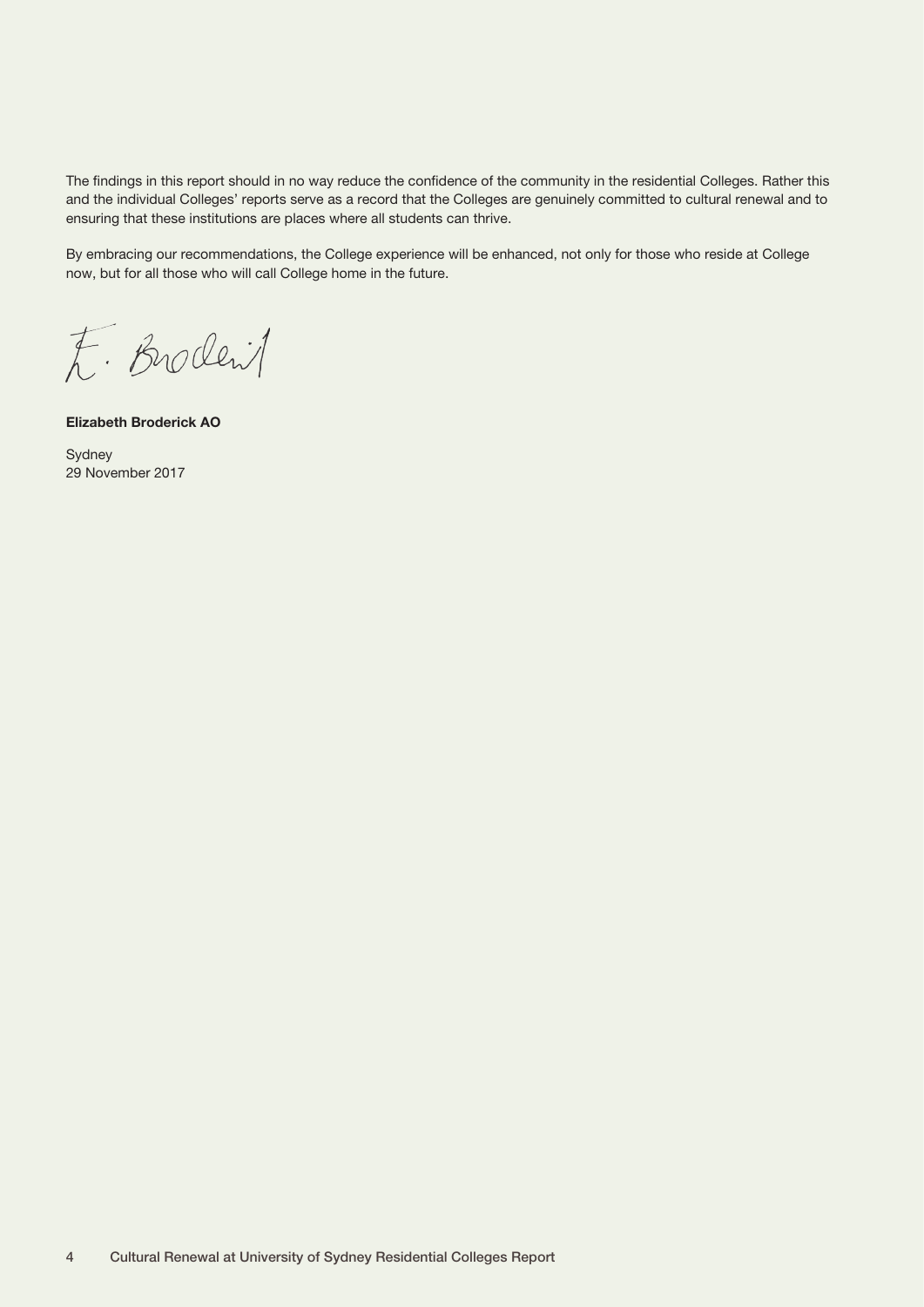The findings in this report should in no way reduce the confidence of the community in the residential Colleges. Rather this and the individual Colleges' reports serve as a record that the Colleges are genuinely committed to cultural renewal and to ensuring that these institutions are places where all students can thrive.

By embracing our recommendations, the College experience will be enhanced, not only for those who reside at College now, but for all those who will call College home in the future.

**Elizabeth Broderick AO**

Sydney
29 November 2017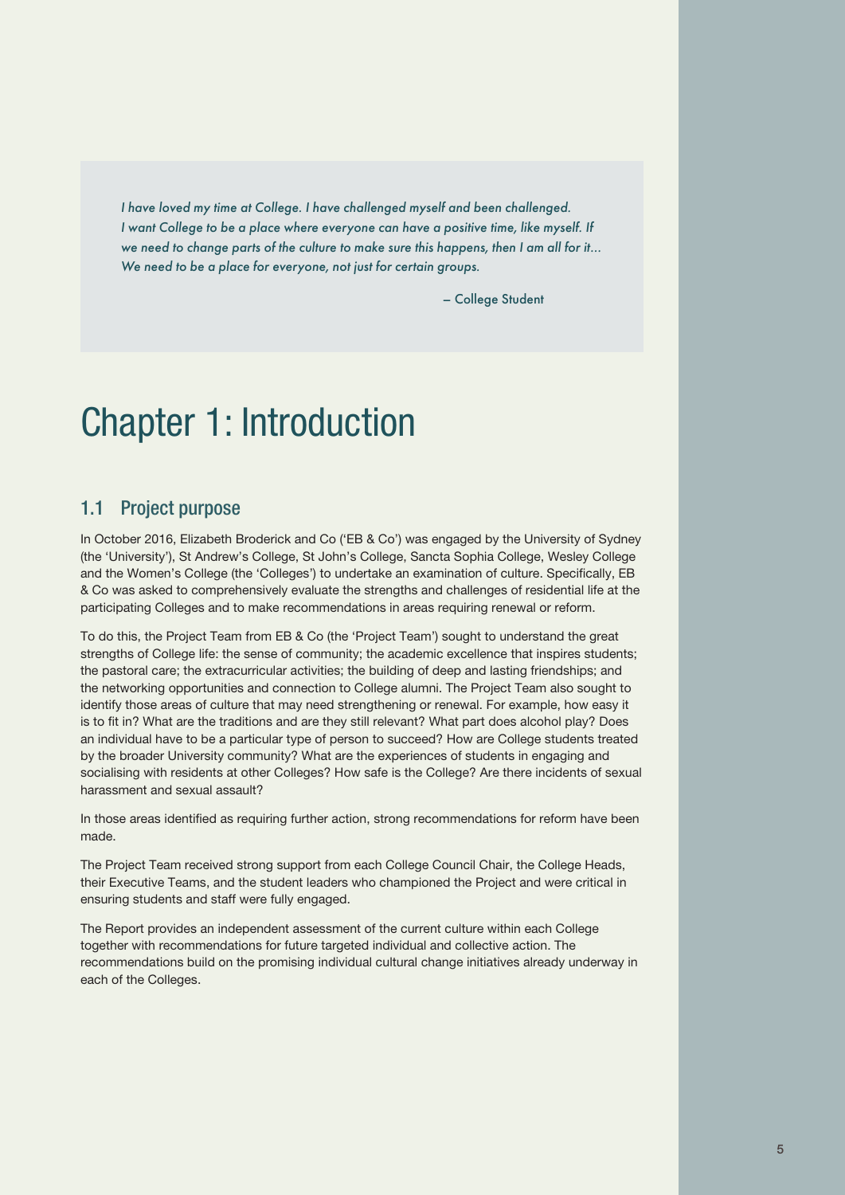> *I have loved my time at College. I have challenged myself and been challenged. I want College to be a place where everyone can have a positive time, like myself. If we need to change parts of the culture to make sure this happens, then I am all for it… We need to be a place for everyone, not just for certain groups.*
>
> – College Student

# Chapter 1: Introduction

## 1.1 Project purpose

In October 2016, Elizabeth Broderick and Co ('EB & Co') was engaged by the University of Sydney (the 'University'), St Andrew's College, St John's College, Sancta Sophia College, Wesley College and the Women's College (the 'Colleges') to undertake an examination of culture. Specifically, EB & Co was asked to comprehensively evaluate the strengths and challenges of residential life at the participating Colleges and to make recommendations in areas requiring renewal or reform.

To do this, the Project Team from EB & Co (the 'Project Team') sought to understand the great strengths of College life: the sense of community; the academic excellence that inspires students; the pastoral care; the extracurricular activities; the building of deep and lasting friendships; and the networking opportunities and connection to College alumni. The Project Team also sought to identify those areas of culture that may need strengthening or renewal. For example, how easy it is to fit in? What are the traditions and are they still relevant? What part does alcohol play? Does an individual have to be a particular type of person to succeed? How are College students treated by the broader University community? What are the experiences of students in engaging and socialising with residents at other Colleges? How safe is the College? Are there incidents of sexual harassment and sexual assault?

In those areas identified as requiring further action, strong recommendations for reform have been made.

The Project Team received strong support from each College Council Chair, the College Heads, their Executive Teams, and the student leaders who championed the Project and were critical in ensuring students and staff were fully engaged.

The Report provides an independent assessment of the current culture within each College together with recommendations for future targeted individual and collective action. The recommendations build on the promising individual cultural change initiatives already underway in each of the Colleges.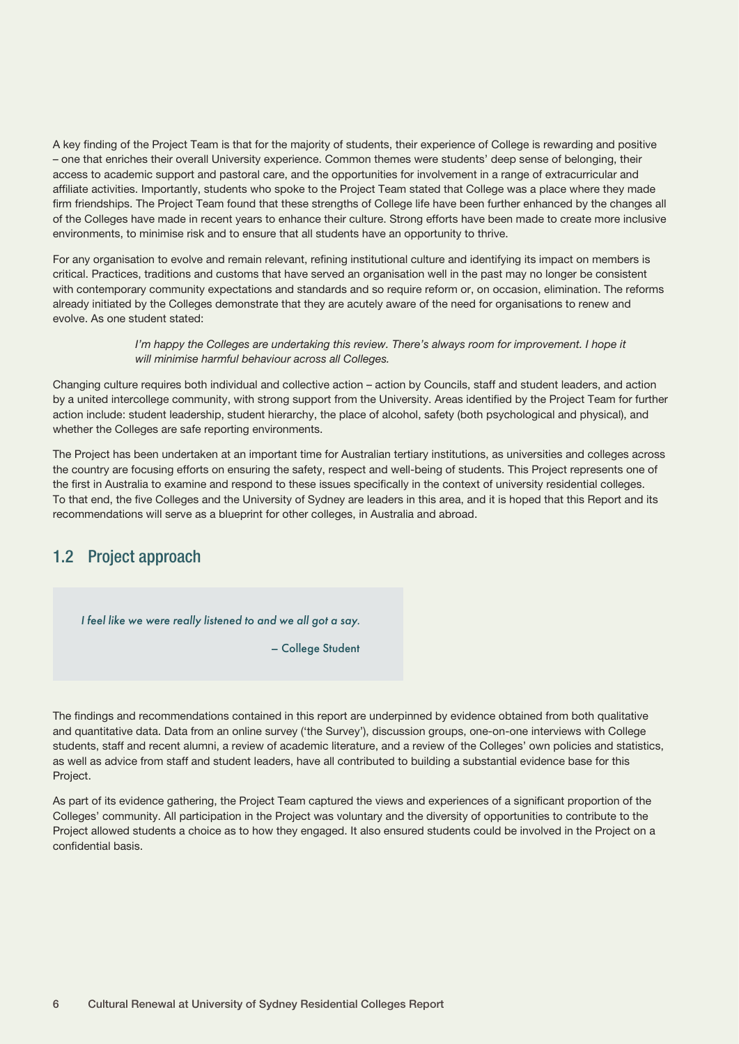A key finding of the Project Team is that for the majority of students, their experience of College is rewarding and positive – one that enriches their overall University experience. Common themes were students' deep sense of belonging, their access to academic support and pastoral care, and the opportunities for involvement in a range of extracurricular and affiliate activities. Importantly, students who spoke to the Project Team stated that College was a place where they made firm friendships. The Project Team found that these strengths of College life have been further enhanced by the changes all of the Colleges have made in recent years to enhance their culture. Strong efforts have been made to create more inclusive environments, to minimise risk and to ensure that all students have an opportunity to thrive.

For any organisation to evolve and remain relevant, refining institutional culture and identifying its impact on members is critical. Practices, traditions and customs that have served an organisation well in the past may no longer be consistent with contemporary community expectations and standards and so require reform or, on occasion, elimination. The reforms already initiated by the Colleges demonstrate that they are acutely aware of the need for organisations to renew and evolve. As one student stated:

> *I'm happy the Colleges are undertaking this review. There's always room for improvement. I hope it will minimise harmful behaviour across all Colleges.*

Changing culture requires both individual and collective action – action by Councils, staff and student leaders, and action by a united intercollege community, with strong support from the University. Areas identified by the Project Team for further action include: student leadership, student hierarchy, the place of alcohol, safety (both psychological and physical), and whether the Colleges are safe reporting environments.

The Project has been undertaken at an important time for Australian tertiary institutions, as universities and colleges across the country are focusing efforts on ensuring the safety, respect and well-being of students. This Project represents one of the first in Australia to examine and respond to these issues specifically in the context of university residential colleges. To that end, the five Colleges and the University of Sydney are leaders in this area, and it is hoped that this Report and its recommendations will serve as a blueprint for other colleges, in Australia and abroad.

## 1.2 Project approach

> *I feel like we were really listened to and we all got a say.*
>
> – College Student

The findings and recommendations contained in this report are underpinned by evidence obtained from both qualitative and quantitative data. Data from an online survey ('the Survey'), discussion groups, one-on-one interviews with College students, staff and recent alumni, a review of academic literature, and a review of the Colleges' own policies and statistics, as well as advice from staff and student leaders, have all contributed to building a substantial evidence base for this Project.

As part of its evidence gathering, the Project Team captured the views and experiences of a significant proportion of the Colleges' community. All participation in the Project was voluntary and the diversity of opportunities to contribute to the Project allowed students a choice as to how they engaged. It also ensured students could be involved in the Project on a confidential basis.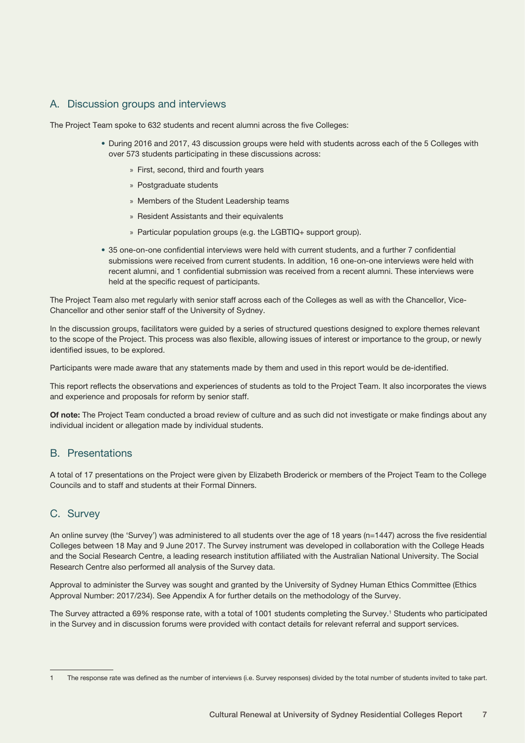## A. Discussion groups and interviews

The Project Team spoke to 632 students and recent alumni across the five Colleges:

- During 2016 and 2017, 43 discussion groups were held with students across each of the 5 Colleges with over 573 students participating in these discussions across:
  - First, second, third and fourth years
  - Postgraduate students
  - Members of the Student Leadership teams
  - Resident Assistants and their equivalents
  - Particular population groups (e.g. the LGBTIQ+ support group).
- 35 one-on-one confidential interviews were held with current students, and a further 7 confidential submissions were received from current students. In addition, 16 one-on-one interviews were held with recent alumni, and 1 confidential submission was received from a recent alumni. These interviews were held at the specific request of participants.

The Project Team also met regularly with senior staff across each of the Colleges as well as with the Chancellor, Vice-Chancellor and other senior staff of the University of Sydney.

In the discussion groups, facilitators were guided by a series of structured questions designed to explore themes relevant to the scope of the Project. This process was also flexible, allowing issues of interest or importance to the group, or newly identified issues, to be explored.

Participants were made aware that any statements made by them and used in this report would be de-identified.

This report reflects the observations and experiences of students as told to the Project Team. It also incorporates the views and experience and proposals for reform by senior staff.

**Of note:** The Project Team conducted a broad review of culture and as such did not investigate or make findings about any individual incident or allegation made by individual students.

## B. Presentations

A total of 17 presentations on the Project were given by Elizabeth Broderick or members of the Project Team to the College Councils and to staff and students at their Formal Dinners.

## C. Survey

An online survey (the 'Survey') was administered to all students over the age of 18 years (n=1447) across the five residential Colleges between 18 May and 9 June 2017. The Survey instrument was developed in collaboration with the College Heads and the Social Research Centre, a leading research institution affiliated with the Australian National University. The Social Research Centre also performed all analysis of the Survey data.

Approval to administer the Survey was sought and granted by the University of Sydney Human Ethics Committee (Ethics Approval Number: 2017/234). See Appendix A for further details on the methodology of the Survey.

The Survey attracted a 69% response rate, with a total of 1001 students completing the Survey.[1] Students who participated in the Survey and in discussion forums were provided with contact details for relevant referral and support services.

---

1 The response rate was defined as the number of interviews (i.e. Survey responses) divided by the total number of students invited to take part.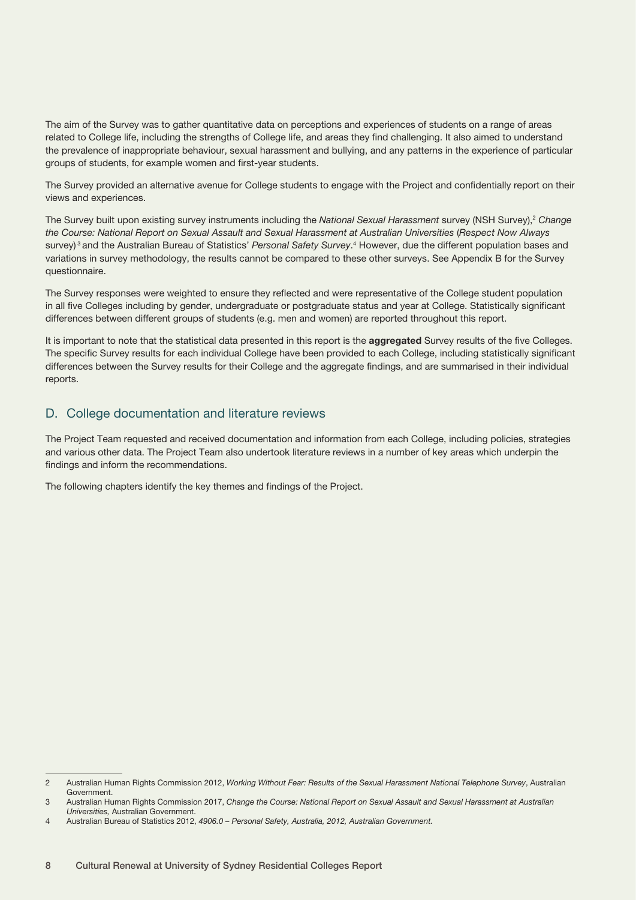The aim of the Survey was to gather quantitative data on perceptions and experiences of students on a range of areas related to College life, including the strengths of College life, and areas they find challenging. It also aimed to understand the prevalence of inappropriate behaviour, sexual harassment and bullying, and any patterns in the experience of particular groups of students, for example women and first-year students.

The Survey provided an alternative avenue for College students to engage with the Project and confidentially report on their views and experiences.

The Survey built upon existing survey instruments including the *National Sexual Harassment* survey (NSH Survey),[2] *Change the Course: National Report on Sexual Assault and Sexual Harassment at Australian Universities* (*Respect Now Always* survey)[3] and the Australian Bureau of Statistics' *Personal Safety Survey*.[4] However, due the different population bases and variations in survey methodology, the results cannot be compared to these other surveys. See Appendix B for the Survey questionnaire.

The Survey responses were weighted to ensure they reflected and were representative of the College student population in all five Colleges including by gender, undergraduate or postgraduate status and year at College. Statistically significant differences between different groups of students (e.g. men and women) are reported throughout this report.

It is important to note that the statistical data presented in this report is the **aggregated** Survey results of the five Colleges. The specific Survey results for each individual College have been provided to each College, including statistically significant differences between the Survey results for their College and the aggregate findings, and are summarised in their individual reports.

## D. College documentation and literature reviews

The Project Team requested and received documentation and information from each College, including policies, strategies and various other data. The Project Team also undertook literature reviews in a number of key areas which underpin the findings and inform the recommendations.

The following chapters identify the key themes and findings of the Project.

---

2 Australian Human Rights Commission 2012, *Working Without Fear: Results of the Sexual Harassment National Telephone Survey*, Australian Government.

3 Australian Human Rights Commission 2017, *Change the Course: National Report on Sexual Assault and Sexual Harassment at Australian Universities,* Australian Government.

4 Australian Bureau of Statistics 2012, *4906.0 – Personal Safety, Australia, 2012, Australian Government.*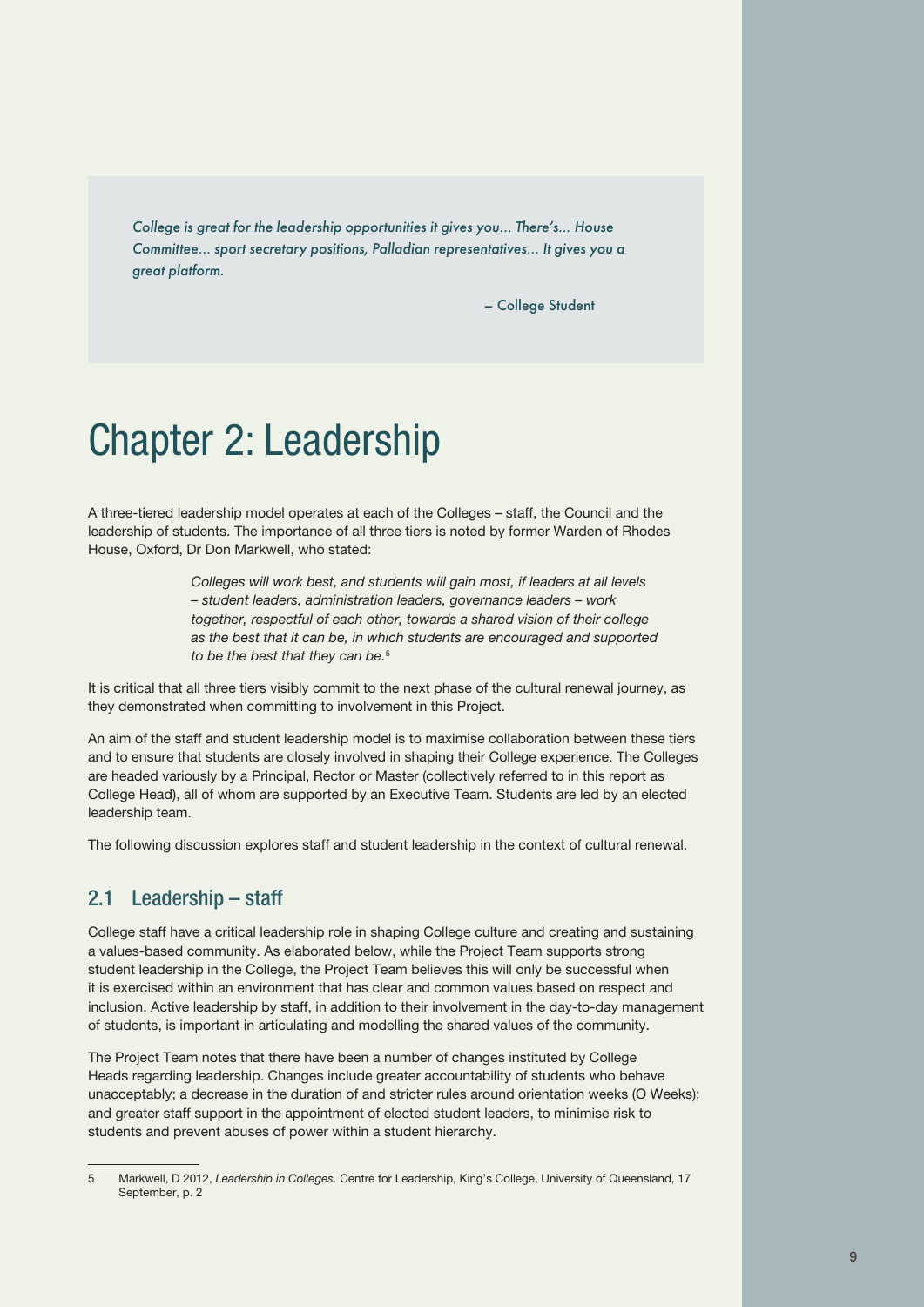*College is great for the leadership opportunities it gives you... There's... House Committee... sport secretary positions, Palladian representatives... It gives you a great platform.*

– College Student

# Chapter 2: Leadership

A three-tiered leadership model operates at each of the Colleges – staff, the Council and the leadership of students. The importance of all three tiers is noted by former Warden of Rhodes House, Oxford, Dr Don Markwell, who stated:

> *Colleges will work best, and students will gain most, if leaders at all levels – student leaders, administration leaders, governance leaders – work together, respectful of each other, towards a shared vision of their college as the best that it can be, in which students are encouraged and supported to be the best that they can be.*[5]

It is critical that all three tiers visibly commit to the next phase of the cultural renewal journey, as they demonstrated when committing to involvement in this Project.

An aim of the staff and student leadership model is to maximise collaboration between these tiers and to ensure that students are closely involved in shaping their College experience. The Colleges are headed variously by a Principal, Rector or Master (collectively referred to in this report as College Head), all of whom are supported by an Executive Team. Students are led by an elected leadership team.

The following discussion explores staff and student leadership in the context of cultural renewal.

## 2.1 Leadership – staff

College staff have a critical leadership role in shaping College culture and creating and sustaining a values-based community. As elaborated below, while the Project Team supports strong student leadership in the College, the Project Team believes this will only be successful when it is exercised within an environment that has clear and common values based on respect and inclusion. Active leadership by staff, in addition to their involvement in the day-to-day management of students, is important in articulating and modelling the shared values of the community.

The Project Team notes that there have been a number of changes instituted by College Heads regarding leadership. Changes include greater accountability of students who behave unacceptably; a decrease in the duration of and stricter rules around orientation weeks (O Weeks); and greater staff support in the appointment of elected student leaders, to minimise risk to students and prevent abuses of power within a student hierarchy.

---

5 Markwell, D 2012, *Leadership in Colleges.* Centre for Leadership, King's College, University of Queensland, 17 September, p. 2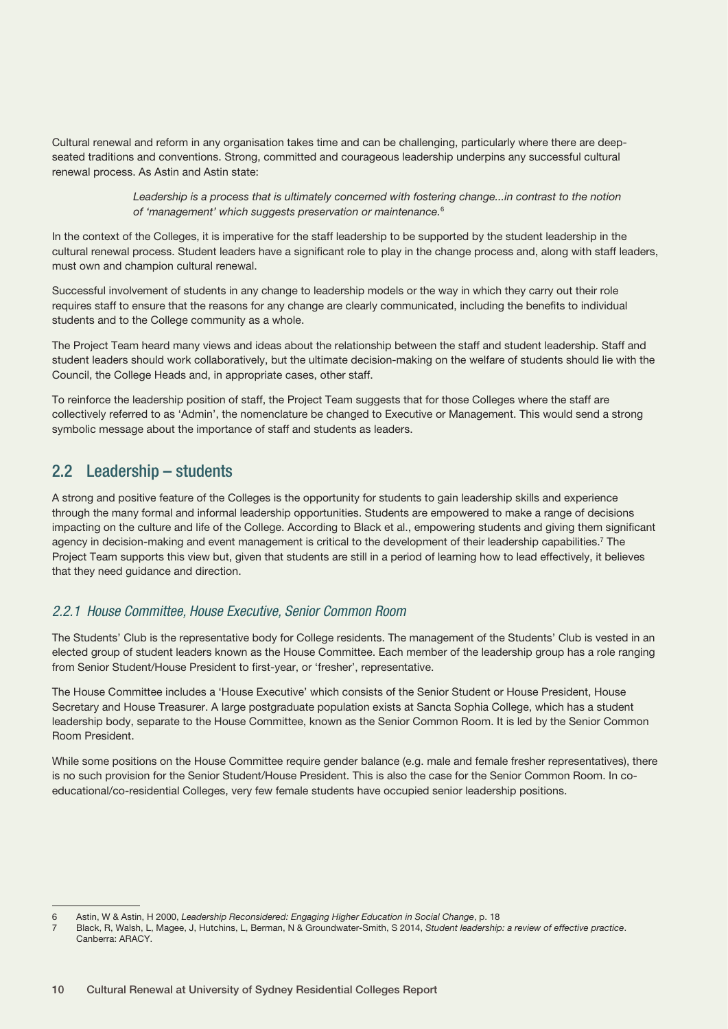Cultural renewal and reform in any organisation takes time and can be challenging, particularly where there are deep-seated traditions and conventions. Strong, committed and courageous leadership underpins any successful cultural renewal process. As Astin and Astin state:

> *Leadership is a process that is ultimately concerned with fostering change...in contrast to the notion of 'management' which suggests preservation or maintenance.*[6]

In the context of the Colleges, it is imperative for the staff leadership to be supported by the student leadership in the cultural renewal process. Student leaders have a significant role to play in the change process and, along with staff leaders, must own and champion cultural renewal.

Successful involvement of students in any change to leadership models or the way in which they carry out their role requires staff to ensure that the reasons for any change are clearly communicated, including the benefits to individual students and to the College community as a whole.

The Project Team heard many views and ideas about the relationship between the staff and student leadership. Staff and student leaders should work collaboratively, but the ultimate decision-making on the welfare of students should lie with the Council, the College Heads and, in appropriate cases, other staff.

To reinforce the leadership position of staff, the Project Team suggests that for those Colleges where the staff are collectively referred to as 'Admin', the nomenclature be changed to Executive or Management. This would send a strong symbolic message about the importance of staff and students as leaders.

## 2.2 Leadership – students

A strong and positive feature of the Colleges is the opportunity for students to gain leadership skills and experience through the many formal and informal leadership opportunities. Students are empowered to make a range of decisions impacting on the culture and life of the College. According to Black et al., empowering students and giving them significant agency in decision-making and event management is critical to the development of their leadership capabilities.[7] The Project Team supports this view but, given that students are still in a period of learning how to lead effectively, it believes that they need guidance and direction.

### *2.2.1 House Committee, House Executive, Senior Common Room*

The Students' Club is the representative body for College residents. The management of the Students' Club is vested in an elected group of student leaders known as the House Committee. Each member of the leadership group has a role ranging from Senior Student/House President to first-year, or 'fresher', representative.

The House Committee includes a 'House Executive' which consists of the Senior Student or House President, House Secretary and House Treasurer. A large postgraduate population exists at Sancta Sophia College, which has a student leadership body, separate to the House Committee, known as the Senior Common Room. It is led by the Senior Common Room President.

While some positions on the House Committee require gender balance (e.g. male and female fresher representatives), there is no such provision for the Senior Student/House President. This is also the case for the Senior Common Room. In co-educational/co-residential Colleges, very few female students have occupied senior leadership positions.

---

6 Astin, W & Astin, H 2000, *Leadership Reconsidered: Engaging Higher Education in Social Change*, p. 18

7 Black, R, Walsh, L, Magee, J, Hutchins, L, Berman, N & Groundwater-Smith, S 2014, *Student leadership: a review of effective practice*. Canberra: ARACY.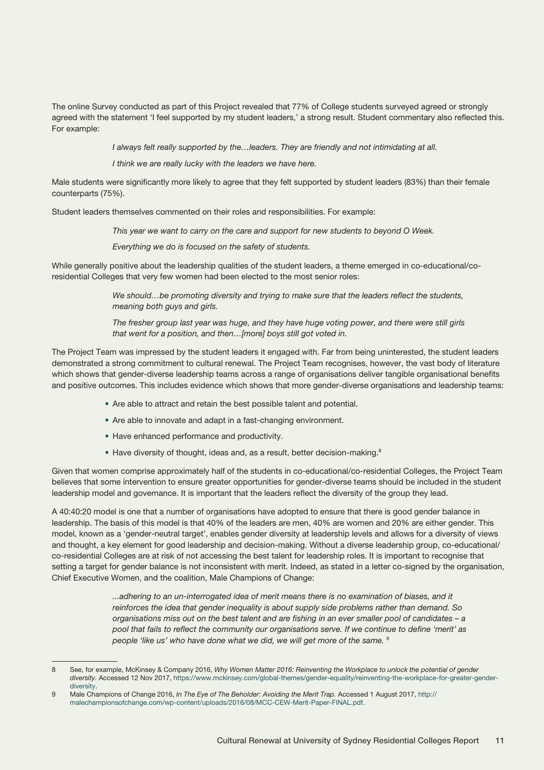The online Survey conducted as part of this Project revealed that 77% of College students surveyed agreed or strongly agreed with the statement 'I feel supported by my student leaders,' a strong result. Student commentary also reflected this. For example:

> *I always felt really supported by the…leaders. They are friendly and not intimidating at all.*
>
> *I think we are really lucky with the leaders we have here.*

Male students were significantly more likely to agree that they felt supported by student leaders (83%) than their female counterparts (75%).

Student leaders themselves commented on their roles and responsibilities. For example:

> *This year we want to carry on the care and support for new students to beyond O Week.*
>
> *Everything we do is focused on the safety of students.*

While generally positive about the leadership qualities of the student leaders, a theme emerged in co-educational/co-residential Colleges that very few women had been elected to the most senior roles:

> *We should…be promoting diversity and trying to make sure that the leaders reflect the students, meaning both guys and girls.*
>
> *The fresher group last year was huge, and they have huge voting power, and there were still girls that went for a position, and then…[more] boys still got voted in.*

The Project Team was impressed by the student leaders it engaged with. Far from being uninterested, the student leaders demonstrated a strong commitment to cultural renewal. The Project Team recognises, however, the vast body of literature which shows that gender-diverse leadership teams across a range of organisations deliver tangible organisational benefits and positive outcomes. This includes evidence which shows that more gender-diverse organisations and leadership teams:

- Are able to attract and retain the best possible talent and potential.
- Are able to innovate and adapt in a fast-changing environment.
- Have enhanced performance and productivity.
- Have diversity of thought, ideas and, as a result, better decision-making.[8]

Given that women comprise approximately half of the students in co-educational/co-residential Colleges, the Project Team believes that some intervention to ensure greater opportunities for gender-diverse teams should be included in the student leadership model and governance. It is important that the leaders reflect the diversity of the group they lead.

A 40:40:20 model is one that a number of organisations have adopted to ensure that there is good gender balance in leadership. The basis of this model is that 40% of the leaders are men, 40% are women and 20% are either gender. This model, known as a 'gender-neutral target', enables gender diversity at leadership levels and allows for a diversity of views and thought, a key element for good leadership and decision-making. Without a diverse leadership group, co-educational/co-residential Colleges are at risk of not accessing the best talent for leadership roles. It is important to recognise that setting a target for gender balance is not inconsistent with merit. Indeed, as stated in a letter co-signed by the organisation, Chief Executive Women, and the coalition, Male Champions of Change:

> *...adhering to an un-interrogated idea of merit means there is no examination of biases, and it reinforces the idea that gender inequality is about supply side problems rather than demand. So organisations miss out on the best talent and are fishing in an ever smaller pool of candidates – a pool that fails to reflect the community our organisations serve. If we continue to define 'merit' as people 'like us' who have done what we did, we will get more of the same.* [9]

---

8 See, for example, McKinsey & Company 2016, *Why Women Matter 2016: Reinventing the Workplace to unlock the potential of gender diversity.* Accessed 12 Nov 2017, https://www.mckinsey.com/global-themes/gender-equality/reinventing-the-workplace-for-greater-gender-diversity.

9 Male Champions of Change 2016, *In The Eye of The Beholder: Avoiding the Merit Trap.* Accessed 1 August 2017, http://malechampionsofchange.com/wp-content/uploads/2016/08/MCC-CEW-Merit-Paper-FINAL.pdf.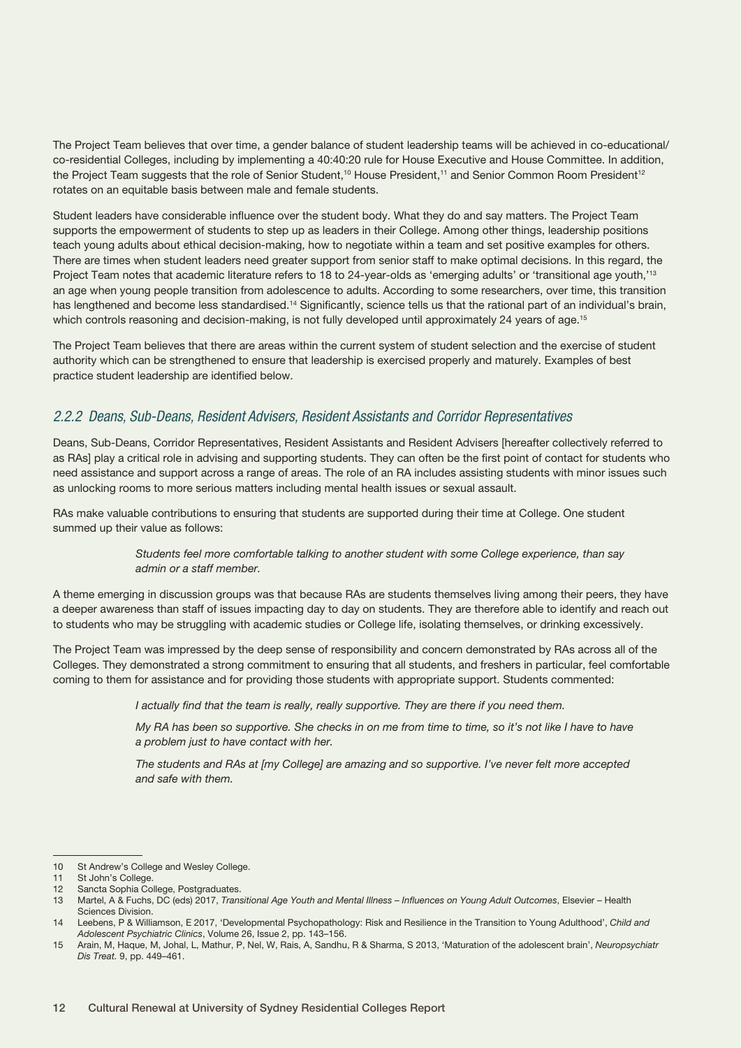The Project Team believes that over time, a gender balance of student leadership teams will be achieved in co-educational/co-residential Colleges, including by implementing a 40:40:20 rule for House Executive and House Committee. In addition, the Project Team suggests that the role of Senior Student,[10] House President,[11] and Senior Common Room President[12] rotates on an equitable basis between male and female students.

Student leaders have considerable influence over the student body. What they do and say matters. The Project Team supports the empowerment of students to step up as leaders in their College. Among other things, leadership positions teach young adults about ethical decision-making, how to negotiate within a team and set positive examples for others. There are times when student leaders need greater support from senior staff to make optimal decisions. In this regard, the Project Team notes that academic literature refers to 18 to 24-year-olds as 'emerging adults' or 'transitional age youth,'[13] an age when young people transition from adolescence to adults. According to some researchers, over time, this transition has lengthened and become less standardised.[14] Significantly, science tells us that the rational part of an individual's brain, which controls reasoning and decision-making, is not fully developed until approximately 24 years of age.[15]

The Project Team believes that there are areas within the current system of student selection and the exercise of student authority which can be strengthened to ensure that leadership is exercised properly and maturely. Examples of best practice student leadership are identified below.

### *2.2.2 Deans, Sub-Deans, Resident Advisers, Resident Assistants and Corridor Representatives*

Deans, Sub-Deans, Corridor Representatives, Resident Assistants and Resident Advisers [hereafter collectively referred to as RAs] play a critical role in advising and supporting students. They can often be the first point of contact for students who need assistance and support across a range of areas. The role of an RA includes assisting students with minor issues such as unlocking rooms to more serious matters including mental health issues or sexual assault.

RAs make valuable contributions to ensuring that students are supported during their time at College. One student summed up their value as follows:

> *Students feel more comfortable talking to another student with some College experience, than say admin or a staff member.*

A theme emerging in discussion groups was that because RAs are students themselves living among their peers, they have a deeper awareness than staff of issues impacting day to day on students. They are therefore able to identify and reach out to students who may be struggling with academic studies or College life, isolating themselves, or drinking excessively.

The Project Team was impressed by the deep sense of responsibility and concern demonstrated by RAs across all of the Colleges. They demonstrated a strong commitment to ensuring that all students, and freshers in particular, feel comfortable coming to them for assistance and for providing those students with appropriate support. Students commented:

> *I actually find that the team is really, really supportive. They are there if you need them.*
>
> *My RA has been so supportive. She checks in on me from time to time, so it's not like I have to have a problem just to have contact with her.*
>
> *The students and RAs at [my College] are amazing and so supportive. I've never felt more accepted and safe with them.*

---

10 St Andrew's College and Wesley College.

11 St John's College.

12 Sancta Sophia College, Postgraduates.

13 Martel, A & Fuchs, DC (eds) 2017, *Transitional Age Youth and Mental Illness – Influences on Young Adult Outcomes*, Elsevier – Health Sciences Division.

14 Leebens, P & Williamson, E 2017, 'Developmental Psychopathology: Risk and Resilience in the Transition to Young Adulthood', *Child and Adolescent Psychiatric Clinics*, Volume 26, Issue 2, pp. 143–156.

15 Arain, M, Haque, M, Johal, L, Mathur, P, Nel, W, Rais, A, Sandhu, R & Sharma, S 2013, 'Maturation of the adolescent brain', *Neuropsychiatr Dis Treat.* 9, pp. 449–461.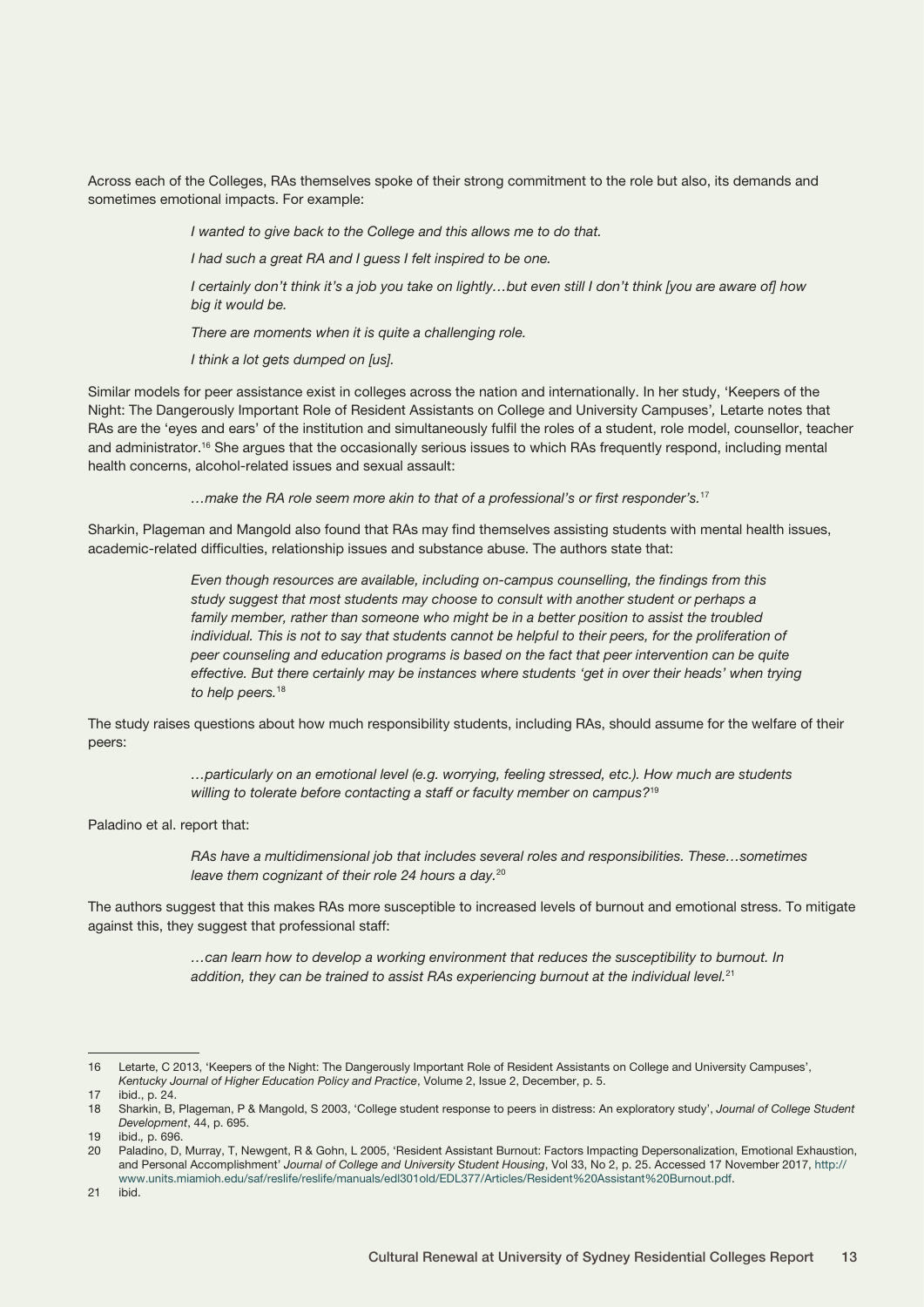Across each of the Colleges, RAs themselves spoke of their strong commitment to the role but also, its demands and sometimes emotional impacts. For example:

> *I wanted to give back to the College and this allows me to do that.*
>
> *I had such a great RA and I guess I felt inspired to be one.*
>
> *I certainly don't think it's a job you take on lightly…but even still I don't think [you are aware of] how big it would be.*
>
> *There are moments when it is quite a challenging role.*
>
> *I think a lot gets dumped on [us].*

Similar models for peer assistance exist in colleges across the nation and internationally. In her study, 'Keepers of the Night: The Dangerously Important Role of Resident Assistants on College and University Campuses', Letarte notes that RAs are the 'eyes and ears' of the institution and simultaneously fulfil the roles of a student, role model, counsellor, teacher and administrator.[16] She argues that the occasionally serious issues to which RAs frequently respond, including mental health concerns, alcohol-related issues and sexual assault:

> *…make the RA role seem more akin to that of a professional's or first responder's.*[17]

Sharkin, Plageman and Mangold also found that RAs may find themselves assisting students with mental health issues, academic-related difficulties, relationship issues and substance abuse. The authors state that:

> *Even though resources are available, including on-campus counselling, the findings from this study suggest that most students may choose to consult with another student or perhaps a family member, rather than someone who might be in a better position to assist the troubled individual. This is not to say that students cannot be helpful to their peers, for the proliferation of peer counseling and education programs is based on the fact that peer intervention can be quite effective. But there certainly may be instances where students 'get in over their heads' when trying to help peers.*[18]

The study raises questions about how much responsibility students, including RAs, should assume for the welfare of their peers:

> *…particularly on an emotional level (e.g. worrying, feeling stressed, etc.). How much are students willing to tolerate before contacting a staff or faculty member on campus?*[19]

Paladino et al. report that:

> *RAs have a multidimensional job that includes several roles and responsibilities. These…sometimes leave them cognizant of their role 24 hours a day.*[20]

The authors suggest that this makes RAs more susceptible to increased levels of burnout and emotional stress. To mitigate against this, they suggest that professional staff:

> *…can learn how to develop a working environment that reduces the susceptibility to burnout. In addition, they can be trained to assist RAs experiencing burnout at the individual level.*[21]

---

16 Letarte, C 2013, 'Keepers of the Night: The Dangerously Important Role of Resident Assistants on College and University Campuses', *Kentucky Journal of Higher Education Policy and Practice*, Volume 2, Issue 2, December, p. 5.

17 ibid., p. 24.

18 Sharkin, B, Plageman, P & Mangold, S 2003, 'College student response to peers in distress: An exploratory study', *Journal of College Student Development*, 44, p. 695.

19 ibid., p. 696.

20 Paladino, D, Murray, T, Newgent, R & Gohn, L 2005, 'Resident Assistant Burnout: Factors Impacting Depersonalization, Emotional Exhaustion, and Personal Accomplishment' *Journal of College and University Student Housing*, Vol 33, No 2, p. 25. Accessed 17 November 2017, http://www.units.miamioh.edu/saf/reslife/reslife/manuals/edl301old/EDL377/Articles/Resident%20Assistant%20Burnout.pdf.

21 ibid.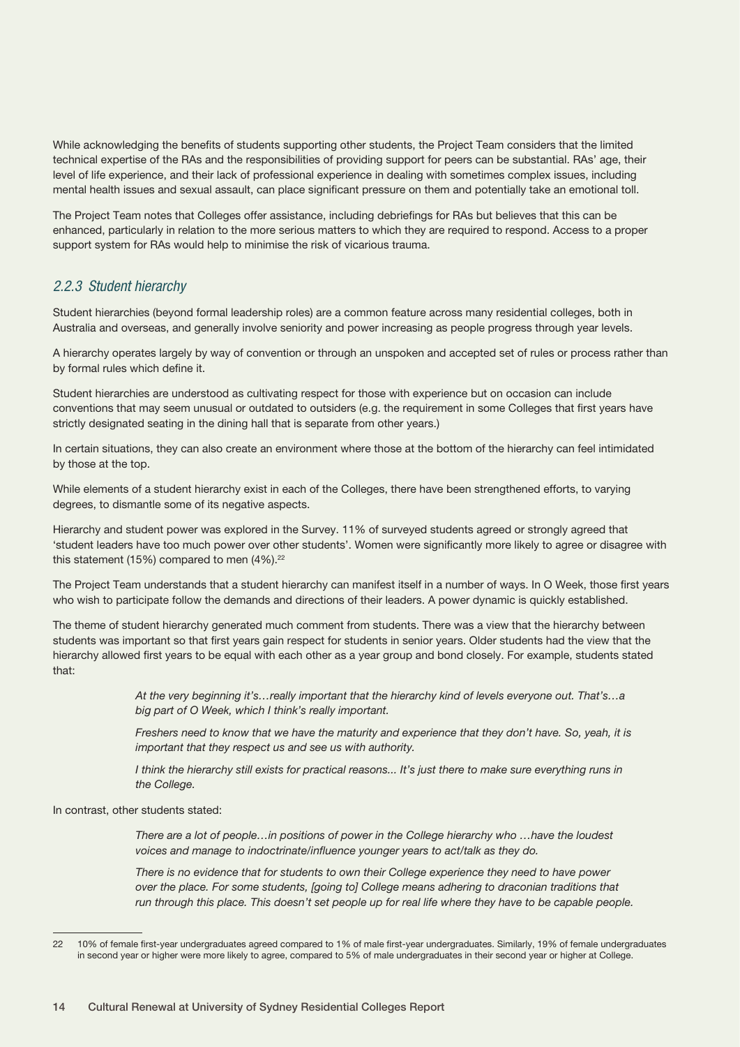While acknowledging the benefits of students supporting other students, the Project Team considers that the limited technical expertise of the RAs and the responsibilities of providing support for peers can be substantial. RAs' age, their level of life experience, and their lack of professional experience in dealing with sometimes complex issues, including mental health issues and sexual assault, can place significant pressure on them and potentially take an emotional toll.

The Project Team notes that Colleges offer assistance, including debriefings for RAs but believes that this can be enhanced, particularly in relation to the more serious matters to which they are required to respond. Access to a proper support system for RAs would help to minimise the risk of vicarious trauma.

### *2.2.3 Student hierarchy*

Student hierarchies (beyond formal leadership roles) are a common feature across many residential colleges, both in Australia and overseas, and generally involve seniority and power increasing as people progress through year levels.

A hierarchy operates largely by way of convention or through an unspoken and accepted set of rules or process rather than by formal rules which define it.

Student hierarchies are understood as cultivating respect for those with experience but on occasion can include conventions that may seem unusual or outdated to outsiders (e.g. the requirement in some Colleges that first years have strictly designated seating in the dining hall that is separate from other years.)

In certain situations, they can also create an environment where those at the bottom of the hierarchy can feel intimidated by those at the top.

While elements of a student hierarchy exist in each of the Colleges, there have been strengthened efforts, to varying degrees, to dismantle some of its negative aspects.

Hierarchy and student power was explored in the Survey. 11% of surveyed students agreed or strongly agreed that 'student leaders have too much power over other students'. Women were significantly more likely to agree or disagree with this statement (15%) compared to men (4%).[22]

The Project Team understands that a student hierarchy can manifest itself in a number of ways. In O Week, those first years who wish to participate follow the demands and directions of their leaders. A power dynamic is quickly established.

The theme of student hierarchy generated much comment from students. There was a view that the hierarchy between students was important so that first years gain respect for students in senior years. Older students had the view that the hierarchy allowed first years to be equal with each other as a year group and bond closely. For example, students stated that:

> *At the very beginning it's…really important that the hierarchy kind of levels everyone out. That's…a big part of O Week, which I think's really important.*
>
> *Freshers need to know that we have the maturity and experience that they don't have. So, yeah, it is important that they respect us and see us with authority.*
>
> *I think the hierarchy still exists for practical reasons... It's just there to make sure everything runs in the College.*

In contrast, other students stated:

> *There are a lot of people…in positions of power in the College hierarchy who …have the loudest voices and manage to indoctrinate/influence younger years to act/talk as they do.*
>
> *There is no evidence that for students to own their College experience they need to have power over the place. For some students, [going to] College means adhering to draconian traditions that run through this place. This doesn't set people up for real life where they have to be capable people.*

---

22 10% of female first-year undergraduates agreed compared to 1% of male first-year undergraduates. Similarly, 19% of female undergraduates in second year or higher were more likely to agree, compared to 5% of male undergraduates in their second year or higher at College.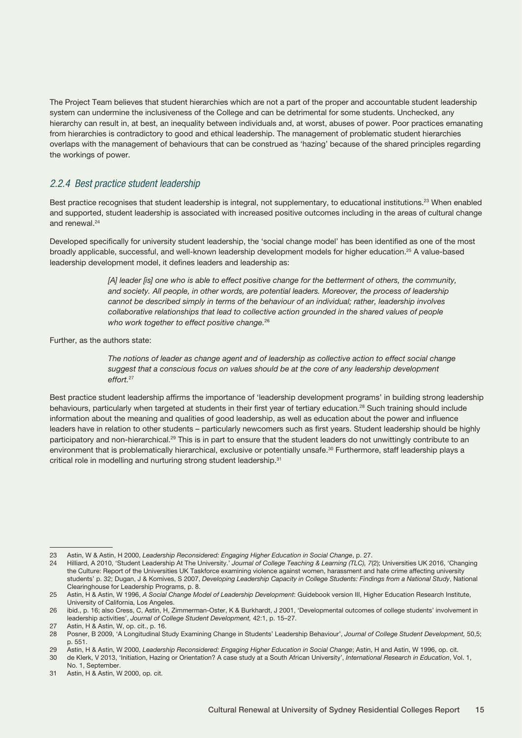The Project Team believes that student hierarchies which are not a part of the proper and accountable student leadership system can undermine the inclusiveness of the College and can be detrimental for some students. Unchecked, any hierarchy can result in, at best, an inequality between individuals and, at worst, abuses of power. Poor practices emanating from hierarchies is contradictory to good and ethical leadership. The management of problematic student hierarchies overlaps with the management of behaviours that can be construed as 'hazing' because of the shared principles regarding the workings of power.

### *2.2.4 Best practice student leadership*

Best practice recognises that student leadership is integral, not supplementary, to educational institutions.[23] When enabled and supported, student leadership is associated with increased positive outcomes including in the areas of cultural change and renewal.[24]

Developed specifically for university student leadership, the 'social change model' has been identified as one of the most broadly applicable, successful, and well-known leadership development models for higher education.[25] A value-based leadership development model, it defines leaders and leadership as:

> *[A] leader [is] one who is able to effect positive change for the betterment of others, the community, and society. All people, in other words, are potential leaders. Moreover, the process of leadership cannot be described simply in terms of the behaviour of an individual; rather, leadership involves collaborative relationships that lead to collective action grounded in the shared values of people who work together to effect positive change.*[26]

Further, as the authors state:

> *The notions of leader as change agent and of leadership as collective action to effect social change suggest that a conscious focus on values should be at the core of any leadership development effort.*[27]

Best practice student leadership affirms the importance of 'leadership development programs' in building strong leadership behaviours, particularly when targeted at students in their first year of tertiary education.[28] Such training should include information about the meaning and qualities of good leadership, as well as education about the power and influence leaders have in relation to other students – particularly newcomers such as first years. Student leadership should be highly participatory and non-hierarchical.[29] This is in part to ensure that the student leaders do not unwittingly contribute to an environment that is problematically hierarchical, exclusive or potentially unsafe.[30] Furthermore, staff leadership plays a critical role in modelling and nurturing strong student leadership.[31]

---

23 Astin, W & Astin, H 2000, *Leadership Reconsidered: Engaging Higher Education in Social Change*, p. 27.

24 Hilliard, A 2010, 'Student Leadership At The University.' *Journal of College Teaching & Learning (TLC), 7*(2); Universities UK 2016, 'Changing the Culture: Report of the Universities UK Taskforce examining violence against women, harassment and hate crime affecting university students' p. 32; Dugan, J & Komives, S 2007, *Developing Leadership Capacity in College Students: Findings from a National Study*, National Clearinghouse for Leadership Programs, p. 8.

25 Astin, H & Astin, W 1996, *A Social Change Model of Leadership Development*: Guidebook version III, Higher Education Research Institute, University of California, Los Angeles.

26 ibid., p. 16; also Cress, C, Astin, H, Zimmerman-Oster, K & Burkhardt, J 2001, 'Developmental outcomes of college students' involvement in leadership activities', *Journal of College Student Development,* 42:1, p. 15–27.

27 Astin, H & Astin, W, op. cit., p. 16.

28 Posner, B 2009, 'A Longitudinal Study Examining Change in Students' Leadership Behaviour', *Journal of College Student Development,* 50,5; p. 551.

29 Astin, H & Astin, W 2000, *Leadership Reconsidered: Engaging Higher Education in Social Change*; Astin, H and Astin, W 1996, op. cit.

30 de Klerk, V 2013, 'Initiation, Hazing or Orientation? A case study at a South African University', *International Research in Education*, Vol. 1, No. 1, September.

31 Astin, H & Astin, W 2000, op. cit.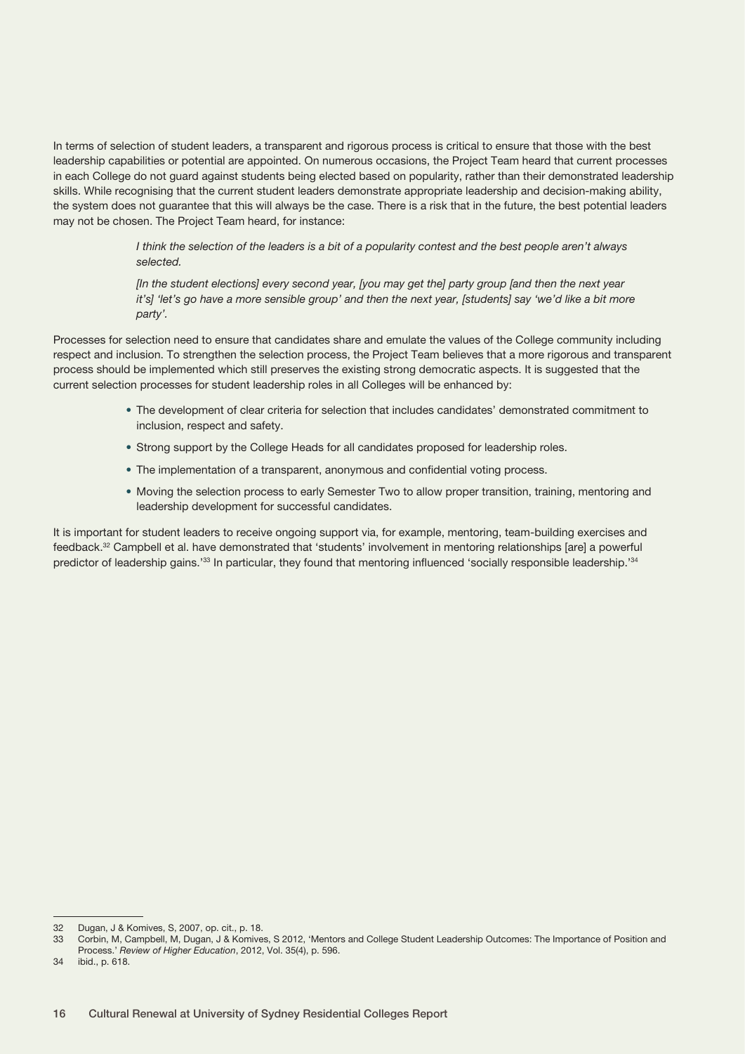In terms of selection of student leaders, a transparent and rigorous process is critical to ensure that those with the best leadership capabilities or potential are appointed. On numerous occasions, the Project Team heard that current processes in each College do not guard against students being elected based on popularity, rather than their demonstrated leadership skills. While recognising that the current student leaders demonstrate appropriate leadership and decision-making ability, the system does not guarantee that this will always be the case. There is a risk that in the future, the best potential leaders may not be chosen. The Project Team heard, for instance:

> *I think the selection of the leaders is a bit of a popularity contest and the best people aren't always selected.*
>
> *[In the student elections] every second year, [you may get the] party group [and then the next year it's] 'let's go have a more sensible group' and then the next year, [students] say 'we'd like a bit more party'.*

Processes for selection need to ensure that candidates share and emulate the values of the College community including respect and inclusion. To strengthen the selection process, the Project Team believes that a more rigorous and transparent process should be implemented which still preserves the existing strong democratic aspects. It is suggested that the current selection processes for student leadership roles in all Colleges will be enhanced by:

- The development of clear criteria for selection that includes candidates' demonstrated commitment to inclusion, respect and safety.
- Strong support by the College Heads for all candidates proposed for leadership roles.
- The implementation of a transparent, anonymous and confidential voting process.
- Moving the selection process to early Semester Two to allow proper transition, training, mentoring and leadership development for successful candidates.

It is important for student leaders to receive ongoing support via, for example, mentoring, team-building exercises and feedback.[32] Campbell et al. have demonstrated that 'students' involvement in mentoring relationships [are] a powerful predictor of leadership gains.'[33] In particular, they found that mentoring influenced 'socially responsible leadership.'[34]

---

32 Dugan, J & Komives, S, 2007, op. cit., p. 18.

33 Corbin, M, Campbell, M, Dugan, J & Komives, S 2012, 'Mentors and College Student Leadership Outcomes: The Importance of Position and Process.' *Review of Higher Education*, 2012, Vol. 35(4), p. 596.

34 ibid., p. 618.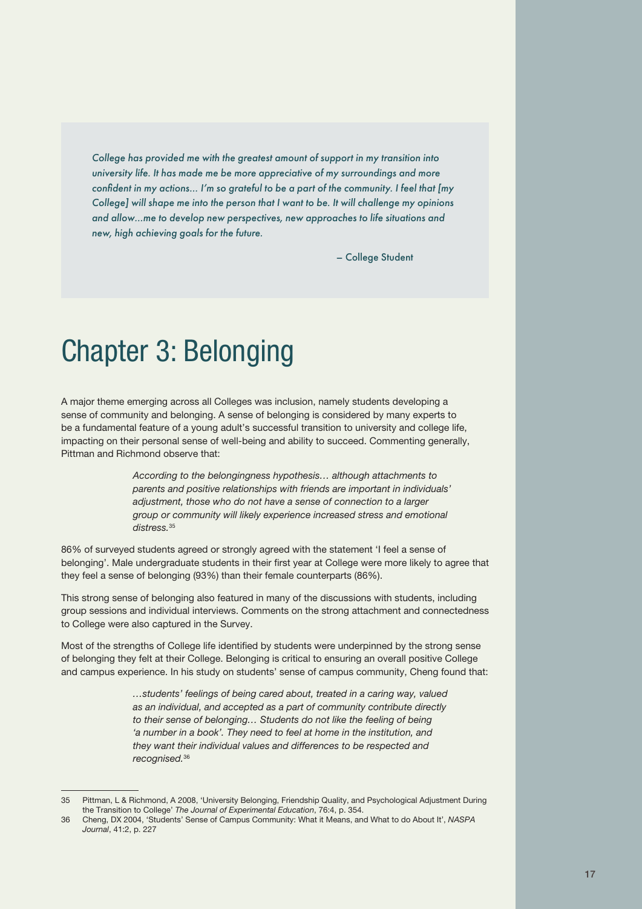> *College has provided me with the greatest amount of support in my transition into university life. It has made me be more appreciative of my surroundings and more confident in my actions... I'm so grateful to be a part of the community. I feel that [my College] will shape me into the person that I want to be. It will challenge my opinions and allow...me to develop new perspectives, new approaches to life situations and new, high achieving goals for the future.*
>
> – College Student

# Chapter 3: Belonging

A major theme emerging across all Colleges was inclusion, namely students developing a sense of community and belonging. A sense of belonging is considered by many experts to be a fundamental feature of a young adult's successful transition to university and college life, impacting on their personal sense of well-being and ability to succeed. Commenting generally, Pittman and Richmond observe that:

> *According to the belongingness hypothesis… although attachments to parents and positive relationships with friends are important in individuals' adjustment, those who do not have a sense of connection to a larger group or community will likely experience increased stress and emotional distress.*[35]

86% of surveyed students agreed or strongly agreed with the statement 'I feel a sense of belonging'. Male undergraduate students in their first year at College were more likely to agree that they feel a sense of belonging (93%) than their female counterparts (86%).

This strong sense of belonging also featured in many of the discussions with students, including group sessions and individual interviews. Comments on the strong attachment and connectedness to College were also captured in the Survey.

Most of the strengths of College life identified by students were underpinned by the strong sense of belonging they felt at their College. Belonging is critical to ensuring an overall positive College and campus experience. In his study on students' sense of campus community, Cheng found that:

> *…students' feelings of being cared about, treated in a caring way, valued as an individual, and accepted as a part of community contribute directly to their sense of belonging… Students do not like the feeling of being 'a number in a book'. They need to feel at home in the institution, and they want their individual values and differences to be respected and recognised.*[36]

---

35 Pittman, L & Richmond, A 2008, 'University Belonging, Friendship Quality, and Psychological Adjustment During the Transition to College' *The Journal of Experimental Education*, 76:4, p. 354.

36 Cheng, DX 2004, 'Students' Sense of Campus Community: What it Means, and What to do About It', *NASPA Journal*, 41:2, p. 227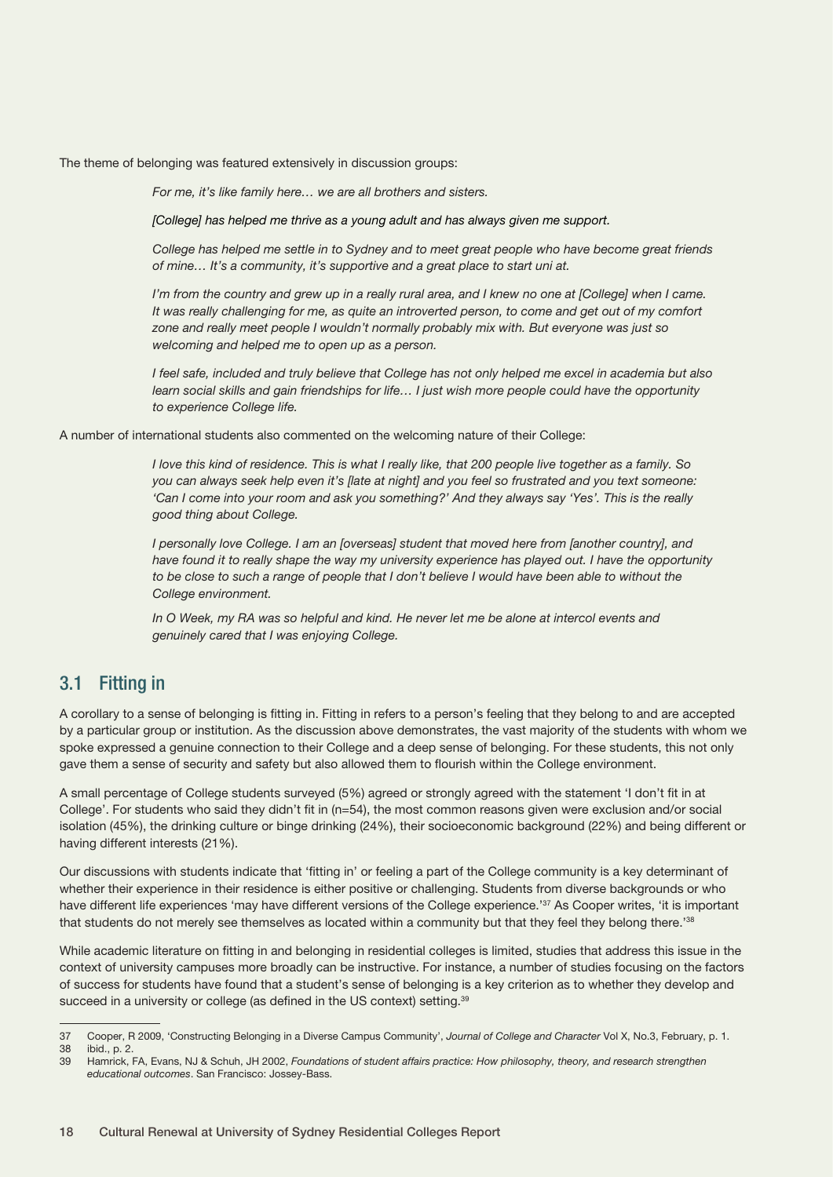The theme of belonging was featured extensively in discussion groups:

> *For me, it's like family here… we are all brothers and sisters.*
>
> *[College] has helped me thrive as a young adult and has always given me support.*
>
> *College has helped me settle in to Sydney and to meet great people who have become great friends of mine… It's a community, it's supportive and a great place to start uni at.*
>
> *I'm from the country and grew up in a really rural area, and I knew no one at [College] when I came. It was really challenging for me, as quite an introverted person, to come and get out of my comfort zone and really meet people I wouldn't normally probably mix with. But everyone was just so welcoming and helped me to open up as a person.*
>
> *I feel safe, included and truly believe that College has not only helped me excel in academia but also learn social skills and gain friendships for life… I just wish more people could have the opportunity to experience College life.*

A number of international students also commented on the welcoming nature of their College:

> *I love this kind of residence. This is what I really like, that 200 people live together as a family. So you can always seek help even it's [late at night] and you feel so frustrated and you text someone: 'Can I come into your room and ask you something?' And they always say 'Yes'. This is the really good thing about College.*
>
> *I personally love College. I am an [overseas] student that moved here from [another country], and have found it to really shape the way my university experience has played out. I have the opportunity to be close to such a range of people that I don't believe I would have been able to without the College environment.*
>
> *In O Week, my RA was so helpful and kind. He never let me be alone at intercol events and genuinely cared that I was enjoying College.*

## 3.1 Fitting in

A corollary to a sense of belonging is fitting in. Fitting in refers to a person's feeling that they belong to and are accepted by a particular group or institution. As the discussion above demonstrates, the vast majority of the students with whom we spoke expressed a genuine connection to their College and a deep sense of belonging. For these students, this not only gave them a sense of security and safety but also allowed them to flourish within the College environment.

A small percentage of College students surveyed (5%) agreed or strongly agreed with the statement 'I don't fit in at College'. For students who said they didn't fit in (n=54), the most common reasons given were exclusion and/or social isolation (45%), the drinking culture or binge drinking (24%), their socioeconomic background (22%) and being different or having different interests (21%).

Our discussions with students indicate that 'fitting in' or feeling a part of the College community is a key determinant of whether their experience in their residence is either positive or challenging. Students from diverse backgrounds or who have different life experiences 'may have different versions of the College experience.'[37] As Cooper writes, 'it is important that students do not merely see themselves as located within a community but that they feel they belong there.'[38]

While academic literature on fitting in and belonging in residential colleges is limited, studies that address this issue in the context of university campuses more broadly can be instructive. For instance, a number of studies focusing on the factors of success for students have found that a student's sense of belonging is a key criterion as to whether they develop and succeed in a university or college (as defined in the US context) setting.[39]

---

37 Cooper, R 2009, 'Constructing Belonging in a Diverse Campus Community', *Journal of College and Character* Vol X, No.3, February, p. 1.

38 ibid., p. 2.

39 Hamrick, FA, Evans, NJ & Schuh, JH 2002, *Foundations of student affairs practice: How philosophy, theory, and research strengthen educational outcomes*. San Francisco: Jossey-Bass.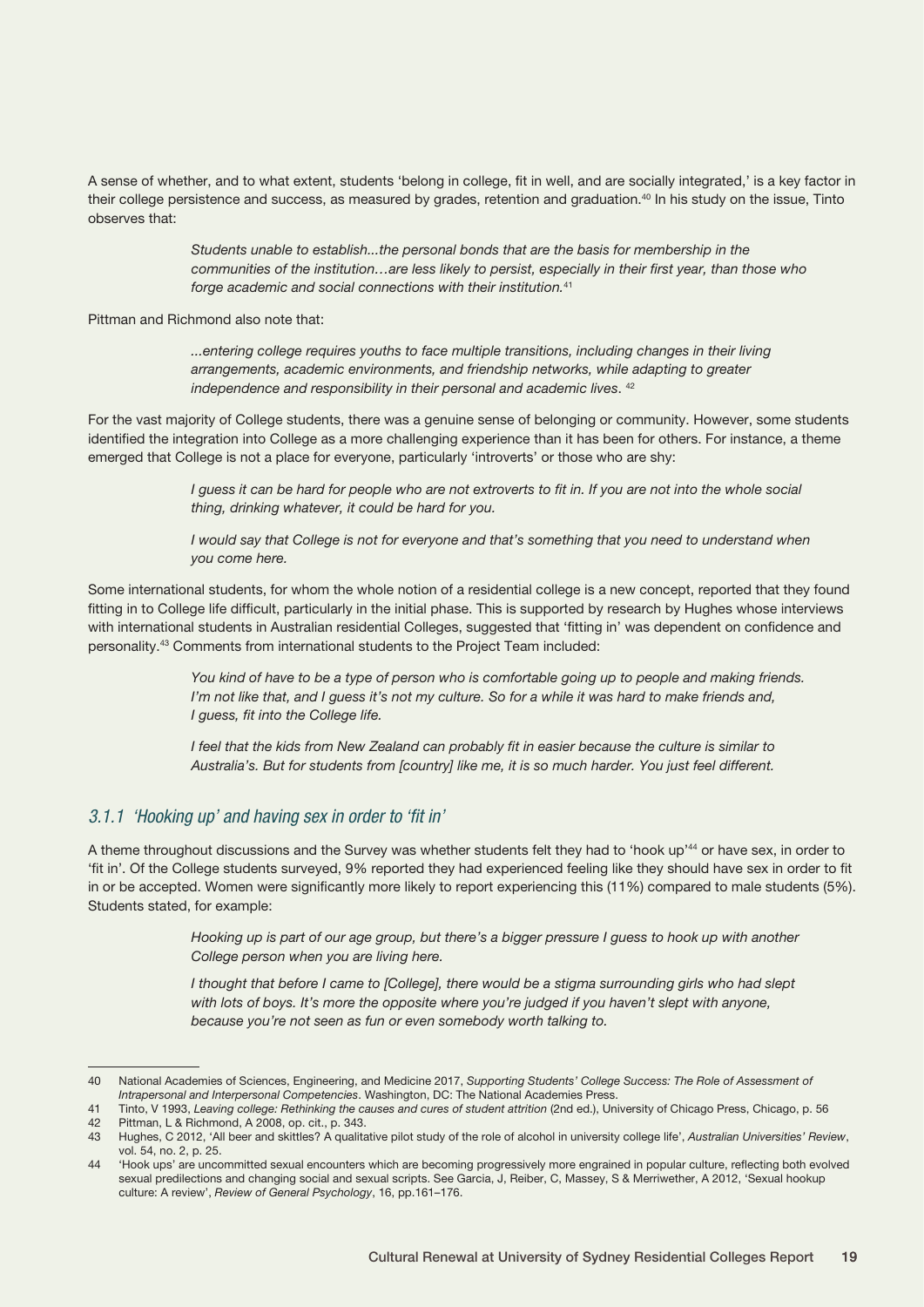A sense of whether, and to what extent, students 'belong in college, fit in well, and are socially integrated,' is a key factor in their college persistence and success, as measured by grades, retention and graduation.[40] In his study on the issue, Tinto observes that:

> *Students unable to establish...the personal bonds that are the basis for membership in the communities of the institution…are less likely to persist, especially in their first year, than those who forge academic and social connections with their institution.*[41]

Pittman and Richmond also note that:

> *...entering college requires youths to face multiple transitions, including changes in their living arrangements, academic environments, and friendship networks, while adapting to greater independence and responsibility in their personal and academic lives.* [42]

For the vast majority of College students, there was a genuine sense of belonging or community. However, some students identified the integration into College as a more challenging experience than it has been for others. For instance, a theme emerged that College is not a place for everyone, particularly 'introverts' or those who are shy:

> *I guess it can be hard for people who are not extroverts to fit in. If you are not into the whole social thing, drinking whatever, it could be hard for you.*
>
> *I would say that College is not for everyone and that's something that you need to understand when you come here.*

Some international students, for whom the whole notion of a residential college is a new concept, reported that they found fitting in to College life difficult, particularly in the initial phase. This is supported by research by Hughes whose interviews with international students in Australian residential Colleges, suggested that 'fitting in' was dependent on confidence and personality.[43] Comments from international students to the Project Team included:

> *You kind of have to be a type of person who is comfortable going up to people and making friends. I'm not like that, and I guess it's not my culture. So for a while it was hard to make friends and, I guess, fit into the College life.*
>
> *I feel that the kids from New Zealand can probably fit in easier because the culture is similar to Australia's. But for students from [country] like me, it is so much harder. You just feel different.*

### *3.1.1 'Hooking up' and having sex in order to 'fit in'*

A theme throughout discussions and the Survey was whether students felt they had to 'hook up'[44] or have sex, in order to 'fit in'. Of the College students surveyed, 9% reported they had experienced feeling like they should have sex in order to fit in or be accepted. Women were significantly more likely to report experiencing this (11%) compared to male students (5%). Students stated, for example:

> *Hooking up is part of our age group, but there's a bigger pressure I guess to hook up with another College person when you are living here.*
>
> *I thought that before I came to [College], there would be a stigma surrounding girls who had slept with lots of boys. It's more the opposite where you're judged if you haven't slept with anyone, because you're not seen as fun or even somebody worth talking to.*

---

40 National Academies of Sciences, Engineering, and Medicine 2017, *Supporting Students' College Success: The Role of Assessment of Intrapersonal and Interpersonal Competencies*. Washington, DC: The National Academies Press.

41 Tinto, V 1993, *Leaving college: Rethinking the causes and cures of student attrition* (2nd ed.), University of Chicago Press, Chicago, p. 56

42 Pittman, L & Richmond, A 2008, op. cit., p. 343.

43 Hughes, C 2012, 'All beer and skittles? A qualitative pilot study of the role of alcohol in university college life', *Australian Universities' Review*, vol. 54, no. 2, p. 25.

44 'Hook ups' are uncommitted sexual encounters which are becoming progressively more engrained in popular culture, reflecting both evolved sexual predilections and changing social and sexual scripts. See Garcia, J, Reiber, C, Massey, S & Merriwether, A 2012, 'Sexual hookup culture: A review', *Review of General Psychology*, 16, pp.161–176.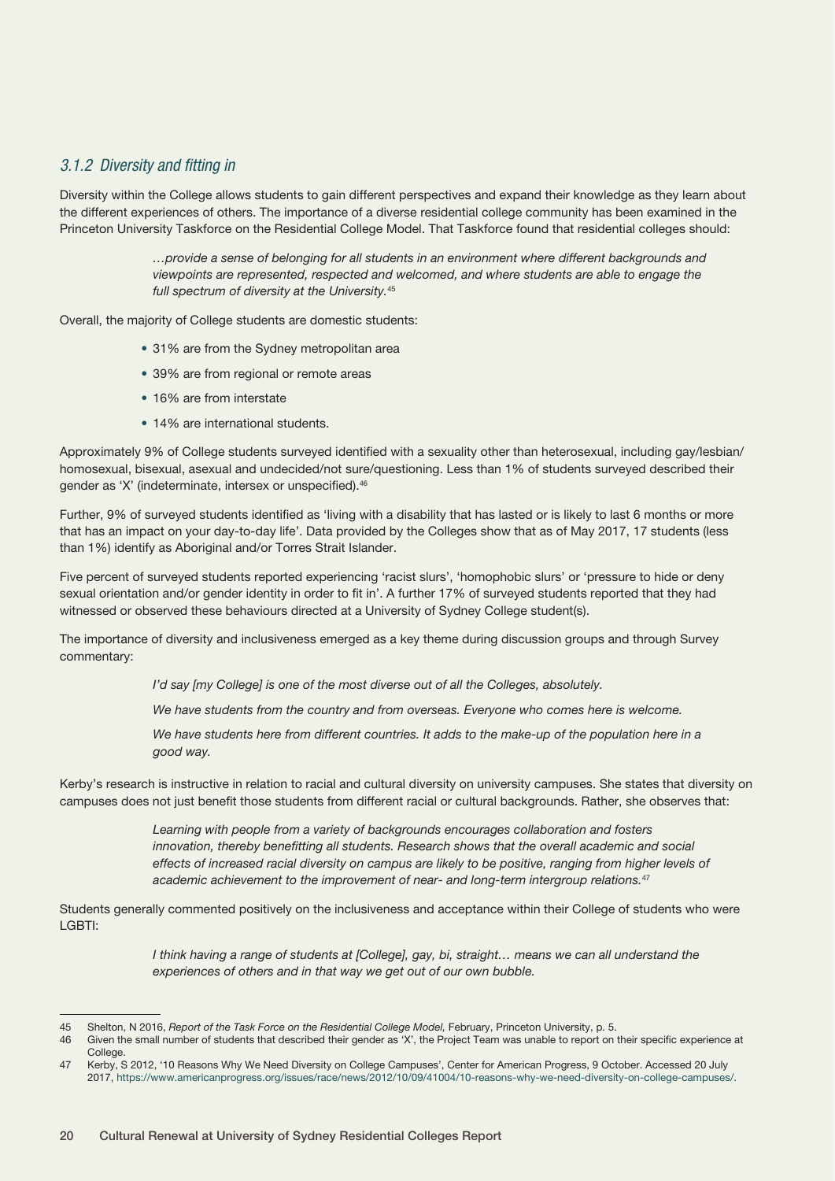### *3.1.2 Diversity and fitting in*

Diversity within the College allows students to gain different perspectives and expand their knowledge as they learn about the different experiences of others. The importance of a diverse residential college community has been examined in the Princeton University Taskforce on the Residential College Model. That Taskforce found that residential colleges should:

> *…provide a sense of belonging for all students in an environment where different backgrounds and viewpoints are represented, respected and welcomed, and where students are able to engage the full spectrum of diversity at the University.*[45]

Overall, the majority of College students are domestic students:

- 31% are from the Sydney metropolitan area
- 39% are from regional or remote areas
- 16% are from interstate
- 14% are international students.

Approximately 9% of College students surveyed identified with a sexuality other than heterosexual, including gay/lesbian/homosexual, bisexual, asexual and undecided/not sure/questioning. Less than 1% of students surveyed described their gender as 'X' (indeterminate, intersex or unspecified).[46]

Further, 9% of surveyed students identified as 'living with a disability that has lasted or is likely to last 6 months or more that has an impact on your day-to-day life'. Data provided by the Colleges show that as of May 2017, 17 students (less than 1%) identify as Aboriginal and/or Torres Strait Islander.

Five percent of surveyed students reported experiencing 'racist slurs', 'homophobic slurs' or 'pressure to hide or deny sexual orientation and/or gender identity in order to fit in'. A further 17% of surveyed students reported that they had witnessed or observed these behaviours directed at a University of Sydney College student(s).

The importance of diversity and inclusiveness emerged as a key theme during discussion groups and through Survey commentary:

> *I'd say [my College] is one of the most diverse out of all the Colleges, absolutely.*
>
> *We have students from the country and from overseas. Everyone who comes here is welcome.*
>
> *We have students here from different countries. It adds to the make-up of the population here in a good way.*

Kerby's research is instructive in relation to racial and cultural diversity on university campuses. She states that diversity on campuses does not just benefit those students from different racial or cultural backgrounds. Rather, she observes that:

> *Learning with people from a variety of backgrounds encourages collaboration and fosters innovation, thereby benefitting all students. Research shows that the overall academic and social effects of increased racial diversity on campus are likely to be positive, ranging from higher levels of academic achievement to the improvement of near- and long-term intergroup relations.*[47]

Students generally commented positively on the inclusiveness and acceptance within their College of students who were LGBTI:

> *I think having a range of students at [College], gay, bi, straight… means we can all understand the experiences of others and in that way we get out of our own bubble.*

---

45 Shelton, N 2016, *Report of the Task Force on the Residential College Model,* February, Princeton University, p. 5.

46 Given the small number of students that described their gender as 'X', the Project Team was unable to report on their specific experience at College.

47 Kerby, S 2012, '10 Reasons Why We Need Diversity on College Campuses', Center for American Progress, 9 October. Accessed 20 July 2017, https://www.americanprogress.org/issues/race/news/2012/10/09/41004/10-reasons-why-we-need-diversity-on-college-campuses/.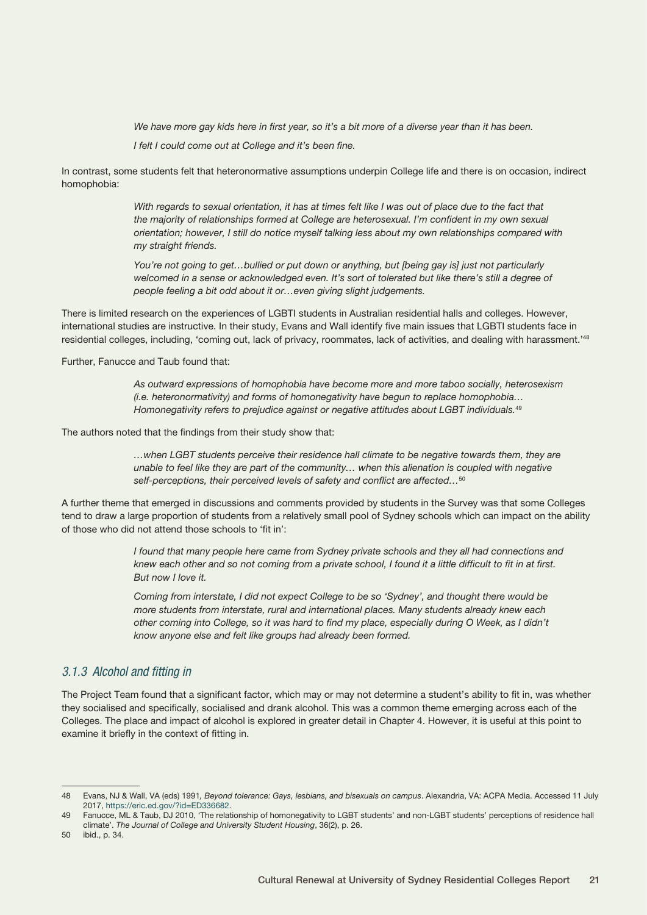*We have more gay kids here in first year, so it's a bit more of a diverse year than it has been.*

*I felt I could come out at College and it's been fine.*

In contrast, some students felt that heteronormative assumptions underpin College life and there is on occasion, indirect homophobia:

> *With regards to sexual orientation, it has at times felt like I was out of place due to the fact that the majority of relationships formed at College are heterosexual. I'm confident in my own sexual orientation; however, I still do notice myself talking less about my own relationships compared with my straight friends.*
>
> *You're not going to get…bullied or put down or anything, but [being gay is] just not particularly welcomed in a sense or acknowledged even. It's sort of tolerated but like there's still a degree of people feeling a bit odd about it or…even giving slight judgements.*

There is limited research on the experiences of LGBTI students in Australian residential halls and colleges. However, international studies are instructive. In their study, Evans and Wall identify five main issues that LGBTI students face in residential colleges, including, 'coming out, lack of privacy, roommates, lack of activities, and dealing with harassment.'[48]

Further, Fanucce and Taub found that:

> *As outward expressions of homophobia have become more and more taboo socially, heterosexism (i.e. heteronormativity) and forms of homonegativity have begun to replace homophobia… Homonegativity refers to prejudice against or negative attitudes about LGBT individuals.*[49]

The authors noted that the findings from their study show that:

> *…when LGBT students perceive their residence hall climate to be negative towards them, they are unable to feel like they are part of the community… when this alienation is coupled with negative self-perceptions, their perceived levels of safety and conflict are affected…*[50]

A further theme that emerged in discussions and comments provided by students in the Survey was that some Colleges tend to draw a large proportion of students from a relatively small pool of Sydney schools which can impact on the ability of those who did not attend those schools to 'fit in':

> *I found that many people here came from Sydney private schools and they all had connections and knew each other and so not coming from a private school, I found it a little difficult to fit in at first. But now I love it.*
>
> *Coming from interstate, I did not expect College to be so 'Sydney', and thought there would be more students from interstate, rural and international places. Many students already knew each other coming into College, so it was hard to find my place, especially during O Week, as I didn't know anyone else and felt like groups had already been formed.*

### *3.1.3 Alcohol and fitting in*

The Project Team found that a significant factor, which may or may not determine a student's ability to fit in, was whether they socialised and specifically, socialised and drank alcohol. This was a common theme emerging across each of the Colleges. The place and impact of alcohol is explored in greater detail in Chapter 4. However, it is useful at this point to examine it briefly in the context of fitting in.

---

48 Evans, NJ & Wall, VA (eds) 1991, *Beyond tolerance: Gays, lesbians, and bisexuals on campus*. Alexandria, VA: ACPA Media. Accessed 11 July 2017, https://eric.ed.gov/?id=ED336682.

49 Fanucce, ML & Taub, DJ 2010, 'The relationship of homonegativity to LGBT students' and non-LGBT students' perceptions of residence hall climate'. *The Journal of College and University Student Housing*, 36(2), p. 26.

50 ibid., p. 34.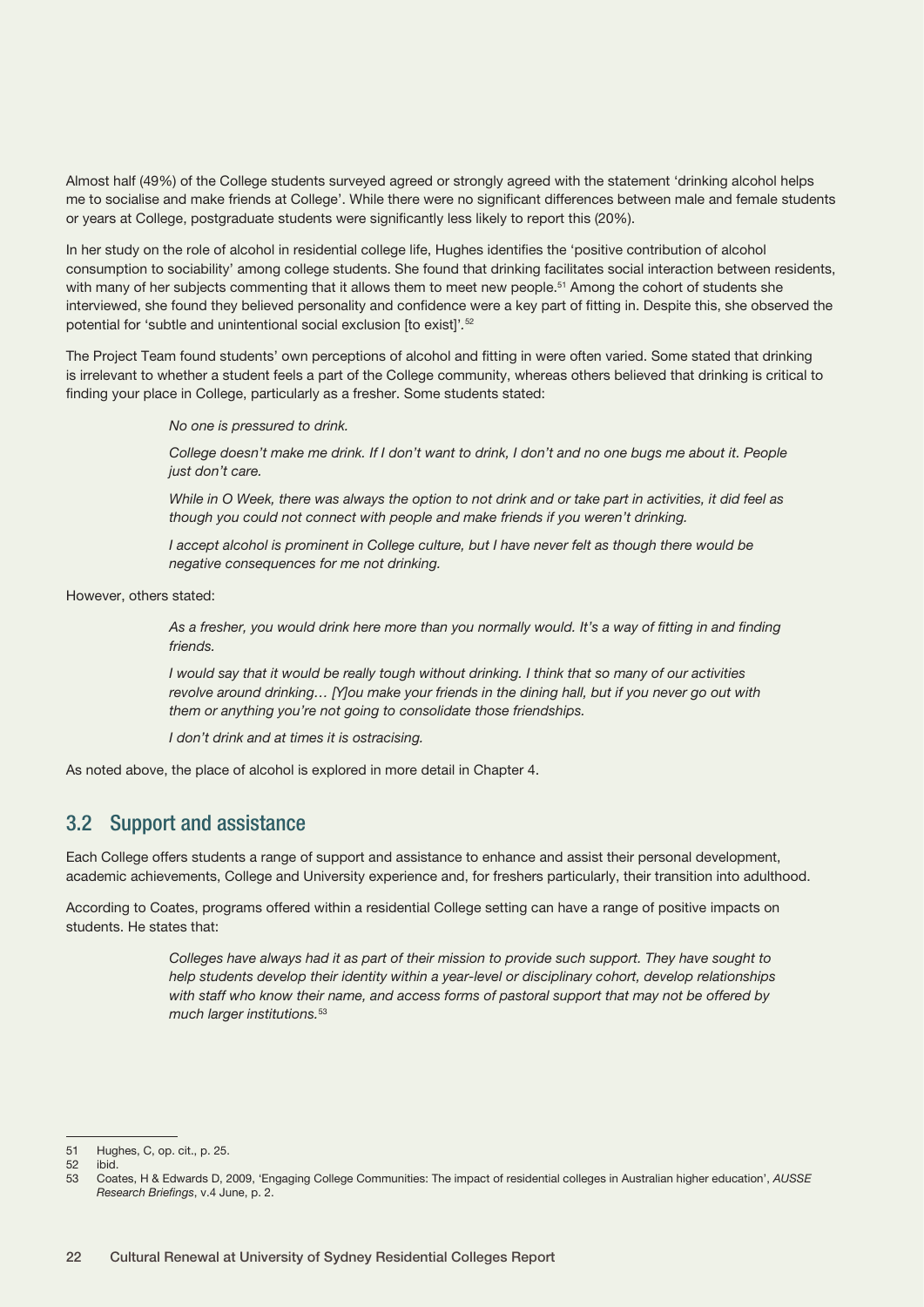Almost half (49%) of the College students surveyed agreed or strongly agreed with the statement 'drinking alcohol helps me to socialise and make friends at College'. While there were no significant differences between male and female students or years at College, postgraduate students were significantly less likely to report this (20%).

In her study on the role of alcohol in residential college life, Hughes identifies the 'positive contribution of alcohol consumption to sociability' among college students. She found that drinking facilitates social interaction between residents, with many of her subjects commenting that it allows them to meet new people.[51] Among the cohort of students she interviewed, she found they believed personality and confidence were a key part of fitting in. Despite this, she observed the potential for 'subtle and unintentional social exclusion [to exist]'.[52]

The Project Team found students' own perceptions of alcohol and fitting in were often varied. Some stated that drinking is irrelevant to whether a student feels a part of the College community, whereas others believed that drinking is critical to finding your place in College, particularly as a fresher. Some students stated:

> *No one is pressured to drink.*
>
> *College doesn't make me drink. If I don't want to drink, I don't and no one bugs me about it. People just don't care.*
>
> *While in O Week, there was always the option to not drink and or take part in activities, it did feel as though you could not connect with people and make friends if you weren't drinking.*
>
> *I accept alcohol is prominent in College culture, but I have never felt as though there would be negative consequences for me not drinking.*

However, others stated:

> *As a fresher, you would drink here more than you normally would. It's a way of fitting in and finding friends.*
>
> *I would say that it would be really tough without drinking. I think that so many of our activities revolve around drinking… [Y]ou make your friends in the dining hall, but if you never go out with them or anything you're not going to consolidate those friendships.*
>
> *I don't drink and at times it is ostracising.*

As noted above, the place of alcohol is explored in more detail in Chapter 4.

## 3.2 Support and assistance

Each College offers students a range of support and assistance to enhance and assist their personal development, academic achievements, College and University experience and, for freshers particularly, their transition into adulthood.

According to Coates, programs offered within a residential College setting can have a range of positive impacts on students. He states that:

> *Colleges have always had it as part of their mission to provide such support. They have sought to help students develop their identity within a year-level or disciplinary cohort, develop relationships with staff who know their name, and access forms of pastoral support that may not be offered by much larger institutions.*[53]

---

51 Hughes, C, op. cit., p. 25.

52 ibid.

53 Coates, H & Edwards D, 2009, 'Engaging College Communities: The impact of residential colleges in Australian higher education', *AUSSE Research Briefings*, v.4 June, p. 2.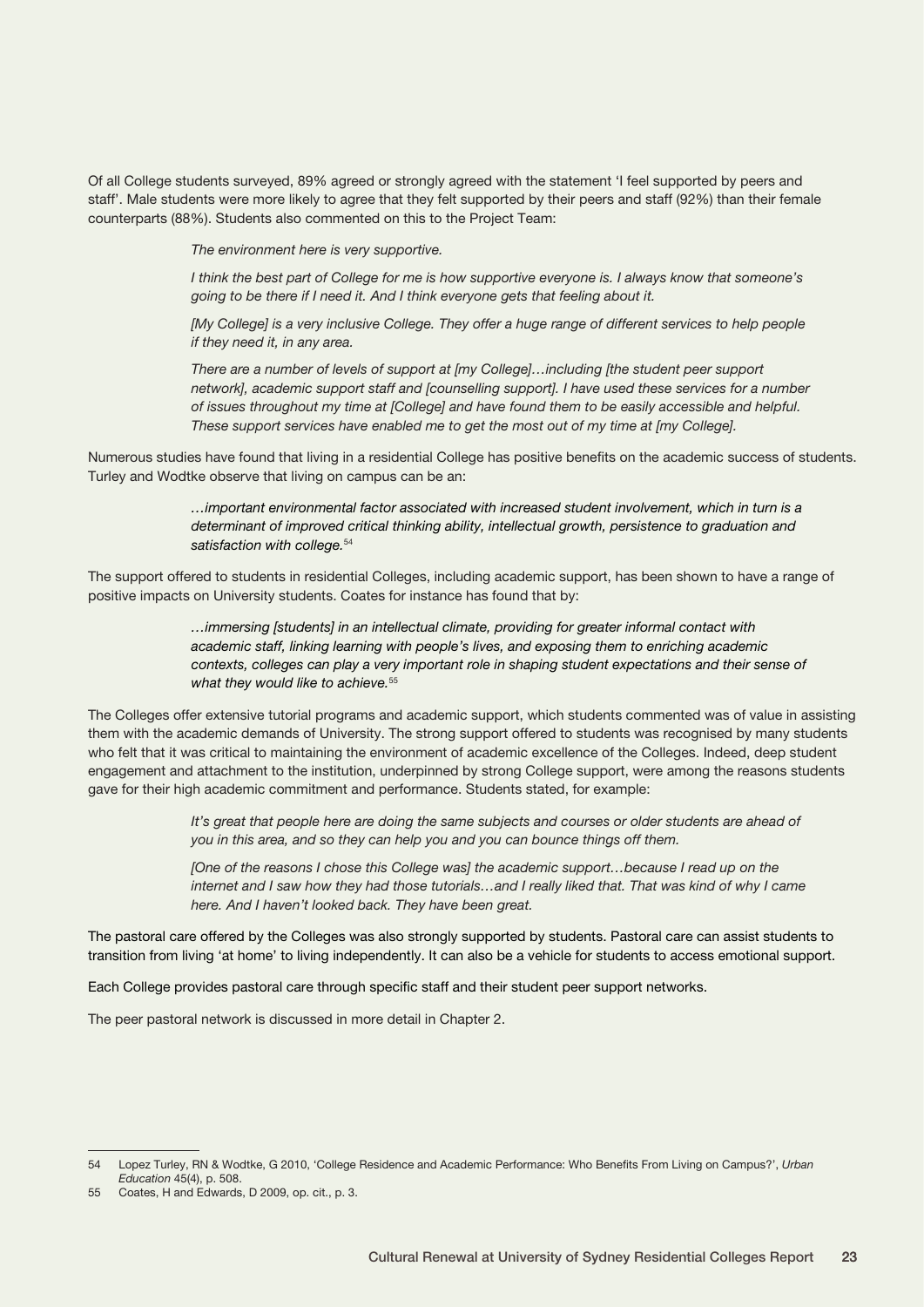Of all College students surveyed, 89% agreed or strongly agreed with the statement 'I feel supported by peers and staff'. Male students were more likely to agree that they felt supported by their peers and staff (92%) than their female counterparts (88%). Students also commented on this to the Project Team:

> *The environment here is very supportive.*
>
> *I think the best part of College for me is how supportive everyone is. I always know that someone's going to be there if I need it. And I think everyone gets that feeling about it.*
>
> *[My College] is a very inclusive College. They offer a huge range of different services to help people if they need it, in any area.*
>
> *There are a number of levels of support at [my College]…including [the student peer support network], academic support staff and [counselling support]. I have used these services for a number of issues throughout my time at [College] and have found them to be easily accessible and helpful. These support services have enabled me to get the most out of my time at [my College].*

Numerous studies have found that living in a residential College has positive benefits on the academic success of students. Turley and Wodtke observe that living on campus can be an:

> *…important environmental factor associated with increased student involvement, which in turn is a determinant of improved critical thinking ability, intellectual growth, persistence to graduation and satisfaction with college.*[54]

The support offered to students in residential Colleges, including academic support, has been shown to have a range of positive impacts on University students. Coates for instance has found that by:

> *…immersing [students] in an intellectual climate, providing for greater informal contact with academic staff, linking learning with people's lives, and exposing them to enriching academic contexts, colleges can play a very important role in shaping student expectations and their sense of what they would like to achieve.*[55]

The Colleges offer extensive tutorial programs and academic support, which students commented was of value in assisting them with the academic demands of University. The strong support offered to students was recognised by many students who felt that it was critical to maintaining the environment of academic excellence of the Colleges. Indeed, deep student engagement and attachment to the institution, underpinned by strong College support, were among the reasons students gave for their high academic commitment and performance. Students stated, for example:

> *It's great that people here are doing the same subjects and courses or older students are ahead of you in this area, and so they can help you and you can bounce things off them.*
>
> *[One of the reasons I chose this College was] the academic support…because I read up on the internet and I saw how they had those tutorials…and I really liked that. That was kind of why I came here. And I haven't looked back. They have been great.*

The pastoral care offered by the Colleges was also strongly supported by students. Pastoral care can assist students to transition from living 'at home' to living independently. It can also be a vehicle for students to access emotional support.

Each College provides pastoral care through specific staff and their student peer support networks.

The peer pastoral network is discussed in more detail in Chapter 2.

---

54 Lopez Turley, RN & Wodtke, G 2010, 'College Residence and Academic Performance: Who Benefits From Living on Campus?', *Urban Education* 45(4), p. 508.

55 Coates, H and Edwards, D 2009, op. cit., p. 3.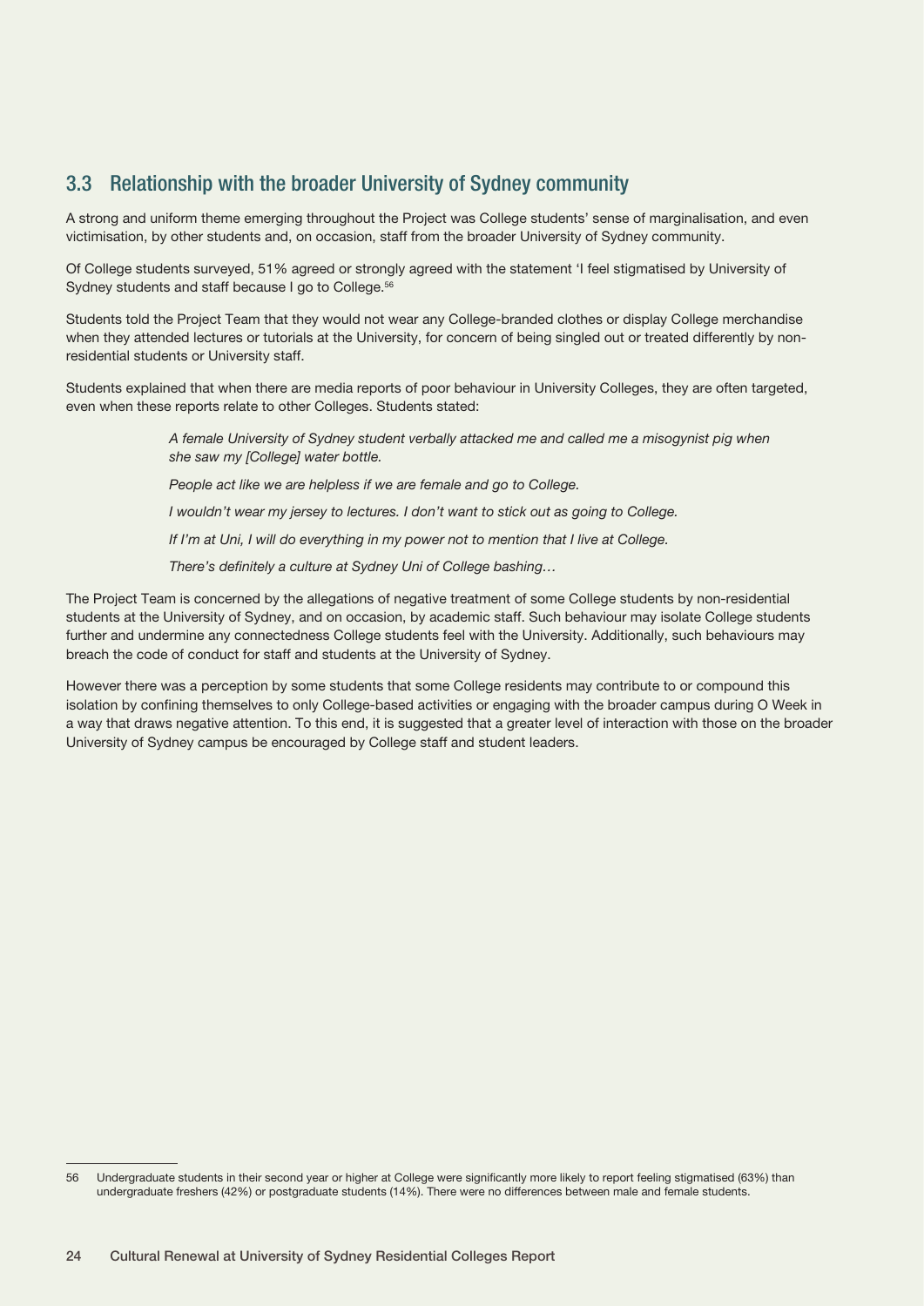## 3.3 Relationship with the broader University of Sydney community

A strong and uniform theme emerging throughout the Project was College students' sense of marginalisation, and even victimisation, by other students and, on occasion, staff from the broader University of Sydney community.

Of College students surveyed, 51% agreed or strongly agreed with the statement 'I feel stigmatised by University of Sydney students and staff because I go to College.[56]

Students told the Project Team that they would not wear any College-branded clothes or display College merchandise when they attended lectures or tutorials at the University, for concern of being singled out or treated differently by non-residential students or University staff.

Students explained that when there are media reports of poor behaviour in University Colleges, they are often targeted, even when these reports relate to other Colleges. Students stated:

> *A female University of Sydney student verbally attacked me and called me a misogynist pig when she saw my [College] water bottle.*
>
> *People act like we are helpless if we are female and go to College.*
>
> *I wouldn't wear my jersey to lectures. I don't want to stick out as going to College.*
>
> *If I'm at Uni, I will do everything in my power not to mention that I live at College.*
>
> *There's definitely a culture at Sydney Uni of College bashing…*

The Project Team is concerned by the allegations of negative treatment of some College students by non-residential students at the University of Sydney, and on occasion, by academic staff. Such behaviour may isolate College students further and undermine any connectedness College students feel with the University. Additionally, such behaviours may breach the code of conduct for staff and students at the University of Sydney.

However there was a perception by some students that some College residents may contribute to or compound this isolation by confining themselves to only College-based activities or engaging with the broader campus during O Week in a way that draws negative attention. To this end, it is suggested that a greater level of interaction with those on the broader University of Sydney campus be encouraged by College staff and student leaders.

---

56 Undergraduate students in their second year or higher at College were significantly more likely to report feeling stigmatised (63%) than undergraduate freshers (42%) or postgraduate students (14%). There were no differences between male and female students.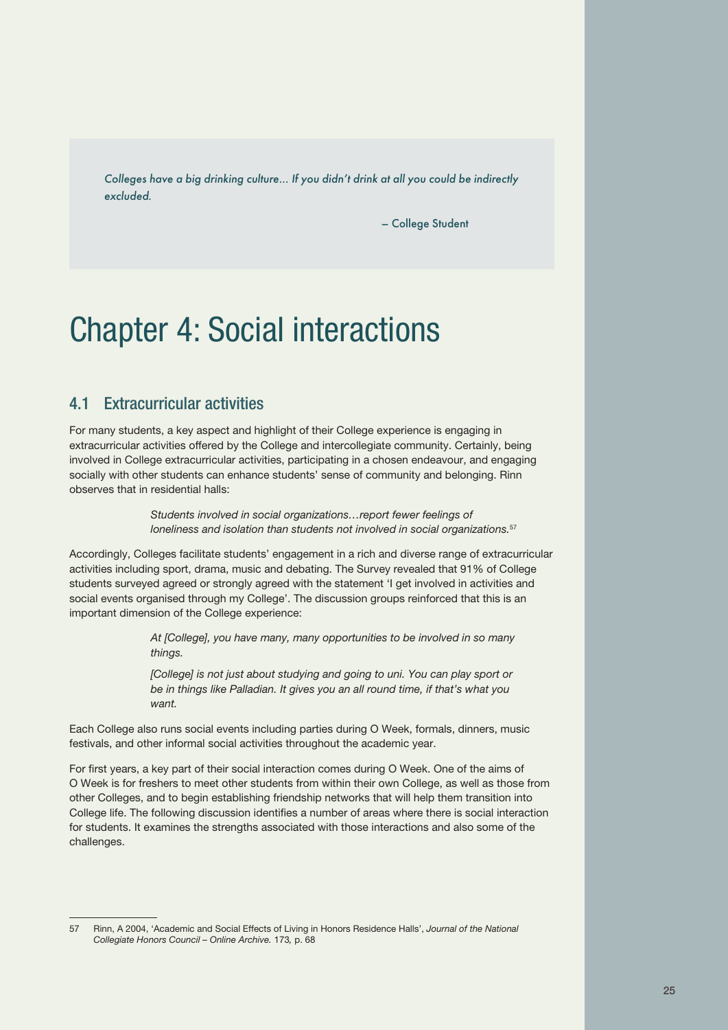> *Colleges have a big drinking culture… If you didn't drink at all you could be indirectly excluded.*
>
> – College Student

# Chapter 4: Social interactions

## 4.1 Extracurricular activities

For many students, a key aspect and highlight of their College experience is engaging in extracurricular activities offered by the College and intercollegiate community. Certainly, being involved in College extracurricular activities, participating in a chosen endeavour, and engaging socially with other students can enhance students' sense of community and belonging. Rinn observes that in residential halls:

> *Students involved in social organizations…report fewer feelings of loneliness and isolation than students not involved in social organizations.*[57]

Accordingly, Colleges facilitate students' engagement in a rich and diverse range of extracurricular activities including sport, drama, music and debating. The Survey revealed that 91% of College students surveyed agreed or strongly agreed with the statement 'I get involved in activities and social events organised through my College'. The discussion groups reinforced that this is an important dimension of the College experience:

> *At [College], you have many, many opportunities to be involved in so many things.*
>
> *[College] is not just about studying and going to uni. You can play sport or be in things like Palladian. It gives you an all round time, if that's what you want.*

Each College also runs social events including parties during O Week, formals, dinners, music festivals, and other informal social activities throughout the academic year.

For first years, a key part of their social interaction comes during O Week. One of the aims of O Week is for freshers to meet other students from within their own College, as well as those from other Colleges, and to begin establishing friendship networks that will help them transition into College life. The following discussion identifies a number of areas where there is social interaction for students. It examines the strengths associated with those interactions and also some of the challenges.

---

57 Rinn, A 2004, 'Academic and Social Effects of Living in Honors Residence Halls', *Journal of the National Collegiate Honors Council – Online Archive.* 173, p. 68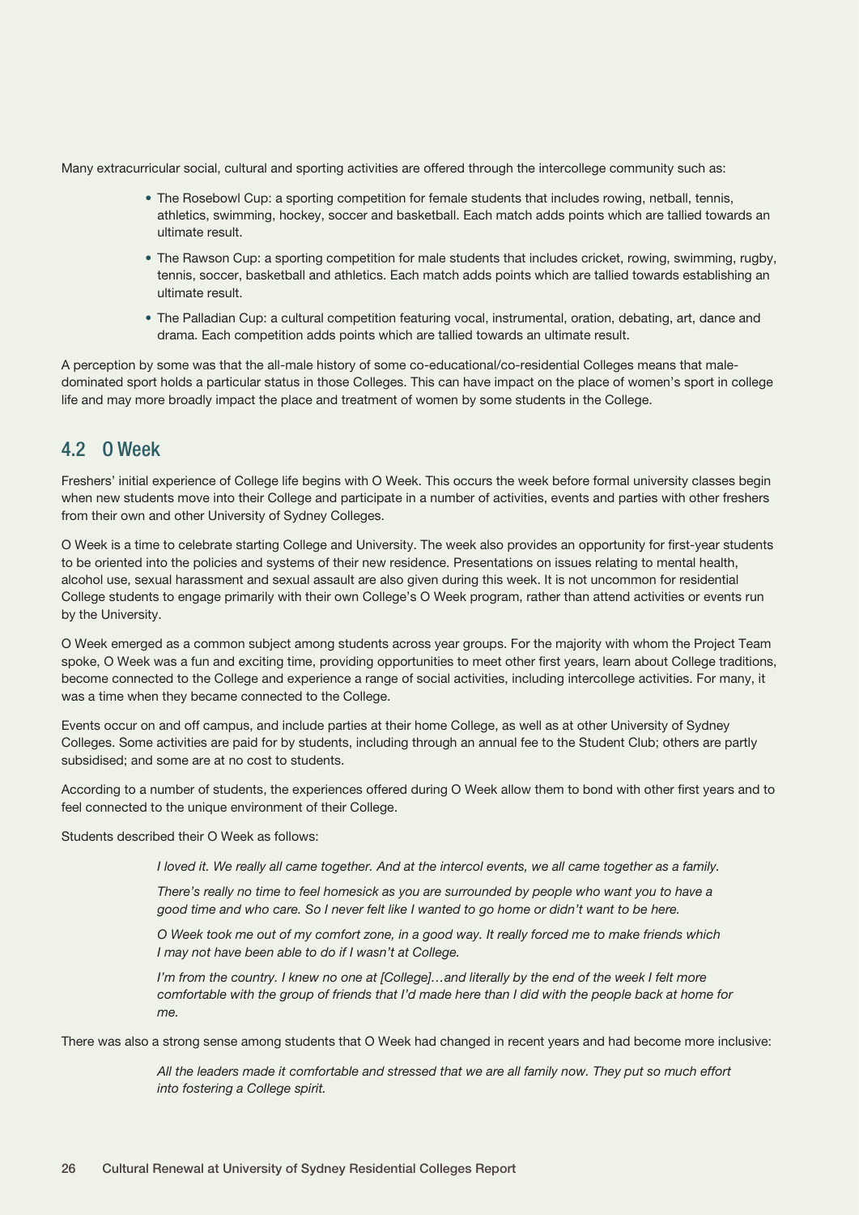Many extracurricular social, cultural and sporting activities are offered through the intercollege community such as:

- The Rosebowl Cup: a sporting competition for female students that includes rowing, netball, tennis, athletics, swimming, hockey, soccer and basketball. Each match adds points which are tallied towards an ultimate result.
- The Rawson Cup: a sporting competition for male students that includes cricket, rowing, swimming, rugby, tennis, soccer, basketball and athletics. Each match adds points which are tallied towards establishing an ultimate result.
- The Palladian Cup: a cultural competition featuring vocal, instrumental, oration, debating, art, dance and drama. Each competition adds points which are tallied towards an ultimate result.

A perception by some was that the all-male history of some co-educational/co-residential Colleges means that male-dominated sport holds a particular status in those Colleges. This can have impact on the place of women's sport in college life and may more broadly impact the place and treatment of women by some students in the College.

## 4.2 O Week

Freshers' initial experience of College life begins with O Week. This occurs the week before formal university classes begin when new students move into their College and participate in a number of activities, events and parties with other freshers from their own and other University of Sydney Colleges.

O Week is a time to celebrate starting College and University. The week also provides an opportunity for first-year students to be oriented into the policies and systems of their new residence. Presentations on issues relating to mental health, alcohol use, sexual harassment and sexual assault are also given during this week. It is not uncommon for residential College students to engage primarily with their own College's O Week program, rather than attend activities or events run by the University.

O Week emerged as a common subject among students across year groups. For the majority with whom the Project Team spoke, O Week was a fun and exciting time, providing opportunities to meet other first years, learn about College traditions, become connected to the College and experience a range of social activities, including intercollege activities. For many, it was a time when they became connected to the College.

Events occur on and off campus, and include parties at their home College, as well as at other University of Sydney Colleges. Some activities are paid for by students, including through an annual fee to the Student Club; others are partly subsidised; and some are at no cost to students.

According to a number of students, the experiences offered during O Week allow them to bond with other first years and to feel connected to the unique environment of their College.

Students described their O Week as follows:

> *I loved it. We really all came together. And at the intercol events, we all came together as a family.*
>
> *There's really no time to feel homesick as you are surrounded by people who want you to have a good time and who care. So I never felt like I wanted to go home or didn't want to be here.*
>
> *O Week took me out of my comfort zone, in a good way. It really forced me to make friends which I may not have been able to do if I wasn't at College.*
>
> *I'm from the country. I knew no one at [College]…and literally by the end of the week I felt more comfortable with the group of friends that I'd made here than I did with the people back at home for me.*

There was also a strong sense among students that O Week had changed in recent years and had become more inclusive:

> *All the leaders made it comfortable and stressed that we are all family now. They put so much effort into fostering a College spirit.*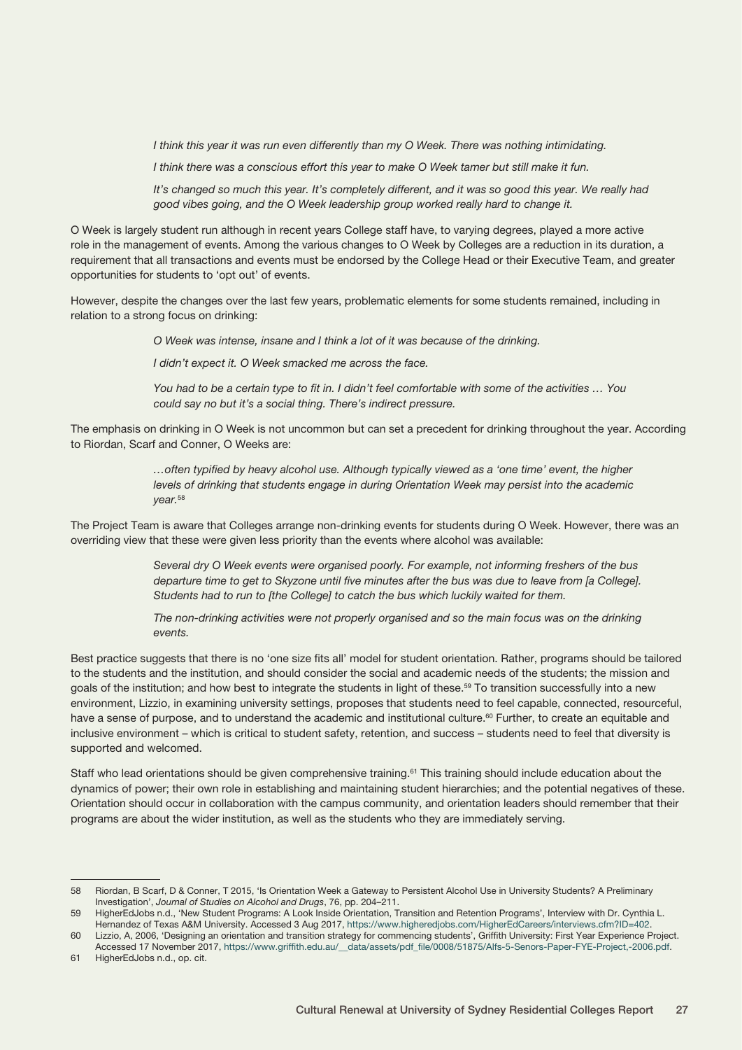*I think this year it was run even differently than my O Week. There was nothing intimidating.*

*I think there was a conscious effort this year to make O Week tamer but still make it fun.*

*It's changed so much this year. It's completely different, and it was so good this year. We really had good vibes going, and the O Week leadership group worked really hard to change it.*

O Week is largely student run although in recent years College staff have, to varying degrees, played a more active role in the management of events. Among the various changes to O Week by Colleges are a reduction in its duration, a requirement that all transactions and events must be endorsed by the College Head or their Executive Team, and greater opportunities for students to 'opt out' of events.

However, despite the changes over the last few years, problematic elements for some students remained, including in relation to a strong focus on drinking:

*O Week was intense, insane and I think a lot of it was because of the drinking.*

*I didn't expect it. O Week smacked me across the face.*

*You had to be a certain type to fit in. I didn't feel comfortable with some of the activities … You could say no but it's a social thing. There's indirect pressure.*

The emphasis on drinking in O Week is not uncommon but can set a precedent for drinking throughout the year. According to Riordan, Scarf and Conner, O Weeks are:

*…often typified by heavy alcohol use. Although typically viewed as a 'one time' event, the higher levels of drinking that students engage in during Orientation Week may persist into the academic year.*[58]

The Project Team is aware that Colleges arrange non-drinking events for students during O Week. However, there was an overriding view that these were given less priority than the events where alcohol was available:

*Several dry O Week events were organised poorly. For example, not informing freshers of the bus departure time to get to Skyzone until five minutes after the bus was due to leave from [a College]. Students had to run to [the College] to catch the bus which luckily waited for them.*

*The non-drinking activities were not properly organised and so the main focus was on the drinking events.*

Best practice suggests that there is no 'one size fits all' model for student orientation. Rather, programs should be tailored to the students and the institution, and should consider the social and academic needs of the students; the mission and goals of the institution; and how best to integrate the students in light of these.[59] To transition successfully into a new environment, Lizzio, in examining university settings, proposes that students need to feel capable, connected, resourceful, have a sense of purpose, and to understand the academic and institutional culture.[60] Further, to create an equitable and inclusive environment – which is critical to student safety, retention, and success – students need to feel that diversity is supported and welcomed.

Staff who lead orientations should be given comprehensive training.[61] This training should include education about the dynamics of power; their own role in establishing and maintaining student hierarchies; and the potential negatives of these. Orientation should occur in collaboration with the campus community, and orientation leaders should remember that their programs are about the wider institution, as well as the students who they are immediately serving.

---

58 Riordan, B Scarf, D & Conner, T 2015, 'Is Orientation Week a Gateway to Persistent Alcohol Use in University Students? A Preliminary Investigation', *Journal of Studies on Alcohol and Drugs*, 76, pp. 204–211.

59 HigherEdJobs n.d., 'New Student Programs: A Look Inside Orientation, Transition and Retention Programs', Interview with Dr. Cynthia L. Hernandez of Texas A&M University. Accessed 3 Aug 2017, https://www.higheredjobs.com/HigherEdCareers/interviews.cfm?ID=402.

60 Lizzio, A, 2006, 'Designing an orientation and transition strategy for commencing students', Griffith University: First Year Experience Project. Accessed 17 November 2017, https://www.griffith.edu.au/__data/assets/pdf_file/0008/51875/Alfs-5-Senors-Paper-FYE-Project,-2006.pdf.

61 HigherEdJobs n.d., op. cit.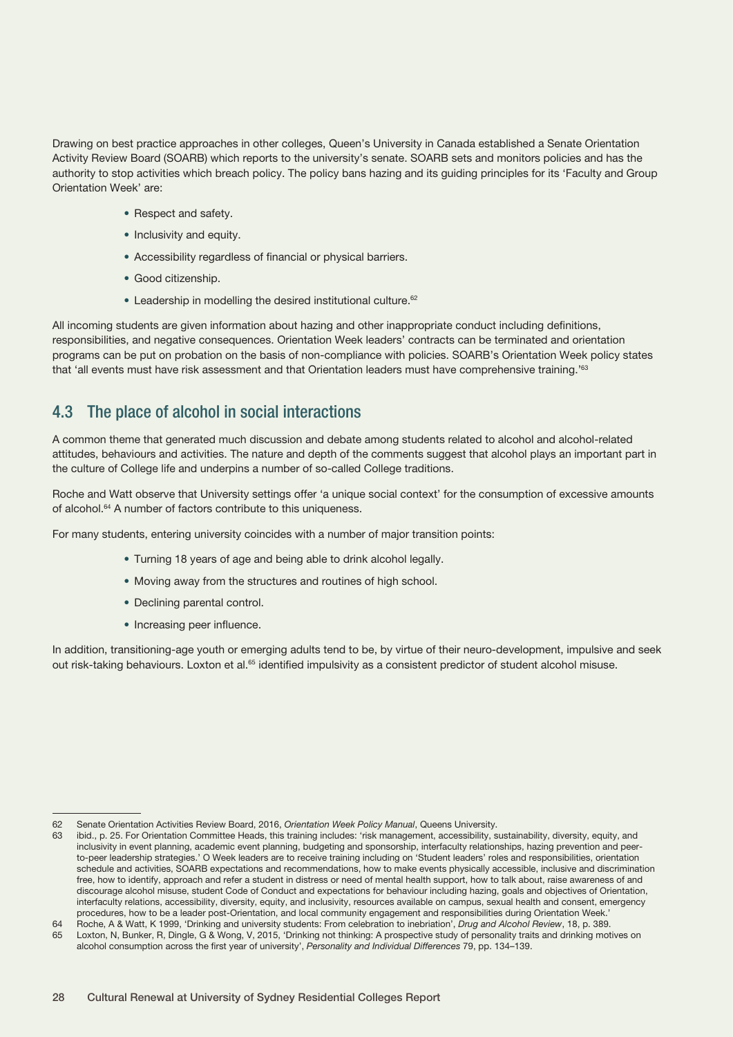Drawing on best practice approaches in other colleges, Queen's University in Canada established a Senate Orientation Activity Review Board (SOARB) which reports to the university's senate. SOARB sets and monitors policies and has the authority to stop activities which breach policy. The policy bans hazing and its guiding principles for its 'Faculty and Group Orientation Week' are:

- Respect and safety.
- Inclusivity and equity.
- Accessibility regardless of financial or physical barriers.
- Good citizenship.
- Leadership in modelling the desired institutional culture.[62]

All incoming students are given information about hazing and other inappropriate conduct including definitions, responsibilities, and negative consequences. Orientation Week leaders' contracts can be terminated and orientation programs can be put on probation on the basis of non-compliance with policies. SOARB's Orientation Week policy states that 'all events must have risk assessment and that Orientation leaders must have comprehensive training.'[63]

## 4.3 The place of alcohol in social interactions

A common theme that generated much discussion and debate among students related to alcohol and alcohol-related attitudes, behaviours and activities. The nature and depth of the comments suggest that alcohol plays an important part in the culture of College life and underpins a number of so-called College traditions.

Roche and Watt observe that University settings offer 'a unique social context' for the consumption of excessive amounts of alcohol.[64] A number of factors contribute to this uniqueness.

For many students, entering university coincides with a number of major transition points:

- Turning 18 years of age and being able to drink alcohol legally.
- Moving away from the structures and routines of high school.
- Declining parental control.
- Increasing peer influence.

In addition, transitioning-age youth or emerging adults tend to be, by virtue of their neuro-development, impulsive and seek out risk-taking behaviours. Loxton et al.[65] identified impulsivity as a consistent predictor of student alcohol misuse.

---

62 Senate Orientation Activities Review Board, 2016, *Orientation Week Policy Manual*, Queens University.

63 ibid., p. 25. For Orientation Committee Heads, this training includes: 'risk management, accessibility, sustainability, diversity, equity, and inclusivity in event planning, academic event planning, budgeting and sponsorship, interfaculty relationships, hazing prevention and peer-to-peer leadership strategies.' O Week leaders are to receive training including on 'Student leaders' roles and responsibilities, orientation schedule and activities, SOARB expectations and recommendations, how to make events physically accessible, inclusive and discrimination free, how to identify, approach and refer a student in distress or need of mental health support, how to talk about, raise awareness of and discourage alcohol misuse, student Code of Conduct and expectations for behaviour including hazing, goals and objectives of Orientation, interfaculty relations, accessibility, diversity, equity, and inclusivity, resources available on campus, sexual health and consent, emergency procedures, how to be a leader post-Orientation, and local community engagement and responsibilities during Orientation Week.'

64 Roche, A & Watt, K 1999, 'Drinking and university students: From celebration to inebriation', *Drug and Alcohol Review*, 18, p. 389.

65 Loxton, N, Bunker, R, Dingle, G & Wong, V, 2015, 'Drinking not thinking: A prospective study of personality traits and drinking motives on alcohol consumption across the first year of university', *Personality and Individual Differences* 79, pp. 134–139.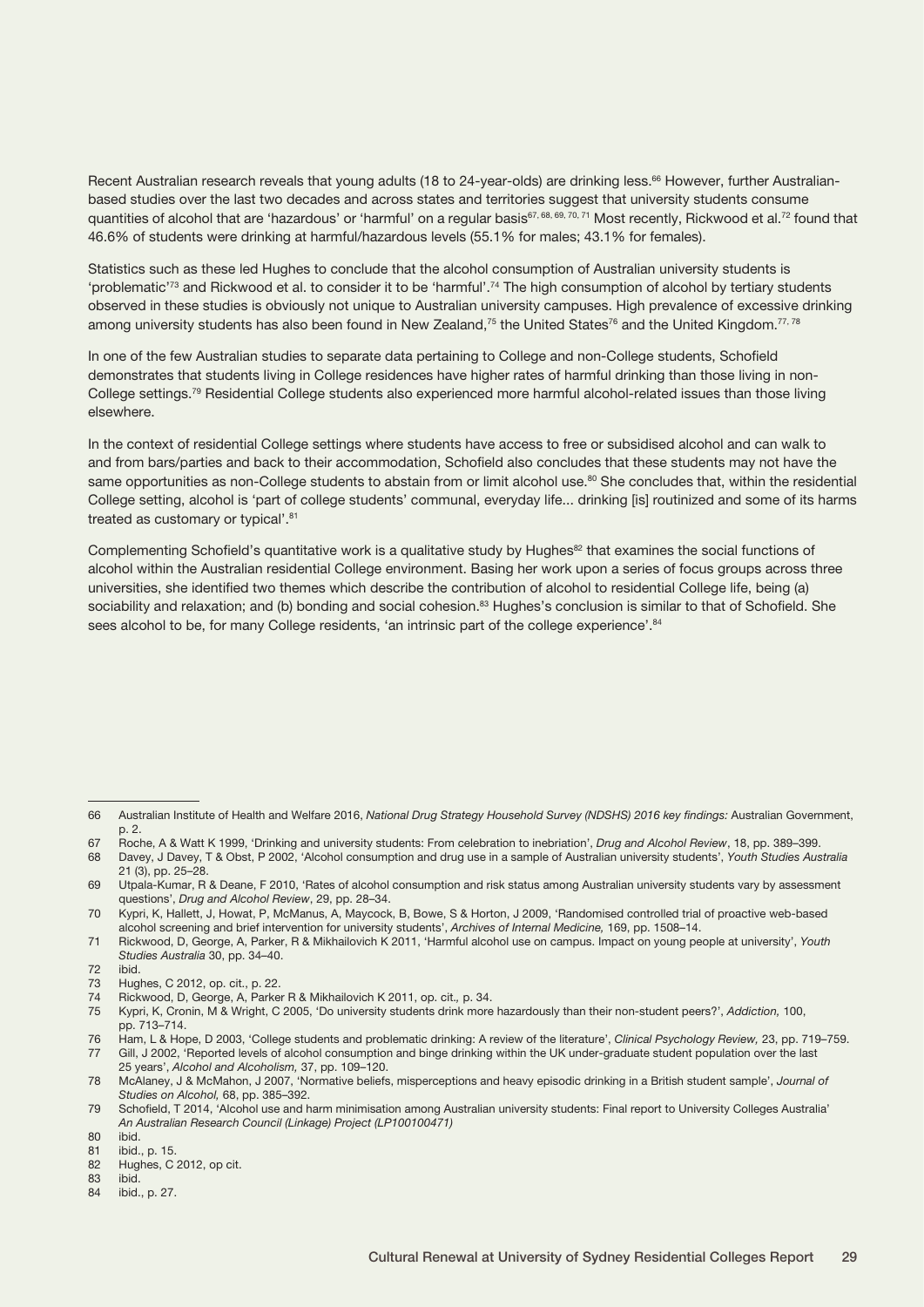Recent Australian research reveals that young adults (18 to 24-year-olds) are drinking less.[66] However, further Australian-based studies over the last two decades and across states and territories suggest that university students consume quantities of alcohol that are 'hazardous' or 'harmful' on a regular basis[67, 68, 69, 70, 71] Most recently, Rickwood et al.[72] found that 46.6% of students were drinking at harmful/hazardous levels (55.1% for males; 43.1% for females).

Statistics such as these led Hughes to conclude that the alcohol consumption of Australian university students is 'problematic'[73] and Rickwood et al. to consider it to be 'harmful'.[74] The high consumption of alcohol by tertiary students observed in these studies is obviously not unique to Australian university campuses. High prevalence of excessive drinking among university students has also been found in New Zealand,[75] the United States[76] and the United Kingdom.[77, 78]

In one of the few Australian studies to separate data pertaining to College and non-College students, Schofield demonstrates that students living in College residences have higher rates of harmful drinking than those living in non-College settings.[79] Residential College students also experienced more harmful alcohol-related issues than those living elsewhere.

In the context of residential College settings where students have access to free or subsidised alcohol and can walk to and from bars/parties and back to their accommodation, Schofield also concludes that these students may not have the same opportunities as non-College students to abstain from or limit alcohol use.[80] She concludes that, within the residential College setting, alcohol is 'part of college students' communal, everyday life... drinking [is] routinized and some of its harms treated as customary or typical'.[81]

Complementing Schofield's quantitative work is a qualitative study by Hughes[82] that examines the social functions of alcohol within the Australian residential College environment. Basing her work upon a series of focus groups across three universities, she identified two themes which describe the contribution of alcohol to residential College life, being (a) sociability and relaxation; and (b) bonding and social cohesion.[83] Hughes's conclusion is similar to that of Schofield. She sees alcohol to be, for many College residents, 'an intrinsic part of the college experience'.[84]

---

66 Australian Institute of Health and Welfare 2016, *National Drug Strategy Household Survey (NDSHS) 2016 key findings:* Australian Government, p. 2.

67 Roche, A & Watt K 1999, 'Drinking and university students: From celebration to inebriation', *Drug and Alcohol Review*, 18, pp. 389–399.

68 Davey, J Davey, T & Obst, P 2002, 'Alcohol consumption and drug use in a sample of Australian university students', *Youth Studies Australia* 21 (3), pp. 25–28.

69 Utpala-Kumar, R & Deane, F 2010, 'Rates of alcohol consumption and risk status among Australian university students vary by assessment questions', *Drug and Alcohol Review*, 29, pp. 28–34.

70 Kypri, K, Hallett, J, Howat, P, McManus, A, Maycock, B, Bowe, S & Horton, J 2009, 'Randomised controlled trial of proactive web-based alcohol screening and brief intervention for university students', *Archives of Internal Medicine,* 169, pp. 1508–14.

71 Rickwood, D, George, A, Parker, R & Mikhailovich K 2011, 'Harmful alcohol use on campus. Impact on young people at university', *Youth Studies Australia* 30, pp. 34–40.

72 ibid.

73 Hughes, C 2012, op. cit., p. 22.

74 Rickwood, D, George, A, Parker R & Mikhailovich K 2011, op. cit., p. 34.

75 Kypri, K, Cronin, M & Wright, C 2005, 'Do university students drink more hazardously than their non-student peers?', *Addiction,* 100, pp. 713–714.

76 Ham, L & Hope, D 2003, 'College students and problematic drinking: A review of the literature', *Clinical Psychology Review,* 23, pp. 719–759.

77 Gill, J 2002, 'Reported levels of alcohol consumption and binge drinking within the UK under-graduate student population over the last 25 years', *Alcohol and Alcoholism,* 37, pp. 109–120.

78 McAlaney, J & McMahon, J 2007, 'Normative beliefs, misperceptions and heavy episodic drinking in a British student sample', *Journal of Studies on Alcohol,* 68, pp. 385–392.

79 Schofield, T 2014, 'Alcohol use and harm minimisation among Australian university students: Final report to University Colleges Australia' *An Australian Research Council (Linkage) Project (LP100100471)*

80 ibid.

81 ibid., p. 15.

82 Hughes, C 2012, op cit.

83 ibid.

84 ibid., p. 27.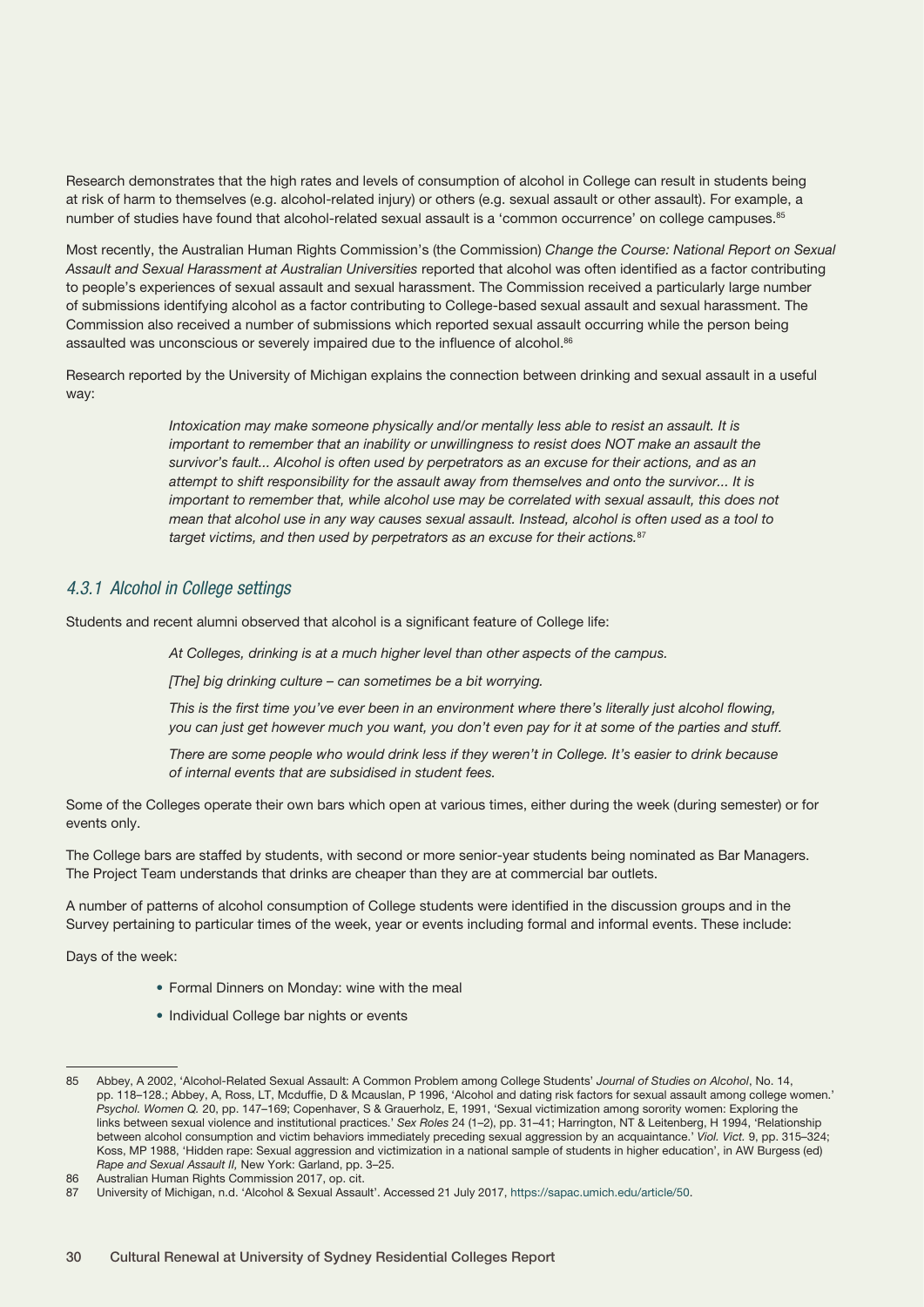Research demonstrates that the high rates and levels of consumption of alcohol in College can result in students being at risk of harm to themselves (e.g. alcohol-related injury) or others (e.g. sexual assault or other assault). For example, a number of studies have found that alcohol-related sexual assault is a 'common occurrence' on college campuses.[85]

Most recently, the Australian Human Rights Commission's (the Commission) *Change the Course: National Report on Sexual Assault and Sexual Harassment at Australian Universities* reported that alcohol was often identified as a factor contributing to people's experiences of sexual assault and sexual harassment. The Commission received a particularly large number of submissions identifying alcohol as a factor contributing to College-based sexual assault and sexual harassment. The Commission also received a number of submissions which reported sexual assault occurring while the person being assaulted was unconscious or severely impaired due to the influence of alcohol.[86]

Research reported by the University of Michigan explains the connection between drinking and sexual assault in a useful way:

> *Intoxication may make someone physically and/or mentally less able to resist an assault. It is important to remember that an inability or unwillingness to resist does NOT make an assault the survivor's fault... Alcohol is often used by perpetrators as an excuse for their actions, and as an attempt to shift responsibility for the assault away from themselves and onto the survivor... It is important to remember that, while alcohol use may be correlated with sexual assault, this does not mean that alcohol use in any way causes sexual assault. Instead, alcohol is often used as a tool to target victims, and then used by perpetrators as an excuse for their actions.*[87]

### *4.3.1 Alcohol in College settings*

Students and recent alumni observed that alcohol is a significant feature of College life:

> *At Colleges, drinking is at a much higher level than other aspects of the campus.*
>
> *[The] big drinking culture – can sometimes be a bit worrying.*
>
> *This is the first time you've ever been in an environment where there's literally just alcohol flowing, you can just get however much you want, you don't even pay for it at some of the parties and stuff.*
>
> *There are some people who would drink less if they weren't in College. It's easier to drink because of internal events that are subsidised in student fees.*

Some of the Colleges operate their own bars which open at various times, either during the week (during semester) or for events only.

The College bars are staffed by students, with second or more senior-year students being nominated as Bar Managers. The Project Team understands that drinks are cheaper than they are at commercial bar outlets.

A number of patterns of alcohol consumption of College students were identified in the discussion groups and in the Survey pertaining to particular times of the week, year or events including formal and informal events. These include:

Days of the week:

- Formal Dinners on Monday: wine with the meal
- Individual College bar nights or events

---

85 Abbey, A 2002, 'Alcohol-Related Sexual Assault: A Common Problem among College Students' *Journal of Studies on Alcohol*, No. 14, pp. 118–128.; Abbey, A, Ross, LT, Mcduffie, D & Mcauslan, P 1996, 'Alcohol and dating risk factors for sexual assault among college women.' *Psychol. Women Q.* 20, pp. 147–169; Copenhaver, S & Grauerholz, E, 1991, 'Sexual victimization among sorority women: Exploring the links between sexual violence and institutional practices.' *Sex Roles* 24 (1–2), pp. 31–41; Harrington, NT & Leitenberg, H 1994, 'Relationship between alcohol consumption and victim behaviors immediately preceding sexual aggression by an acquaintance.' *Viol. Vict.* 9, pp. 315–324; Koss, MP 1988, 'Hidden rape: Sexual aggression and victimization in a national sample of students in higher education', in AW Burgess (ed) *Rape and Sexual Assault II,* New York: Garland, pp. 3–25.

86 Australian Human Rights Commission 2017, op. cit.

87 University of Michigan, n.d. 'Alcohol & Sexual Assault'. Accessed 21 July 2017, https://sapac.umich.edu/article/50.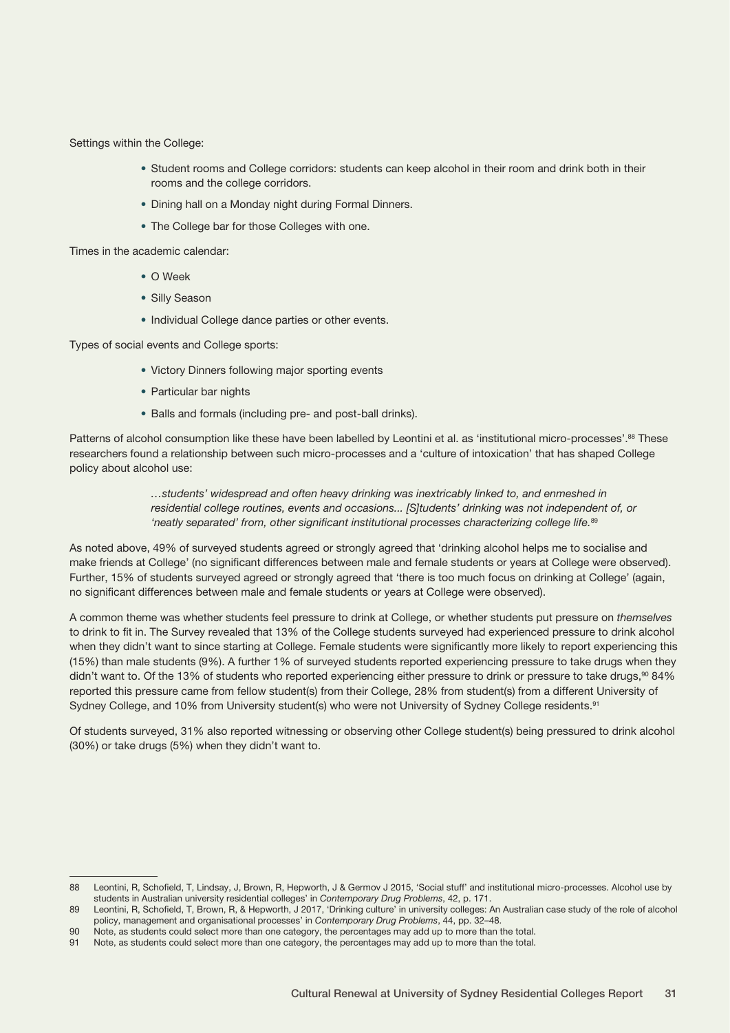Settings within the College:

- Student rooms and College corridors: students can keep alcohol in their room and drink both in their rooms and the college corridors.
- Dining hall on a Monday night during Formal Dinners.
- The College bar for those Colleges with one.

Times in the academic calendar:

- O Week
- Silly Season
- Individual College dance parties or other events.

Types of social events and College sports:

- Victory Dinners following major sporting events
- Particular bar nights
- Balls and formals (including pre- and post-ball drinks).

Patterns of alcohol consumption like these have been labelled by Leontini et al. as 'institutional micro-processes'.[88] These researchers found a relationship between such micro-processes and a 'culture of intoxication' that has shaped College policy about alcohol use:

> *…students' widespread and often heavy drinking was inextricably linked to, and enmeshed in residential college routines, events and occasions... [S]tudents' drinking was not independent of, or 'neatly separated' from, other significant institutional processes characterizing college life.*[89]

As noted above, 49% of surveyed students agreed or strongly agreed that 'drinking alcohol helps me to socialise and make friends at College' (no significant differences between male and female students or years at College were observed). Further, 15% of students surveyed agreed or strongly agreed that 'there is too much focus on drinking at College' (again, no significant differences between male and female students or years at College were observed).

A common theme was whether students feel pressure to drink at College, or whether students put pressure on *themselves* to drink to fit in. The Survey revealed that 13% of the College students surveyed had experienced pressure to drink alcohol when they didn't want to since starting at College. Female students were significantly more likely to report experiencing this (15%) than male students (9%). A further 1% of surveyed students reported experiencing pressure to take drugs when they didn't want to. Of the 13% of students who reported experiencing either pressure to drink or pressure to take drugs,[90] 84% reported this pressure came from fellow student(s) from their College, 28% from student(s) from a different University of Sydney College, and 10% from University student(s) who were not University of Sydney College residents.[91]

Of students surveyed, 31% also reported witnessing or observing other College student(s) being pressured to drink alcohol (30%) or take drugs (5%) when they didn't want to.

---

88 Leontini, R, Schofield, T, Lindsay, J, Brown, R, Hepworth, J & Germov J 2015, 'Social stuff' and institutional micro-processes. Alcohol use by students in Australian university residential colleges' in *Contemporary Drug Problems*, 42, p. 171.

89 Leontini, R, Schofield, T, Brown, R, & Hepworth, J 2017, 'Drinking culture' in university colleges: An Australian case study of the role of alcohol policy, management and organisational processes' in *Contemporary Drug Problems*, 44, pp. 32–48.

90 Note, as students could select more than one category, the percentages may add up to more than the total.

91 Note, as students could select more than one category, the percentages may add up to more than the total.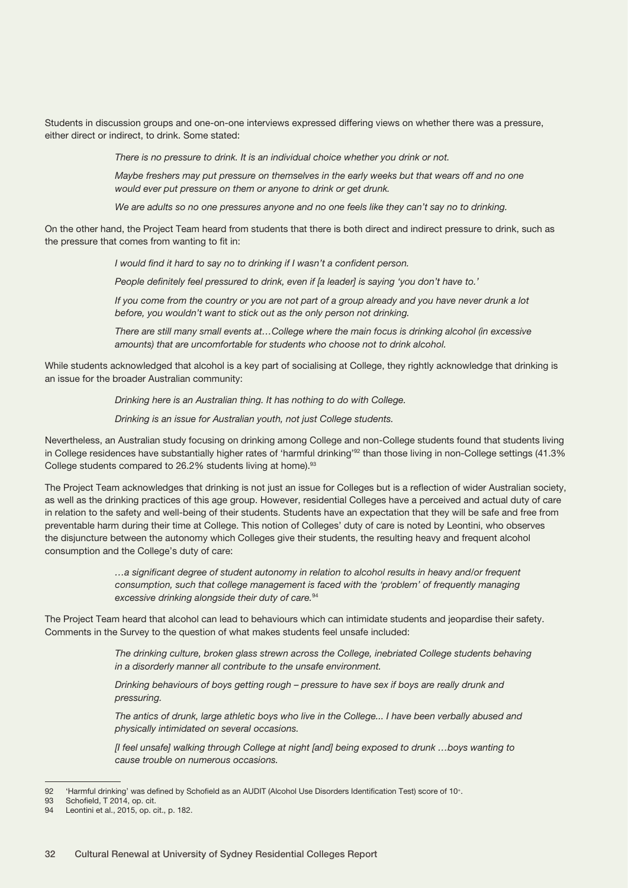Students in discussion groups and one-on-one interviews expressed differing views on whether there was a pressure, either direct or indirect, to drink. Some stated:

> *There is no pressure to drink. It is an individual choice whether you drink or not.*
>
> *Maybe freshers may put pressure on themselves in the early weeks but that wears off and no one would ever put pressure on them or anyone to drink or get drunk.*
>
> *We are adults so no one pressures anyone and no one feels like they can't say no to drinking.*

On the other hand, the Project Team heard from students that there is both direct and indirect pressure to drink, such as the pressure that comes from wanting to fit in:

> *I would find it hard to say no to drinking if I wasn't a confident person.*
>
> *People definitely feel pressured to drink, even if [a leader] is saying 'you don't have to.'*
>
> *If you come from the country or you are not part of a group already and you have never drunk a lot before, you wouldn't want to stick out as the only person not drinking.*
>
> *There are still many small events at…College where the main focus is drinking alcohol (in excessive amounts) that are uncomfortable for students who choose not to drink alcohol.*

While students acknowledged that alcohol is a key part of socialising at College, they rightly acknowledge that drinking is an issue for the broader Australian community:

> *Drinking here is an Australian thing. It has nothing to do with College.*
>
> *Drinking is an issue for Australian youth, not just College students.*

Nevertheless, an Australian study focusing on drinking among College and non-College students found that students living in College residences have substantially higher rates of 'harmful drinking'[92] than those living in non-College settings (41.3% College students compared to 26.2% students living at home).[93]

The Project Team acknowledges that drinking is not just an issue for Colleges but is a reflection of wider Australian society, as well as the drinking practices of this age group. However, residential Colleges have a perceived and actual duty of care in relation to the safety and well-being of their students. Students have an expectation that they will be safe and free from preventable harm during their time at College. This notion of Colleges' duty of care is noted by Leontini, who observes the disjuncture between the autonomy which Colleges give their students, the resulting heavy and frequent alcohol consumption and the College's duty of care:

> *…a significant degree of student autonomy in relation to alcohol results in heavy and/or frequent consumption, such that college management is faced with the 'problem' of frequently managing excessive drinking alongside their duty of care.*[94]

The Project Team heard that alcohol can lead to behaviours which can intimidate students and jeopardise their safety. Comments in the Survey to the question of what makes students feel unsafe included:

> *The drinking culture, broken glass strewn across the College, inebriated College students behaving in a disorderly manner all contribute to the unsafe environment.*
>
> *Drinking behaviours of boys getting rough – pressure to have sex if boys are really drunk and pressuring.*
>
> *The antics of drunk, large athletic boys who live in the College... I have been verbally abused and physically intimidated on several occasions.*
>
> *[I feel unsafe] walking through College at night [and] being exposed to drunk …boys wanting to cause trouble on numerous occasions.*

---

92 'Harmful drinking' was defined by Schofield as an AUDIT (Alcohol Use Disorders Identification Test) score of 10+.

93 Schofield, T 2014, op. cit.

94 Leontini et al., 2015, op. cit., p. 182.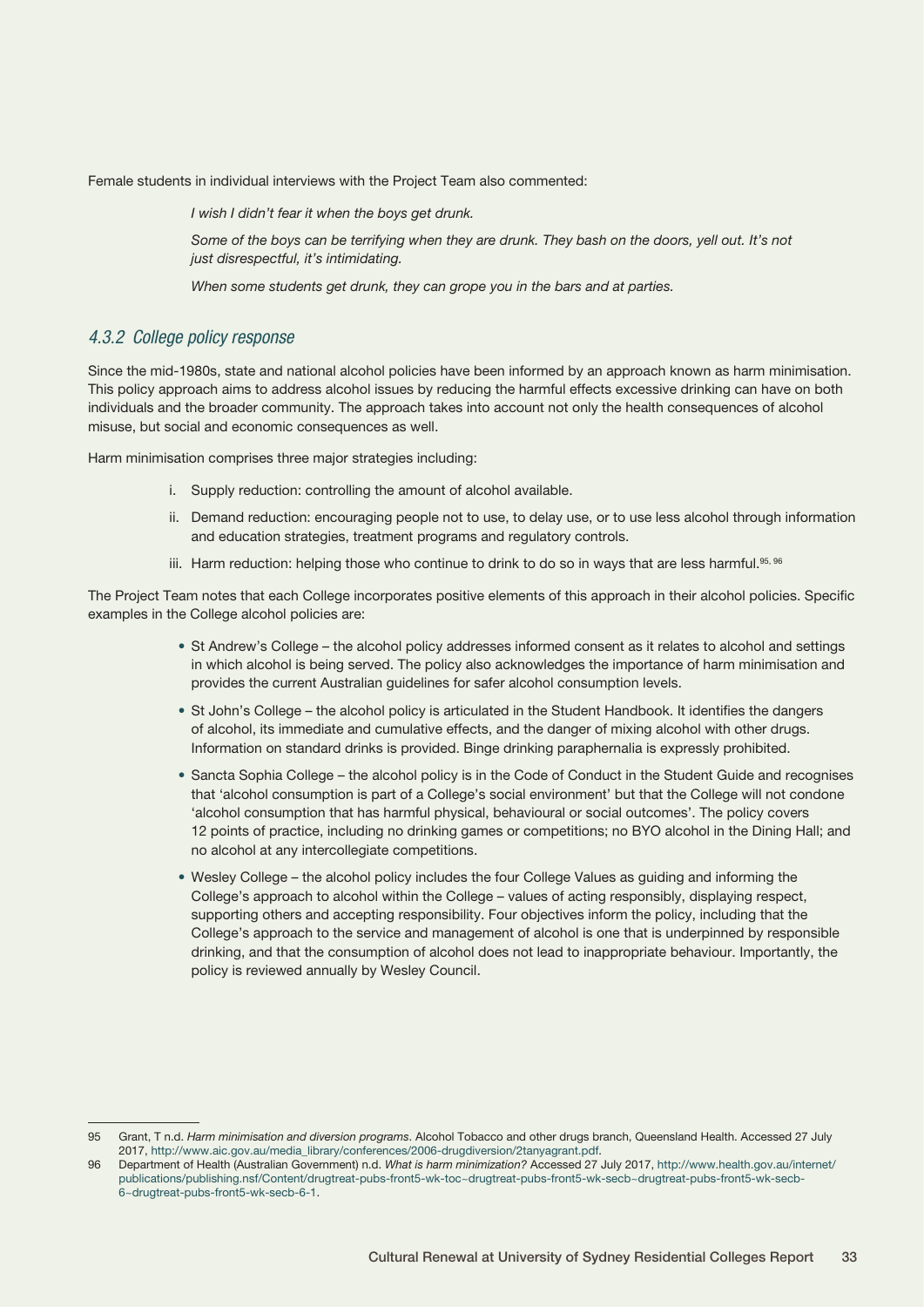Female students in individual interviews with the Project Team also commented:

> *I wish I didn't fear it when the boys get drunk.*
>
> *Some of the boys can be terrifying when they are drunk. They bash on the doors, yell out. It's not just disrespectful, it's intimidating.*
>
> *When some students get drunk, they can grope you in the bars and at parties.*

### *4.3.2 College policy response*

Since the mid-1980s, state and national alcohol policies have been informed by an approach known as harm minimisation. This policy approach aims to address alcohol issues by reducing the harmful effects excessive drinking can have on both individuals and the broader community. The approach takes into account not only the health consequences of alcohol misuse, but social and economic consequences as well.

Harm minimisation comprises three major strategies including:

i. Supply reduction: controlling the amount of alcohol available.

ii. Demand reduction: encouraging people not to use, to delay use, or to use less alcohol through information and education strategies, treatment programs and regulatory controls.

iii. Harm reduction: helping those who continue to drink to do so in ways that are less harmful.[95, 96]

The Project Team notes that each College incorporates positive elements of this approach in their alcohol policies. Specific examples in the College alcohol policies are:

- St Andrew's College – the alcohol policy addresses informed consent as it relates to alcohol and settings in which alcohol is being served. The policy also acknowledges the importance of harm minimisation and provides the current Australian guidelines for safer alcohol consumption levels.
- St John's College – the alcohol policy is articulated in the Student Handbook. It identifies the dangers of alcohol, its immediate and cumulative effects, and the danger of mixing alcohol with other drugs. Information on standard drinks is provided. Binge drinking paraphernalia is expressly prohibited.
- Sancta Sophia College – the alcohol policy is in the Code of Conduct in the Student Guide and recognises that 'alcohol consumption is part of a College's social environment' but that the College will not condone 'alcohol consumption that has harmful physical, behavioural or social outcomes'. The policy covers 12 points of practice, including no drinking games or competitions; no BYO alcohol in the Dining Hall; and no alcohol at any intercollegiate competitions.
- Wesley College – the alcohol policy includes the four College Values as guiding and informing the College's approach to alcohol within the College – values of acting responsibly, displaying respect, supporting others and accepting responsibility. Four objectives inform the policy, including that the College's approach to the service and management of alcohol is one that is underpinned by responsible drinking, and that the consumption of alcohol does not lead to inappropriate behaviour. Importantly, the policy is reviewed annually by Wesley Council.

---

95 Grant, T n.d. *Harm minimisation and diversion programs*. Alcohol Tobacco and other drugs branch, Queensland Health. Accessed 27 July 2017, http://www.aic.gov.au/media_library/conferences/2006-drugdiversion/2tanyagrant.pdf.

96 Department of Health (Australian Government) n.d. *What is harm minimization?* Accessed 27 July 2017, http://www.health.gov.au/internet/publications/publishing.nsf/Content/drugtreat-pubs-front5-wk-toc~drugtreat-pubs-front5-wk-secb~drugtreat-pubs-front5-wk-secb-6~drugtreat-pubs-front5-wk-secb-6-1.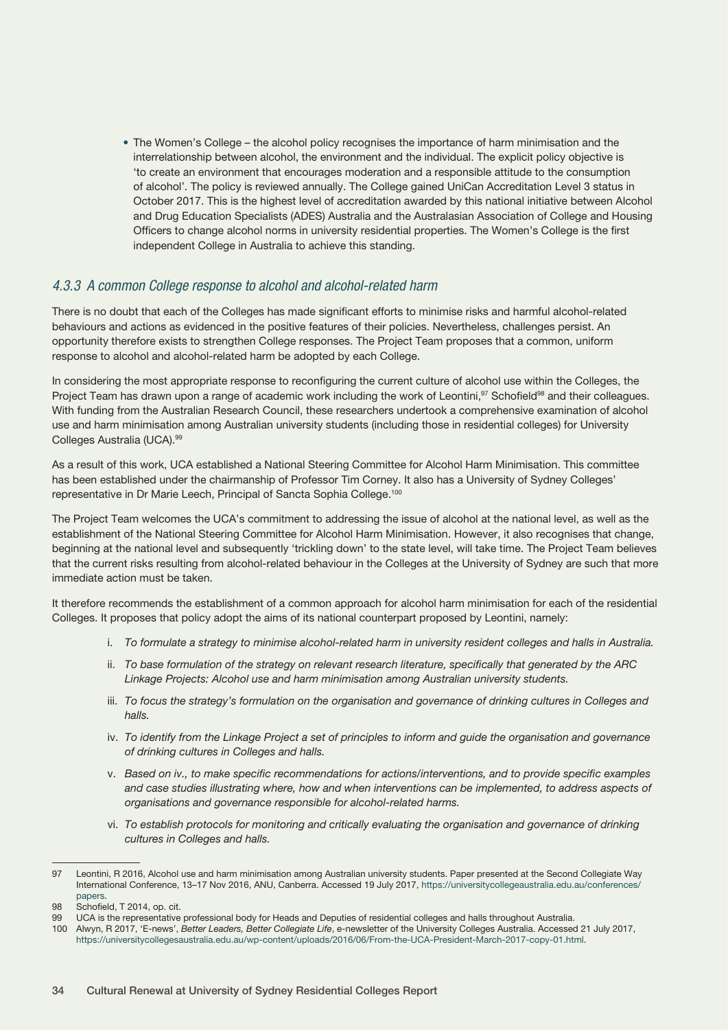- The Women's College – the alcohol policy recognises the importance of harm minimisation and the interrelationship between alcohol, the environment and the individual. The explicit policy objective is 'to create an environment that encourages moderation and a responsible attitude to the consumption of alcohol'. The policy is reviewed annually. The College gained UniCan Accreditation Level 3 status in October 2017. This is the highest level of accreditation awarded by this national initiative between Alcohol and Drug Education Specialists (ADES) Australia and the Australasian Association of College and Housing Officers to change alcohol norms in university residential properties. The Women's College is the first independent College in Australia to achieve this standing.

### *4.3.3 A common College response to alcohol and alcohol-related harm*

There is no doubt that each of the Colleges has made significant efforts to minimise risks and harmful alcohol-related behaviours and actions as evidenced in the positive features of their policies. Nevertheless, challenges persist. An opportunity therefore exists to strengthen College responses. The Project Team proposes that a common, uniform response to alcohol and alcohol-related harm be adopted by each College.

In considering the most appropriate response to reconfiguring the current culture of alcohol use within the Colleges, the Project Team has drawn upon a range of academic work including the work of Leontini,[97] Schofield[98] and their colleagues. With funding from the Australian Research Council, these researchers undertook a comprehensive examination of alcohol use and harm minimisation among Australian university students (including those in residential colleges) for University Colleges Australia (UCA).[99]

As a result of this work, UCA established a National Steering Committee for Alcohol Harm Minimisation. This committee has been established under the chairmanship of Professor Tim Corney. It also has a University of Sydney Colleges' representative in Dr Marie Leech, Principal of Sancta Sophia College.[100]

The Project Team welcomes the UCA's commitment to addressing the issue of alcohol at the national level, as well as the establishment of the National Steering Committee for Alcohol Harm Minimisation. However, it also recognises that change, beginning at the national level and subsequently 'trickling down' to the state level, will take time. The Project Team believes that the current risks resulting from alcohol-related behaviour in the Colleges at the University of Sydney are such that more immediate action must be taken.

It therefore recommends the establishment of a common approach for alcohol harm minimisation for each of the residential Colleges. It proposes that policy adopt the aims of its national counterpart proposed by Leontini, namely:

i. *To formulate a strategy to minimise alcohol-related harm in university resident colleges and halls in Australia.*

ii. *To base formulation of the strategy on relevant research literature, specifically that generated by the ARC Linkage Projects: Alcohol use and harm minimisation among Australian university students.*

iii. *To focus the strategy's formulation on the organisation and governance of drinking cultures in Colleges and halls.*

iv. *To identify from the Linkage Project a set of principles to inform and guide the organisation and governance of drinking cultures in Colleges and halls.*

v. *Based on iv., to make specific recommendations for actions/interventions, and to provide specific examples and case studies illustrating where, how and when interventions can be implemented, to address aspects of organisations and governance responsible for alcohol-related harms.*

vi. *To establish protocols for monitoring and critically evaluating the organisation and governance of drinking cultures in Colleges and halls.*

---

97 Leontini, R 2016, Alcohol use and harm minimisation among Australian university students. Paper presented at the Second Collegiate Way International Conference, 13–17 Nov 2016, ANU, Canberra. Accessed 19 July 2017, https://universitycollegeaustralia.edu.au/conferences/papers.

98 Schofield, T 2014, op. cit.

99 UCA is the representative professional body for Heads and Deputies of residential colleges and halls throughout Australia.

100 Alwyn, R 2017, 'E-news', *Better Leaders, Better Collegiate Life*, e-newsletter of the University Colleges Australia. Accessed 21 July 2017, https://universitycollegesaustralia.edu.au/wp-content/uploads/2016/06/From-the-UCA-President-March-2017-copy-01.html.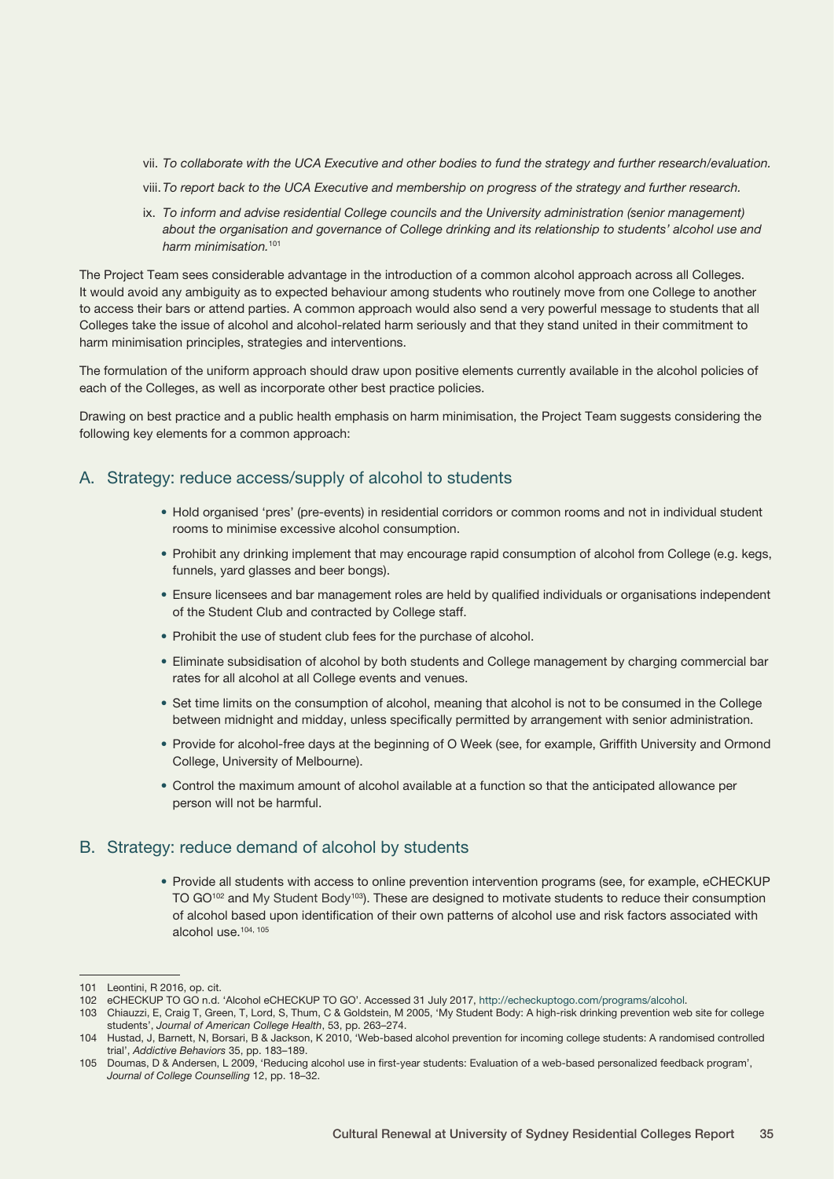vii. *To collaborate with the UCA Executive and other bodies to fund the strategy and further research/evaluation.*

viii. *To report back to the UCA Executive and membership on progress of the strategy and further research.*

ix. *To inform and advise residential College councils and the University administration (senior management) about the organisation and governance of College drinking and its relationship to students' alcohol use and harm minimisation.*[101]

The Project Team sees considerable advantage in the introduction of a common alcohol approach across all Colleges. It would avoid any ambiguity as to expected behaviour among students who routinely move from one College to another to access their bars or attend parties. A common approach would also send a very powerful message to students that all Colleges take the issue of alcohol and alcohol-related harm seriously and that they stand united in their commitment to harm minimisation principles, strategies and interventions.

The formulation of the uniform approach should draw upon positive elements currently available in the alcohol policies of each of the Colleges, as well as incorporate other best practice policies.

Drawing on best practice and a public health emphasis on harm minimisation, the Project Team suggests considering the following key elements for a common approach:

## A. Strategy: reduce access/supply of alcohol to students

- Hold organised 'pres' (pre-events) in residential corridors or common rooms and not in individual student rooms to minimise excessive alcohol consumption.
- Prohibit any drinking implement that may encourage rapid consumption of alcohol from College (e.g. kegs, funnels, yard glasses and beer bongs).
- Ensure licensees and bar management roles are held by qualified individuals or organisations independent of the Student Club and contracted by College staff.
- Prohibit the use of student club fees for the purchase of alcohol.
- Eliminate subsidisation of alcohol by both students and College management by charging commercial bar rates for all alcohol at all College events and venues.
- Set time limits on the consumption of alcohol, meaning that alcohol is not to be consumed in the College between midnight and midday, unless specifically permitted by arrangement with senior administration.
- Provide for alcohol-free days at the beginning of O Week (see, for example, Griffith University and Ormond College, University of Melbourne).
- Control the maximum amount of alcohol available at a function so that the anticipated allowance per person will not be harmful.

## B. Strategy: reduce demand of alcohol by students

- Provide all students with access to online prevention intervention programs (see, for example, eCHECKUP TO GO[102] and My Student Body[103]). These are designed to motivate students to reduce their consumption of alcohol based upon identification of their own patterns of alcohol use and risk factors associated with alcohol use.[104, 105]

---

101 Leontini, R 2016, op. cit.

102 eCHECKUP TO GO n.d. 'Alcohol eCHECKUP TO GO'. Accessed 31 July 2017, http://echeckuptogo.com/programs/alcohol.

103 Chiauzzi, E, Craig T, Green, T, Lord, S, Thum, C & Goldstein, M 2005, 'My Student Body: A high-risk drinking prevention web site for college students', *Journal of American College Health*, 53, pp. 263–274.

104 Hustad, J, Barnett, N, Borsari, B & Jackson, K 2010, 'Web-based alcohol prevention for incoming college students: A randomised controlled trial', *Addictive Behaviors* 35, pp. 183–189.

105 Doumas, D & Andersen, L 2009, 'Reducing alcohol use in first-year students: Evaluation of a web-based personalized feedback program', *Journal of College Counselling* 12, pp. 18–32.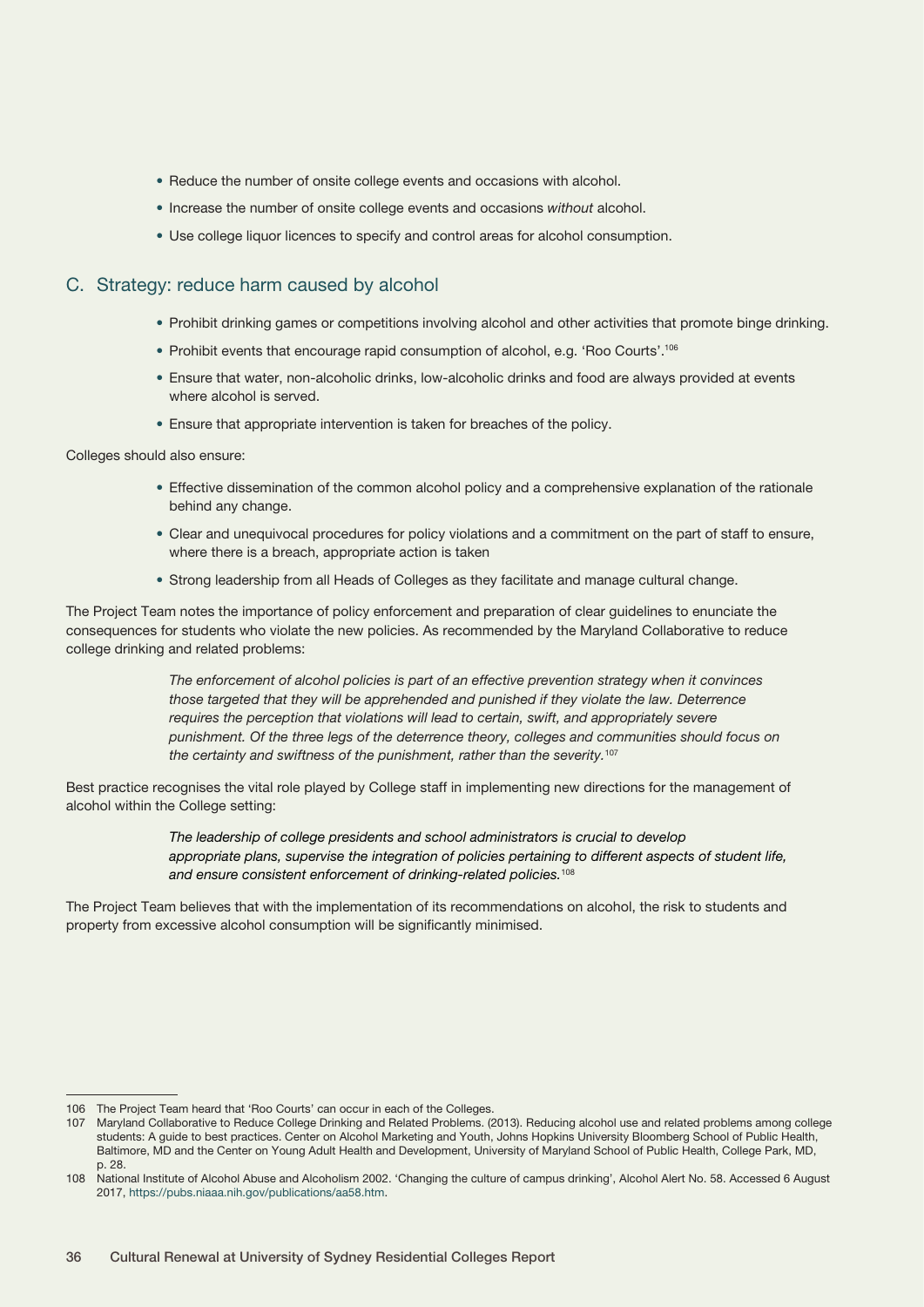- Reduce the number of onsite college events and occasions with alcohol.
- Increase the number of onsite college events and occasions *without* alcohol.
- Use college liquor licences to specify and control areas for alcohol consumption.

## C. Strategy: reduce harm caused by alcohol

- Prohibit drinking games or competitions involving alcohol and other activities that promote binge drinking.
- Prohibit events that encourage rapid consumption of alcohol, e.g. 'Roo Courts'.[106]
- Ensure that water, non-alcoholic drinks, low-alcoholic drinks and food are always provided at events where alcohol is served.
- Ensure that appropriate intervention is taken for breaches of the policy.

Colleges should also ensure:

- Effective dissemination of the common alcohol policy and a comprehensive explanation of the rationale behind any change.
- Clear and unequivocal procedures for policy violations and a commitment on the part of staff to ensure, where there is a breach, appropriate action is taken
- Strong leadership from all Heads of Colleges as they facilitate and manage cultural change.

The Project Team notes the importance of policy enforcement and preparation of clear guidelines to enunciate the consequences for students who violate the new policies. As recommended by the Maryland Collaborative to reduce college drinking and related problems:

> *The enforcement of alcohol policies is part of an effective prevention strategy when it convinces those targeted that they will be apprehended and punished if they violate the law. Deterrence requires the perception that violations will lead to certain, swift, and appropriately severe punishment. Of the three legs of the deterrence theory, colleges and communities should focus on the certainty and swiftness of the punishment, rather than the severity.*[107]

Best practice recognises the vital role played by College staff in implementing new directions for the management of alcohol within the College setting:

> *The leadership of college presidents and school administrators is crucial to develop appropriate plans, supervise the integration of policies pertaining to different aspects of student life, and ensure consistent enforcement of drinking-related policies.*[108]

The Project Team believes that with the implementation of its recommendations on alcohol, the risk to students and property from excessive alcohol consumption will be significantly minimised.

---

106 The Project Team heard that 'Roo Courts' can occur in each of the Colleges.

107 Maryland Collaborative to Reduce College Drinking and Related Problems. (2013). Reducing alcohol use and related problems among college students: A guide to best practices. Center on Alcohol Marketing and Youth, Johns Hopkins University Bloomberg School of Public Health, Baltimore, MD and the Center on Young Adult Health and Development, University of Maryland School of Public Health, College Park, MD, p. 28.

108 National Institute of Alcohol Abuse and Alcoholism 2002. 'Changing the culture of campus drinking', Alcohol Alert No. 58. Accessed 6 August 2017, https://pubs.niaaa.nih.gov/publications/aa58.htm.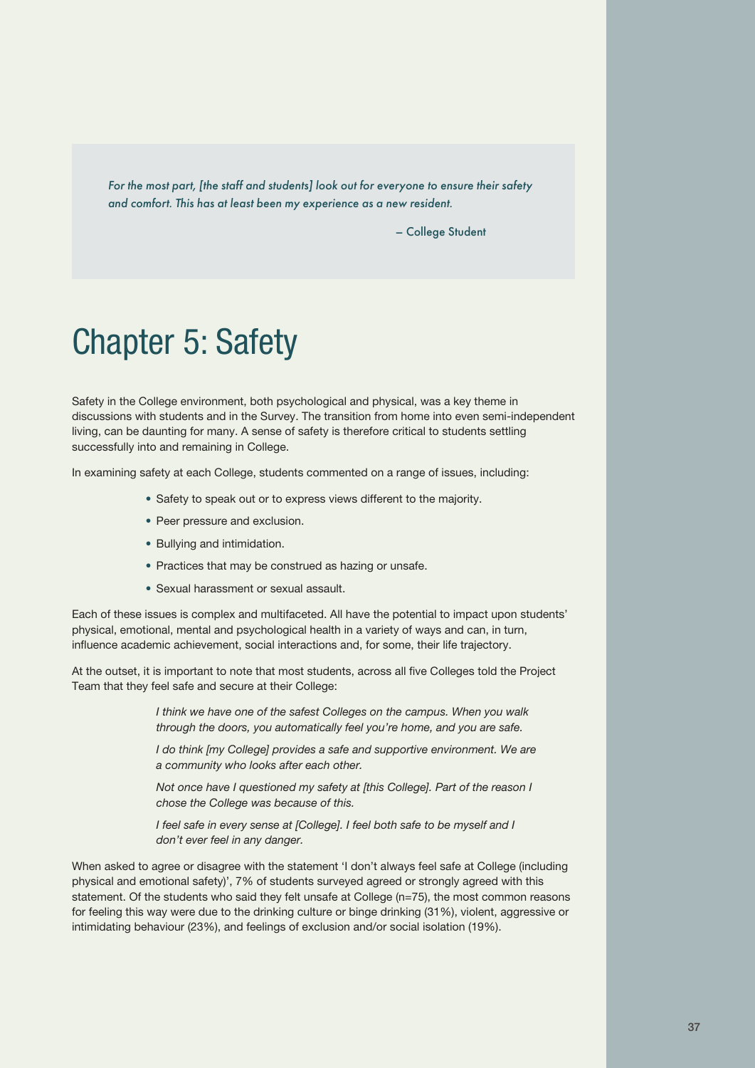> *For the most part, [the staff and students] look out for everyone to ensure their safety and comfort. This has at least been my experience as a new resident.*
>
> – College Student

# Chapter 5: Safety

Safety in the College environment, both psychological and physical, was a key theme in discussions with students and in the Survey. The transition from home into even semi-independent living, can be daunting for many. A sense of safety is therefore critical to students settling successfully into and remaining in College.

In examining safety at each College, students commented on a range of issues, including:

- Safety to speak out or to express views different to the majority.
- Peer pressure and exclusion.
- Bullying and intimidation.
- Practices that may be construed as hazing or unsafe.
- Sexual harassment or sexual assault.

Each of these issues is complex and multifaceted. All have the potential to impact upon students' physical, emotional, mental and psychological health in a variety of ways and can, in turn, influence academic achievement, social interactions and, for some, their life trajectory.

At the outset, it is important to note that most students, across all five Colleges told the Project Team that they feel safe and secure at their College:

> *I think we have one of the safest Colleges on the campus. When you walk through the doors, you automatically feel you're home, and you are safe.*
>
> *I do think [my College] provides a safe and supportive environment. We are a community who looks after each other.*
>
> *Not once have I questioned my safety at [this College]. Part of the reason I chose the College was because of this.*
>
> *I feel safe in every sense at [College]. I feel both safe to be myself and I don't ever feel in any danger.*

When asked to agree or disagree with the statement 'I don't always feel safe at College (including physical and emotional safety)', 7% of students surveyed agreed or strongly agreed with this statement. Of the students who said they felt unsafe at College (n=75), the most common reasons for feeling this way were due to the drinking culture or binge drinking (31%), violent, aggressive or intimidating behaviour (23%), and feelings of exclusion and/or social isolation (19%).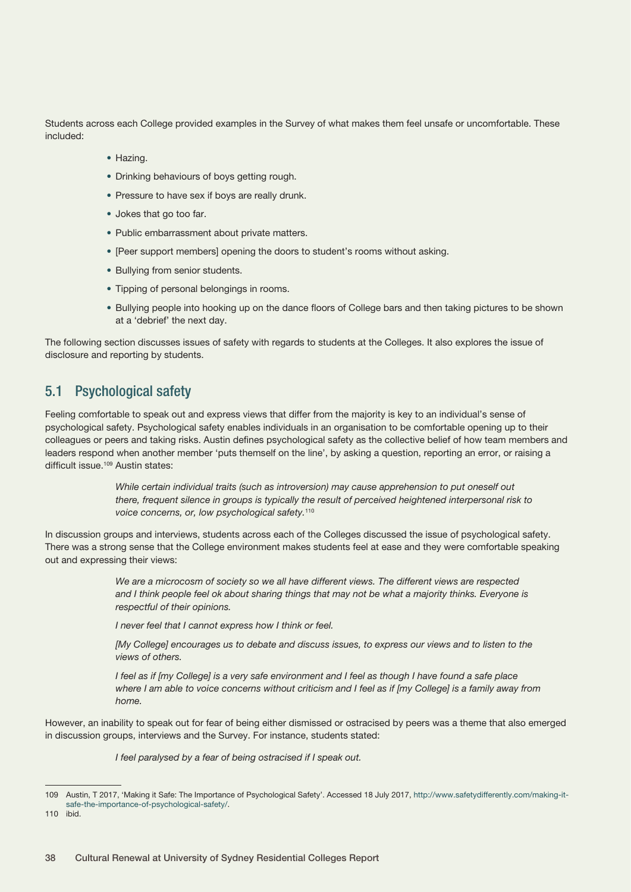Students across each College provided examples in the Survey of what makes them feel unsafe or uncomfortable. These included:

- Hazing.
- Drinking behaviours of boys getting rough.
- Pressure to have sex if boys are really drunk.
- Jokes that go too far.
- Public embarrassment about private matters.
- [Peer support members] opening the doors to student's rooms without asking.
- Bullying from senior students.
- Tipping of personal belongings in rooms.
- Bullying people into hooking up on the dance floors of College bars and then taking pictures to be shown at a 'debrief' the next day.

The following section discusses issues of safety with regards to students at the Colleges. It also explores the issue of disclosure and reporting by students.

## 5.1 Psychological safety

Feeling comfortable to speak out and express views that differ from the majority is key to an individual's sense of psychological safety. Psychological safety enables individuals in an organisation to be comfortable opening up to their colleagues or peers and taking risks. Austin defines psychological safety as the collective belief of how team members and leaders respond when another member 'puts themself on the line', by asking a question, reporting an error, or raising a difficult issue.[109] Austin states:

> *While certain individual traits (such as introversion) may cause apprehension to put oneself out there, frequent silence in groups is typically the result of perceived heightened interpersonal risk to voice concerns, or, low psychological safety.*[110]

In discussion groups and interviews, students across each of the Colleges discussed the issue of psychological safety. There was a strong sense that the College environment makes students feel at ease and they were comfortable speaking out and expressing their views:

> *We are a microcosm of society so we all have different views. The different views are respected and I think people feel ok about sharing things that may not be what a majority thinks. Everyone is respectful of their opinions.*
>
> *I never feel that I cannot express how I think or feel.*
>
> *[My College] encourages us to debate and discuss issues, to express our views and to listen to the views of others.*
>
> *I feel as if [my College] is a very safe environment and I feel as though I have found a safe place where I am able to voice concerns without criticism and I feel as if [my College] is a family away from home.*

However, an inability to speak out for fear of being either dismissed or ostracised by peers was a theme that also emerged in discussion groups, interviews and the Survey. For instance, students stated:

> *I feel paralysed by a fear of being ostracised if I speak out.*

---

109 Austin, T 2017, 'Making it Safe: The Importance of Psychological Safety'. Accessed 18 July 2017, http://www.safetydifferently.com/making-it-safe-the-importance-of-psychological-safety/.

110 ibid.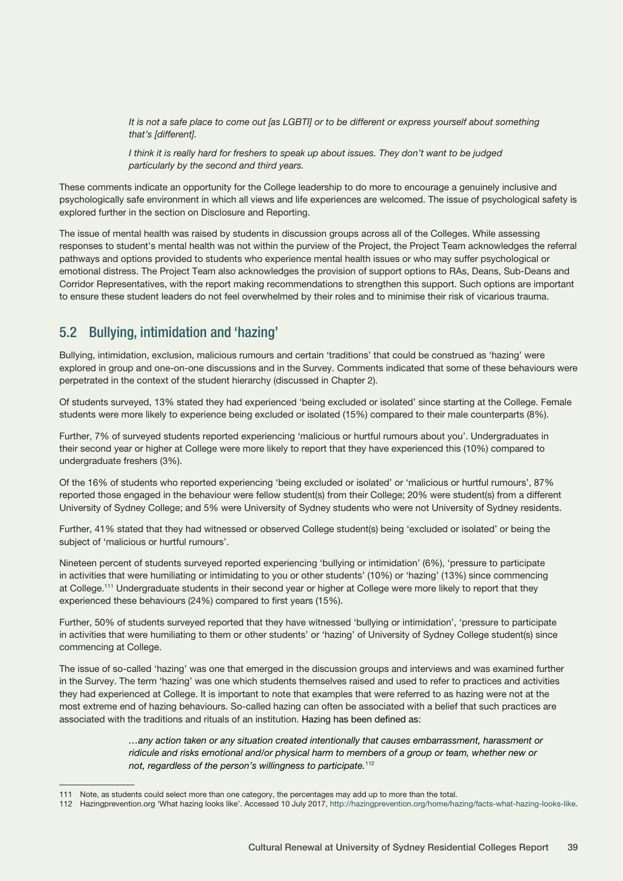*It is not a safe place to come out [as LGBTI] or to be different or express yourself about something that's [different].*

*I think it is really hard for freshers to speak up about issues. They don't want to be judged particularly by the second and third years.*

These comments indicate an opportunity for the College leadership to do more to encourage a genuinely inclusive and psychologically safe environment in which all views and life experiences are welcomed. The issue of psychological safety is explored further in the section on Disclosure and Reporting.

The issue of mental health was raised by students in discussion groups across all of the Colleges. While assessing responses to student's mental health was not within the purview of the Project, the Project Team acknowledges the referral pathways and options provided to students who experience mental health issues or who may suffer psychological or emotional distress. The Project Team also acknowledges the provision of support options to RAs, Deans, Sub-Deans and Corridor Representatives, with the report making recommendations to strengthen this support. Such options are important to ensure these student leaders do not feel overwhelmed by their roles and to minimise their risk of vicarious trauma.

## 5.2 Bullying, intimidation and 'hazing'

Bullying, intimidation, exclusion, malicious rumours and certain 'traditions' that could be construed as 'hazing' were explored in group and one-on-one discussions and in the Survey. Comments indicated that some of these behaviours were perpetrated in the context of the student hierarchy (discussed in Chapter 2).

Of students surveyed, 13% stated they had experienced 'being excluded or isolated' since starting at the College. Female students were more likely to experience being excluded or isolated (15%) compared to their male counterparts (8%).

Further, 7% of surveyed students reported experiencing 'malicious or hurtful rumours about you'. Undergraduates in their second year or higher at College were more likely to report that they have experienced this (10%) compared to undergraduate freshers (3%).

Of the 16% of students who reported experiencing 'being excluded or isolated' or 'malicious or hurtful rumours', 87% reported those engaged in the behaviour were fellow student(s) from their College; 20% were student(s) from a different University of Sydney College; and 5% were University of Sydney students who were not University of Sydney residents.

Further, 41% stated that they had witnessed or observed College student(s) being 'excluded or isolated' or being the subject of 'malicious or hurtful rumours'.

Nineteen percent of students surveyed reported experiencing 'bullying or intimidation' (6%), 'pressure to participate in activities that were humiliating or intimidating to you or other students' (10%) or 'hazing' (13%) since commencing at College.[111] Undergraduate students in their second year or higher at College were more likely to report that they experienced these behaviours (24%) compared to first years (15%).

Further, 50% of students surveyed reported that they have witnessed 'bullying or intimidation', 'pressure to participate in activities that were humiliating to them or other students' or 'hazing' of University of Sydney College student(s) since commencing at College.

The issue of so-called 'hazing' was one that emerged in the discussion groups and interviews and was examined further in the Survey. The term 'hazing' was one which students themselves raised and used to refer to practices and activities they had experienced at College. It is important to note that examples that were referred to as hazing were not at the most extreme end of hazing behaviours. So-called hazing can often be associated with a belief that such practices are associated with the traditions and rituals of an institution. Hazing has been defined as:

> *…any action taken or any situation created intentionally that causes embarrassment, harassment or ridicule and risks emotional and/or physical harm to members of a group or team, whether new or not, regardless of the person's willingness to participate.*[112]

---

111 Note, as students could select more than one category, the percentages may add up to more than the total.

112 Hazingprevention.org 'What hazing looks like'. Accessed 10 July 2017, http://hazingprevention.org/home/hazing/facts-what-hazing-looks-like.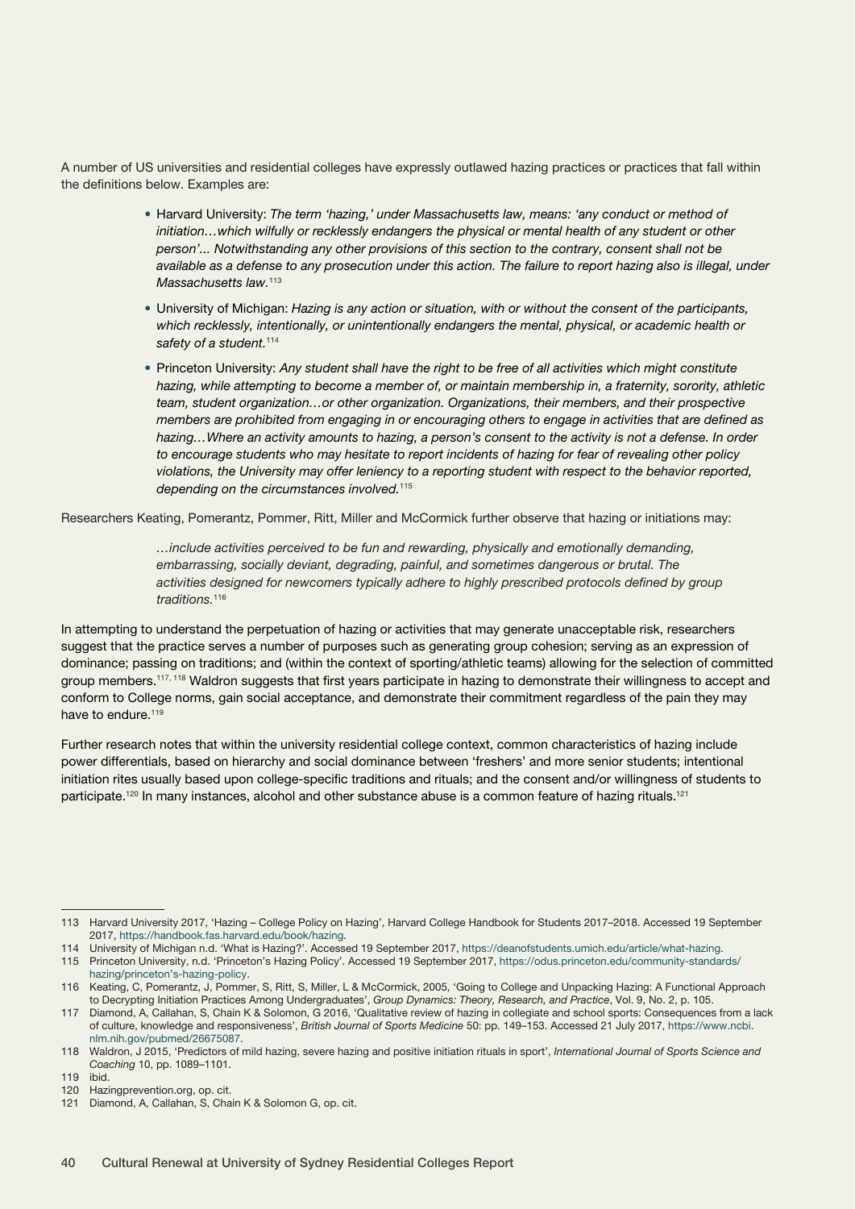A number of US universities and residential colleges have expressly outlawed hazing practices or practices that fall within the definitions below. Examples are:

- Harvard University: *The term 'hazing,' under Massachusetts law, means: 'any conduct or method of initiation…which wilfully or recklessly endangers the physical or mental health of any student or other person'... Notwithstanding any other provisions of this section to the contrary, consent shall not be available as a defense to any prosecution under this action. The failure to report hazing also is illegal, under Massachusetts law.*[113]
- University of Michigan: *Hazing is any action or situation, with or without the consent of the participants, which recklessly, intentionally, or unintentionally endangers the mental, physical, or academic health or safety of a student.*[114]
- Princeton University: *Any student shall have the right to be free of all activities which might constitute hazing, while attempting to become a member of, or maintain membership in, a fraternity, sorority, athletic team, student organization…or other organization. Organizations, their members, and their prospective members are prohibited from engaging in or encouraging others to engage in activities that are defined as hazing…Where an activity amounts to hazing, a person's consent to the activity is not a defense. In order to encourage students who may hesitate to report incidents of hazing for fear of revealing other policy violations, the University may offer leniency to a reporting student with respect to the behavior reported, depending on the circumstances involved.*[115]

Researchers Keating, Pomerantz, Pommer, Ritt, Miller and McCormick further observe that hazing or initiations may:

> *…include activities perceived to be fun and rewarding, physically and emotionally demanding, embarrassing, socially deviant, degrading, painful, and sometimes dangerous or brutal. The activities designed for newcomers typically adhere to highly prescribed protocols defined by group traditions.*[116]

In attempting to understand the perpetuation of hazing or activities that may generate unacceptable risk, researchers suggest that the practice serves a number of purposes such as generating group cohesion; serving as an expression of dominance; passing on traditions; and (within the context of sporting/athletic teams) allowing for the selection of committed group members.[117, 118] Waldron suggests that first years participate in hazing to demonstrate their willingness to accept and conform to College norms, gain social acceptance, and demonstrate their commitment regardless of the pain they may have to endure.[119]

Further research notes that within the university residential college context, common characteristics of hazing include power differentials, based on hierarchy and social dominance between 'freshers' and more senior students; intentional initiation rites usually based upon college-specific traditions and rituals; and the consent and/or willingness of students to participate.[120] In many instances, alcohol and other substance abuse is a common feature of hazing rituals.[121]

---

113 Harvard University 2017, 'Hazing – College Policy on Hazing', Harvard College Handbook for Students 2017–2018. Accessed 19 September 2017, https://handbook.fas.harvard.edu/book/hazing.

114 University of Michigan n.d. 'What is Hazing?'. Accessed 19 September 2017, https://deanofstudents.umich.edu/article/what-hazing.

115 Princeton University, n.d. 'Princeton's Hazing Policy'. Accessed 19 September 2017, https://odus.princeton.edu/community-standards/hazing/princeton's-hazing-policy.

116 Keating, C, Pomerantz, J, Pommer, S, Ritt, S, Miller, L & McCormick, 2005, 'Going to College and Unpacking Hazing: A Functional Approach to Decrypting Initiation Practices Among Undergraduates', *Group Dynamics: Theory, Research, and Practice*, Vol. 9, No. 2, p. 105.

117 Diamond, A, Callahan, S, Chain K & Solomon, G 2016, 'Qualitative review of hazing in collegiate and school sports: Consequences from a lack of culture, knowledge and responsiveness', *British Journal of Sports Medicine* 50: pp. 149–153. Accessed 21 July 2017, https://www.ncbi.nlm.nih.gov/pubmed/26675087.

118 Waldron, J 2015, 'Predictors of mild hazing, severe hazing and positive initiation rituals in sport', *International Journal of Sports Science and Coaching* 10, pp. 1089–1101.

119 ibid.

120 Hazingprevention.org, op. cit.

121 Diamond, A, Callahan, S, Chain K & Solomon G, op. cit.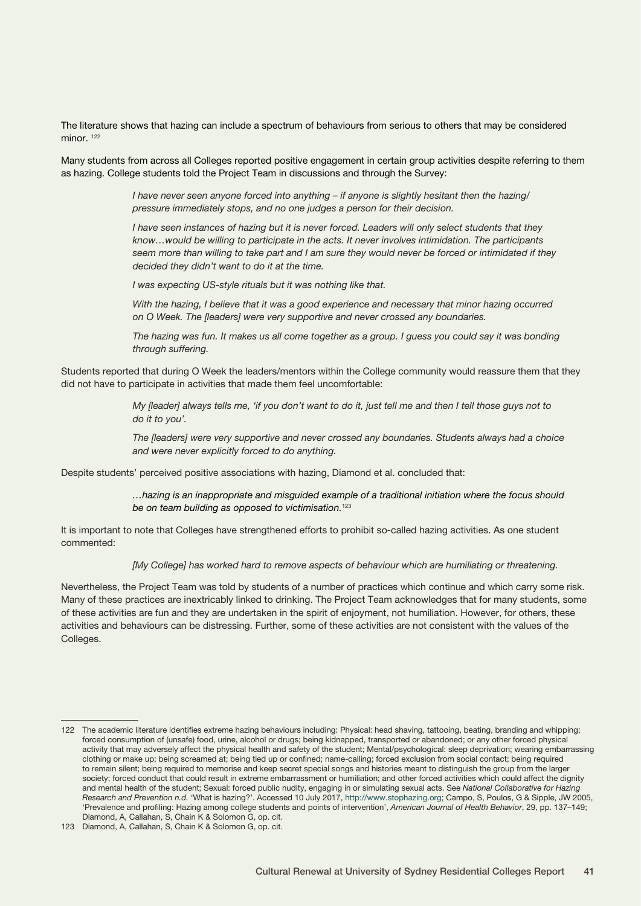The literature shows that hazing can include a spectrum of behaviours from serious to others that may be considered minor. [122]

Many students from across all Colleges reported positive engagement in certain group activities despite referring to them as hazing. College students told the Project Team in discussions and through the Survey:

> *I have never seen anyone forced into anything – if anyone is slightly hesitant then the hazing/pressure immediately stops, and no one judges a person for their decision.*
>
> *I have seen instances of hazing but it is never forced. Leaders will only select students that they know…would be willing to participate in the acts. It never involves intimidation. The participants seem more than willing to take part and I am sure they would never be forced or intimidated if they decided they didn't want to do it at the time.*
>
> *I was expecting US-style rituals but it was nothing like that.*
>
> *With the hazing, I believe that it was a good experience and necessary that minor hazing occurred on O Week. The [leaders] were very supportive and never crossed any boundaries.*
>
> *The hazing was fun. It makes us all come together as a group. I guess you could say it was bonding through suffering.*

Students reported that during O Week the leaders/mentors within the College community would reassure them that they did not have to participate in activities that made them feel uncomfortable:

> *My [leader] always tells me, 'if you don't want to do it, just tell me and then I tell those guys not to do it to you'.*
>
> *The [leaders] were very supportive and never crossed any boundaries. Students always had a choice and were never explicitly forced to do anything.*

Despite students' perceived positive associations with hazing, Diamond et al. concluded that:

> *…hazing is an inappropriate and misguided example of a traditional initiation where the focus should be on team building as opposed to victimisation.*[123]

It is important to note that Colleges have strengthened efforts to prohibit so-called hazing activities. As one student commented:

> *[My College] has worked hard to remove aspects of behaviour which are humiliating or threatening.*

Nevertheless, the Project Team was told by students of a number of practices which continue and which carry some risk. Many of these practices are inextricably linked to drinking. The Project Team acknowledges that for many students, some of these activities are fun and they are undertaken in the spirit of enjoyment, not humiliation. However, for others, these activities and behaviours can be distressing. Further, some of these activities are not consistent with the values of the Colleges.

---

122 The academic literature identifies extreme hazing behaviours including: Physical: head shaving, tattooing, beating, branding and whipping; forced consumption of (unsafe) food, urine, alcohol or drugs; being kidnapped, transported or abandoned; or any other forced physical activity that may adversely affect the physical health and safety of the student; Mental/psychological: sleep deprivation; wearing embarrassing clothing or make up; being screamed at; being tied up or confined; name-calling; forced exclusion from social contact; being required to remain silent; being required to memorise and keep secret special songs and histories meant to distinguish the group from the larger society; forced conduct that could result in extreme embarrassment or humiliation; and other forced activities which could affect the dignity and mental health of the student; Sexual: forced public nudity, engaging in or simulating sexual acts. See *National Collaborative for Hazing Research and Prevention n.d.* 'What is hazing?'. Accessed 10 July 2017, http://www.stophazing.org; Campo, S, Poulos, G & Sipple, JW 2005, 'Prevalence and profiling: Hazing among college students and points of intervention', *American Journal of Health Behavior*, 29, pp. 137–149; Diamond, A, Callahan, S, Chain K & Solomon G, op. cit.

123 Diamond, A, Callahan, S, Chain K & Solomon G, op. cit.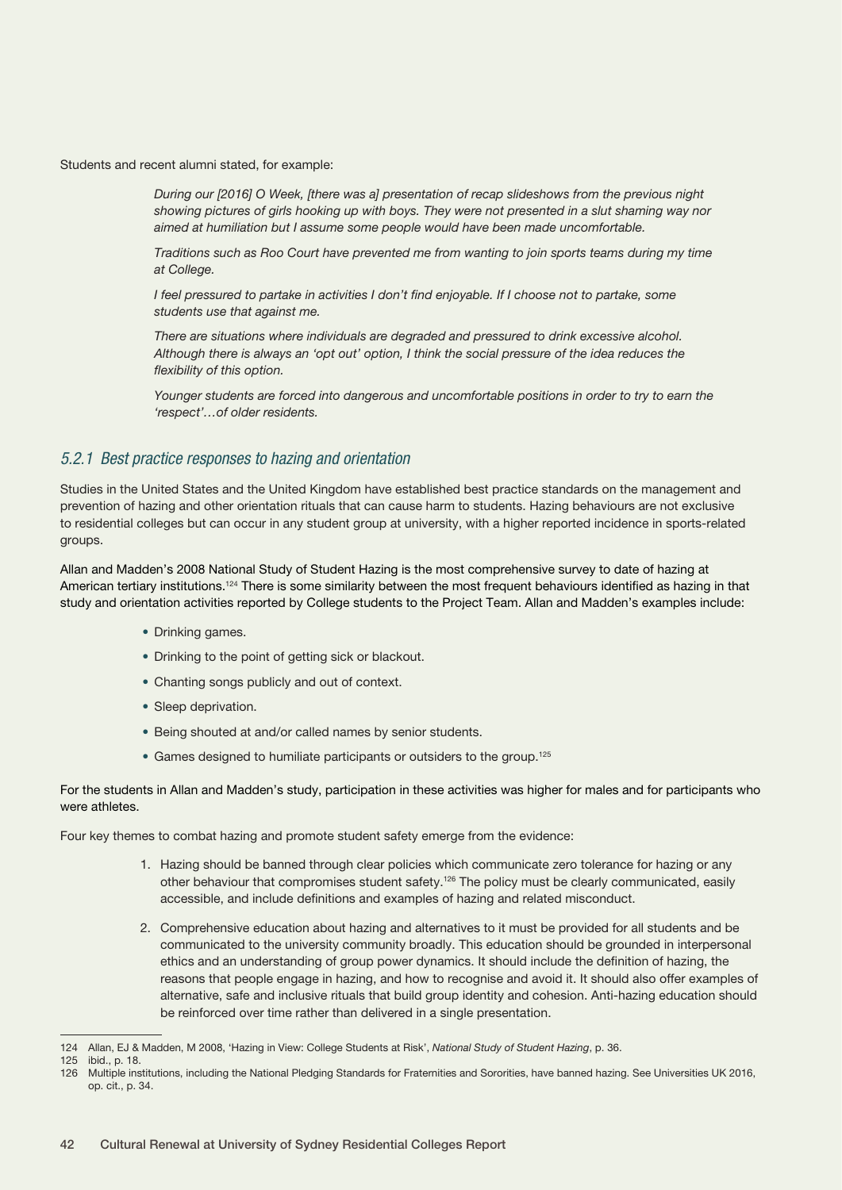Students and recent alumni stated, for example:

> *During our [2016] O Week, [there was a] presentation of recap slideshows from the previous night showing pictures of girls hooking up with boys. They were not presented in a slut shaming way nor aimed at humiliation but I assume some people would have been made uncomfortable.*
>
> *Traditions such as Roo Court have prevented me from wanting to join sports teams during my time at College.*
>
> *I feel pressured to partake in activities I don't find enjoyable. If I choose not to partake, some students use that against me.*
>
> *There are situations where individuals are degraded and pressured to drink excessive alcohol. Although there is always an 'opt out' option, I think the social pressure of the idea reduces the flexibility of this option.*
>
> *Younger students are forced into dangerous and uncomfortable positions in order to try to earn the 'respect'…of older residents.*

### *5.2.1 Best practice responses to hazing and orientation*

Studies in the United States and the United Kingdom have established best practice standards on the management and prevention of hazing and other orientation rituals that can cause harm to students. Hazing behaviours are not exclusive to residential colleges but can occur in any student group at university, with a higher reported incidence in sports-related groups.

Allan and Madden's 2008 National Study of Student Hazing is the most comprehensive survey to date of hazing at American tertiary institutions.[124] There is some similarity between the most frequent behaviours identified as hazing in that study and orientation activities reported by College students to the Project Team. Allan and Madden's examples include:

- Drinking games.
- Drinking to the point of getting sick or blackout.
- Chanting songs publicly and out of context.
- Sleep deprivation.
- Being shouted at and/or called names by senior students.
- Games designed to humiliate participants or outsiders to the group.[125]

For the students in Allan and Madden's study, participation in these activities was higher for males and for participants who were athletes.

Four key themes to combat hazing and promote student safety emerge from the evidence:

1. Hazing should be banned through clear policies which communicate zero tolerance for hazing or any other behaviour that compromises student safety.[126] The policy must be clearly communicated, easily accessible, and include definitions and examples of hazing and related misconduct.
2. Comprehensive education about hazing and alternatives to it must be provided for all students and be communicated to the university community broadly. This education should be grounded in interpersonal ethics and an understanding of group power dynamics. It should include the definition of hazing, the reasons that people engage in hazing, and how to recognise and avoid it. It should also offer examples of alternative, safe and inclusive rituals that build group identity and cohesion. Anti-hazing education should be reinforced over time rather than delivered in a single presentation.

---

124 Allan, EJ & Madden, M 2008, 'Hazing in View: College Students at Risk', *National Study of Student Hazing*, p. 36.

125 ibid., p. 18.

126 Multiple institutions, including the National Pledging Standards for Fraternities and Sororities, have banned hazing. See Universities UK 2016, op. cit., p. 34.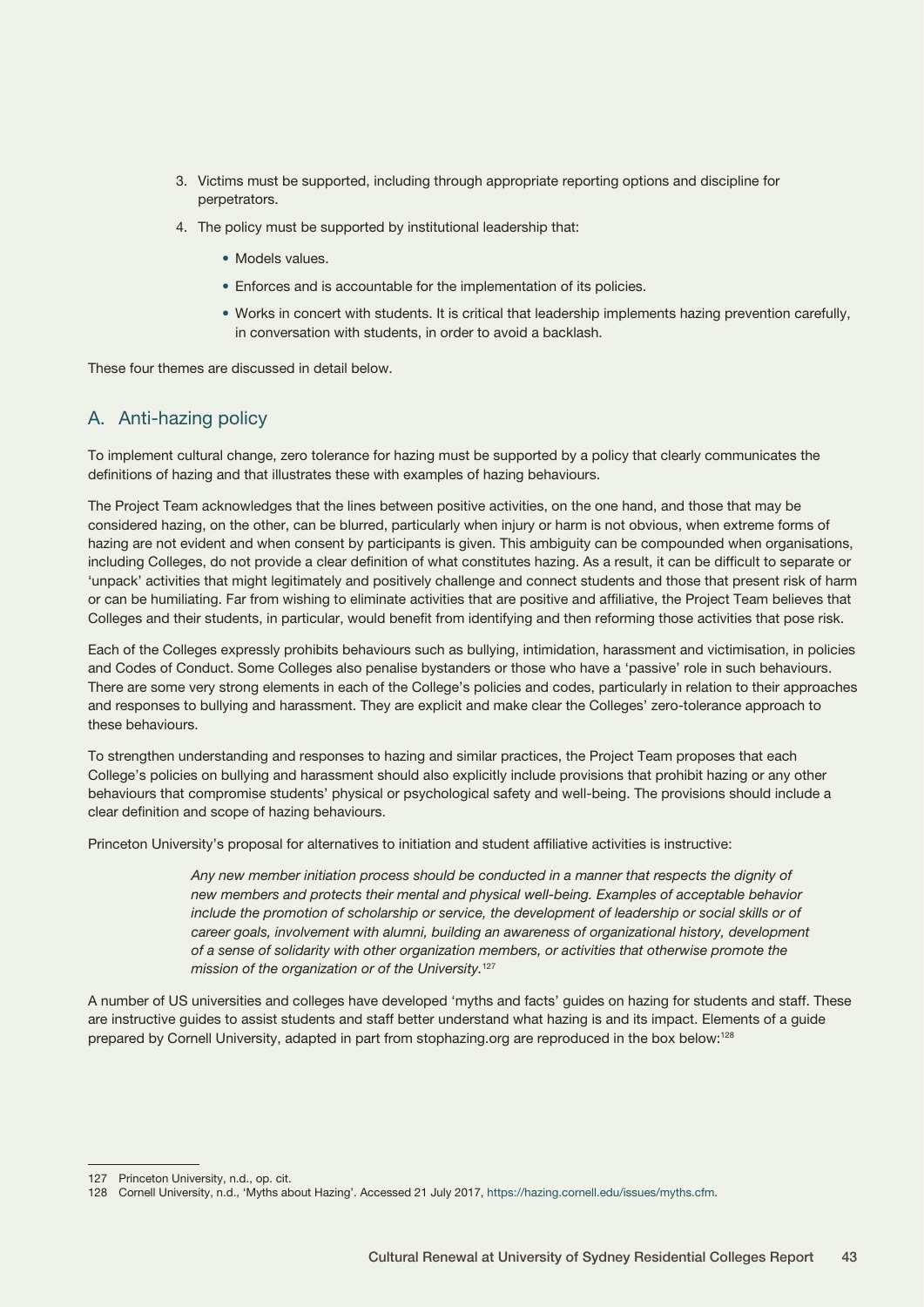3. Victims must be supported, including through appropriate reporting options and discipline for perpetrators.
4. The policy must be supported by institutional leadership that:
   - Models values.
   - Enforces and is accountable for the implementation of its policies.
   - Works in concert with students. It is critical that leadership implements hazing prevention carefully, in conversation with students, in order to avoid a backlash.

These four themes are discussed in detail below.

## A. Anti-hazing policy

To implement cultural change, zero tolerance for hazing must be supported by a policy that clearly communicates the definitions of hazing and that illustrates these with examples of hazing behaviours.

The Project Team acknowledges that the lines between positive activities, on the one hand, and those that may be considered hazing, on the other, can be blurred, particularly when injury or harm is not obvious, when extreme forms of hazing are not evident and when consent by participants is given. This ambiguity can be compounded when organisations, including Colleges, do not provide a clear definition of what constitutes hazing. As a result, it can be difficult to separate or 'unpack' activities that might legitimately and positively challenge and connect students and those that present risk of harm or can be humiliating. Far from wishing to eliminate activities that are positive and affiliative, the Project Team believes that Colleges and their students, in particular, would benefit from identifying and then reforming those activities that pose risk.

Each of the Colleges expressly prohibits behaviours such as bullying, intimidation, harassment and victimisation, in policies and Codes of Conduct. Some Colleges also penalise bystanders or those who have a 'passive' role in such behaviours. There are some very strong elements in each of the College's policies and codes, particularly in relation to their approaches and responses to bullying and harassment. They are explicit and make clear the Colleges' zero-tolerance approach to these behaviours.

To strengthen understanding and responses to hazing and similar practices, the Project Team proposes that each College's policies on bullying and harassment should also explicitly include provisions that prohibit hazing or any other behaviours that compromise students' physical or psychological safety and well-being. The provisions should include a clear definition and scope of hazing behaviours.

Princeton University's proposal for alternatives to initiation and student affiliative activities is instructive:

> *Any new member initiation process should be conducted in a manner that respects the dignity of new members and protects their mental and physical well-being. Examples of acceptable behavior include the promotion of scholarship or service, the development of leadership or social skills or of career goals, involvement with alumni, building an awareness of organizational history, development of a sense of solidarity with other organization members, or activities that otherwise promote the mission of the organization or of the University.*[127]

A number of US universities and colleges have developed 'myths and facts' guides on hazing for students and staff. These are instructive guides to assist students and staff better understand what hazing is and its impact. Elements of a guide prepared by Cornell University, adapted in part from stophazing.org are reproduced in the box below:[128]

---

127 Princeton University, n.d., op. cit.

128 Cornell University, n.d., 'Myths about Hazing'. Accessed 21 July 2017, https://hazing.cornell.edu/issues/myths.cfm.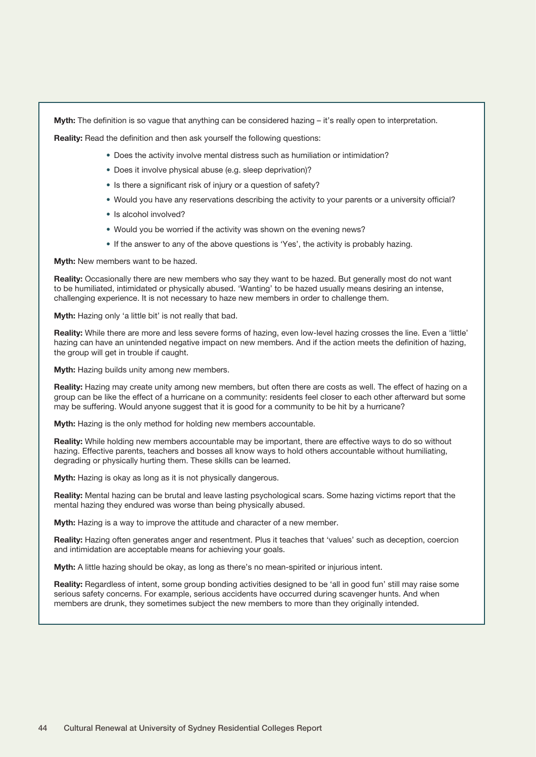**Myth:** The definition is so vague that anything can be considered hazing – it's really open to interpretation.

**Reality:** Read the definition and then ask yourself the following questions:

- Does the activity involve mental distress such as humiliation or intimidation?
- Does it involve physical abuse (e.g. sleep deprivation)?
- Is there a significant risk of injury or a question of safety?
- Would you have any reservations describing the activity to your parents or a university official?
- Is alcohol involved?
- Would you be worried if the activity was shown on the evening news?
- If the answer to any of the above questions is 'Yes', the activity is probably hazing.

**Myth:** New members want to be hazed.

**Reality:** Occasionally there are new members who say they want to be hazed. But generally most do not want to be humiliated, intimidated or physically abused. 'Wanting' to be hazed usually means desiring an intense, challenging experience. It is not necessary to haze new members in order to challenge them.

**Myth:** Hazing only 'a little bit' is not really that bad.

**Reality:** While there are more and less severe forms of hazing, even low-level hazing crosses the line. Even a 'little' hazing can have an unintended negative impact on new members. And if the action meets the definition of hazing, the group will get in trouble if caught.

**Myth:** Hazing builds unity among new members.

**Reality:** Hazing may create unity among new members, but often there are costs as well. The effect of hazing on a group can be like the effect of a hurricane on a community: residents feel closer to each other afterward but some may be suffering. Would anyone suggest that it is good for a community to be hit by a hurricane?

**Myth:** Hazing is the only method for holding new members accountable.

**Reality:** While holding new members accountable may be important, there are effective ways to do so without hazing. Effective parents, teachers and bosses all know ways to hold others accountable without humiliating, degrading or physically hurting them. These skills can be learned.

**Myth:** Hazing is okay as long as it is not physically dangerous.

**Reality:** Mental hazing can be brutal and leave lasting psychological scars. Some hazing victims report that the mental hazing they endured was worse than being physically abused.

**Myth:** Hazing is a way to improve the attitude and character of a new member.

**Reality:** Hazing often generates anger and resentment. Plus it teaches that 'values' such as deception, coercion and intimidation are acceptable means for achieving your goals.

**Myth:** A little hazing should be okay, as long as there's no mean-spirited or injurious intent.

**Reality:** Regardless of intent, some group bonding activities designed to be 'all in good fun' still may raise some serious safety concerns. For example, serious accidents have occurred during scavenger hunts. And when members are drunk, they sometimes subject the new members to more than they originally intended.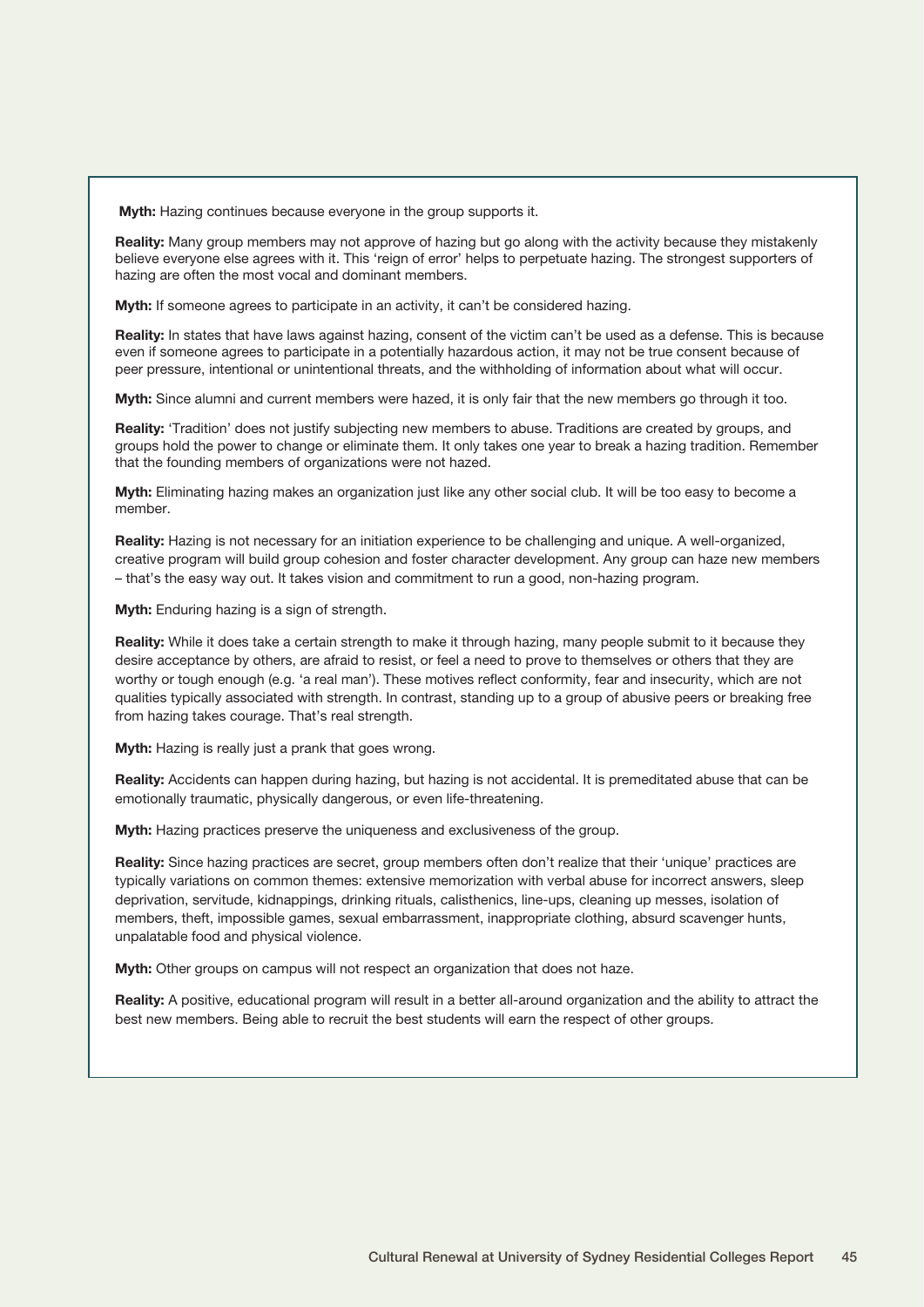**Myth:** Hazing continues because everyone in the group supports it.

**Reality:** Many group members may not approve of hazing but go along with the activity because they mistakenly believe everyone else agrees with it. This 'reign of error' helps to perpetuate hazing. The strongest supporters of hazing are often the most vocal and dominant members.

**Myth:** If someone agrees to participate in an activity, it can't be considered hazing.

**Reality:** In states that have laws against hazing, consent of the victim can't be used as a defense. This is because even if someone agrees to participate in a potentially hazardous action, it may not be true consent because of peer pressure, intentional or unintentional threats, and the withholding of information about what will occur.

**Myth:** Since alumni and current members were hazed, it is only fair that the new members go through it too.

**Reality:** 'Tradition' does not justify subjecting new members to abuse. Traditions are created by groups, and groups hold the power to change or eliminate them. It only takes one year to break a hazing tradition. Remember that the founding members of organizations were not hazed.

**Myth:** Eliminating hazing makes an organization just like any other social club. It will be too easy to become a member.

**Reality:** Hazing is not necessary for an initiation experience to be challenging and unique. A well-organized, creative program will build group cohesion and foster character development. Any group can haze new members – that's the easy way out. It takes vision and commitment to run a good, non-hazing program.

**Myth:** Enduring hazing is a sign of strength.

**Reality:** While it does take a certain strength to make it through hazing, many people submit to it because they desire acceptance by others, are afraid to resist, or feel a need to prove to themselves or others that they are worthy or tough enough (e.g. 'a real man'). These motives reflect conformity, fear and insecurity, which are not qualities typically associated with strength. In contrast, standing up to a group of abusive peers or breaking free from hazing takes courage. That's real strength.

**Myth:** Hazing is really just a prank that goes wrong.

**Reality:** Accidents can happen during hazing, but hazing is not accidental. It is premeditated abuse that can be emotionally traumatic, physically dangerous, or even life-threatening.

**Myth:** Hazing practices preserve the uniqueness and exclusiveness of the group.

**Reality:** Since hazing practices are secret, group members often don't realize that their 'unique' practices are typically variations on common themes: extensive memorization with verbal abuse for incorrect answers, sleep deprivation, servitude, kidnappings, drinking rituals, calisthenics, line-ups, cleaning up messes, isolation of members, theft, impossible games, sexual embarrassment, inappropriate clothing, absurd scavenger hunts, unpalatable food and physical violence.

**Myth:** Other groups on campus will not respect an organization that does not haze.

**Reality:** A positive, educational program will result in a better all-around organization and the ability to attract the best new members. Being able to recruit the best students will earn the respect of other groups.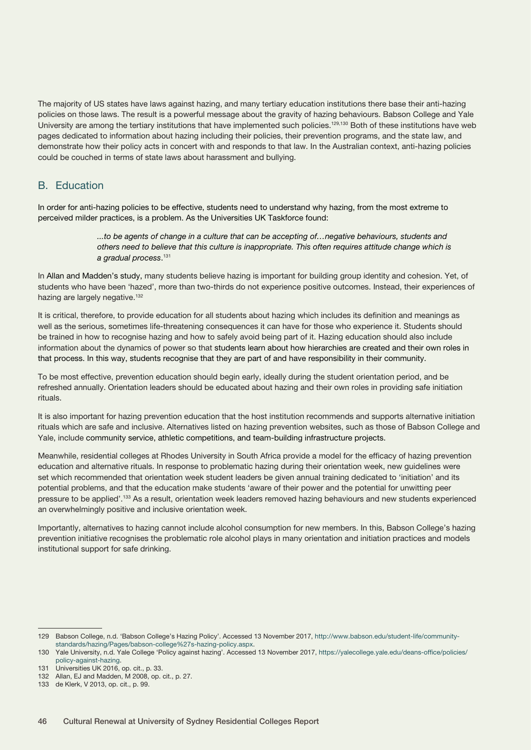The majority of US states have laws against hazing, and many tertiary education institutions there base their anti-hazing policies on those laws. The result is a powerful message about the gravity of hazing behaviours. Babson College and Yale University are among the tertiary institutions that have implemented such policies.[129,130] Both of these institutions have web pages dedicated to information about hazing including their policies, their prevention programs, and the state law, and demonstrate how their policy acts in concert with and responds to that law. In the Australian context, anti-hazing policies could be couched in terms of state laws about harassment and bullying.

## B. Education

In order for anti-hazing policies to be effective, students need to understand why hazing, from the most extreme to perceived milder practices, is a problem. As the Universities UK Taskforce found:

> *...to be agents of change in a culture that can be accepting of…negative behaviours, students and others need to believe that this culture is inappropriate. This often requires attitude change which is a gradual process.*[131]

In Allan and Madden's study, many students believe hazing is important for building group identity and cohesion. Yet, of students who have been 'hazed', more than two-thirds do not experience positive outcomes. Instead, their experiences of hazing are largely negative.[132]

It is critical, therefore, to provide education for all students about hazing which includes its definition and meanings as well as the serious, sometimes life-threatening consequences it can have for those who experience it. Students should be trained in how to recognise hazing and how to safely avoid being part of it. Hazing education should also include information about the dynamics of power so that students learn about how hierarchies are created and their own roles in that process. In this way, students recognise that they are part of and have responsibility in their community.

To be most effective, prevention education should begin early, ideally during the student orientation period, and be refreshed annually. Orientation leaders should be educated about hazing and their own roles in providing safe initiation rituals.

It is also important for hazing prevention education that the host institution recommends and supports alternative initiation rituals which are safe and inclusive. Alternatives listed on hazing prevention websites, such as those of Babson College and Yale, include community service, athletic competitions, and team-building infrastructure projects.

Meanwhile, residential colleges at Rhodes University in South Africa provide a model for the efficacy of hazing prevention education and alternative rituals. In response to problematic hazing during their orientation week, new guidelines were set which recommended that orientation week student leaders be given annual training dedicated to 'initiation' and its potential problems, and that the education make students 'aware of their power and the potential for unwitting peer pressure to be applied'.[133] As a result, orientation week leaders removed hazing behaviours and new students experienced an overwhelmingly positive and inclusive orientation week.

Importantly, alternatives to hazing cannot include alcohol consumption for new members. In this, Babson College's hazing prevention initiative recognises the problematic role alcohol plays in many orientation and initiation practices and models institutional support for safe drinking.

---

129 Babson College, n.d. 'Babson College's Hazing Policy'. Accessed 13 November 2017, http://www.babson.edu/student-life/community-standards/hazing/Pages/babson-college%27s-hazing-policy.aspx.

130 Yale University, n.d. Yale College 'Policy against hazing'. Accessed 13 November 2017, https://yalecollege.yale.edu/deans-office/policies/policy-against-hazing.

131 Universities UK 2016, op. cit., p. 33.

132 Allan, EJ and Madden, M 2008, op. cit., p. 27.

133 de Klerk, V 2013, op. cit., p. 99.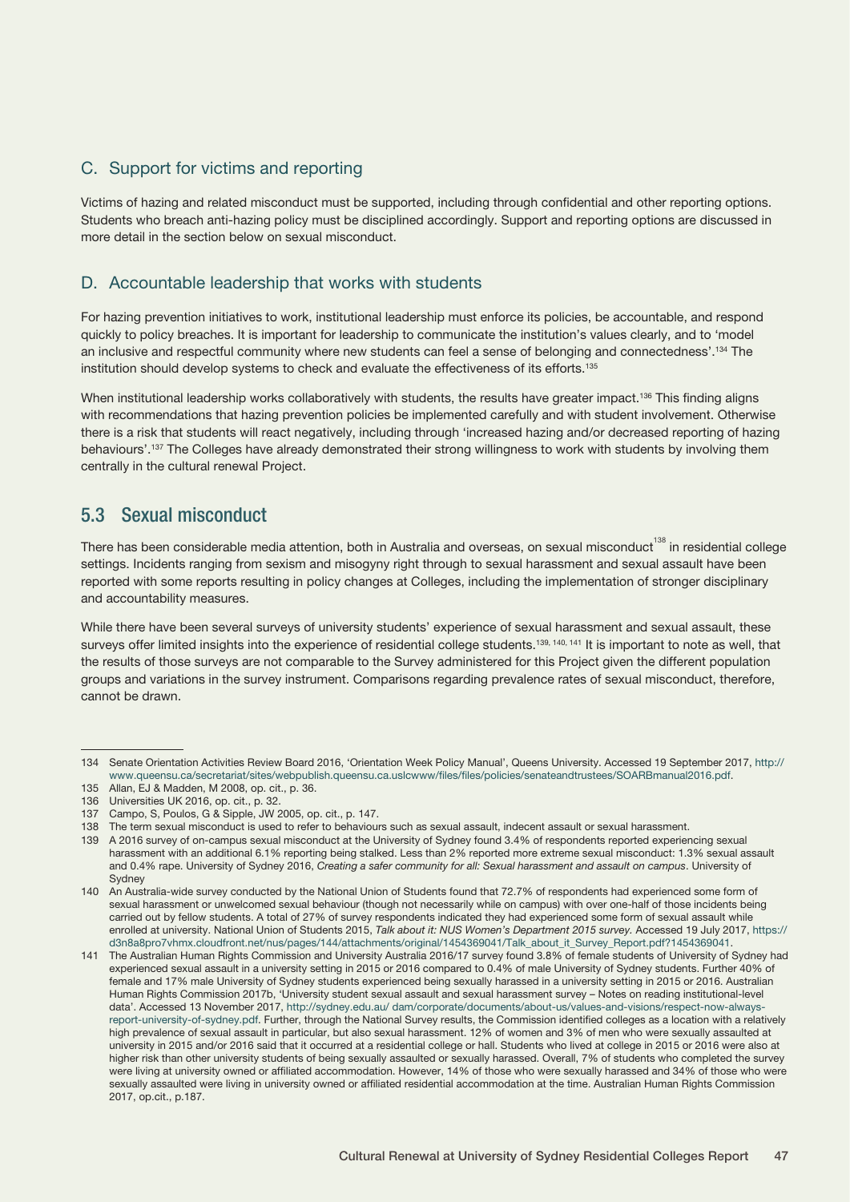### C. Support for victims and reporting

Victims of hazing and related misconduct must be supported, including through confidential and other reporting options. Students who breach anti-hazing policy must be disciplined accordingly. Support and reporting options are discussed in more detail in the section below on sexual misconduct.

### D. Accountable leadership that works with students

For hazing prevention initiatives to work, institutional leadership must enforce its policies, be accountable, and respond quickly to policy breaches. It is important for leadership to communicate the institution's values clearly, and to 'model an inclusive and respectful community where new students can feel a sense of belonging and connectedness'.[134] The institution should develop systems to check and evaluate the effectiveness of its efforts.[135]

When institutional leadership works collaboratively with students, the results have greater impact.[136] This finding aligns with recommendations that hazing prevention policies be implemented carefully and with student involvement. Otherwise there is a risk that students will react negatively, including through 'increased hazing and/or decreased reporting of hazing behaviours'.[137] The Colleges have already demonstrated their strong willingness to work with students by involving them centrally in the cultural renewal Project.

## 5.3 Sexual misconduct

There has been considerable media attention, both in Australia and overseas, on sexual misconduct[138] in residential college settings. Incidents ranging from sexism and misogyny right through to sexual harassment and sexual assault have been reported with some reports resulting in policy changes at Colleges, including the implementation of stronger disciplinary and accountability measures.

While there have been several surveys of university students' experience of sexual harassment and sexual assault, these surveys offer limited insights into the experience of residential college students.[139, 140, 141] It is important to note as well, that the results of those surveys are not comparable to the Survey administered for this Project given the different population groups and variations in the survey instrument. Comparisons regarding prevalence rates of sexual misconduct, therefore, cannot be drawn.

---

134 Senate Orientation Activities Review Board 2016, 'Orientation Week Policy Manual', Queens University. Accessed 19 September 2017, http://www.queensu.ca/secretariat/sites/webpublish.queensu.ca.uslcwww/files/files/policies/senateandtrustees/SOARBmanual2016.pdf.

135 Allan, EJ & Madden, M 2008, op. cit., p. 36.

136 Universities UK 2016, op. cit., p. 32.

137 Campo, S, Poulos, G & Sipple, JW 2005, op. cit., p. 147.

138 The term sexual misconduct is used to refer to behaviours such as sexual assault, indecent assault or sexual harassment.

139 A 2016 survey of on-campus sexual misconduct at the University of Sydney found 3.4% of respondents reported experiencing sexual harassment with an additional 6.1% reporting being stalked. Less than 2% reported more extreme sexual misconduct: 1.3% sexual assault and 0.4% rape. University of Sydney 2016, *Creating a safer community for all: Sexual harassment and assault on campus*. University of Sydney

140 An Australia-wide survey conducted by the National Union of Students found that 72.7% of respondents had experienced some form of sexual harassment or unwelcomed sexual behaviour (though not necessarily while on campus) with over one-half of those incidents being carried out by fellow students. A total of 27% of survey respondents indicated they had experienced some form of sexual assault while enrolled at university. National Union of Students 2015, *Talk about it: NUS Women's Department 2015 survey.* Accessed 19 July 2017, https://d3n8a8pro7vhmx.cloudfront.net/nus/pages/144/attachments/original/1454369041/Talk_about_it_Survey_Report.pdf?1454369041.

141 The Australian Human Rights Commission and University Australia 2016/17 survey found 3.8% of female students of University of Sydney had experienced sexual assault in a university setting in 2015 or 2016 compared to 0.4% of male University of Sydney students. Further 40% of female and 17% male University of Sydney students experienced being sexually harassed in a university setting in 2015 or 2016. Australian Human Rights Commission 2017b, 'University student sexual assault and sexual harassment survey – Notes on reading institutional-level data'. Accessed 13 November 2017, http://sydney.edu.au/ dam/corporate/documents/about-us/values-and-visions/respect-now-always-report-university-of-sydney.pdf. Further, through the National Survey results, the Commission identified colleges as a location with a relatively high prevalence of sexual assault in particular, but also sexual harassment. 12% of women and 3% of men who were sexually assaulted at university in 2015 and/or 2016 said that it occurred at a residential college or hall. Students who lived at college in 2015 or 2016 were also at higher risk than other university students of being sexually assaulted or sexually harassed. Overall, 7% of students who completed the survey were living at university owned or affiliated accommodation. However, 14% of those who were sexually harassed and 34% of those who were sexually assaulted were living in university owned or affiliated residential accommodation at the time. Australian Human Rights Commission 2017, op.cit., p.187.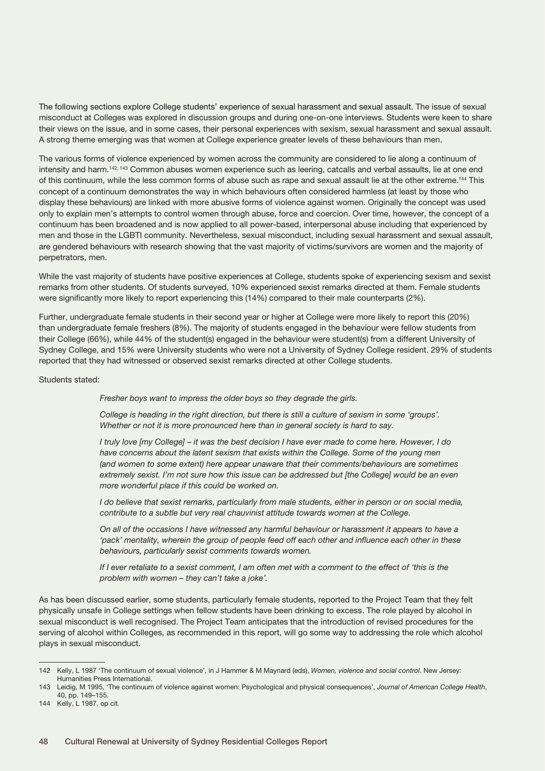The following sections explore College students' experience of sexual harassment and sexual assault. The issue of sexual misconduct at Colleges was explored in discussion groups and during one-on-one interviews. Students were keen to share their views on the issue, and in some cases, their personal experiences with sexism, sexual harassment and sexual assault. A strong theme emerging was that women at College experience greater levels of these behaviours than men.

The various forms of violence experienced by women across the community are considered to lie along a continuum of intensity and harm.[142, 143] Common abuses women experience such as leering, catcalls and verbal assaults, lie at one end of this continuum, while the less common forms of abuse such as rape and sexual assault lie at the other extreme.[144] This concept of a continuum demonstrates the way in which behaviours often considered harmless (at least by those who display these behaviours) are linked with more abusive forms of violence against women. Originally the concept was used only to explain men's attempts to control women through abuse, force and coercion. Over time, however, the concept of a continuum has been broadened and is now applied to all power-based, interpersonal abuse including that experienced by men and those in the LGBTI community. Nevertheless, sexual misconduct, including sexual harassment and sexual assault, are gendered behaviours with research showing that the vast majority of victims/survivors are women and the majority of perpetrators, men.

While the vast majority of students have positive experiences at College, students spoke of experiencing sexism and sexist remarks from other students. Of students surveyed, 10% experienced sexist remarks directed at them. Female students were significantly more likely to report experiencing this (14%) compared to their male counterparts (2%).

Further, undergraduate female students in their second year or higher at College were more likely to report this (20%) than undergraduate female freshers (8%). The majority of students engaged in the behaviour were fellow students from their College (66%), while 44% of the student(s) engaged in the behaviour were student(s) from a different University of Sydney College, and 15% were University students who were not a University of Sydney College resident. 29% of students reported that they had witnessed or observed sexist remarks directed at other College students.

Students stated:

> *Fresher boys want to impress the older boys so they degrade the girls.*
>
> *College is heading in the right direction, but there is still a culture of sexism in some 'groups'. Whether or not it is more pronounced here than in general society is hard to say.*
>
> *I truly love [my College] – it was the best decision I have ever made to come here. However, I do have concerns about the latent sexism that exists within the College. Some of the young men (and women to some extent) here appear unaware that their comments/behaviours are sometimes extremely sexist. I'm not sure how this issue can be addressed but [the College] would be an even more wonderful place if this could be worked on.*
>
> *I do believe that sexist remarks, particularly from male students, either in person or on social media, contribute to a subtle but very real chauvinist attitude towards women at the College.*
>
> *On all of the occasions I have witnessed any harmful behaviour or harassment it appears to have a 'pack' mentality, wherein the group of people feed off each other and influence each other in these behaviours, particularly sexist comments towards women.*
>
> *If I ever retaliate to a sexist comment, I am often met with a comment to the effect of 'this is the problem with women – they can't take a joke'.*

As has been discussed earlier, some students, particularly female students, reported to the Project Team that they felt physically unsafe in College settings when fellow students have been drinking to excess. The role played by alcohol in sexual misconduct is well recognised. The Project Team anticipates that the introduction of revised procedures for the serving of alcohol within Colleges, as recommended in this report, will go some way to addressing the role which alcohol plays in sexual misconduct.

---

142 Kelly, L 1987 'The continuum of sexual violence', in J Hammer & M Maynard (eds), *Women, violence and social control*. New Jersey: Humanities Press International.

143 Leidig, M 1995, 'The continuum of violence against women: Psychological and physical consequences', *Journal of American College Health*, 40, pp. 149–155.

144 Kelly, L 1987, op cit.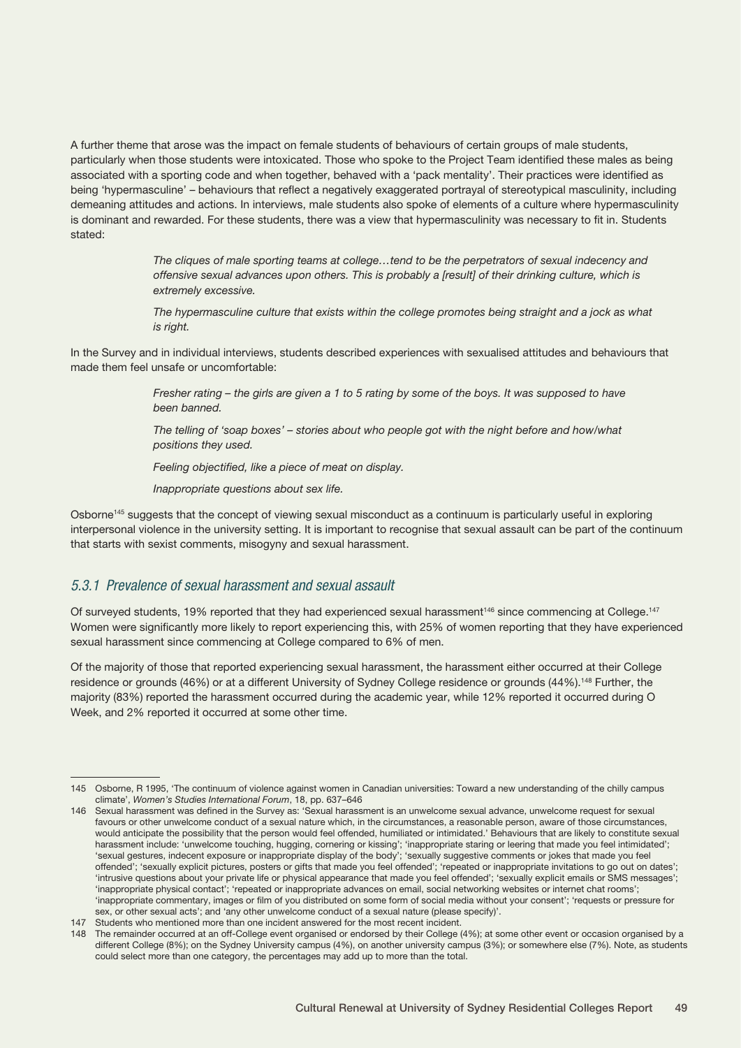A further theme that arose was the impact on female students of behaviours of certain groups of male students, particularly when those students were intoxicated. Those who spoke to the Project Team identified these males as being associated with a sporting code and when together, behaved with a 'pack mentality'. Their practices were identified as being 'hypermasculine' – behaviours that reflect a negatively exaggerated portrayal of stereotypical masculinity, including demeaning attitudes and actions. In interviews, male students also spoke of elements of a culture where hypermasculinity is dominant and rewarded. For these students, there was a view that hypermasculinity was necessary to fit in. Students stated:

> *The cliques of male sporting teams at college…tend to be the perpetrators of sexual indecency and offensive sexual advances upon others. This is probably a [result] of their drinking culture, which is extremely excessive.*
>
> *The hypermasculine culture that exists within the college promotes being straight and a jock as what is right.*

In the Survey and in individual interviews, students described experiences with sexualised attitudes and behaviours that made them feel unsafe or uncomfortable:

> *Fresher rating – the girls are given a 1 to 5 rating by some of the boys. It was supposed to have been banned.*
>
> *The telling of 'soap boxes' – stories about who people got with the night before and how/what positions they used.*
>
> *Feeling objectified, like a piece of meat on display.*
>
> *Inappropriate questions about sex life.*

Osborne[145] suggests that the concept of viewing sexual misconduct as a continuum is particularly useful in exploring interpersonal violence in the university setting. It is important to recognise that sexual assault can be part of the continuum that starts with sexist comments, misogyny and sexual harassment.

### *5.3.1 Prevalence of sexual harassment and sexual assault*

Of surveyed students, 19% reported that they had experienced sexual harassment[146] since commencing at College.[147] Women were significantly more likely to report experiencing this, with 25% of women reporting that they have experienced sexual harassment since commencing at College compared to 6% of men.

Of the majority of those that reported experiencing sexual harassment, the harassment either occurred at their College residence or grounds (46%) or at a different University of Sydney College residence or grounds (44%).[148] Further, the majority (83%) reported the harassment occurred during the academic year, while 12% reported it occurred during O Week, and 2% reported it occurred at some other time.

---

145 Osborne, R 1995, 'The continuum of violence against women in Canadian universities: Toward a new understanding of the chilly campus climate', *Women's Studies International Forum*, 18, pp. 637–646

146 Sexual harassment was defined in the Survey as: 'Sexual harassment is an unwelcome sexual advance, unwelcome request for sexual favours or other unwelcome conduct of a sexual nature which, in the circumstances, a reasonable person, aware of those circumstances, would anticipate the possibility that the person would feel offended, humiliated or intimidated.' Behaviours that are likely to constitute sexual harassment include: 'unwelcome touching, hugging, cornering or kissing'; 'inappropriate staring or leering that made you feel intimidated'; 'sexual gestures, indecent exposure or inappropriate display of the body'; 'sexually suggestive comments or jokes that made you feel offended'; 'sexually explicit pictures, posters or gifts that made you feel offended'; 'repeated or inappropriate invitations to go out on dates'; 'intrusive questions about your private life or physical appearance that made you feel offended'; 'sexually explicit emails or SMS messages'; 'inappropriate physical contact'; 'repeated or inappropriate advances on email, social networking websites or internet chat rooms'; 'inappropriate commentary, images or film of you distributed on some form of social media without your consent'; 'requests or pressure for sex, or other sexual acts'; and 'any other unwelcome conduct of a sexual nature (please specify)'.

147 Students who mentioned more than one incident answered for the most recent incident.

148 The remainder occurred at an off-College event organised or endorsed by their College (4%); at some other event or occasion organised by a different College (8%); on the Sydney University campus (4%), on another university campus (3%); or somewhere else (7%). Note, as students could select more than one category, the percentages may add up to more than the total.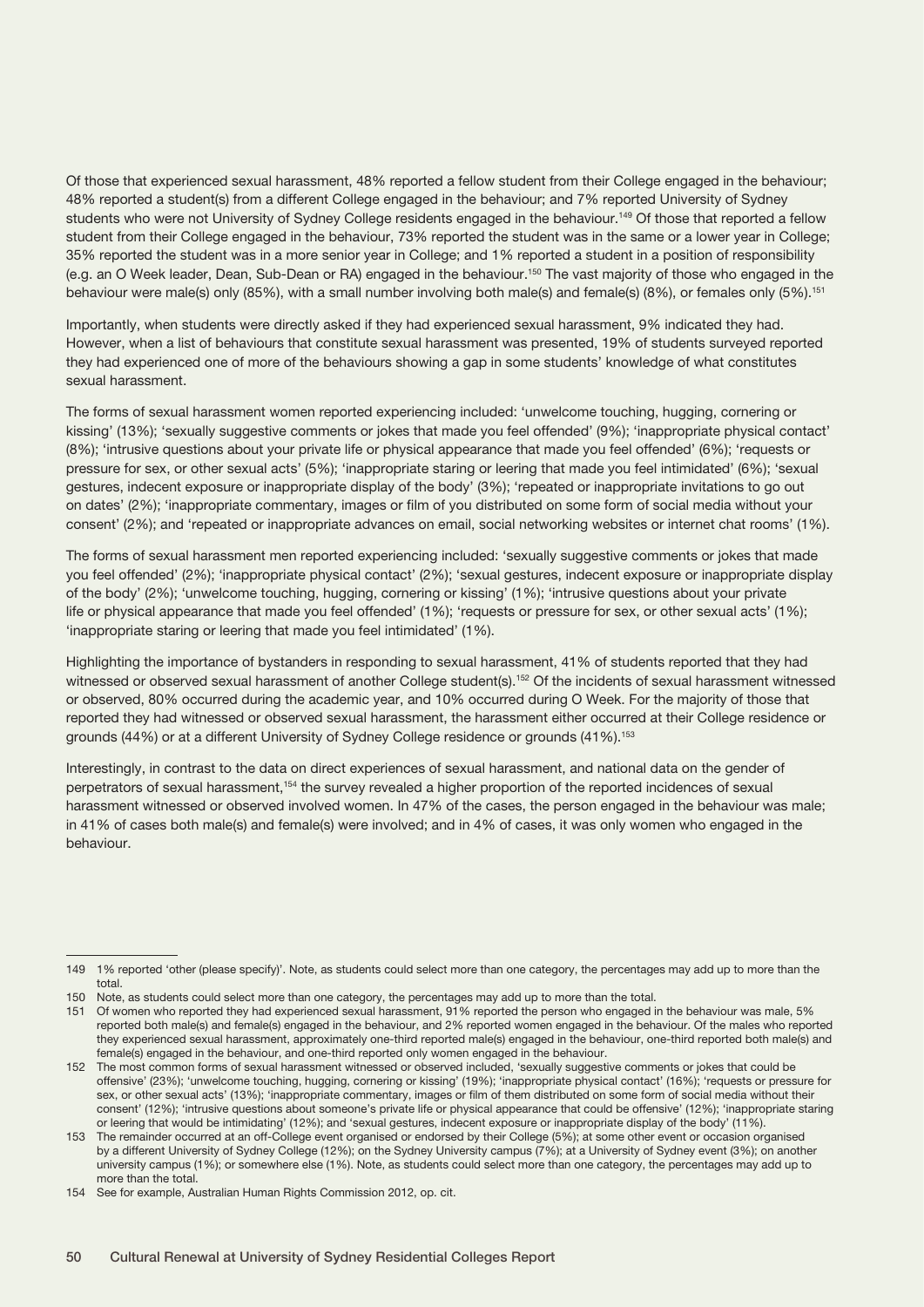Of those that experienced sexual harassment, 48% reported a fellow student from their College engaged in the behaviour; 48% reported a student(s) from a different College engaged in the behaviour; and 7% reported University of Sydney students who were not University of Sydney College residents engaged in the behaviour.[149] Of those that reported a fellow student from their College engaged in the behaviour, 73% reported the student was in the same or a lower year in College; 35% reported the student was in a more senior year in College; and 1% reported a student in a position of responsibility (e.g. an O Week leader, Dean, Sub-Dean or RA) engaged in the behaviour.[150] The vast majority of those who engaged in the behaviour were male(s) only (85%), with a small number involving both male(s) and female(s) (8%), or females only (5%).[151]

Importantly, when students were directly asked if they had experienced sexual harassment, 9% indicated they had. However, when a list of behaviours that constitute sexual harassment was presented, 19% of students surveyed reported they had experienced one of more of the behaviours showing a gap in some students' knowledge of what constitutes sexual harassment.

The forms of sexual harassment women reported experiencing included: 'unwelcome touching, hugging, cornering or kissing' (13%); 'sexually suggestive comments or jokes that made you feel offended' (9%); 'inappropriate physical contact' (8%); 'intrusive questions about your private life or physical appearance that made you feel offended' (6%); 'requests or pressure for sex, or other sexual acts' (5%); 'inappropriate staring or leering that made you feel intimidated' (6%); 'sexual gestures, indecent exposure or inappropriate display of the body' (3%); 'repeated or inappropriate invitations to go out on dates' (2%); 'inappropriate commentary, images or film of you distributed on some form of social media without your consent' (2%); and 'repeated or inappropriate advances on email, social networking websites or internet chat rooms' (1%).

The forms of sexual harassment men reported experiencing included: 'sexually suggestive comments or jokes that made you feel offended' (2%); 'inappropriate physical contact' (2%); 'sexual gestures, indecent exposure or inappropriate display of the body' (2%); 'unwelcome touching, hugging, cornering or kissing' (1%); 'intrusive questions about your private life or physical appearance that made you feel offended' (1%); 'requests or pressure for sex, or other sexual acts' (1%); 'inappropriate staring or leering that made you feel intimidated' (1%).

Highlighting the importance of bystanders in responding to sexual harassment, 41% of students reported that they had witnessed or observed sexual harassment of another College student(s).[152] Of the incidents of sexual harassment witnessed or observed, 80% occurred during the academic year, and 10% occurred during O Week. For the majority of those that reported they had witnessed or observed sexual harassment, the harassment either occurred at their College residence or grounds (44%) or at a different University of Sydney College residence or grounds (41%).[153]

Interestingly, in contrast to the data on direct experiences of sexual harassment, and national data on the gender of perpetrators of sexual harassment,[154] the survey revealed a higher proportion of the reported incidences of sexual harassment witnessed or observed involved women. In 47% of the cases, the person engaged in the behaviour was male; in 41% of cases both male(s) and female(s) were involved; and in 4% of cases, it was only women who engaged in the behaviour.

---

149 1% reported 'other (please specify)'. Note, as students could select more than one category, the percentages may add up to more than the total.

150 Note, as students could select more than one category, the percentages may add up to more than the total.

151 Of women who reported they had experienced sexual harassment, 91% reported the person who engaged in the behaviour was male, 5% reported both male(s) and female(s) engaged in the behaviour, and 2% reported women engaged in the behaviour. Of the males who reported they experienced sexual harassment, approximately one-third reported male(s) engaged in the behaviour, one-third reported both male(s) and female(s) engaged in the behaviour, and one-third reported only women engaged in the behaviour.

152 The most common forms of sexual harassment witnessed or observed included, 'sexually suggestive comments or jokes that could be offensive' (23%); 'unwelcome touching, hugging, cornering or kissing' (19%); 'inappropriate physical contact' (16%); 'requests or pressure for sex, or other sexual acts' (13%); 'inappropriate commentary, images or film of them distributed on some form of social media without their consent' (12%); 'intrusive questions about someone's private life or physical appearance that could be offensive' (12%); 'inappropriate staring or leering that would be intimidating' (12%); and 'sexual gestures, indecent exposure or inappropriate display of the body' (11%).

153 The remainder occurred at an off-College event organised or endorsed by their College (5%); at some other event or occasion organised by a different University of Sydney College (12%); on the Sydney University campus (7%); at a University of Sydney event (3%); on another university campus (1%); or somewhere else (1%). Note, as students could select more than one category, the percentages may add up to more than the total.

154 See for example, Australian Human Rights Commission 2012, op. cit.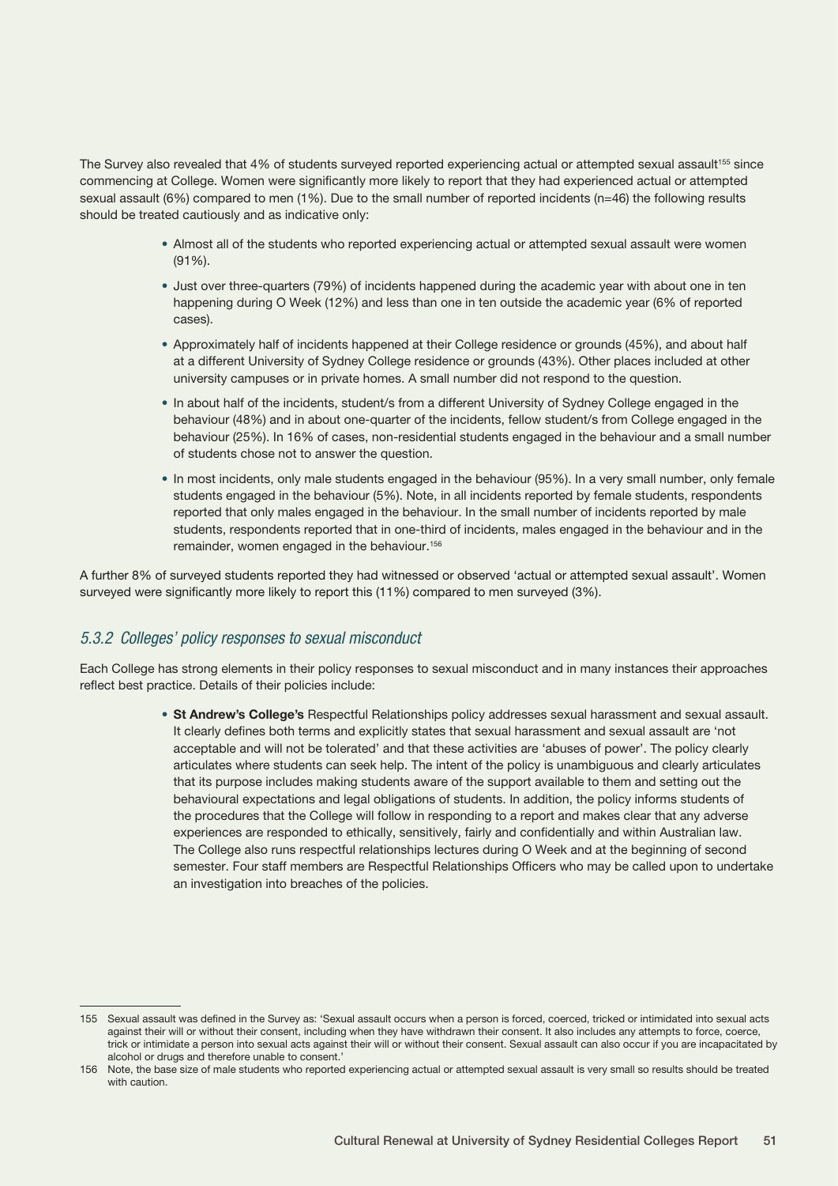The Survey also revealed that 4% of students surveyed reported experiencing actual or attempted sexual assault[155] since commencing at College. Women were significantly more likely to report that they had experienced actual or attempted sexual assault (6%) compared to men (1%). Due to the small number of reported incidents (n=46) the following results should be treated cautiously and as indicative only:

- Almost all of the students who reported experiencing actual or attempted sexual assault were women (91%).
- Just over three-quarters (79%) of incidents happened during the academic year with about one in ten happening during O Week (12%) and less than one in ten outside the academic year (6% of reported cases).
- Approximately half of incidents happened at their College residence or grounds (45%), and about half at a different University of Sydney College residence or grounds (43%). Other places included at other university campuses or in private homes. A small number did not respond to the question.
- In about half of the incidents, student/s from a different University of Sydney College engaged in the behaviour (48%) and in about one-quarter of the incidents, fellow student/s from College engaged in the behaviour (25%). In 16% of cases, non-residential students engaged in the behaviour and a small number of students chose not to answer the question.
- In most incidents, only male students engaged in the behaviour (95%). In a very small number, only female students engaged in the behaviour (5%). Note, in all incidents reported by female students, respondents reported that only males engaged in the behaviour. In the small number of incidents reported by male students, respondents reported that in one-third of incidents, males engaged in the behaviour and in the remainder, women engaged in the behaviour.[156]

A further 8% of surveyed students reported they had witnessed or observed 'actual or attempted sexual assault'. Women surveyed were significantly more likely to report this (11%) compared to men surveyed (3%).

### *5.3.2 Colleges' policy responses to sexual misconduct*

Each College has strong elements in their policy responses to sexual misconduct and in many instances their approaches reflect best practice. Details of their policies include:

- **St Andrew's College's** Respectful Relationships policy addresses sexual harassment and sexual assault. It clearly defines both terms and explicitly states that sexual harassment and sexual assault are 'not acceptable and will not be tolerated' and that these activities are 'abuses of power'. The policy clearly articulates where students can seek help. The intent of the policy is unambiguous and clearly articulates that its purpose includes making students aware of the support available to them and setting out the behavioural expectations and legal obligations of students. In addition, the policy informs students of the procedures that the College will follow in responding to a report and makes clear that any adverse experiences are responded to ethically, sensitively, fairly and confidentially and within Australian law. The College also runs respectful relationships lectures during O Week and at the beginning of second semester. Four staff members are Respectful Relationships Officers who may be called upon to undertake an investigation into breaches of the policies.

---

155 Sexual assault was defined in the Survey as: 'Sexual assault occurs when a person is forced, coerced, tricked or intimidated into sexual acts against their will or without their consent, including when they have withdrawn their consent. It also includes any attempts to force, coerce, trick or intimidate a person into sexual acts against their will or without their consent. Sexual assault can also occur if you are incapacitated by alcohol or drugs and therefore unable to consent.'

156 Note, the base size of male students who reported experiencing actual or attempted sexual assault is very small so results should be treated with caution.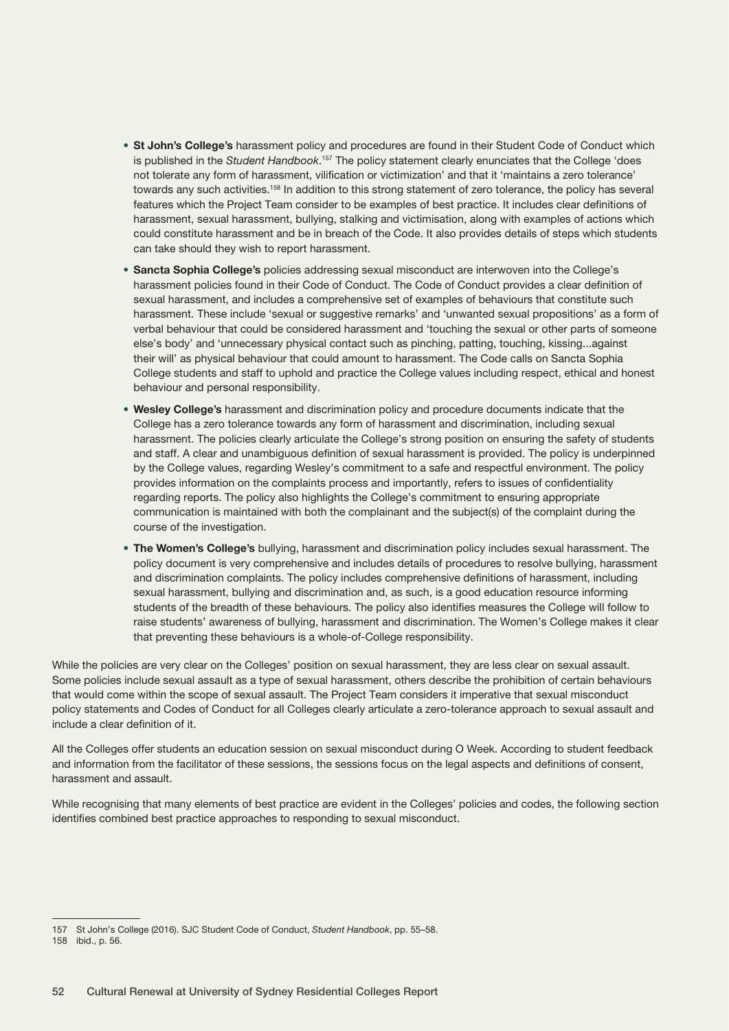- **St John's College's** harassment policy and procedures are found in their Student Code of Conduct which is published in the *Student Handbook*.[157] The policy statement clearly enunciates that the College 'does not tolerate any form of harassment, vilification or victimization' and that it 'maintains a zero tolerance' towards any such activities.[158] In addition to this strong statement of zero tolerance, the policy has several features which the Project Team consider to be examples of best practice. It includes clear definitions of harassment, sexual harassment, bullying, stalking and victimisation, along with examples of actions which could constitute harassment and be in breach of the Code. It also provides details of steps which students can take should they wish to report harassment.
- **Sancta Sophia College's** policies addressing sexual misconduct are interwoven into the College's harassment policies found in their Code of Conduct. The Code of Conduct provides a clear definition of sexual harassment, and includes a comprehensive set of examples of behaviours that constitute such harassment. These include 'sexual or suggestive remarks' and 'unwanted sexual propositions' as a form of verbal behaviour that could be considered harassment and 'touching the sexual or other parts of someone else's body' and 'unnecessary physical contact such as pinching, patting, touching, kissing...against their will' as physical behaviour that could amount to harassment. The Code calls on Sancta Sophia College students and staff to uphold and practice the College values including respect, ethical and honest behaviour and personal responsibility.
- **Wesley College's** harassment and discrimination policy and procedure documents indicate that the College has a zero tolerance towards any form of harassment and discrimination, including sexual harassment. The policies clearly articulate the College's strong position on ensuring the safety of students and staff. A clear and unambiguous definition of sexual harassment is provided. The policy is underpinned by the College values, regarding Wesley's commitment to a safe and respectful environment. The policy provides information on the complaints process and importantly, refers to issues of confidentiality regarding reports. The policy also highlights the College's commitment to ensuring appropriate communication is maintained with both the complainant and the subject(s) of the complaint during the course of the investigation.
- **The Women's College's** bullying, harassment and discrimination policy includes sexual harassment. The policy document is very comprehensive and includes details of procedures to resolve bullying, harassment and discrimination complaints. The policy includes comprehensive definitions of harassment, including sexual harassment, bullying and discrimination and, as such, is a good education resource informing students of the breadth of these behaviours. The policy also identifies measures the College will follow to raise students' awareness of bullying, harassment and discrimination. The Women's College makes it clear that preventing these behaviours is a whole-of-College responsibility.

While the policies are very clear on the Colleges' position on sexual harassment, they are less clear on sexual assault. Some policies include sexual assault as a type of sexual harassment, others describe the prohibition of certain behaviours that would come within the scope of sexual assault. The Project Team considers it imperative that sexual misconduct policy statements and Codes of Conduct for all Colleges clearly articulate a zero-tolerance approach to sexual assault and include a clear definition of it.

All the Colleges offer students an education session on sexual misconduct during O Week. According to student feedback and information from the facilitator of these sessions, the sessions focus on the legal aspects and definitions of consent, harassment and assault.

While recognising that many elements of best practice are evident in the Colleges' policies and codes, the following section identifies combined best practice approaches to responding to sexual misconduct.

---

157 St John's College (2016). SJC Student Code of Conduct, *Student Handbook*, pp. 55–58.

158 ibid., p. 56.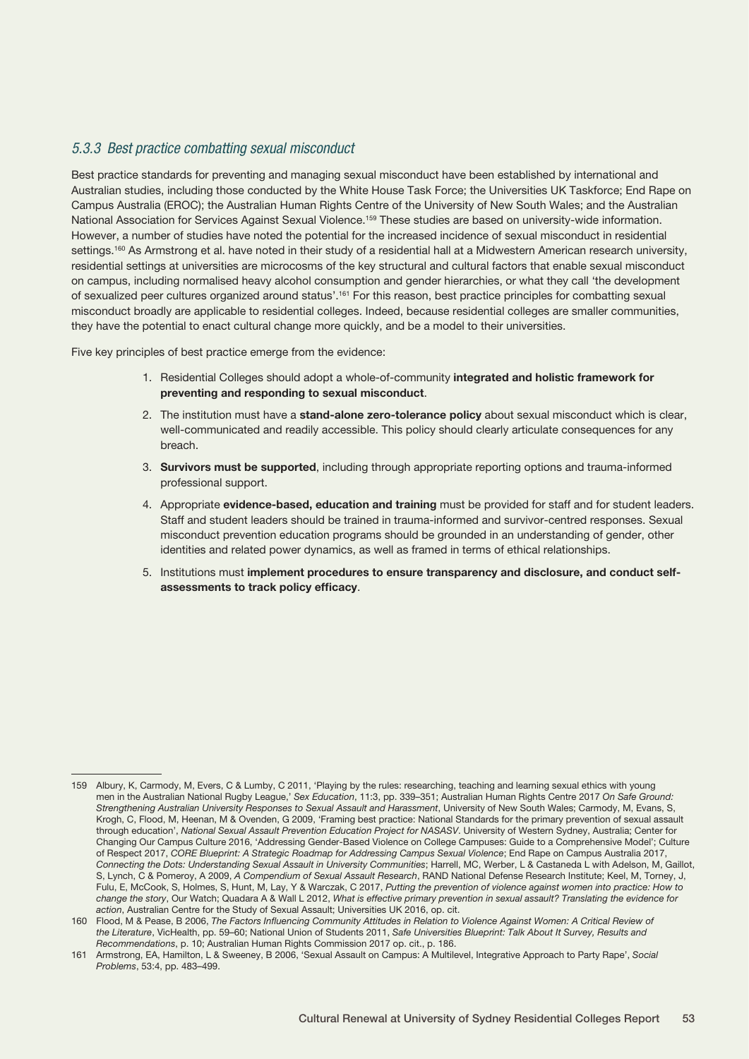### *5.3.3 Best practice combatting sexual misconduct*

Best practice standards for preventing and managing sexual misconduct have been established by international and Australian studies, including those conducted by the White House Task Force; the Universities UK Taskforce; End Rape on Campus Australia (EROC); the Australian Human Rights Centre of the University of New South Wales; and the Australian National Association for Services Against Sexual Violence.[159] These studies are based on university-wide information. However, a number of studies have noted the potential for the increased incidence of sexual misconduct in residential settings.[160] As Armstrong et al. have noted in their study of a residential hall at a Midwestern American research university, residential settings at universities are microcosms of the key structural and cultural factors that enable sexual misconduct on campus, including normalised heavy alcohol consumption and gender hierarchies, or what they call 'the development of sexualized peer cultures organized around status'.[161] For this reason, best practice principles for combatting sexual misconduct broadly are applicable to residential colleges. Indeed, because residential colleges are smaller communities, they have the potential to enact cultural change more quickly, and be a model to their universities.

Five key principles of best practice emerge from the evidence:

1. Residential Colleges should adopt a whole-of-community **integrated and holistic framework for preventing and responding to sexual misconduct**.
2. The institution must have a **stand-alone zero-tolerance policy** about sexual misconduct which is clear, well-communicated and readily accessible. This policy should clearly articulate consequences for any breach.
3. **Survivors must be supported**, including through appropriate reporting options and trauma-informed professional support.
4. Appropriate **evidence-based, education and training** must be provided for staff and for student leaders. Staff and student leaders should be trained in trauma-informed and survivor-centred responses. Sexual misconduct prevention education programs should be grounded in an understanding of gender, other identities and related power dynamics, as well as framed in terms of ethical relationships.
5. Institutions must **implement procedures to ensure transparency and disclosure, and conduct self-assessments to track policy efficacy**.

---

159 Albury, K, Carmody, M, Evers, C & Lumby, C 2011, 'Playing by the rules: researching, teaching and learning sexual ethics with young men in the Australian National Rugby League,' *Sex Education*, 11:3, pp. 339–351; Australian Human Rights Centre 2017 *On Safe Ground: Strengthening Australian University Responses to Sexual Assault and Harassment*, University of New South Wales; Carmody, M, Evans, S, Krogh, C, Flood, M, Heenan, M & Ovenden, G 2009, 'Framing best practice: National Standards for the primary prevention of sexual assault through education', *National Sexual Assault Prevention Education Project for NASASV*. University of Western Sydney, Australia; Center for Changing Our Campus Culture 2016, 'Addressing Gender-Based Violence on College Campuses: Guide to a Comprehensive Model'; Culture of Respect 2017, *CORE Blueprint: A Strategic Roadmap for Addressing Campus Sexual Violence*; End Rape on Campus Australia 2017, *Connecting the Dots: Understanding Sexual Assault in University Communities*; Harrell, MC, Werber, L & Castaneda L with Adelson, M, Gaillot, S, Lynch, C & Pomeroy, A 2009, *A Compendium of Sexual Assault Research*, RAND National Defense Research Institute; Keel, M, Torney, J, Fulu, E, McCook, S, Holmes, S, Hunt, M, Lay, Y & Warczak, C 2017, *Putting the prevention of violence against women into practice: How to change the story*, Our Watch; Quadara A & Wall L 2012, *What is effective primary prevention in sexual assault? Translating the evidence for action*, Australian Centre for the Study of Sexual Assault; Universities UK 2016, op. cit.

160 Flood, M & Pease, B 2006, *The Factors Influencing Community Attitudes in Relation to Violence Against Women: A Critical Review of the Literature*, VicHealth, pp. 59–60; National Union of Students 2011, *Safe Universities Blueprint: Talk About It Survey, Results and Recommendations*, p. 10; Australian Human Rights Commission 2017 op. cit., p. 186.

161 Armstrong, EA, Hamilton, L & Sweeney, B 2006, 'Sexual Assault on Campus: A Multilevel, Integrative Approach to Party Rape', *Social Problems*, 53:4, pp. 483–499.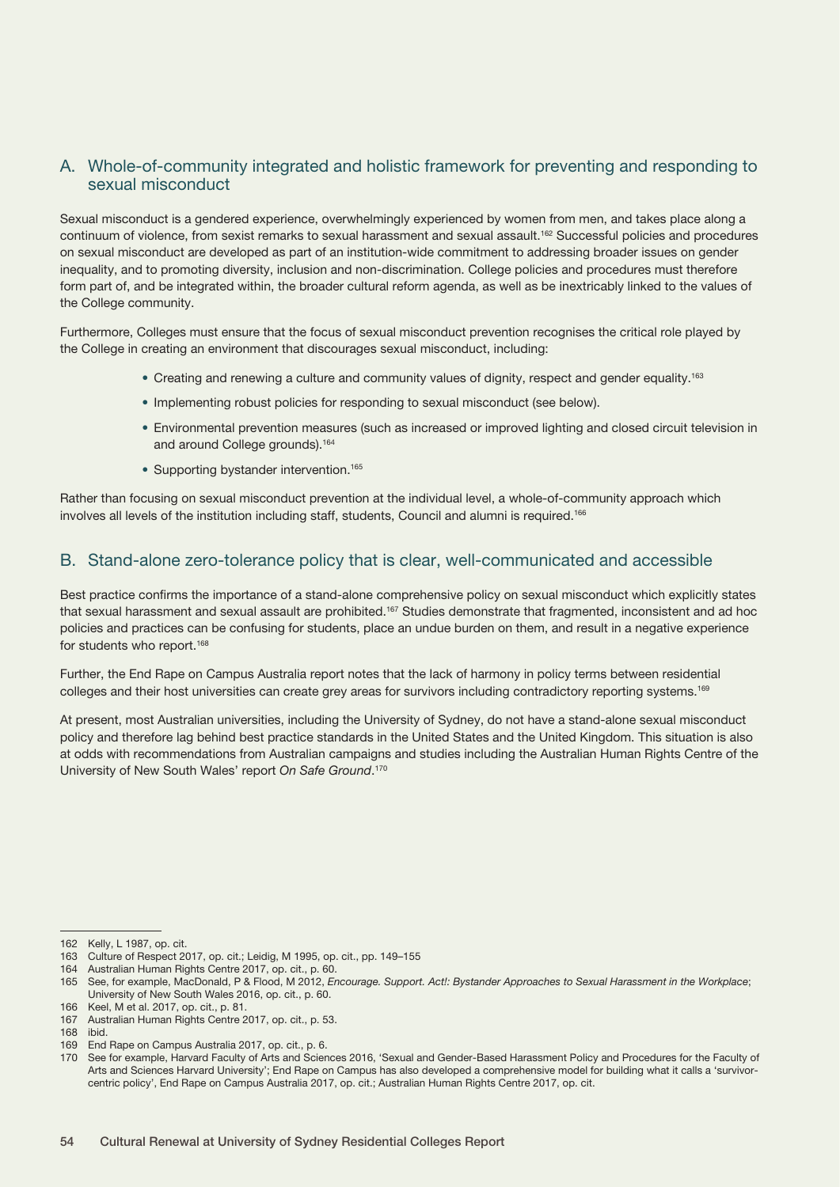## A. Whole-of-community integrated and holistic framework for preventing and responding to sexual misconduct

Sexual misconduct is a gendered experience, overwhelmingly experienced by women from men, and takes place along a continuum of violence, from sexist remarks to sexual harassment and sexual assault.[162] Successful policies and procedures on sexual misconduct are developed as part of an institution-wide commitment to addressing broader issues on gender inequality, and to promoting diversity, inclusion and non-discrimination. College policies and procedures must therefore form part of, and be integrated within, the broader cultural reform agenda, as well as be inextricably linked to the values of the College community.

Furthermore, Colleges must ensure that the focus of sexual misconduct prevention recognises the critical role played by the College in creating an environment that discourages sexual misconduct, including:

- Creating and renewing a culture and community values of dignity, respect and gender equality.[163]
- Implementing robust policies for responding to sexual misconduct (see below).
- Environmental prevention measures (such as increased or improved lighting and closed circuit television in and around College grounds).[164]
- Supporting bystander intervention.[165]

Rather than focusing on sexual misconduct prevention at the individual level, a whole-of-community approach which involves all levels of the institution including staff, students, Council and alumni is required.[166]

## B. Stand-alone zero-tolerance policy that is clear, well-communicated and accessible

Best practice confirms the importance of a stand-alone comprehensive policy on sexual misconduct which explicitly states that sexual harassment and sexual assault are prohibited.[167] Studies demonstrate that fragmented, inconsistent and ad hoc policies and practices can be confusing for students, place an undue burden on them, and result in a negative experience for students who report.[168]

Further, the End Rape on Campus Australia report notes that the lack of harmony in policy terms between residential colleges and their host universities can create grey areas for survivors including contradictory reporting systems.[169]

At present, most Australian universities, including the University of Sydney, do not have a stand-alone sexual misconduct policy and therefore lag behind best practice standards in the United States and the United Kingdom. This situation is also at odds with recommendations from Australian campaigns and studies including the Australian Human Rights Centre of the University of New South Wales' report *On Safe Ground*.[170]

---

162 Kelly, L 1987, op. cit.
163 Culture of Respect 2017, op. cit.; Leidig, M 1995, op. cit., pp. 149–155
164 Australian Human Rights Centre 2017, op. cit., p. 60.
165 See, for example, MacDonald, P & Flood, M 2012, *Encourage. Support. Act!: Bystander Approaches to Sexual Harassment in the Workplace*; University of New South Wales 2016, op. cit., p. 60.
166 Keel, M et al. 2017, op. cit., p. 81.
167 Australian Human Rights Centre 2017, op. cit., p. 53.
168 ibid.
169 End Rape on Campus Australia 2017, op. cit., p. 6.
170 See for example, Harvard Faculty of Arts and Sciences 2016, 'Sexual and Gender-Based Harassment Policy and Procedures for the Faculty of Arts and Sciences Harvard University'; End Rape on Campus has also developed a comprehensive model for building what it calls a 'survivor-centric policy', End Rape on Campus Australia 2017, op. cit.; Australian Human Rights Centre 2017, op. cit.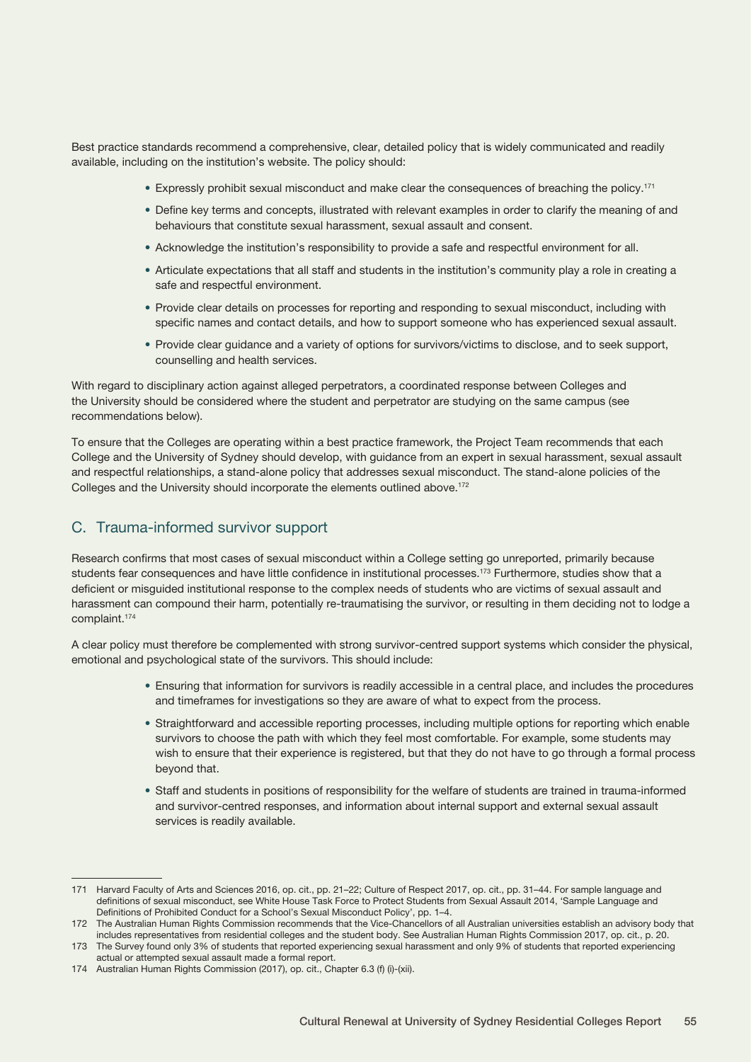Best practice standards recommend a comprehensive, clear, detailed policy that is widely communicated and readily available, including on the institution's website. The policy should:

- Expressly prohibit sexual misconduct and make clear the consequences of breaching the policy.[171]
- Define key terms and concepts, illustrated with relevant examples in order to clarify the meaning of and behaviours that constitute sexual harassment, sexual assault and consent.
- Acknowledge the institution's responsibility to provide a safe and respectful environment for all.
- Articulate expectations that all staff and students in the institution's community play a role in creating a safe and respectful environment.
- Provide clear details on processes for reporting and responding to sexual misconduct, including with specific names and contact details, and how to support someone who has experienced sexual assault.
- Provide clear guidance and a variety of options for survivors/victims to disclose, and to seek support, counselling and health services.

With regard to disciplinary action against alleged perpetrators, a coordinated response between Colleges and the University should be considered where the student and perpetrator are studying on the same campus (see recommendations below).

To ensure that the Colleges are operating within a best practice framework, the Project Team recommends that each College and the University of Sydney should develop, with guidance from an expert in sexual harassment, sexual assault and respectful relationships, a stand-alone policy that addresses sexual misconduct. The stand-alone policies of the Colleges and the University should incorporate the elements outlined above.[172]

## C. Trauma-informed survivor support

Research confirms that most cases of sexual misconduct within a College setting go unreported, primarily because students fear consequences and have little confidence in institutional processes.[173] Furthermore, studies show that a deficient or misguided institutional response to the complex needs of students who are victims of sexual assault and harassment can compound their harm, potentially re-traumatising the survivor, or resulting in them deciding not to lodge a complaint.[174]

A clear policy must therefore be complemented with strong survivor-centred support systems which consider the physical, emotional and psychological state of the survivors. This should include:

- Ensuring that information for survivors is readily accessible in a central place, and includes the procedures and timeframes for investigations so they are aware of what to expect from the process.
- Straightforward and accessible reporting processes, including multiple options for reporting which enable survivors to choose the path with which they feel most comfortable. For example, some students may wish to ensure that their experience is registered, but that they do not have to go through a formal process beyond that.
- Staff and students in positions of responsibility for the welfare of students are trained in trauma-informed and survivor-centred responses, and information about internal support and external sexual assault services is readily available.

---

171 Harvard Faculty of Arts and Sciences 2016, op. cit., pp. 21–22; Culture of Respect 2017, op. cit., pp. 31–44. For sample language and definitions of sexual misconduct, see White House Task Force to Protect Students from Sexual Assault 2014, 'Sample Language and Definitions of Prohibited Conduct for a School's Sexual Misconduct Policy', pp. 1–4.

172 The Australian Human Rights Commission recommends that the Vice-Chancellors of all Australian universities establish an advisory body that includes representatives from residential colleges and the student body. See Australian Human Rights Commission 2017, op. cit., p. 20.

173 The Survey found only 3% of students that reported experiencing sexual harassment and only 9% of students that reported experiencing actual or attempted sexual assault made a formal report.

174 Australian Human Rights Commission (2017), op. cit., Chapter 6.3 (f) (i)-(xii).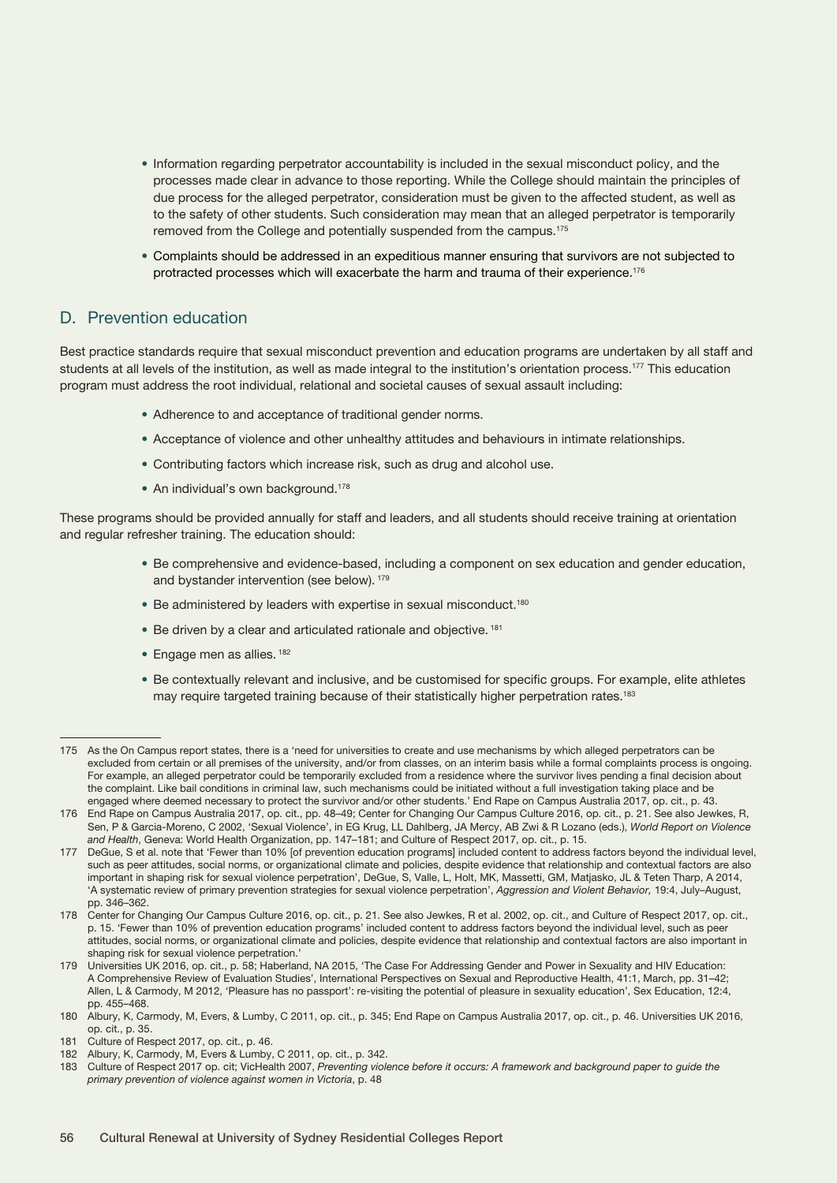- Information regarding perpetrator accountability is included in the sexual misconduct policy, and the processes made clear in advance to those reporting. While the College should maintain the principles of due process for the alleged perpetrator, consideration must be given to the affected student, as well as to the safety of other students. Such consideration may mean that an alleged perpetrator is temporarily removed from the College and potentially suspended from the campus.[175]
- Complaints should be addressed in an expeditious manner ensuring that survivors are not subjected to protracted processes which will exacerbate the harm and trauma of their experience.[176]

## D. Prevention education

Best practice standards require that sexual misconduct prevention and education programs are undertaken by all staff and students at all levels of the institution, as well as made integral to the institution's orientation process.[177] This education program must address the root individual, relational and societal causes of sexual assault including:

- Adherence to and acceptance of traditional gender norms.
- Acceptance of violence and other unhealthy attitudes and behaviours in intimate relationships.
- Contributing factors which increase risk, such as drug and alcohol use.
- An individual's own background.[178]

These programs should be provided annually for staff and leaders, and all students should receive training at orientation and regular refresher training. The education should:

- Be comprehensive and evidence-based, including a component on sex education and gender education, and bystander intervention (see below).[179]
- Be administered by leaders with expertise in sexual misconduct.[180]
- Be driven by a clear and articulated rationale and objective.[181]
- Engage men as allies.[182]
- Be contextually relevant and inclusive, and be customised for specific groups. For example, elite athletes may require targeted training because of their statistically higher perpetration rates.[183]

---

175 As the On Campus report states, there is a 'need for universities to create and use mechanisms by which alleged perpetrators can be excluded from certain or all premises of the university, and/or from classes, on an interim basis while a formal complaints process is ongoing. For example, an alleged perpetrator could be temporarily excluded from a residence where the survivor lives pending a final decision about the complaint. Like bail conditions in criminal law, such mechanisms could be initiated without a full investigation taking place and be engaged where deemed necessary to protect the survivor and/or other students.' End Rape on Campus Australia 2017, op. cit., p. 43.

176 End Rape on Campus Australia 2017, op. cit., pp. 48–49; Center for Changing Our Campus Culture 2016, op. cit., p. 21. See also Jewkes, R, Sen, P & Garcia-Moreno, C 2002, 'Sexual Violence', in EG Krug, LL Dahlberg, JA Mercy, AB Zwi & R Lozano (eds.), *World Report on Violence and Health*, Geneva: World Health Organization, pp. 147–181; and Culture of Respect 2017, op. cit., p. 15.

177 DeGue, S et al. note that 'Fewer than 10% [of prevention education programs] included content to address factors beyond the individual level, such as peer attitudes, social norms, or organizational climate and policies, despite evidence that relationship and contextual factors are also important in shaping risk for sexual violence perpetration', DeGue, S, Valle, L, Holt, MK, Massetti, GM, Matjasko, JL & Teten Tharp, A 2014, 'A systematic review of primary prevention strategies for sexual violence perpetration', *Aggression and Violent Behavior,* 19:4, July–August, pp. 346–362.

178 Center for Changing Our Campus Culture 2016, op. cit., p. 21. See also Jewkes, R et al. 2002, op. cit., and Culture of Respect 2017, op. cit., p. 15. 'Fewer than 10% of prevention education programs' included content to address factors beyond the individual level, such as peer attitudes, social norms, or organizational climate and policies, despite evidence that relationship and contextual factors are also important in shaping risk for sexual violence perpetration.'

179 Universities UK 2016, op. cit., p. 58; Haberland, NA 2015, 'The Case For Addressing Gender and Power in Sexuality and HIV Education: A Comprehensive Review of Evaluation Studies', International Perspectives on Sexual and Reproductive Health, 41:1, March, pp. 31–42; Allen, L & Carmody, M 2012, 'Pleasure has no passport': re-visiting the potential of pleasure in sexuality education', Sex Education, 12:4, pp. 455–468.

180 Albury, K, Carmody, M, Evers, & Lumby, C 2011, op. cit., p. 345; End Rape on Campus Australia 2017, op. cit., p. 46. Universities UK 2016, op. cit., p. 35.

181 Culture of Respect 2017, op. cit., p. 46.

182 Albury, K, Carmody, M, Evers & Lumby, C 2011, op. cit., p. 342.

183 Culture of Respect 2017 op. cit; VicHealth 2007, *Preventing violence before it occurs: A framework and background paper to guide the primary prevention of violence against women in Victoria*, p. 48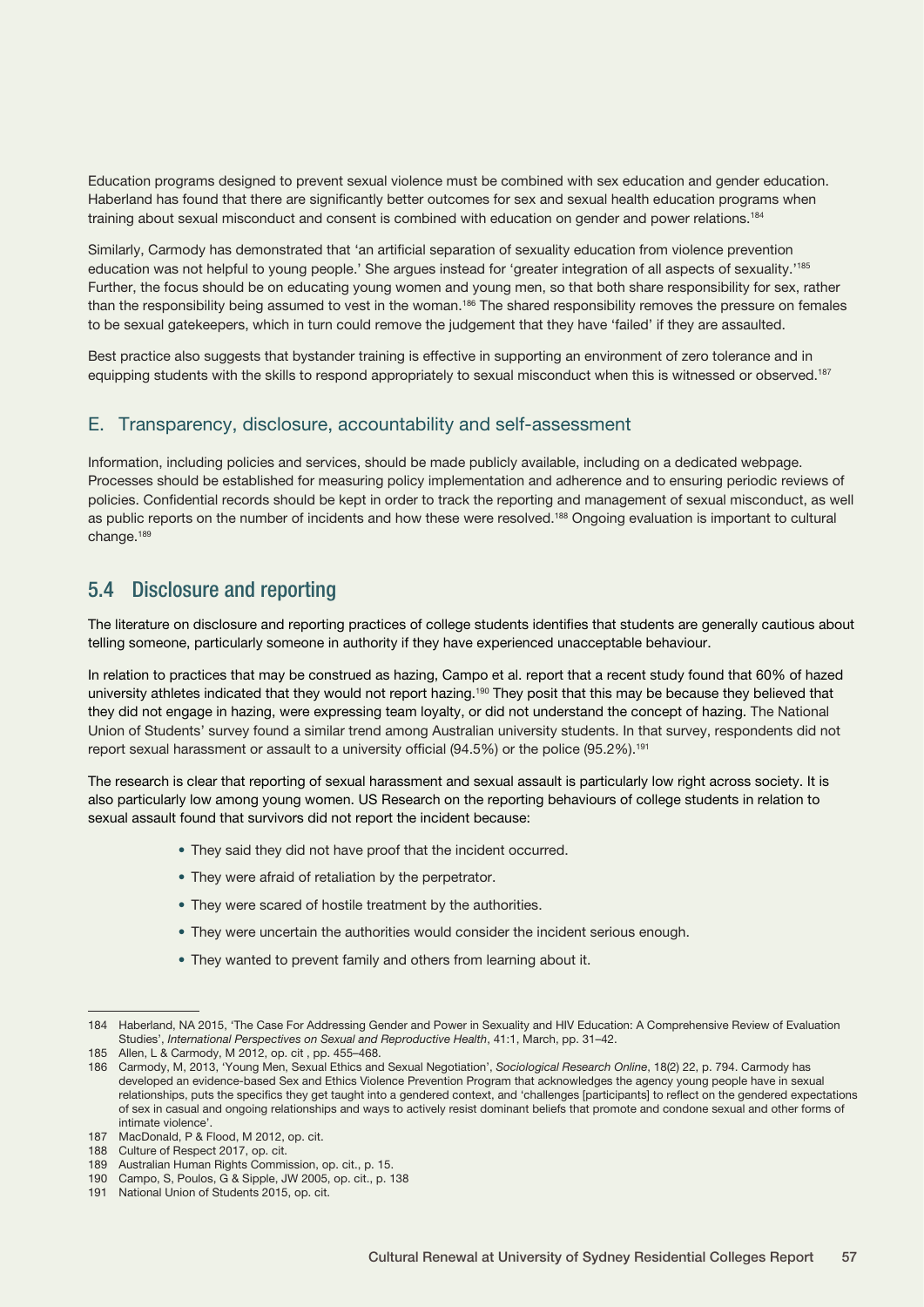Education programs designed to prevent sexual violence must be combined with sex education and gender education. Haberland has found that there are significantly better outcomes for sex and sexual health education programs when training about sexual misconduct and consent is combined with education on gender and power relations.[184]

Similarly, Carmody has demonstrated that 'an artificial separation of sexuality education from violence prevention education was not helpful to young people.' She argues instead for 'greater integration of all aspects of sexuality.'[185] Further, the focus should be on educating young women and young men, so that both share responsibility for sex, rather than the responsibility being assumed to vest in the woman.[186] The shared responsibility removes the pressure on females to be sexual gatekeepers, which in turn could remove the judgement that they have 'failed' if they are assaulted.

Best practice also suggests that bystander training is effective in supporting an environment of zero tolerance and in equipping students with the skills to respond appropriately to sexual misconduct when this is witnessed or observed.[187]

### E. Transparency, disclosure, accountability and self-assessment

Information, including policies and services, should be made publicly available, including on a dedicated webpage. Processes should be established for measuring policy implementation and adherence and to ensuring periodic reviews of policies. Confidential records should be kept in order to track the reporting and management of sexual misconduct, as well as public reports on the number of incidents and how these were resolved.[188] Ongoing evaluation is important to cultural change.[189]

## 5.4 Disclosure and reporting

The literature on disclosure and reporting practices of college students identifies that students are generally cautious about telling someone, particularly someone in authority if they have experienced unacceptable behaviour.

In relation to practices that may be construed as hazing, Campo et al. report that a recent study found that 60% of hazed university athletes indicated that they would not report hazing.[190] They posit that this may be because they believed that they did not engage in hazing, were expressing team loyalty, or did not understand the concept of hazing. The National Union of Students' survey found a similar trend among Australian university students. In that survey, respondents did not report sexual harassment or assault to a university official (94.5%) or the police (95.2%).[191]

The research is clear that reporting of sexual harassment and sexual assault is particularly low right across society. It is also particularly low among young women. US Research on the reporting behaviours of college students in relation to sexual assault found that survivors did not report the incident because:

- They said they did not have proof that the incident occurred.
- They were afraid of retaliation by the perpetrator.
- They were scared of hostile treatment by the authorities.
- They were uncertain the authorities would consider the incident serious enough.
- They wanted to prevent family and others from learning about it.

---

184 Haberland, NA 2015, 'The Case For Addressing Gender and Power in Sexuality and HIV Education: A Comprehensive Review of Evaluation Studies', *International Perspectives on Sexual and Reproductive Health*, 41:1, March, pp. 31–42.

185 Allen, L & Carmody, M 2012, op. cit , pp. 455–468.

186 Carmody, M, 2013, 'Young Men, Sexual Ethics and Sexual Negotiation', *Sociological Research Online*, 18(2) 22, p. 794. Carmody has developed an evidence-based Sex and Ethics Violence Prevention Program that acknowledges the agency young people have in sexual relationships, puts the specifics they get taught into a gendered context, and 'challenges [participants] to reflect on the gendered expectations of sex in casual and ongoing relationships and ways to actively resist dominant beliefs that promote and condone sexual and other forms of intimate violence'.

187 MacDonald, P & Flood, M 2012, op. cit.

188 Culture of Respect 2017, op. cit.

189 Australian Human Rights Commission, op. cit., p. 15.

190 Campo, S, Poulos, G & Sipple, JW 2005, op. cit., p. 138

191 National Union of Students 2015, op. cit.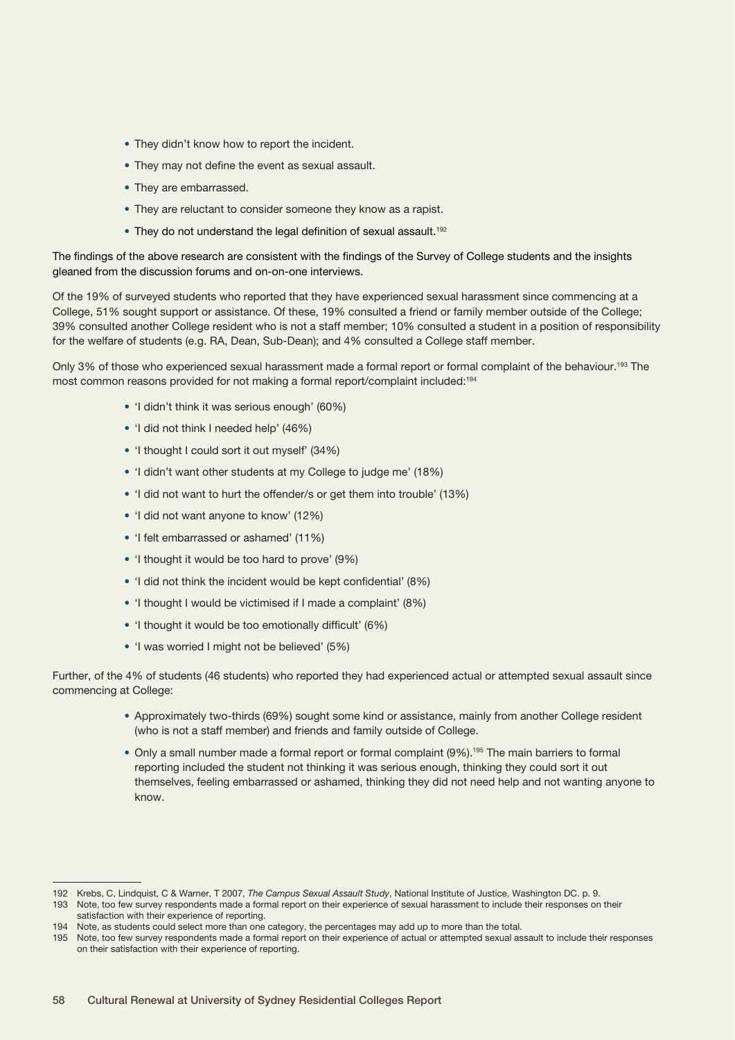- They didn't know how to report the incident.
- They may not define the event as sexual assault.
- They are embarrassed.
- They are reluctant to consider someone they know as a rapist.
- They do not understand the legal definition of sexual assault.[192]

The findings of the above research are consistent with the findings of the Survey of College students and the insights gleaned from the discussion forums and on-on-one interviews.

Of the 19% of surveyed students who reported that they have experienced sexual harassment since commencing at a College, 51% sought support or assistance. Of these, 19% consulted a friend or family member outside of the College; 39% consulted another College resident who is not a staff member; 10% consulted a student in a position of responsibility for the welfare of students (e.g. RA, Dean, Sub-Dean); and 4% consulted a College staff member.

Only 3% of those who experienced sexual harassment made a formal report or formal complaint of the behaviour.[193] The most common reasons provided for not making a formal report/complaint included:[194]

- 'I didn't think it was serious enough' (60%)
- 'I did not think I needed help' (46%)
- 'I thought I could sort it out myself' (34%)
- 'I didn't want other students at my College to judge me' (18%)
- 'I did not want to hurt the offender/s or get them into trouble' (13%)
- 'I did not want anyone to know' (12%)
- 'I felt embarrassed or ashamed' (11%)
- 'I thought it would be too hard to prove' (9%)
- 'I did not think the incident would be kept confidential' (8%)
- 'I thought I would be victimised if I made a complaint' (8%)
- 'I thought it would be too emotionally difficult' (6%)
- 'I was worried I might not be believed' (5%)

Further, of the 4% of students (46 students) who reported they had experienced actual or attempted sexual assault since commencing at College:

- Approximately two-thirds (69%) sought some kind or assistance, mainly from another College resident (who is not a staff member) and friends and family outside of College.
- Only a small number made a formal report or formal complaint (9%).[195] The main barriers to formal reporting included the student not thinking it was serious enough, thinking they could sort it out themselves, feeling embarrassed or ashamed, thinking they did not need help and not wanting anyone to know.

---

192 Krebs, C, Lindquist, C & Warner, T 2007, *The Campus Sexual Assault Study*, National Institute of Justice, Washington DC. p. 9.

193 Note, too few survey respondents made a formal report on their experience of sexual harassment to include their responses on their satisfaction with their experience of reporting.

194 Note, as students could select more than one category, the percentages may add up to more than the total.

195 Note, too few survey respondents made a formal report on their experience of actual or attempted sexual assault to include their responses on their satisfaction with their experience of reporting.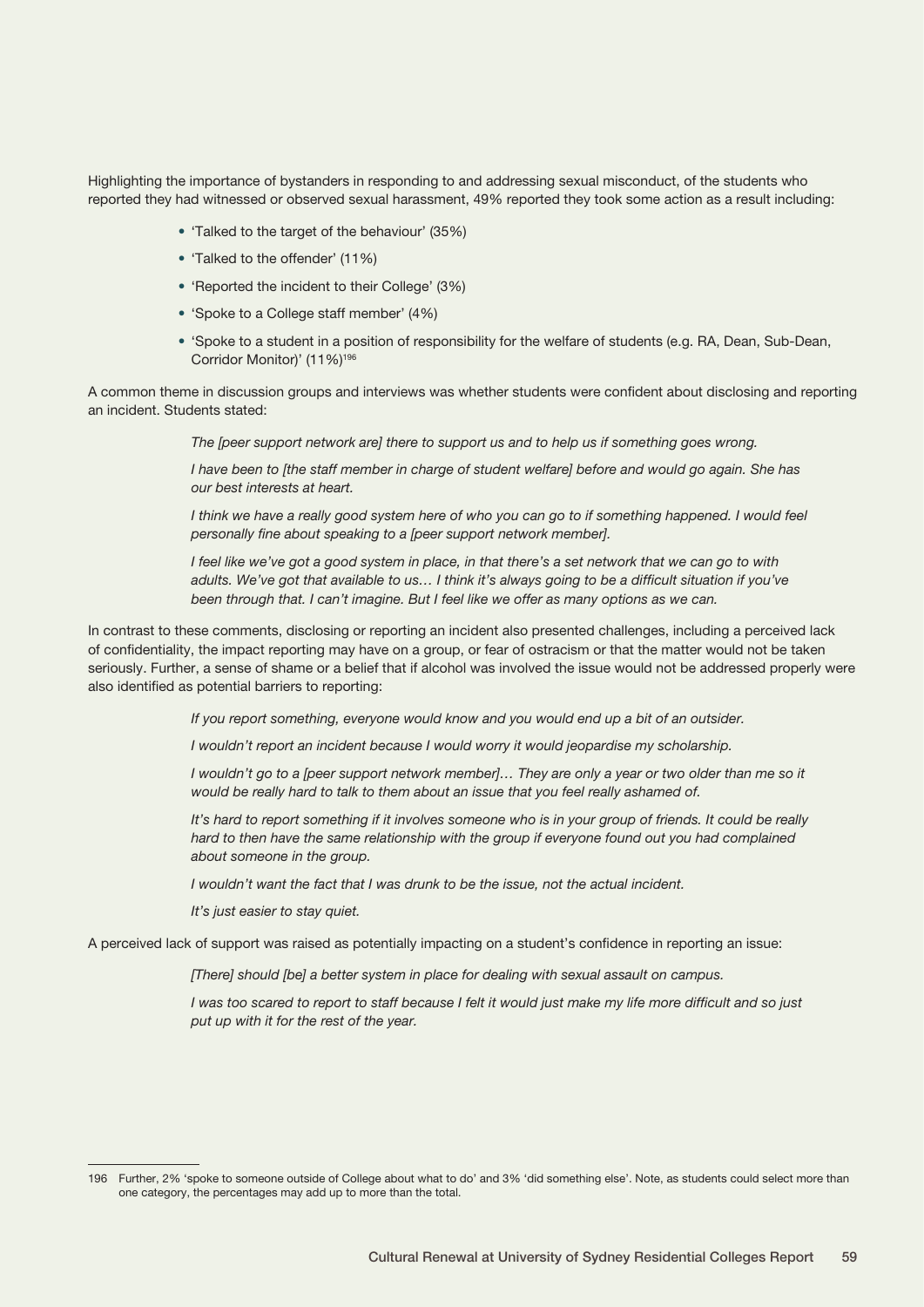Highlighting the importance of bystanders in responding to and addressing sexual misconduct, of the students who reported they had witnessed or observed sexual harassment, 49% reported they took some action as a result including:

- 'Talked to the target of the behaviour' (35%)
- 'Talked to the offender' (11%)
- 'Reported the incident to their College' (3%)
- 'Spoke to a College staff member' (4%)
- 'Spoke to a student in a position of responsibility for the welfare of students (e.g. RA, Dean, Sub-Dean, Corridor Monitor)' (11%)[196]

A common theme in discussion groups and interviews was whether students were confident about disclosing and reporting an incident. Students stated:

> *The [peer support network are] there to support us and to help us if something goes wrong.*
>
> *I have been to [the staff member in charge of student welfare] before and would go again. She has our best interests at heart.*
>
> *I think we have a really good system here of who you can go to if something happened. I would feel personally fine about speaking to a [peer support network member].*
>
> *I feel like we've got a good system in place, in that there's a set network that we can go to with adults. We've got that available to us… I think it's always going to be a difficult situation if you've been through that. I can't imagine. But I feel like we offer as many options as we can.*

In contrast to these comments, disclosing or reporting an incident also presented challenges, including a perceived lack of confidentiality, the impact reporting may have on a group, or fear of ostracism or that the matter would not be taken seriously. Further, a sense of shame or a belief that if alcohol was involved the issue would not be addressed properly were also identified as potential barriers to reporting:

> *If you report something, everyone would know and you would end up a bit of an outsider.*
>
> *I wouldn't report an incident because I would worry it would jeopardise my scholarship.*
>
> *I wouldn't go to a [peer support network member]… They are only a year or two older than me so it would be really hard to talk to them about an issue that you feel really ashamed of.*
>
> *It's hard to report something if it involves someone who is in your group of friends. It could be really hard to then have the same relationship with the group if everyone found out you had complained about someone in the group.*
>
> *I wouldn't want the fact that I was drunk to be the issue, not the actual incident.*
>
> *It's just easier to stay quiet.*

A perceived lack of support was raised as potentially impacting on a student's confidence in reporting an issue:

> *[There] should [be] a better system in place for dealing with sexual assault on campus.*
>
> *I was too scared to report to staff because I felt it would just make my life more difficult and so just put up with it for the rest of the year.*

---

196 Further, 2% 'spoke to someone outside of College about what to do' and 3% 'did something else'. Note, as students could select more than one category, the percentages may add up to more than the total.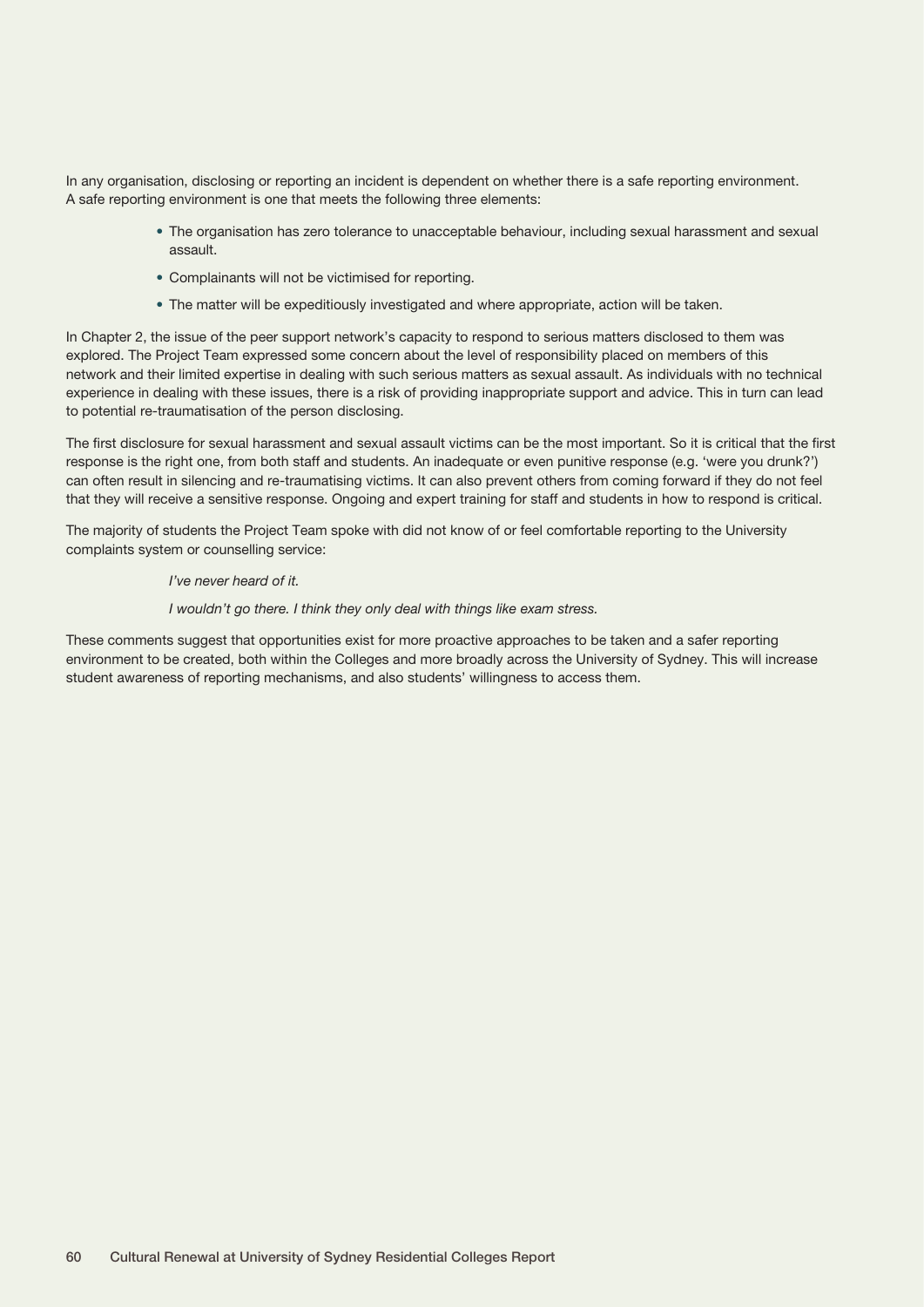In any organisation, disclosing or reporting an incident is dependent on whether there is a safe reporting environment. A safe reporting environment is one that meets the following three elements:

- The organisation has zero tolerance to unacceptable behaviour, including sexual harassment and sexual assault.
- Complainants will not be victimised for reporting.
- The matter will be expeditiously investigated and where appropriate, action will be taken.

In Chapter 2, the issue of the peer support network's capacity to respond to serious matters disclosed to them was explored. The Project Team expressed some concern about the level of responsibility placed on members of this network and their limited expertise in dealing with such serious matters as sexual assault. As individuals with no technical experience in dealing with these issues, there is a risk of providing inappropriate support and advice. This in turn can lead to potential re-traumatisation of the person disclosing.

The first disclosure for sexual harassment and sexual assault victims can be the most important. So it is critical that the first response is the right one, from both staff and students. An inadequate or even punitive response (e.g. 'were you drunk?') can often result in silencing and re-traumatising victims. It can also prevent others from coming forward if they do not feel that they will receive a sensitive response. Ongoing and expert training for staff and students in how to respond is critical.

The majority of students the Project Team spoke with did not know of or feel comfortable reporting to the University complaints system or counselling service:

> *I've never heard of it.*
>
> *I wouldn't go there. I think they only deal with things like exam stress.*

These comments suggest that opportunities exist for more proactive approaches to be taken and a safer reporting environment to be created, both within the Colleges and more broadly across the University of Sydney. This will increase student awareness of reporting mechanisms, and also students' willingness to access them.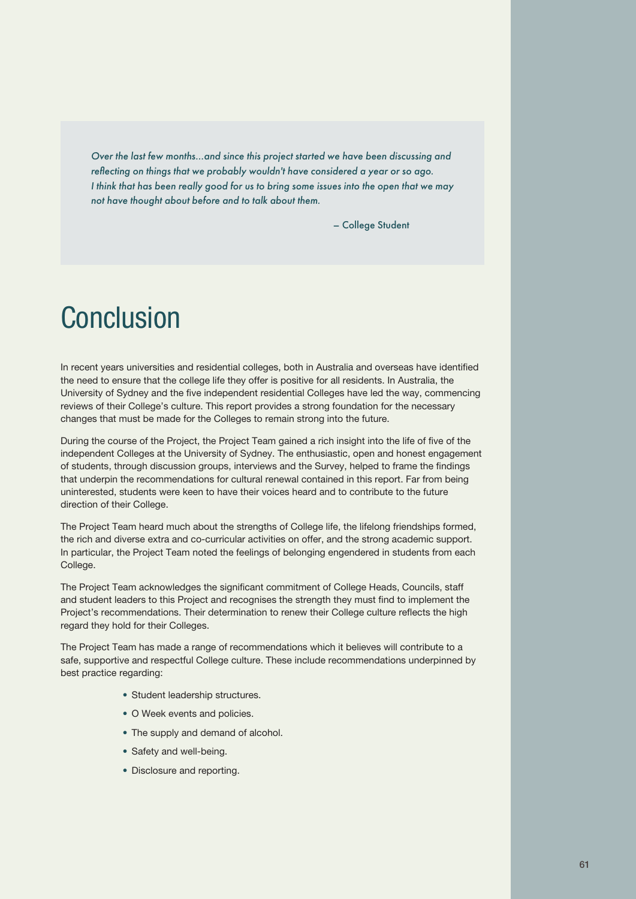> *Over the last few months...and since this project started we have been discussing and reflecting on things that we probably wouldn't have considered a year or so ago. I think that has been really good for us to bring some issues into the open that we may not have thought about before and to talk about them.*
>
> – College Student

# Conclusion

In recent years universities and residential colleges, both in Australia and overseas have identified the need to ensure that the college life they offer is positive for all residents. In Australia, the University of Sydney and the five independent residential Colleges have led the way, commencing reviews of their College's culture. This report provides a strong foundation for the necessary changes that must be made for the Colleges to remain strong into the future.

During the course of the Project, the Project Team gained a rich insight into the life of five of the independent Colleges at the University of Sydney. The enthusiastic, open and honest engagement of students, through discussion groups, interviews and the Survey, helped to frame the findings that underpin the recommendations for cultural renewal contained in this report. Far from being uninterested, students were keen to have their voices heard and to contribute to the future direction of their College.

The Project Team heard much about the strengths of College life, the lifelong friendships formed, the rich and diverse extra and co-curricular activities on offer, and the strong academic support. In particular, the Project Team noted the feelings of belonging engendered in students from each College.

The Project Team acknowledges the significant commitment of College Heads, Councils, staff and student leaders to this Project and recognises the strength they must find to implement the Project's recommendations. Their determination to renew their College culture reflects the high regard they hold for their Colleges.

The Project Team has made a range of recommendations which it believes will contribute to a safe, supportive and respectful College culture. These include recommendations underpinned by best practice regarding:

- Student leadership structures.
- O Week events and policies.
- The supply and demand of alcohol.
- Safety and well-being.
- Disclosure and reporting.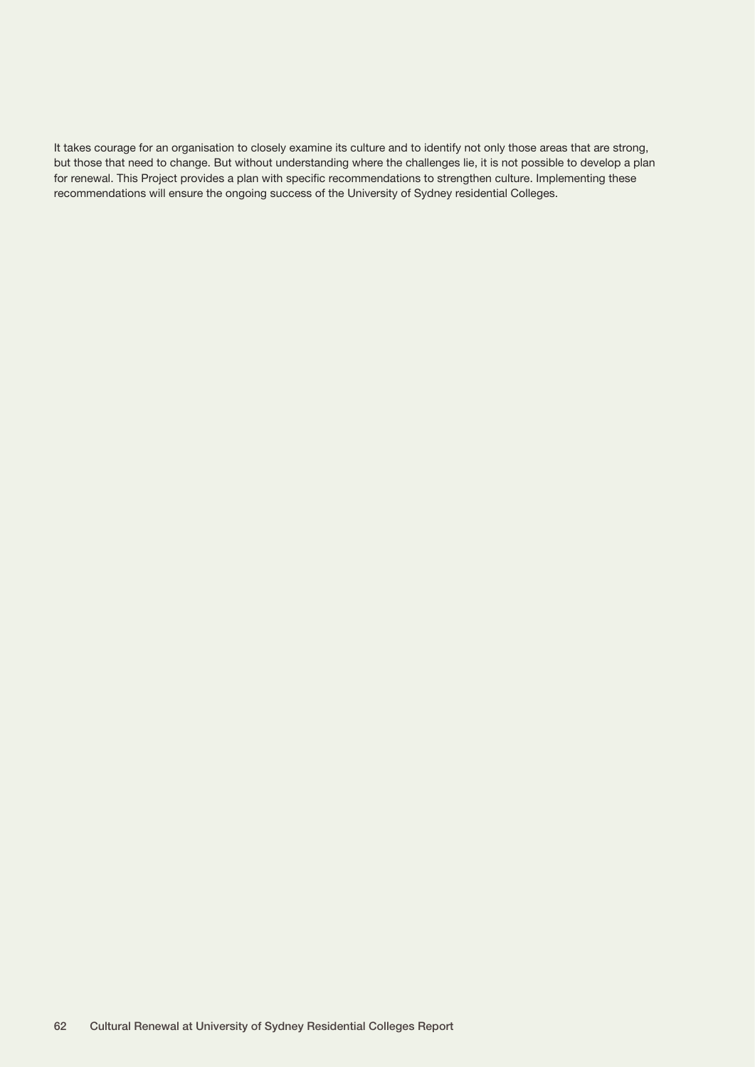It takes courage for an organisation to closely examine its culture and to identify not only those areas that are strong, but those that need to change. But without understanding where the challenges lie, it is not possible to develop a plan for renewal. This Project provides a plan with specific recommendations to strengthen culture. Implementing these recommendations will ensure the ongoing success of the University of Sydney residential Colleges.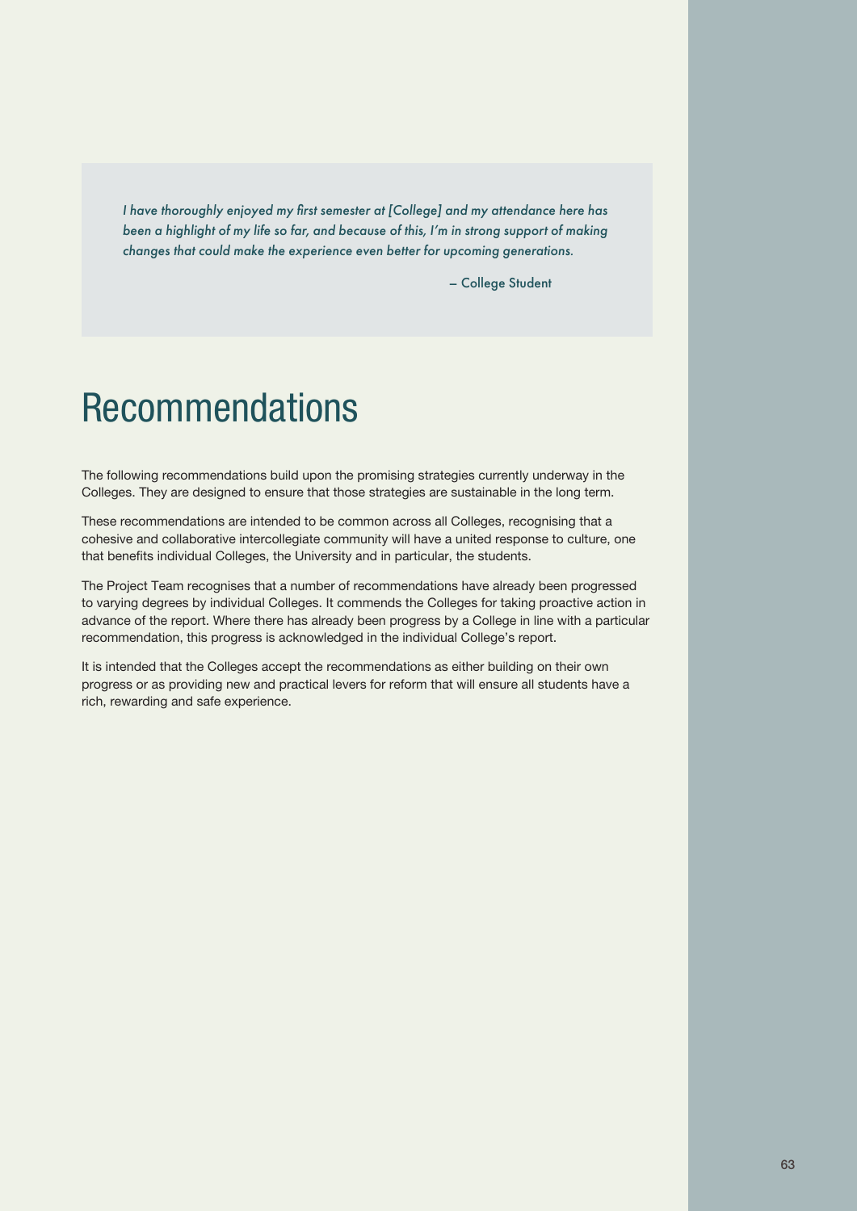> *I have thoroughly enjoyed my first semester at [College] and my attendance here has been a highlight of my life so far, and because of this, I'm in strong support of making changes that could make the experience even better for upcoming generations.*
>
> – College Student

# Recommendations

The following recommendations build upon the promising strategies currently underway in the Colleges. They are designed to ensure that those strategies are sustainable in the long term.

These recommendations are intended to be common across all Colleges, recognising that a cohesive and collaborative intercollegiate community will have a united response to culture, one that benefits individual Colleges, the University and in particular, the students.

The Project Team recognises that a number of recommendations have already been progressed to varying degrees by individual Colleges. It commends the Colleges for taking proactive action in advance of the report. Where there has already been progress by a College in line with a particular recommendation, this progress is acknowledged in the individual College's report.

It is intended that the Colleges accept the recommendations as either building on their own progress or as providing new and practical levers for reform that will ensure all students have a rich, rewarding and safe experience.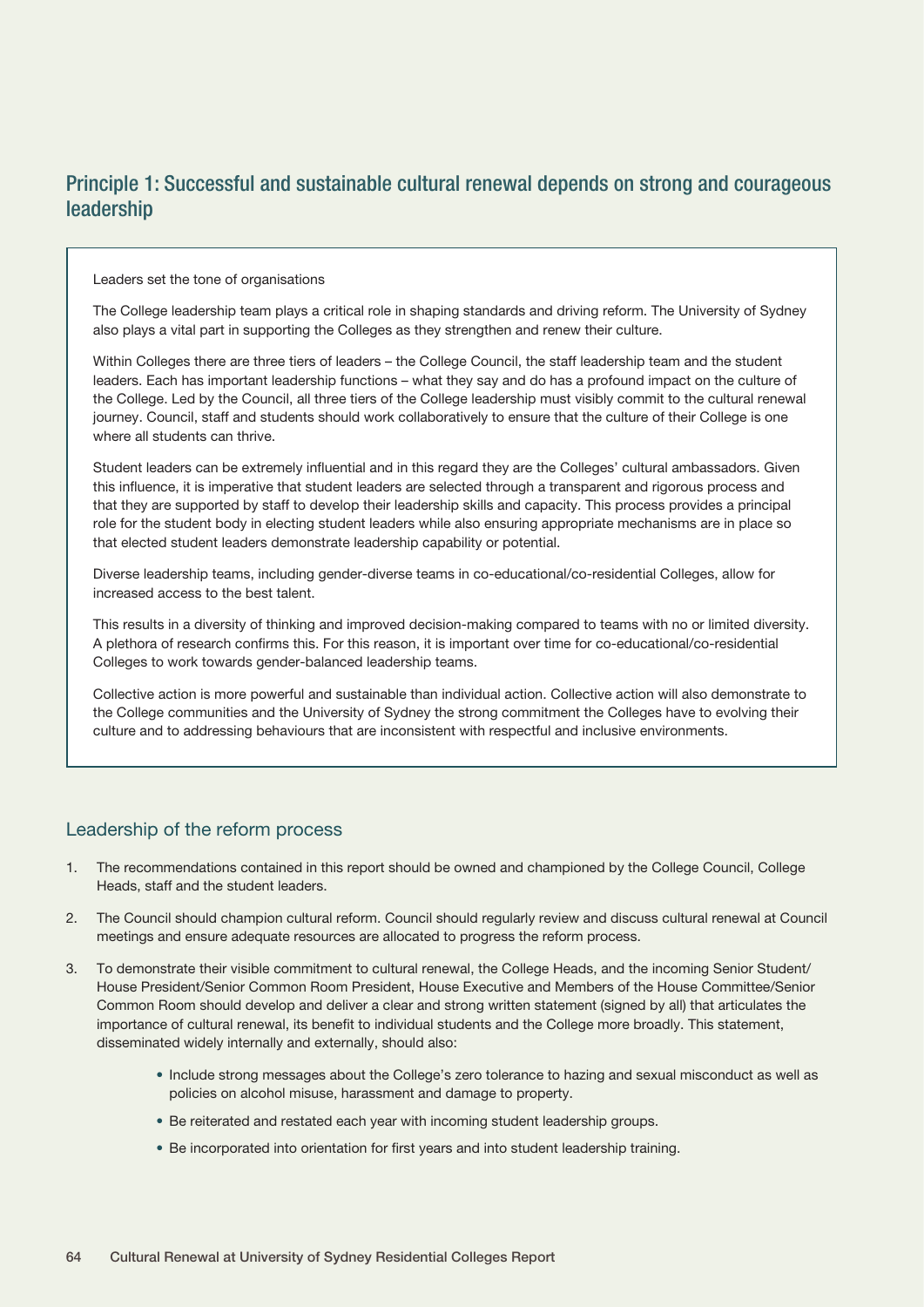## Principle 1: Successful and sustainable cultural renewal depends on strong and courageous leadership

Leaders set the tone of organisations

The College leadership team plays a critical role in shaping standards and driving reform. The University of Sydney also plays a vital part in supporting the Colleges as they strengthen and renew their culture.

Within Colleges there are three tiers of leaders – the College Council, the staff leadership team and the student leaders. Each has important leadership functions – what they say and do has a profound impact on the culture of the College. Led by the Council, all three tiers of the College leadership must visibly commit to the cultural renewal journey. Council, staff and students should work collaboratively to ensure that the culture of their College is one where all students can thrive.

Student leaders can be extremely influential and in this regard they are the Colleges' cultural ambassadors. Given this influence, it is imperative that student leaders are selected through a transparent and rigorous process and that they are supported by staff to develop their leadership skills and capacity. This process provides a principal role for the student body in electing student leaders while also ensuring appropriate mechanisms are in place so that elected student leaders demonstrate leadership capability or potential.

Diverse leadership teams, including gender-diverse teams in co-educational/co-residential Colleges, allow for increased access to the best talent.

This results in a diversity of thinking and improved decision-making compared to teams with no or limited diversity. A plethora of research confirms this. For this reason, it is important over time for co-educational/co-residential Colleges to work towards gender-balanced leadership teams.

Collective action is more powerful and sustainable than individual action. Collective action will also demonstrate to the College communities and the University of Sydney the strong commitment the Colleges have to evolving their culture and to addressing behaviours that are inconsistent with respectful and inclusive environments.

### Leadership of the reform process

1. The recommendations contained in this report should be owned and championed by the College Council, College Heads, staff and the student leaders.
2. The Council should champion cultural reform. Council should regularly review and discuss cultural renewal at Council meetings and ensure adequate resources are allocated to progress the reform process.
3. To demonstrate their visible commitment to cultural renewal, the College Heads, and the incoming Senior Student/House President/Senior Common Room President, House Executive and Members of the House Committee/Senior Common Room should develop and deliver a clear and strong written statement (signed by all) that articulates the importance of cultural renewal, its benefit to individual students and the College more broadly. This statement, disseminated widely internally and externally, should also:
    - Include strong messages about the College's zero tolerance to hazing and sexual misconduct as well as policies on alcohol misuse, harassment and damage to property.
    - Be reiterated and restated each year with incoming student leadership groups.
    - Be incorporated into orientation for first years and into student leadership training.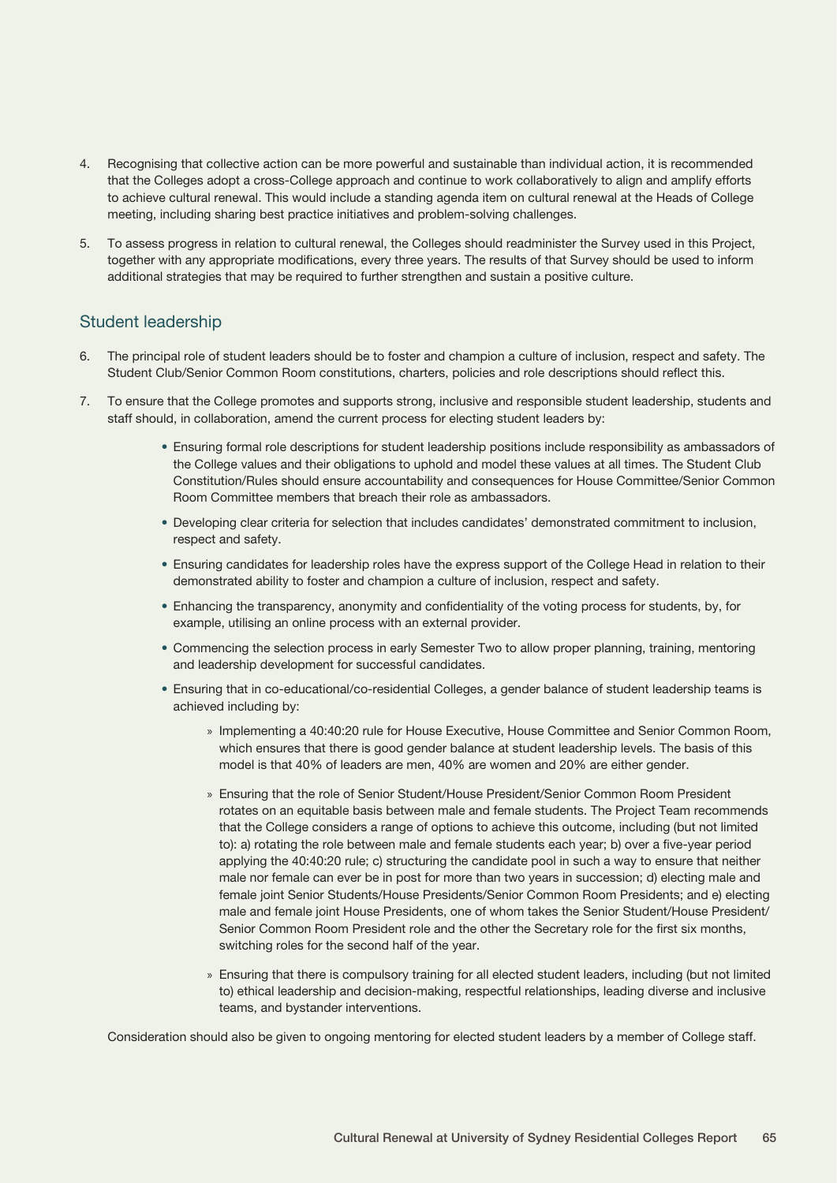4. Recognising that collective action can be more powerful and sustainable than individual action, it is recommended that the Colleges adopt a cross-College approach and continue to work collaboratively to align and amplify efforts to achieve cultural renewal. This would include a standing agenda item on cultural renewal at the Heads of College meeting, including sharing best practice initiatives and problem-solving challenges.

5. To assess progress in relation to cultural renewal, the Colleges should readminister the Survey used in this Project, together with any appropriate modifications, every three years. The results of that Survey should be used to inform additional strategies that may be required to further strengthen and sustain a positive culture.

## Student leadership

6. The principal role of student leaders should be to foster and champion a culture of inclusion, respect and safety. The Student Club/Senior Common Room constitutions, charters, policies and role descriptions should reflect this.

7. To ensure that the College promotes and supports strong, inclusive and responsible student leadership, students and staff should, in collaboration, amend the current process for electing student leaders by:

   - Ensuring formal role descriptions for student leadership positions include responsibility as ambassadors of the College values and their obligations to uphold and model these values at all times. The Student Club Constitution/Rules should ensure accountability and consequences for House Committee/Senior Common Room Committee members that breach their role as ambassadors.
   - Developing clear criteria for selection that includes candidates' demonstrated commitment to inclusion, respect and safety.
   - Ensuring candidates for leadership roles have the express support of the College Head in relation to their demonstrated ability to foster and champion a culture of inclusion, respect and safety.
   - Enhancing the transparency, anonymity and confidentiality of the voting process for students, by, for example, utilising an online process with an external provider.
   - Commencing the selection process in early Semester Two to allow proper planning, training, mentoring and leadership development for successful candidates.
   - Ensuring that in co-educational/co-residential Colleges, a gender balance of student leadership teams is achieved including by:
     - Implementing a 40:40:20 rule for House Executive, House Committee and Senior Common Room, which ensures that there is good gender balance at student leadership levels. The basis of this model is that 40% of leaders are men, 40% are women and 20% are either gender.
     - Ensuring that the role of Senior Student/House President/Senior Common Room President rotates on an equitable basis between male and female students. The Project Team recommends that the College considers a range of options to achieve this outcome, including (but not limited to): a) rotating the role between male and female students each year; b) over a five-year period applying the 40:40:20 rule; c) structuring the candidate pool in such a way to ensure that neither male nor female can ever be in post for more than two years in succession; d) electing male and female joint Senior Students/House Presidents/Senior Common Room Presidents; and e) electing male and female joint House Presidents, one of whom takes the Senior Student/House President/ Senior Common Room President role and the other the Secretary role for the first six months, switching roles for the second half of the year.
     - Ensuring that there is compulsory training for all elected student leaders, including (but not limited to) ethical leadership and decision-making, respectful relationships, leading diverse and inclusive teams, and bystander interventions.

   Consideration should also be given to ongoing mentoring for elected student leaders by a member of College staff.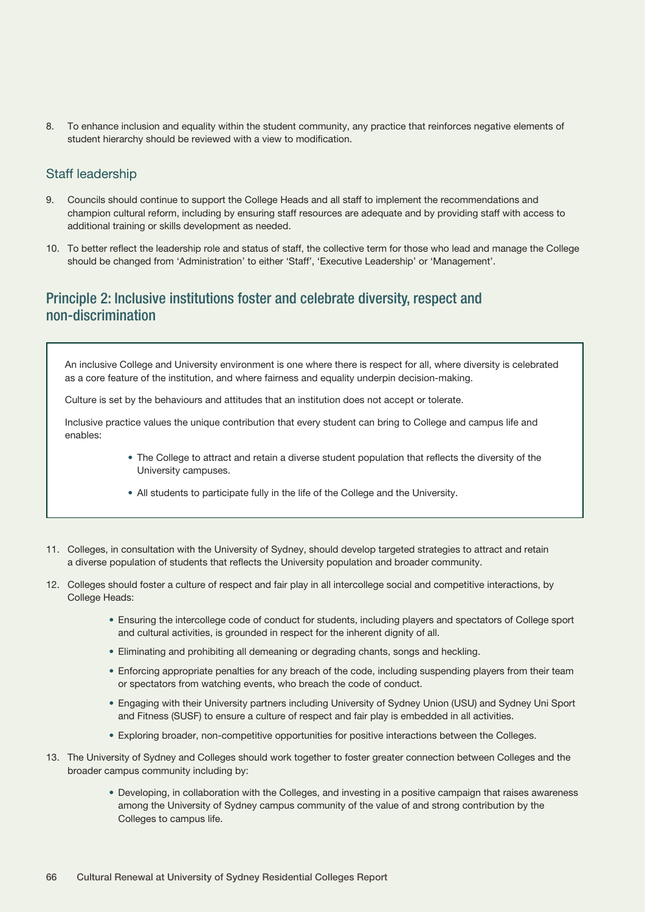8. To enhance inclusion and equality within the student community, any practice that reinforces negative elements of student hierarchy should be reviewed with a view to modification.

### Staff leadership

9. Councils should continue to support the College Heads and all staff to implement the recommendations and champion cultural reform, including by ensuring staff resources are adequate and by providing staff with access to additional training or skills development as needed.

10. To better reflect the leadership role and status of staff, the collective term for those who lead and manage the College should be changed from 'Administration' to either 'Staff', 'Executive Leadership' or 'Management'.

## Principle 2: Inclusive institutions foster and celebrate diversity, respect and non-discrimination

> An inclusive College and University environment is one where there is respect for all, where diversity is celebrated as a core feature of the institution, and where fairness and equality underpin decision-making.
>
> Culture is set by the behaviours and attitudes that an institution does not accept or tolerate.
>
> Inclusive practice values the unique contribution that every student can bring to College and campus life and enables:
>
> - The College to attract and retain a diverse student population that reflects the diversity of the University campuses.
> - All students to participate fully in the life of the College and the University.

11. Colleges, in consultation with the University of Sydney, should develop targeted strategies to attract and retain a diverse population of students that reflects the University population and broader community.

12. Colleges should foster a culture of respect and fair play in all intercollege social and competitive interactions, by College Heads:
    - Ensuring the intercollege code of conduct for students, including players and spectators of College sport and cultural activities, is grounded in respect for the inherent dignity of all.
    - Eliminating and prohibiting all demeaning or degrading chants, songs and heckling.
    - Enforcing appropriate penalties for any breach of the code, including suspending players from their team or spectators from watching events, who breach the code of conduct.
    - Engaging with their University partners including University of Sydney Union (USU) and Sydney Uni Sport and Fitness (SUSF) to ensure a culture of respect and fair play is embedded in all activities.
    - Exploring broader, non-competitive opportunities for positive interactions between the Colleges.

13. The University of Sydney and Colleges should work together to foster greater connection between Colleges and the broader campus community including by:
    - Developing, in collaboration with the Colleges, and investing in a positive campaign that raises awareness among the University of Sydney campus community of the value of and strong contribution by the Colleges to campus life.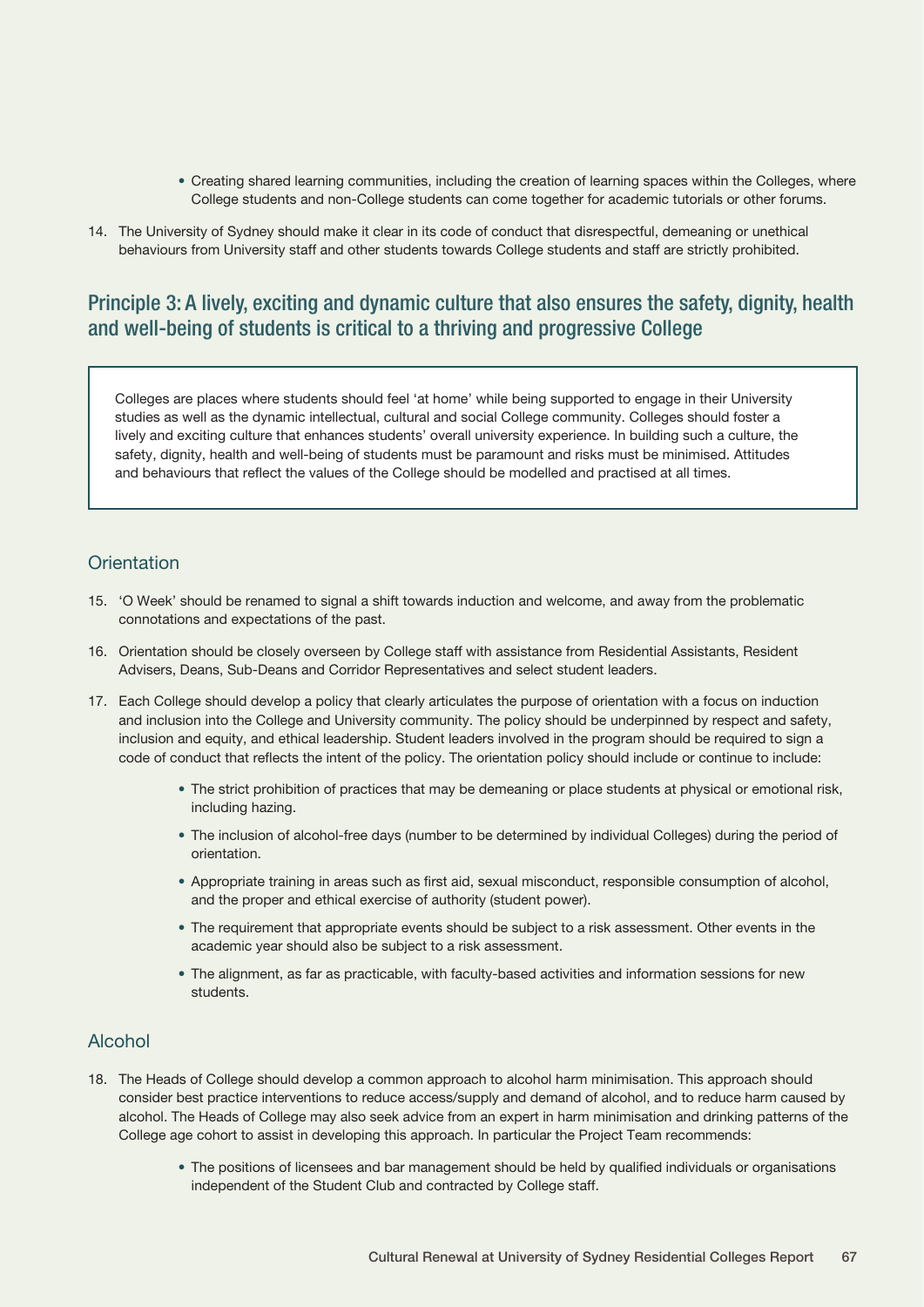- Creating shared learning communities, including the creation of learning spaces within the Colleges, where College students and non-College students can come together for academic tutorials or other forums.

14. The University of Sydney should make it clear in its code of conduct that disrespectful, demeaning or unethical behaviours from University staff and other students towards College students and staff are strictly prohibited.

## Principle 3: A lively, exciting and dynamic culture that also ensures the safety, dignity, health and well-being of students is critical to a thriving and progressive College

Colleges are places where students should feel 'at home' while being supported to engage in their University studies as well as the dynamic intellectual, cultural and social College community. Colleges should foster a lively and exciting culture that enhances students' overall university experience. In building such a culture, the safety, dignity, health and well-being of students must be paramount and risks must be minimised. Attitudes and behaviours that reflect the values of the College should be modelled and practised at all times.

### Orientation

15. 'O Week' should be renamed to signal a shift towards induction and welcome, and away from the problematic connotations and expectations of the past.

16. Orientation should be closely overseen by College staff with assistance from Residential Assistants, Resident Advisers, Deans, Sub-Deans and Corridor Representatives and select student leaders.

17. Each College should develop a policy that clearly articulates the purpose of orientation with a focus on induction and inclusion into the College and University community. The policy should be underpinned by respect and safety, inclusion and equity, and ethical leadership. Student leaders involved in the program should be required to sign a code of conduct that reflects the intent of the policy. The orientation policy should include or continue to include:
    - The strict prohibition of practices that may be demeaning or place students at physical or emotional risk, including hazing.
    - The inclusion of alcohol-free days (number to be determined by individual Colleges) during the period of orientation.
    - Appropriate training in areas such as first aid, sexual misconduct, responsible consumption of alcohol, and the proper and ethical exercise of authority (student power).
    - The requirement that appropriate events should be subject to a risk assessment. Other events in the academic year should also be subject to a risk assessment.
    - The alignment, as far as practicable, with faculty-based activities and information sessions for new students.

### Alcohol

18. The Heads of College should develop a common approach to alcohol harm minimisation. This approach should consider best practice interventions to reduce access/supply and demand of alcohol, and to reduce harm caused by alcohol. The Heads of College may also seek advice from an expert in harm minimisation and drinking patterns of the College age cohort to assist in developing this approach. In particular the Project Team recommends:
    - The positions of licensees and bar management should be held by qualified individuals or organisations independent of the Student Club and contracted by College staff.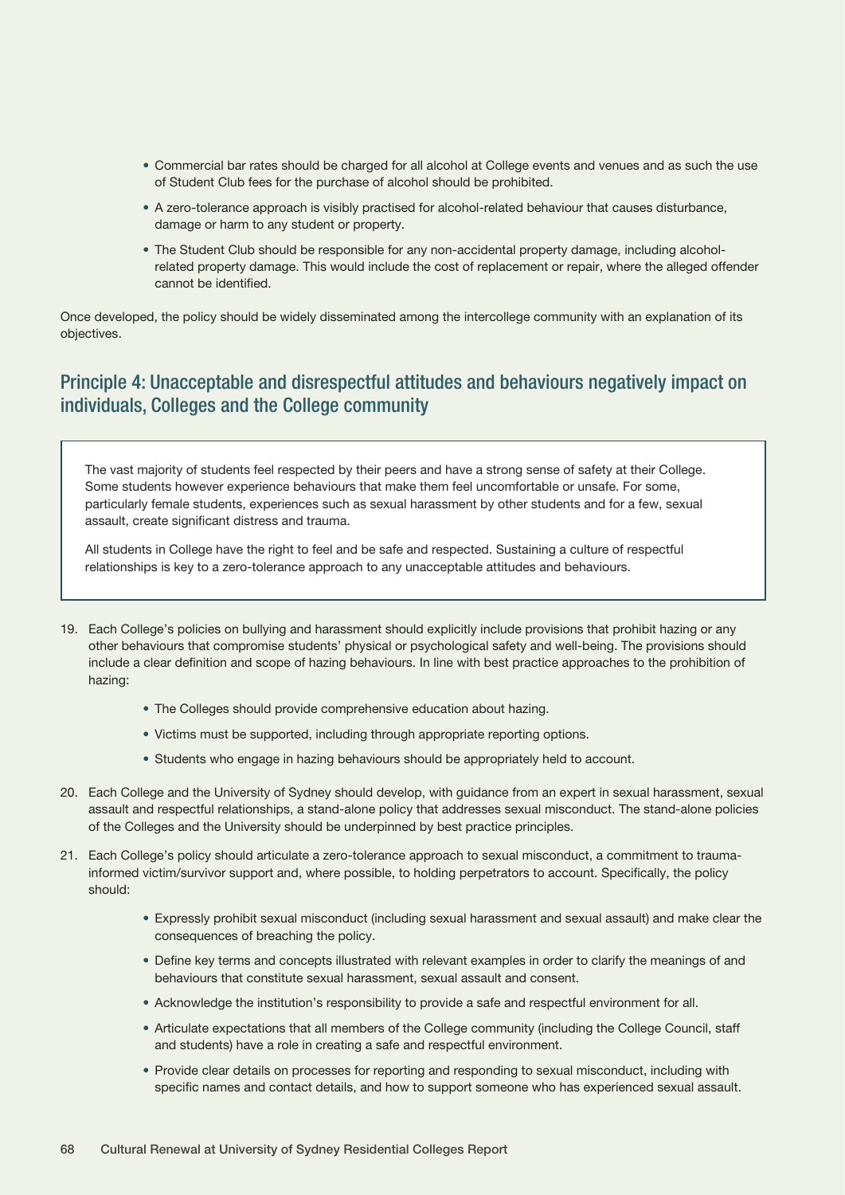- Commercial bar rates should be charged for all alcohol at College events and venues and as such the use of Student Club fees for the purchase of alcohol should be prohibited.
- A zero-tolerance approach is visibly practised for alcohol-related behaviour that causes disturbance, damage or harm to any student or property.
- The Student Club should be responsible for any non-accidental property damage, including alcohol-related property damage. This would include the cost of replacement or repair, where the alleged offender cannot be identified.

Once developed, the policy should be widely disseminated among the intercollege community with an explanation of its objectives.

## Principle 4: Unacceptable and disrespectful attitudes and behaviours negatively impact on individuals, Colleges and the College community

> The vast majority of students feel respected by their peers and have a strong sense of safety at their College. Some students however experience behaviours that make them feel uncomfortable or unsafe. For some, particularly female students, experiences such as sexual harassment by other students and for a few, sexual assault, create significant distress and trauma.
>
> All students in College have the right to feel and be safe and respected. Sustaining a culture of respectful relationships is key to a zero-tolerance approach to any unacceptable attitudes and behaviours.

19. Each College's policies on bullying and harassment should explicitly include provisions that prohibit hazing or any other behaviours that compromise students' physical or psychological safety and well-being. The provisions should include a clear definition and scope of hazing behaviours. In line with best practice approaches to the prohibition of hazing:
    - The Colleges should provide comprehensive education about hazing.
    - Victims must be supported, including through appropriate reporting options.
    - Students who engage in hazing behaviours should be appropriately held to account.
20. Each College and the University of Sydney should develop, with guidance from an expert in sexual harassment, sexual assault and respectful relationships, a stand-alone policy that addresses sexual misconduct. The stand-alone policies of the Colleges and the University should be underpinned by best practice principles.
21. Each College's policy should articulate a zero-tolerance approach to sexual misconduct, a commitment to trauma-informed victim/survivor support and, where possible, to holding perpetrators to account. Specifically, the policy should:
    - Expressly prohibit sexual misconduct (including sexual harassment and sexual assault) and make clear the consequences of breaching the policy.
    - Define key terms and concepts illustrated with relevant examples in order to clarify the meanings of and behaviours that constitute sexual harassment, sexual assault and consent.
    - Acknowledge the institution's responsibility to provide a safe and respectful environment for all.
    - Articulate expectations that all members of the College community (including the College Council, staff and students) have a role in creating a safe and respectful environment.
    - Provide clear details on processes for reporting and responding to sexual misconduct, including with specific names and contact details, and how to support someone who has experienced sexual assault.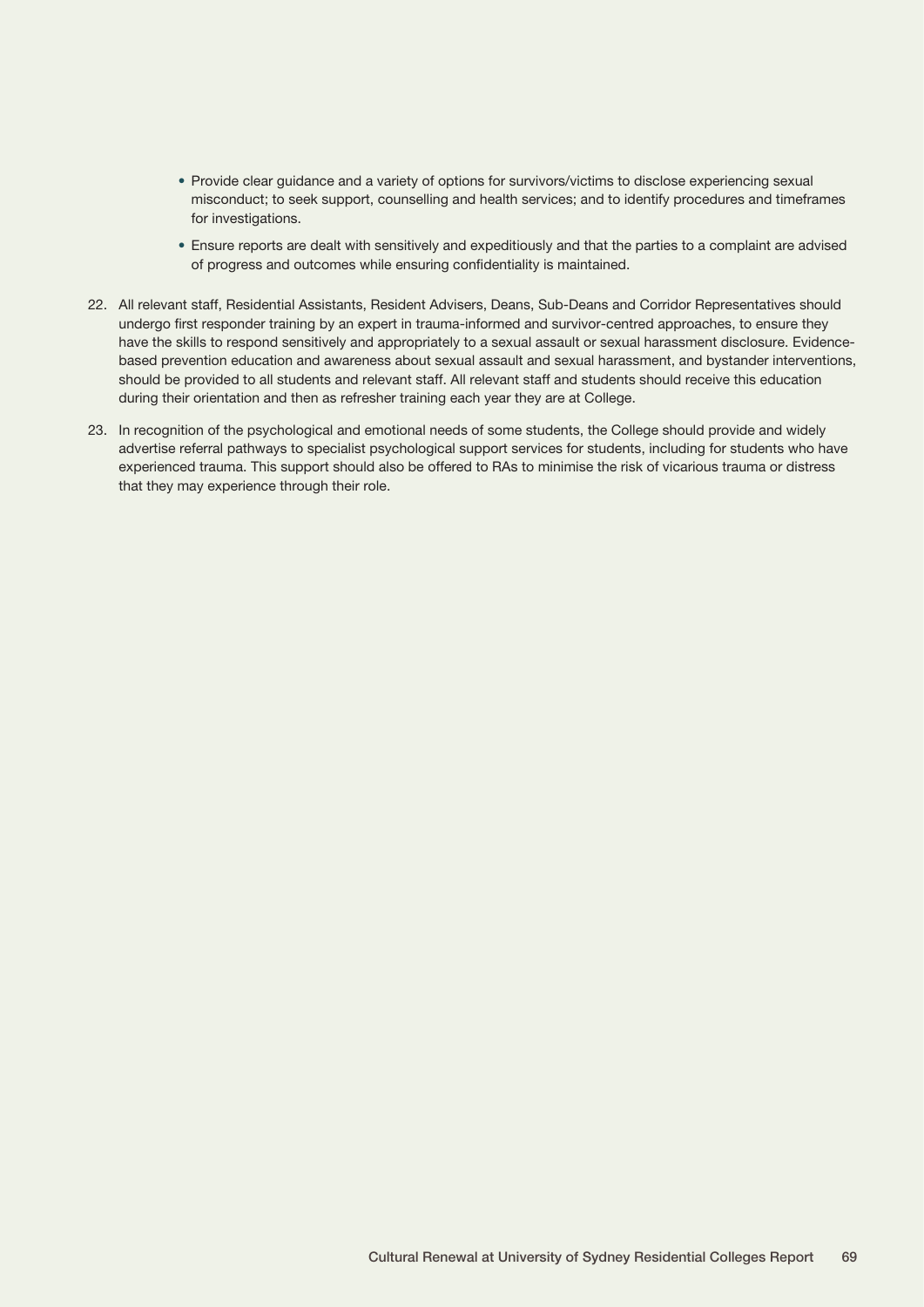- Provide clear guidance and a variety of options for survivors/victims to disclose experiencing sexual misconduct; to seek support, counselling and health services; and to identify procedures and timeframes for investigations.
- Ensure reports are dealt with sensitively and expeditiously and that the parties to a complaint are advised of progress and outcomes while ensuring confidentiality is maintained.

22. All relevant staff, Residential Assistants, Resident Advisers, Deans, Sub-Deans and Corridor Representatives should undergo first responder training by an expert in trauma-informed and survivor-centred approaches, to ensure they have the skills to respond sensitively and appropriately to a sexual assault or sexual harassment disclosure. Evidence-based prevention education and awareness about sexual assault and sexual harassment, and bystander interventions, should be provided to all students and relevant staff. All relevant staff and students should receive this education during their orientation and then as refresher training each year they are at College.

23. In recognition of the psychological and emotional needs of some students, the College should provide and widely advertise referral pathways to specialist psychological support services for students, including for students who have experienced trauma. This support should also be offered to RAs to minimise the risk of vicarious trauma or distress that they may experience through their role.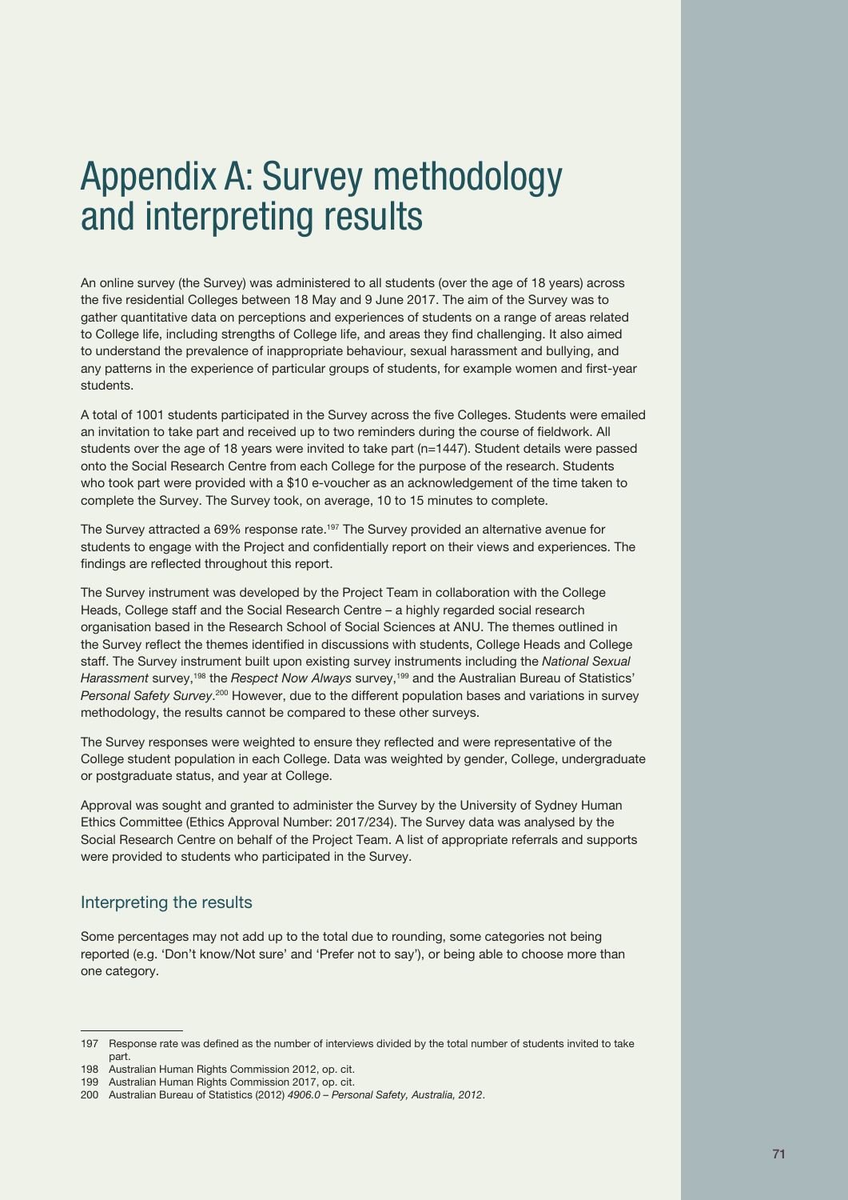# Appendix A: Survey methodology and interpreting results

An online survey (the Survey) was administered to all students (over the age of 18 years) across the five residential Colleges between 18 May and 9 June 2017. The aim of the Survey was to gather quantitative data on perceptions and experiences of students on a range of areas related to College life, including strengths of College life, and areas they find challenging. It also aimed to understand the prevalence of inappropriate behaviour, sexual harassment and bullying, and any patterns in the experience of particular groups of students, for example women and first-year students.

A total of 1001 students participated in the Survey across the five Colleges. Students were emailed an invitation to take part and received up to two reminders during the course of fieldwork. All students over the age of 18 years were invited to take part (n=1447). Student details were passed onto the Social Research Centre from each College for the purpose of the research. Students who took part were provided with a $10 e-voucher as an acknowledgement of the time taken to complete the Survey. The Survey took, on average, 10 to 15 minutes to complete.

The Survey attracted a 69% response rate.[197] The Survey provided an alternative avenue for students to engage with the Project and confidentially report on their views and experiences. The findings are reflected throughout this report.

The Survey instrument was developed by the Project Team in collaboration with the College Heads, College staff and the Social Research Centre – a highly regarded social research organisation based in the Research School of Social Sciences at ANU. The themes outlined in the Survey reflect the themes identified in discussions with students, College Heads and College staff. The Survey instrument built upon existing survey instruments including the *National Sexual Harassment* survey,[198] the *Respect Now Always* survey,[199] and the Australian Bureau of Statistics' *Personal Safety Survey*.[200] However, due to the different population bases and variations in survey methodology, the results cannot be compared to these other surveys.

The Survey responses were weighted to ensure they reflected and were representative of the College student population in each College. Data was weighted by gender, College, undergraduate or postgraduate status, and year at College.

Approval was sought and granted to administer the Survey by the University of Sydney Human Ethics Committee (Ethics Approval Number: 2017/234). The Survey data was analysed by the Social Research Centre on behalf of the Project Team. A list of appropriate referrals and supports were provided to students who participated in the Survey.

## Interpreting the results

Some percentages may not add up to the total due to rounding, some categories not being reported (e.g. 'Don't know/Not sure' and 'Prefer not to say'), or being able to choose more than one category.

---

197 Response rate was defined as the number of interviews divided by the total number of students invited to take part.

198 Australian Human Rights Commission 2012, op. cit.

199 Australian Human Rights Commission 2017, op. cit.

200 Australian Bureau of Statistics (2012) *4906.0 – Personal Safety, Australia, 2012*.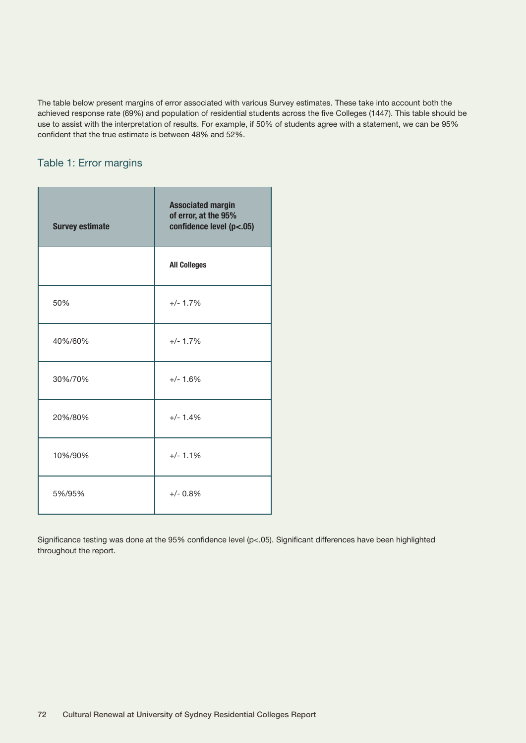The table below present margins of error associated with various Survey estimates. These take into account both the achieved response rate (69%) and population of residential students across the five Colleges (1447). This table should be use to assist with the interpretation of results. For example, if 50% of students agree with a statement, we can be 95% confident that the true estimate is between 48% and 52%.

## Table 1: Error margins

| Survey estimate | Associated margin of error, at the 95% confidence level (p<.05) |
|---|---|
| | **All Colleges** |
| 50% | +/- 1.7% |
| 40%/60% | +/- 1.7% |
| 30%/70% | +/- 1.6% |
| 20%/80% | +/- 1.4% |
| 10%/90% | +/- 1.1% |
| 5%/95% | +/- 0.8% |

Significance testing was done at the 95% confidence level (p<.05). Significant differences have been highlighted throughout the report.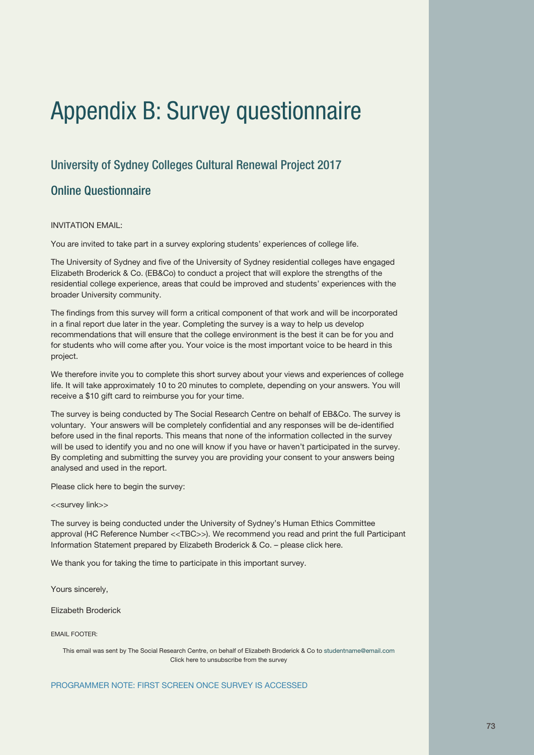# Appendix B: Survey questionnaire

## University of Sydney Colleges Cultural Renewal Project 2017

## Online Questionnaire

INVITATION EMAIL:

You are invited to take part in a survey exploring students' experiences of college life.

The University of Sydney and five of the University of Sydney residential colleges have engaged Elizabeth Broderick & Co. (EB&Co) to conduct a project that will explore the strengths of the residential college experience, areas that could be improved and students' experiences with the broader University community.

The findings from this survey will form a critical component of that work and will be incorporated in a final report due later in the year. Completing the survey is a way to help us develop recommendations that will ensure that the college environment is the best it can be for you and for students who will come after you. Your voice is the most important voice to be heard in this project.

We therefore invite you to complete this short survey about your views and experiences of college life. It will take approximately 10 to 20 minutes to complete, depending on your answers. You will receive a $10 gift card to reimburse you for your time.

The survey is being conducted by The Social Research Centre on behalf of EB&Co. The survey is voluntary. Your answers will be completely confidential and any responses will be de-identified before used in the final reports. This means that none of the information collected in the survey will be used to identify you and no one will know if you have or haven't participated in the survey. By completing and submitting the survey you are providing your consent to your answers being analysed and used in the report.

Please click here to begin the survey:

<<survey link>>

The survey is being conducted under the University of Sydney's Human Ethics Committee approval (HC Reference Number <<TBC>>). We recommend you read and print the full Participant Information Statement prepared by Elizabeth Broderick & Co. – please click here.

We thank you for taking the time to participate in this important survey.

Yours sincerely,

Elizabeth Broderick

EMAIL FOOTER:

This email was sent by The Social Research Centre, on behalf of Elizabeth Broderick & Co to studentname@email.com
Click here to unsubscribe from the survey

PROGRAMMER NOTE: FIRST SCREEN ONCE SURVEY IS ACCESSED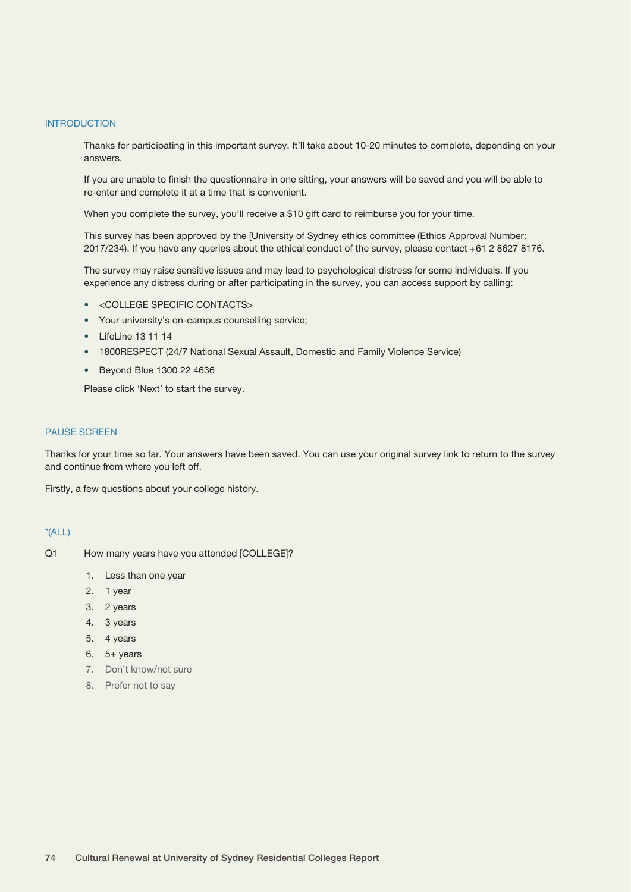## INTRODUCTION

Thanks for participating in this important survey. It'll take about 10-20 minutes to complete, depending on your answers.

If you are unable to finish the questionnaire in one sitting, your answers will be saved and you will be able to re-enter and complete it at a time that is convenient.

When you complete the survey, you'll receive a $10 gift card to reimburse you for your time.

This survey has been approved by the [University of Sydney ethics committee (Ethics Approval Number: 2017/234). If you have any queries about the ethical conduct of the survey, please contact +61 2 8627 8176.

The survey may raise sensitive issues and may lead to psychological distress for some individuals. If you experience any distress during or after participating in the survey, you can access support by calling:

- <COLLEGE SPECIFIC CONTACTS>
- Your university's on-campus counselling service;
- LifeLine 13 11 14
- 1800RESPECT (24/7 National Sexual Assault, Domestic and Family Violence Service)
- Beyond Blue 1300 22 4636

Please click 'Next' to start the survey.

## PAUSE SCREEN

Thanks for your time so far. Your answers have been saved. You can use your original survey link to return to the survey and continue from where you left off.

Firstly, a few questions about your college history.

*(ALL)

Q1 How many years have you attended [COLLEGE]?

1. Less than one year
2. 1 year
3. 2 years
4. 3 years
5. 4 years
6. 5+ years
7. Don't know/not sure
8. Prefer not to say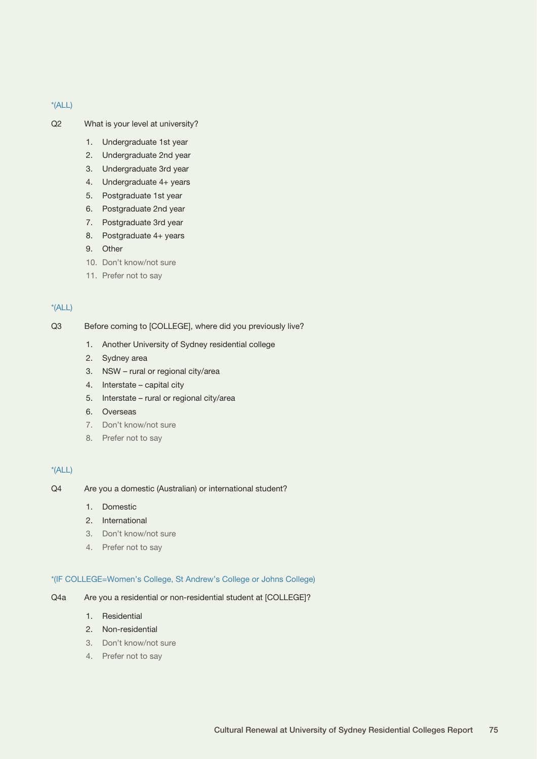*(ALL)

Q2 What is your level at university?

1. Undergraduate 1st year
2. Undergraduate 2nd year
3. Undergraduate 3rd year
4. Undergraduate 4+ years
5. Postgraduate 1st year
6. Postgraduate 2nd year
7. Postgraduate 3rd year
8. Postgraduate 4+ years
9. Other
10. Don't know/not sure
11. Prefer not to say

*(ALL)

Q3 Before coming to [COLLEGE], where did you previously live?

1. Another University of Sydney residential college
2. Sydney area
3. NSW – rural or regional city/area
4. Interstate – capital city
5. Interstate – rural or regional city/area
6. Overseas
7. Don't know/not sure
8. Prefer not to say

*(ALL)

Q4 Are you a domestic (Australian) or international student?

1. Domestic
2. International
3. Don't know/not sure
4. Prefer not to say

*(IF COLLEGE=Women's College, St Andrew's College or Johns College)

Q4a Are you a residential or non-residential student at [COLLEGE]?

1. Residential
2. Non-residential
3. Don't know/not sure
4. Prefer not to say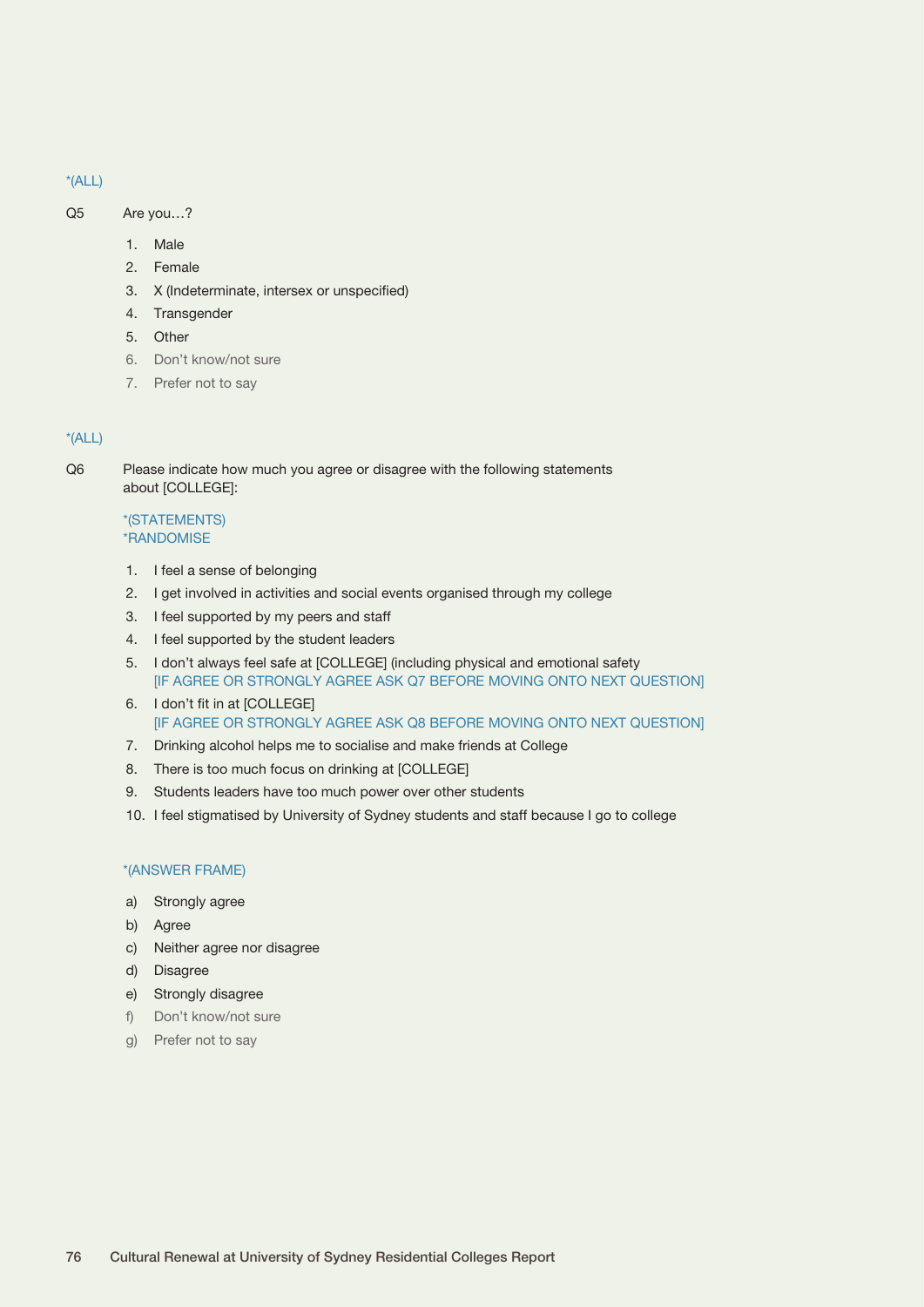*(ALL)

Q5 Are you…?

1. Male
2. Female
3. X (Indeterminate, intersex or unspecified)
4. Transgender
5. Other
6. Don't know/not sure
7. Prefer not to say

*(ALL)

Q6 Please indicate how much you agree or disagree with the following statements about [COLLEGE]:

*(STATEMENTS)
*RANDOMISE

1. I feel a sense of belonging
2. I get involved in activities and social events organised through my college
3. I feel supported by my peers and staff
4. I feel supported by the student leaders
5. I don't always feel safe at [COLLEGE] (including physical and emotional safety
   [IF AGREE OR STRONGLY AGREE ASK Q7 BEFORE MOVING ONTO NEXT QUESTION]
6. I don't fit in at [COLLEGE]
   [IF AGREE OR STRONGLY AGREE ASK Q8 BEFORE MOVING ONTO NEXT QUESTION]
7. Drinking alcohol helps me to socialise and make friends at College
8. There is too much focus on drinking at [COLLEGE]
9. Students leaders have too much power over other students
10. I feel stigmatised by University of Sydney students and staff because I go to college

*(ANSWER FRAME)

a) Strongly agree
b) Agree
c) Neither agree nor disagree
d) Disagree
e) Strongly disagree
f) Don't know/not sure
g) Prefer not to say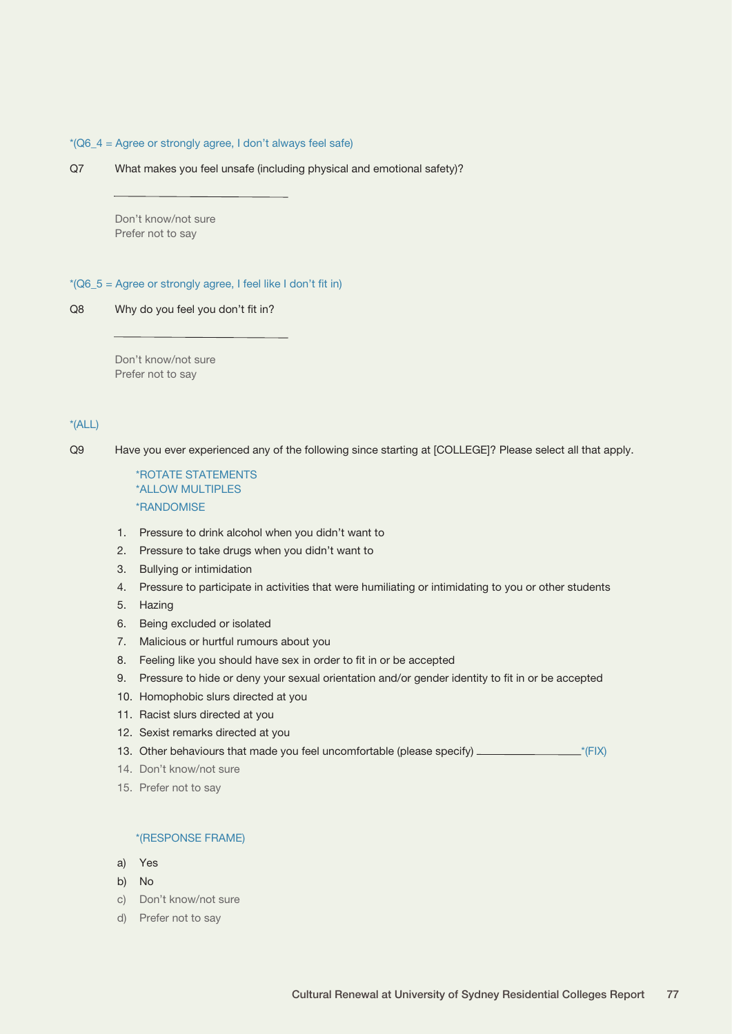*(Q6_4 = Agree or strongly agree, I don't always feel safe)

Q7 What makes you feel unsafe (including physical and emotional safety)?

\_\_\_\_\_\_\_\_\_\_\_\_\_\_\_\_\_\_\_\_\_\_\_\_

Don't know/not sure
Prefer not to say

*(Q6_5 = Agree or strongly agree, I feel like I don't fit in)

Q8 Why do you feel you don't fit in?

\_\_\_\_\_\_\_\_\_\_\_\_\_\_\_\_\_\_\_\_\_\_\_\_

Don't know/not sure
Prefer not to say

*(ALL)

Q9 Have you ever experienced any of the following since starting at [COLLEGE]? Please select all that apply.

*ROTATE STATEMENTS
*ALLOW MULTIPLES
*RANDOMISE

1. Pressure to drink alcohol when you didn't want to
2. Pressure to take drugs when you didn't want to
3. Bullying or intimidation
4. Pressure to participate in activities that were humiliating or intimidating to you or other students
5. Hazing
6. Being excluded or isolated
7. Malicious or hurtful rumours about you
8. Feeling like you should have sex in order to fit in or be accepted
9. Pressure to hide or deny your sexual orientation and/or gender identity to fit in or be accepted
10. Homophobic slurs directed at you
11. Racist slurs directed at you
12. Sexist remarks directed at you
13. Other behaviours that made you feel uncomfortable (please specify) \_\_\_\_\_\_\_\_\_\_\_\_\_\_\_\_ *(FIX)
14. Don't know/not sure
15. Prefer not to say

*(RESPONSE FRAME)

a) Yes
b) No
c) Don't know/not sure
d) Prefer not to say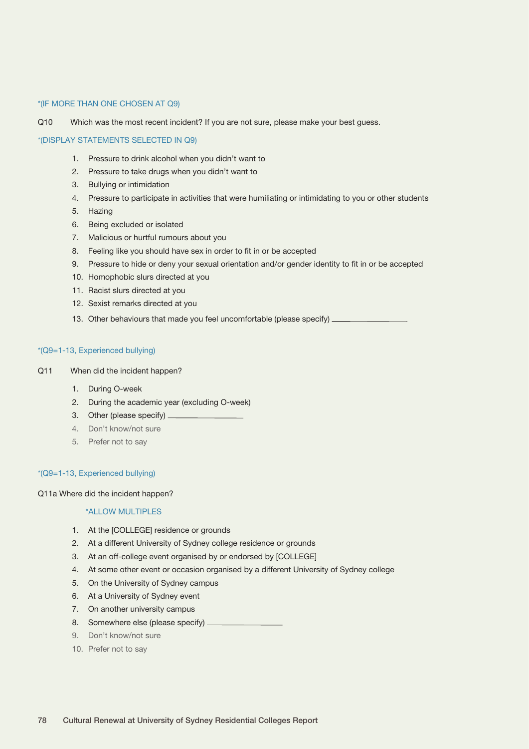*(IF MORE THAN ONE CHOSEN AT Q9)

Q10 Which was the most recent incident? If you are not sure, please make your best guess.

*(DISPLAY STATEMENTS SELECTED IN Q9)

1. Pressure to drink alcohol when you didn't want to
2. Pressure to take drugs when you didn't want to
3. Bullying or intimidation
4. Pressure to participate in activities that were humiliating or intimidating to you or other students
5. Hazing
6. Being excluded or isolated
7. Malicious or hurtful rumours about you
8. Feeling like you should have sex in order to fit in or be accepted
9. Pressure to hide or deny your sexual orientation and/or gender identity to fit in or be accepted
10. Homophobic slurs directed at you
11. Racist slurs directed at you
12. Sexist remarks directed at you
13. Other behaviours that made you feel uncomfortable (please specify) ____________

*(Q9=1-13, Experienced bullying)

Q11 When did the incident happen?

1. During O-week
2. During the academic year (excluding O-week)
3. Other (please specify) ____________
4. Don't know/not sure
5. Prefer not to say

*(Q9=1-13, Experienced bullying)

Q11a Where did the incident happen?

*ALLOW MULTIPLES

1. At the [COLLEGE] residence or grounds
2. At a different University of Sydney college residence or grounds
3. At an off-college event organised by or endorsed by [COLLEGE]
4. At some other event or occasion organised by a different University of Sydney college
5. On the University of Sydney campus
6. At a University of Sydney event
7. On another university campus
8. Somewhere else (please specify) ____________
9. Don't know/not sure
10. Prefer not to say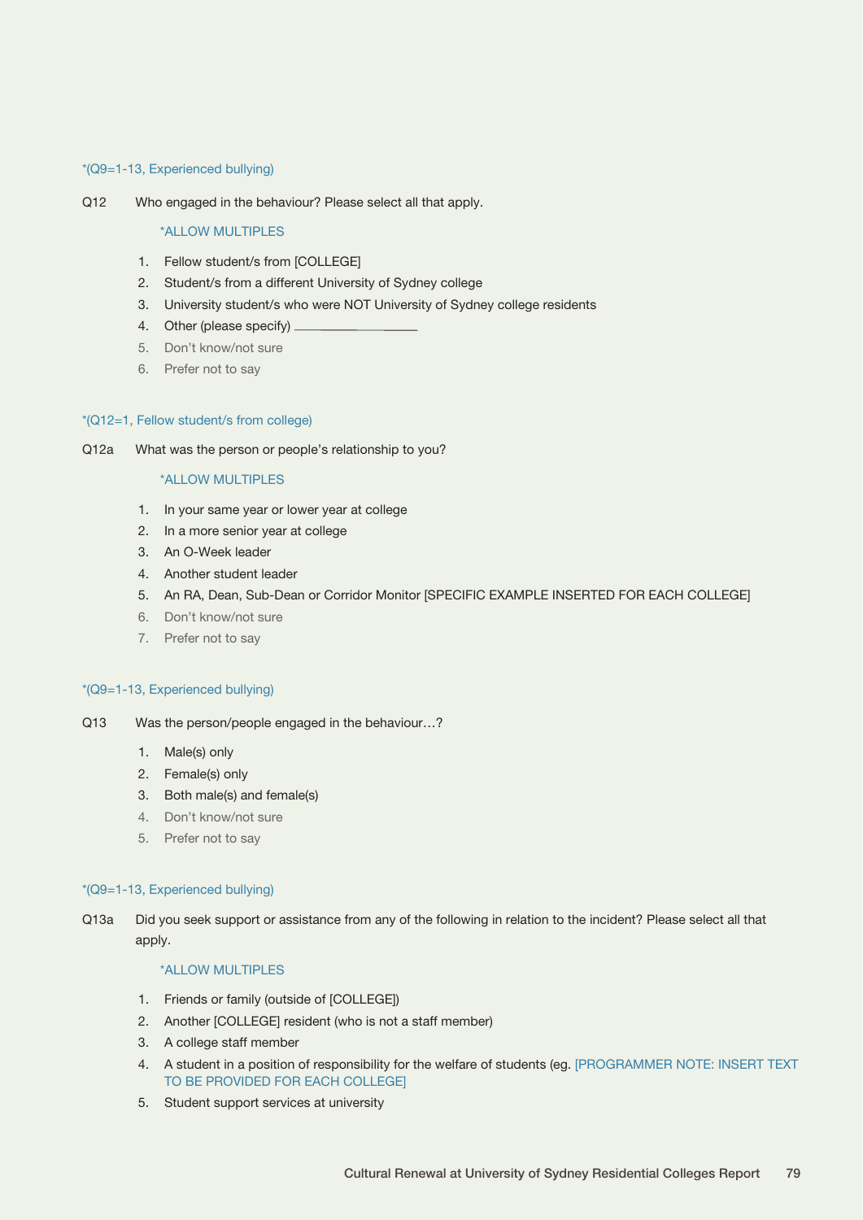*(Q9=1-13, Experienced bullying)

Q12 Who engaged in the behaviour? Please select all that apply.

*ALLOW MULTIPLES

1. Fellow student/s from [COLLEGE]
2. Student/s from a different University of Sydney college
3. University student/s who were NOT University of Sydney college residents
4. Other (please specify) ________________
5. Don't know/not sure
6. Prefer not to say

*(Q12=1, Fellow student/s from college)

Q12a What was the person or people's relationship to you?

*ALLOW MULTIPLES

1. In your same year or lower year at college
2. In a more senior year at college
3. An O-Week leader
4. Another student leader
5. An RA, Dean, Sub-Dean or Corridor Monitor [SPECIFIC EXAMPLE INSERTED FOR EACH COLLEGE]
6. Don't know/not sure
7. Prefer not to say

*(Q9=1-13, Experienced bullying)

Q13 Was the person/people engaged in the behaviour…?

1. Male(s) only
2. Female(s) only
3. Both male(s) and female(s)
4. Don't know/not sure
5. Prefer not to say

*(Q9=1-13, Experienced bullying)

Q13a Did you seek support or assistance from any of the following in relation to the incident? Please select all that apply.

*ALLOW MULTIPLES

1. Friends or family (outside of [COLLEGE])
2. Another [COLLEGE] resident (who is not a staff member)
3. A college staff member
4. A student in a position of responsibility for the welfare of students (eg. [PROGRAMMER NOTE: INSERT TEXT TO BE PROVIDED FOR EACH COLLEGE]
5. Student support services at university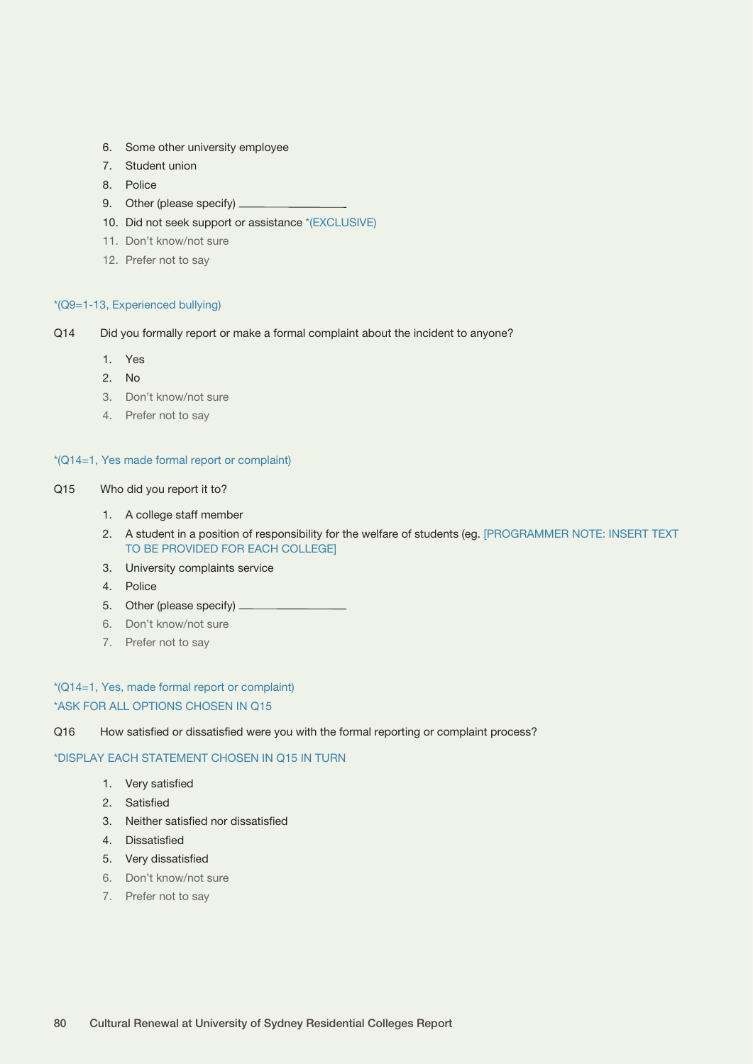6. Some other university employee
7. Student union
8. Police
9. Other (please specify) ________________
10. Did not seek support or assistance *(EXCLUSIVE)
11. Don't know/not sure
12. Prefer not to say

*(Q9=1-13, Experienced bullying)

Q14 Did you formally report or make a formal complaint about the incident to anyone?

1. Yes
2. No
3. Don't know/not sure
4. Prefer not to say

*(Q14=1, Yes made formal report or complaint)

Q15 Who did you report it to?

1. A college staff member
2. A student in a position of responsibility for the welfare of students (eg. [PROGRAMMER NOTE: INSERT TEXT TO BE PROVIDED FOR EACH COLLEGE]
3. University complaints service
4. Police
5. Other (please specify) ________________
6. Don't know/not sure
7. Prefer not to say

*(Q14=1, Yes, made formal report or complaint)
*ASK FOR ALL OPTIONS CHOSEN IN Q15

Q16 How satisfied or dissatisfied were you with the formal reporting or complaint process?

*DISPLAY EACH STATEMENT CHOSEN IN Q15 IN TURN

1. Very satisfied
2. Satisfied
3. Neither satisfied nor dissatisfied
4. Dissatisfied
5. Very dissatisfied
6. Don't know/not sure
7. Prefer not to say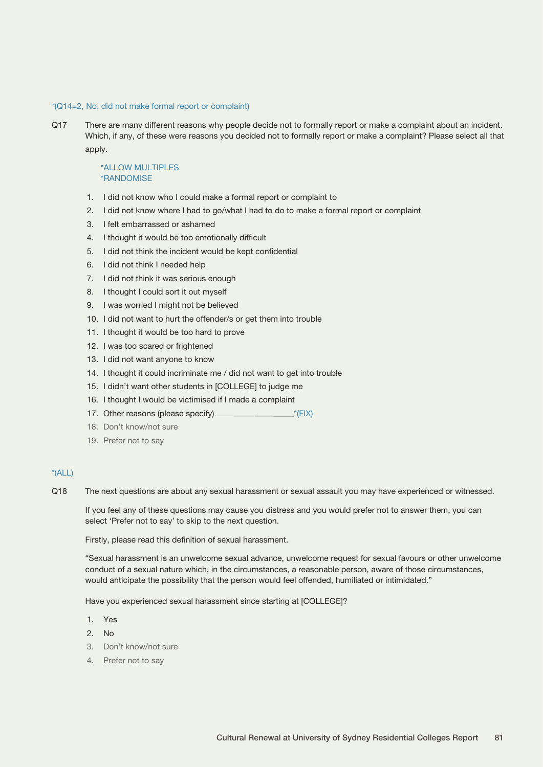*(Q14=2, No, did not make formal report or complaint)

Q17 There are many different reasons why people decide not to formally report or make a complaint about an incident. Which, if any, of these were reasons you decided not to formally report or make a complaint? Please select all that apply.

*ALLOW MULTIPLES
*RANDOMISE

1. I did not know who I could make a formal report or complaint to
2. I did not know where I had to go/what I had to do to make a formal report or complaint
3. I felt embarrassed or ashamed
4. I thought it would be too emotionally difficult
5. I did not think the incident would be kept confidential
6. I did not think I needed help
7. I did not think it was serious enough
8. I thought I could sort it out myself
9. I was worried I might not be believed
10. I did not want to hurt the offender/s or get them into trouble
11. I thought it would be too hard to prove
12. I was too scared or frightened
13. I did not want anyone to know
14. I thought it could incriminate me / did not want to get into trouble
15. I didn't want other students in [COLLEGE] to judge me
16. I thought I would be victimised if I made a complaint
17. Other reasons (please specify) ________________ *(FIX)
18. Don't know/not sure
19. Prefer not to say

*(ALL)

Q18 The next questions are about any sexual harassment or sexual assault you may have experienced or witnessed.

If you feel any of these questions may cause you distress and you would prefer not to answer them, you can select 'Prefer not to say' to skip to the next question.

Firstly, please read this definition of sexual harassment.

"Sexual harassment is an unwelcome sexual advance, unwelcome request for sexual favours or other unwelcome conduct of a sexual nature which, in the circumstances, a reasonable person, aware of those circumstances, would anticipate the possibility that the person would feel offended, humiliated or intimidated."

Have you experienced sexual harassment since starting at [COLLEGE]?

1. Yes
2. No
3. Don't know/not sure
4. Prefer not to say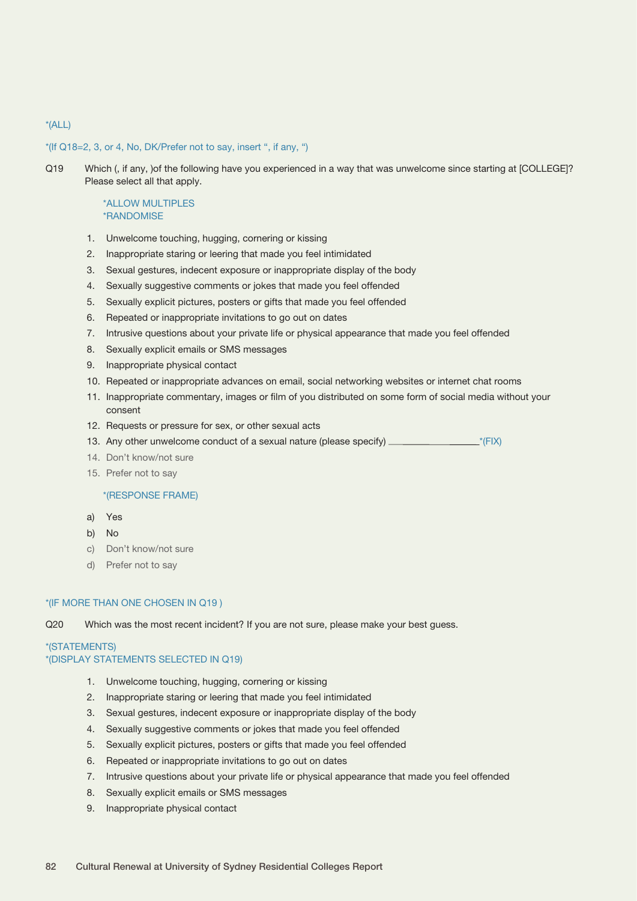*(ALL)

*(If Q18=2, 3, or 4, No, DK/Prefer not to say, insert ", if any, ")

Q19 Which (, if any, )of the following have you experienced in a way that was unwelcome since starting at [COLLEGE]? Please select all that apply.

*ALLOW MULTIPLES
*RANDOMISE

1. Unwelcome touching, hugging, cornering or kissing
2. Inappropriate staring or leering that made you feel intimidated
3. Sexual gestures, indecent exposure or inappropriate display of the body
4. Sexually suggestive comments or jokes that made you feel offended
5. Sexually explicit pictures, posters or gifts that made you feel offended
6. Repeated or inappropriate invitations to go out on dates
7. Intrusive questions about your private life or physical appearance that made you feel offended
8. Sexually explicit emails or SMS messages
9. Inappropriate physical contact
10. Repeated or inappropriate advances on email, social networking websites or internet chat rooms
11. Inappropriate commentary, images or film of you distributed on some form of social media without your consent
12. Requests or pressure for sex, or other sexual acts
13. Any other unwelcome conduct of a sexual nature (please specify) ________________*(FIX)
14. Don't know/not sure
15. Prefer not to say

*(RESPONSE FRAME)

a) Yes
b) No
c) Don't know/not sure
d) Prefer not to say

*(IF MORE THAN ONE CHOSEN IN Q19 )

Q20 Which was the most recent incident? If you are not sure, please make your best guess.

*(STATEMENTS)
*(DISPLAY STATEMENTS SELECTED IN Q19)

1. Unwelcome touching, hugging, cornering or kissing
2. Inappropriate staring or leering that made you feel intimidated
3. Sexual gestures, indecent exposure or inappropriate display of the body
4. Sexually suggestive comments or jokes that made you feel offended
5. Sexually explicit pictures, posters or gifts that made you feel offended
6. Repeated or inappropriate invitations to go out on dates
7. Intrusive questions about your private life or physical appearance that made you feel offended
8. Sexually explicit emails or SMS messages
9. Inappropriate physical contact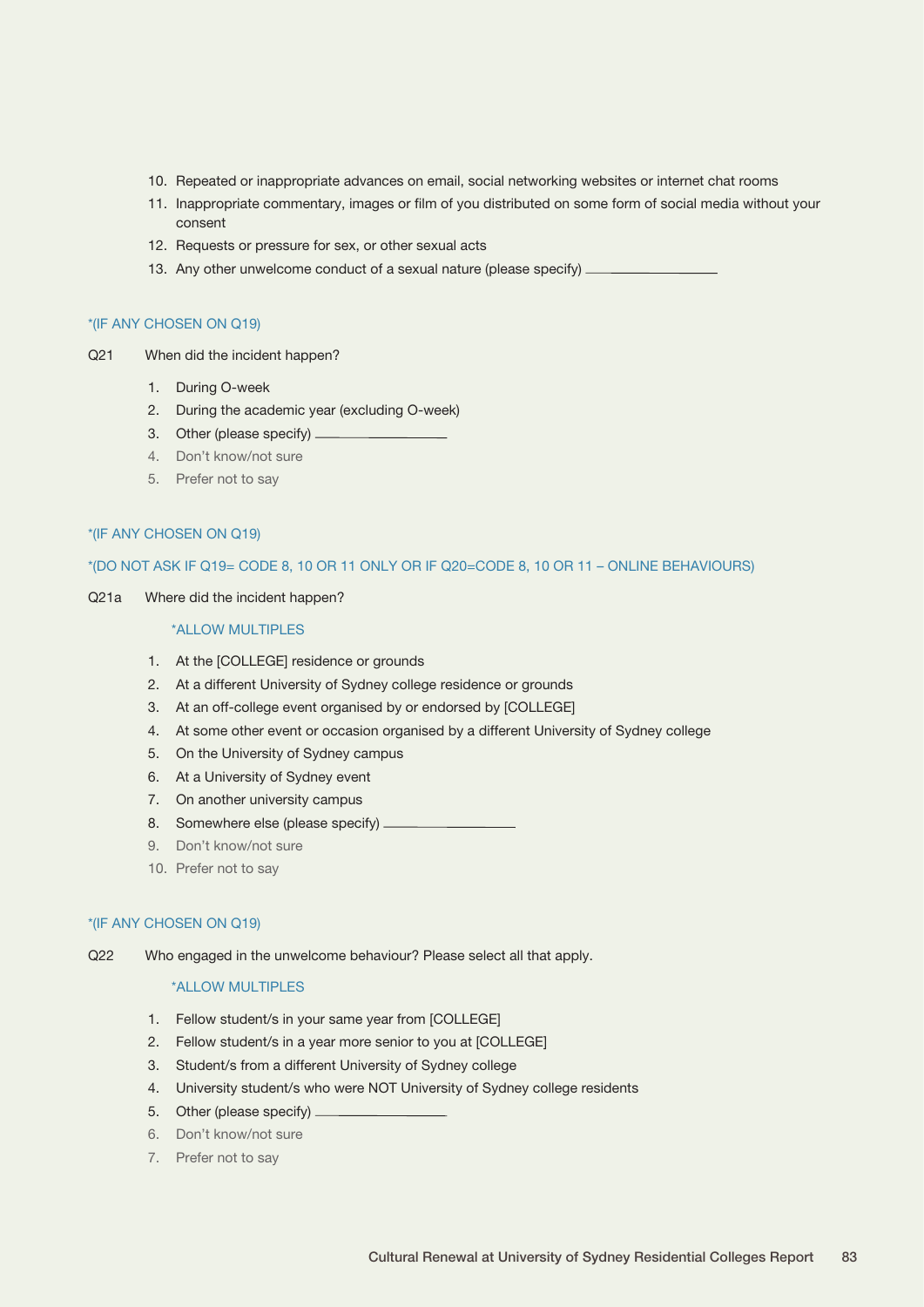10. Repeated or inappropriate advances on email, social networking websites or internet chat rooms
11. Inappropriate commentary, images or film of you distributed on some form of social media without your consent
12. Requests or pressure for sex, or other sexual acts
13. Any other unwelcome conduct of a sexual nature (please specify) ________________

*(IF ANY CHOSEN ON Q19)

Q21 When did the incident happen?

1. During O-week
2. During the academic year (excluding O-week)
3. Other (please specify) ________________
4. Don't know/not sure
5. Prefer not to say

*(IF ANY CHOSEN ON Q19)

*(DO NOT ASK IF Q19= CODE 8, 10 OR 11 ONLY OR IF Q20=CODE 8, 10 OR 11 – ONLINE BEHAVIOURS)

Q21a Where did the incident happen?

*ALLOW MULTIPLES

1. At the [COLLEGE] residence or grounds
2. At a different University of Sydney college residence or grounds
3. At an off-college event organised by or endorsed by [COLLEGE]
4. At some other event or occasion organised by a different University of Sydney college
5. On the University of Sydney campus
6. At a University of Sydney event
7. On another university campus
8. Somewhere else (please specify) ________________
9. Don't know/not sure
10. Prefer not to say

*(IF ANY CHOSEN ON Q19)

Q22 Who engaged in the unwelcome behaviour? Please select all that apply.

*ALLOW MULTIPLES

1. Fellow student/s in your same year from [COLLEGE]
2. Fellow student/s in a year more senior to you at [COLLEGE]
3. Student/s from a different University of Sydney college
4. University student/s who were NOT University of Sydney college residents
5. Other (please specify) ________________
6. Don't know/not sure
7. Prefer not to say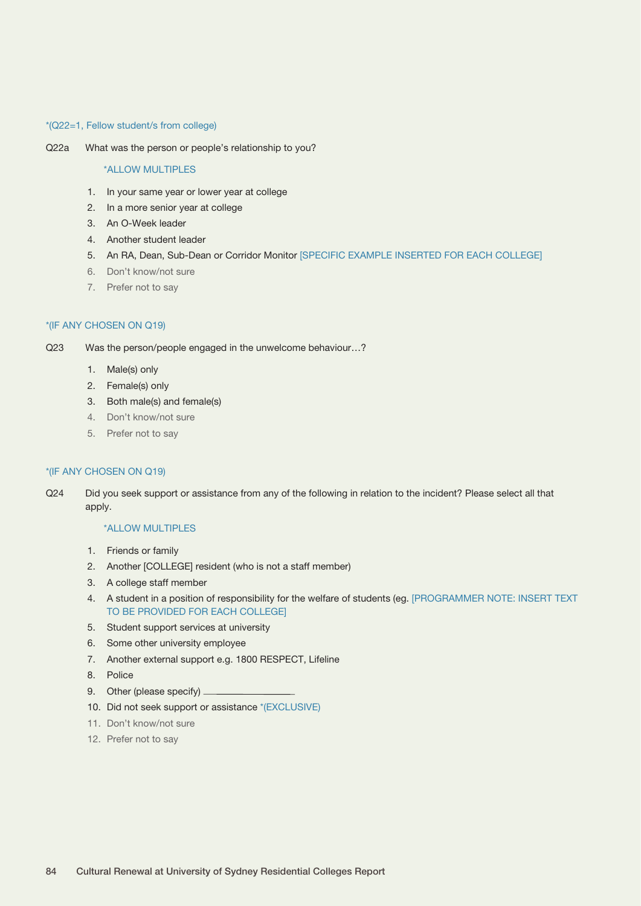*(Q22=1, Fellow student/s from college)

Q22a What was the person or people's relationship to you?

*ALLOW MULTIPLES

1. In your same year or lower year at college
2. In a more senior year at college
3. An O-Week leader
4. Another student leader
5. An RA, Dean, Sub-Dean or Corridor Monitor [SPECIFIC EXAMPLE INSERTED FOR EACH COLLEGE]
6. Don't know/not sure
7. Prefer not to say

*(IF ANY CHOSEN ON Q19)

Q23 Was the person/people engaged in the unwelcome behaviour…?

1. Male(s) only
2. Female(s) only
3. Both male(s) and female(s)
4. Don't know/not sure
5. Prefer not to say

*(IF ANY CHOSEN ON Q19)

Q24 Did you seek support or assistance from any of the following in relation to the incident? Please select all that apply.

*ALLOW MULTIPLES

1. Friends or family
2. Another [COLLEGE] resident (who is not a staff member)
3. A college staff member
4. A student in a position of responsibility for the welfare of students (eg. [PROGRAMMER NOTE: INSERT TEXT TO BE PROVIDED FOR EACH COLLEGE]
5. Student support services at university
6. Some other university employee
7. Another external support e.g. 1800 RESPECT, Lifeline
8. Police
9. Other (please specify) ________________
10. Did not seek support or assistance *(EXCLUSIVE)
11. Don't know/not sure
12. Prefer not to say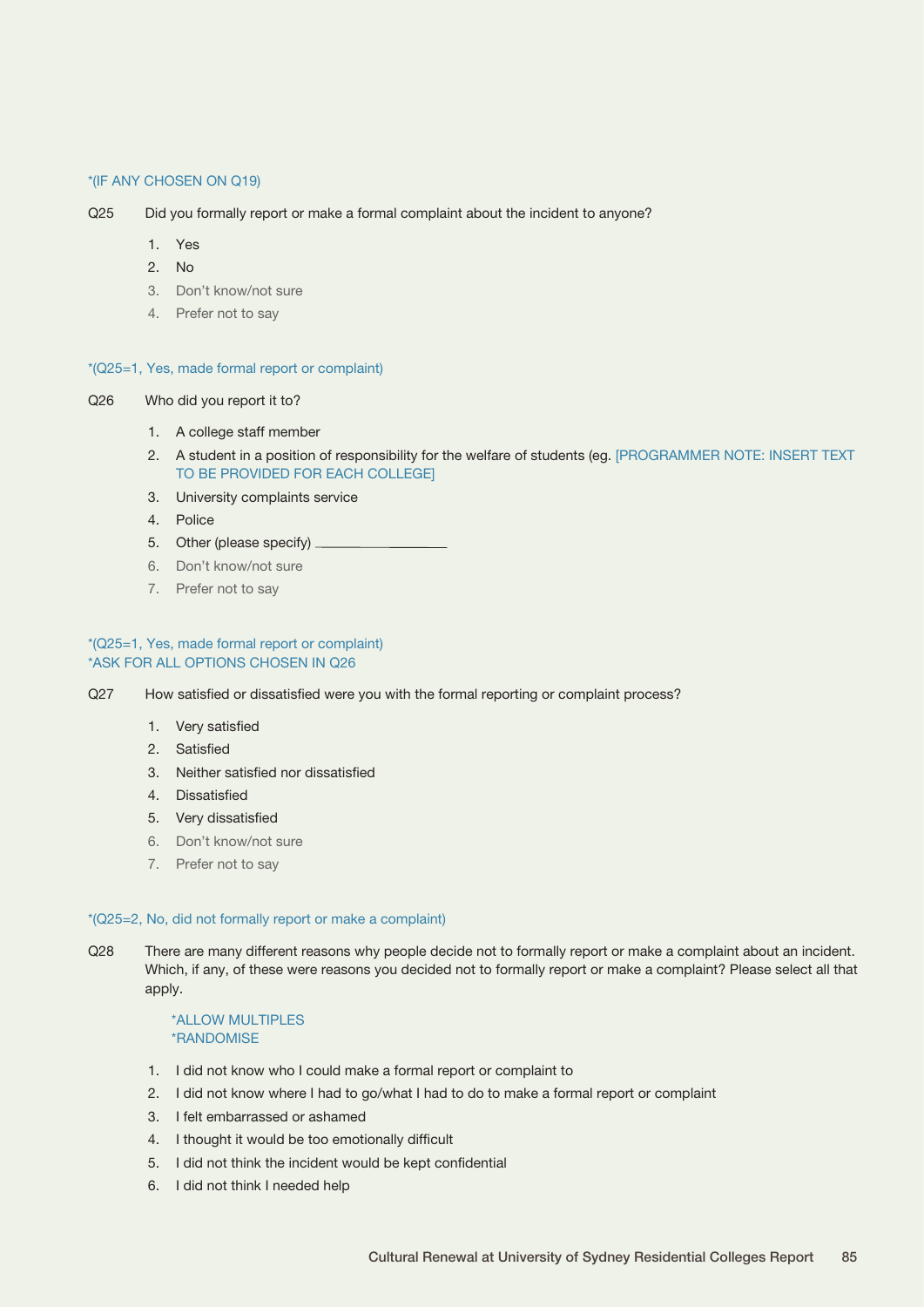*(IF ANY CHOSEN ON Q19)

Q25 Did you formally report or make a formal complaint about the incident to anyone?

1. Yes
2. No
3. Don't know/not sure
4. Prefer not to say

*(Q25=1, Yes, made formal report or complaint)

Q26 Who did you report it to?

1. A college staff member
2. A student in a position of responsibility for the welfare of students (eg. [PROGRAMMER NOTE: INSERT TEXT TO BE PROVIDED FOR EACH COLLEGE]
3. University complaints service
4. Police
5. Other (please specify) ________________
6. Don't know/not sure
7. Prefer not to say

*(Q25=1, Yes, made formal report or complaint)
*ASK FOR ALL OPTIONS CHOSEN IN Q26

Q27 How satisfied or dissatisfied were you with the formal reporting or complaint process?

1. Very satisfied
2. Satisfied
3. Neither satisfied nor dissatisfied
4. Dissatisfied
5. Very dissatisfied
6. Don't know/not sure
7. Prefer not to say

*(Q25=2, No, did not formally report or make a complaint)

Q28 There are many different reasons why people decide not to formally report or make a complaint about an incident. Which, if any, of these were reasons you decided not to formally report or make a complaint? Please select all that apply.

*ALLOW MULTIPLES
*RANDOMISE

1. I did not know who I could make a formal report or complaint to
2. I did not know where I had to go/what I had to do to make a formal report or complaint
3. I felt embarrassed or ashamed
4. I thought it would be too emotionally difficult
5. I did not think the incident would be kept confidential
6. I did not think I needed help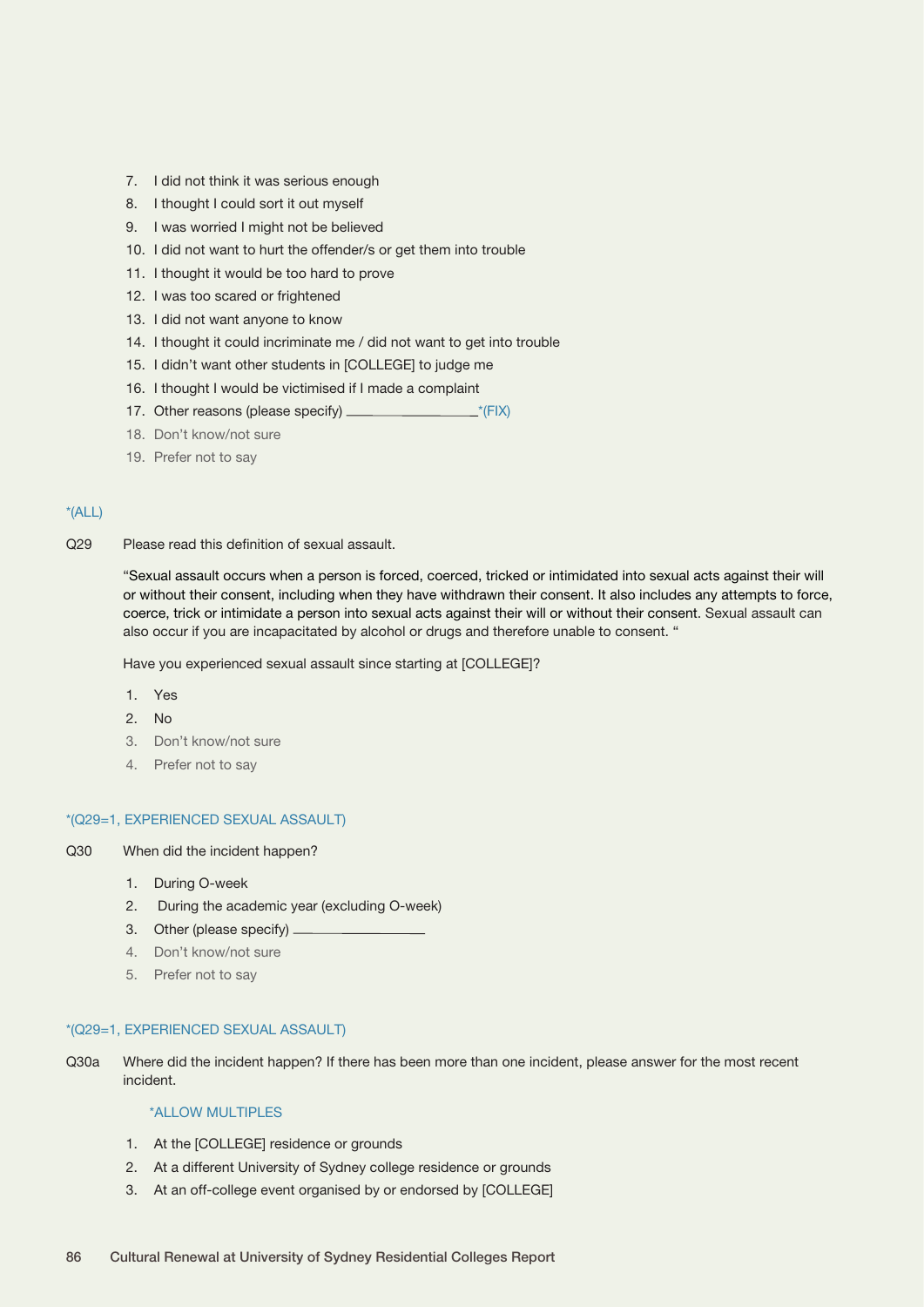7. I did not think it was serious enough
8. I thought I could sort it out myself
9. I was worried I might not be believed
10. I did not want to hurt the offender/s or get them into trouble
11. I thought it would be too hard to prove
12. I was too scared or frightened
13. I did not want anyone to know
14. I thought it could incriminate me / did not want to get into trouble
15. I didn't want other students in [COLLEGE] to judge me
16. I thought I would be victimised if I made a complaint
17. Other reasons (please specify) ___________________*(FIX)
18. Don't know/not sure
19. Prefer not to say

*(ALL)

Q29 Please read this definition of sexual assault.

"Sexual assault occurs when a person is forced, coerced, tricked or intimidated into sexual acts against their will or without their consent, including when they have withdrawn their consent. It also includes any attempts to force, coerce, trick or intimidate a person into sexual acts against their will or without their consent. Sexual assault can also occur if you are incapacitated by alcohol or drugs and therefore unable to consent. "

Have you experienced sexual assault since starting at [COLLEGE]?

1. Yes
2. No
3. Don't know/not sure
4. Prefer not to say

*(Q29=1, EXPERIENCED SEXUAL ASSAULT)

Q30 When did the incident happen?

1. During O-week
2. During the academic year (excluding O-week)
3. Other (please specify) ___________________
4. Don't know/not sure
5. Prefer not to say

*(Q29=1, EXPERIENCED SEXUAL ASSAULT)

Q30a Where did the incident happen? If there has been more than one incident, please answer for the most recent incident.

*ALLOW MULTIPLES

1. At the [COLLEGE] residence or grounds
2. At a different University of Sydney college residence or grounds
3. At an off-college event organised by or endorsed by [COLLEGE]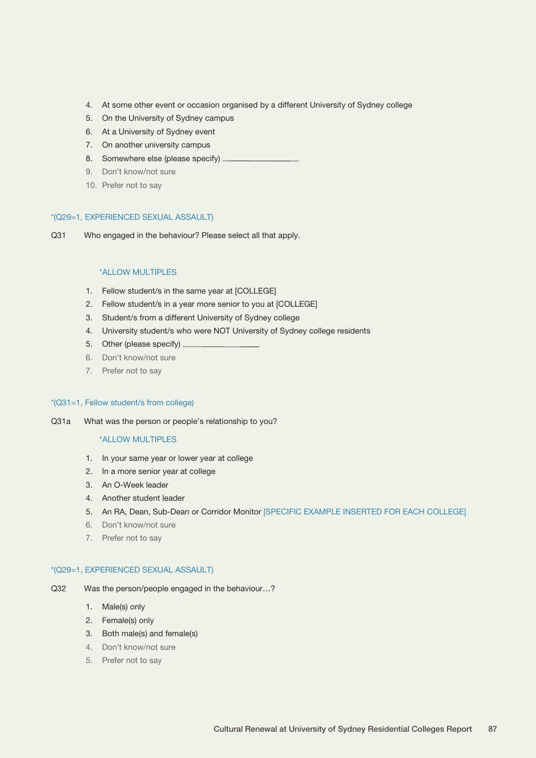4. At some other event or occasion organised by a different University of Sydney college
5. On the University of Sydney campus
6. At a University of Sydney event
7. On another university campus
8. Somewhere else (please specify) ______________
9. Don't know/not sure
10. Prefer not to say

*(Q29=1, EXPERIENCED SEXUAL ASSAULT)

Q31 Who engaged in the behaviour? Please select all that apply.

*ALLOW MULTIPLES

1. Fellow student/s in the same year at [COLLEGE]
2. Fellow student/s in a year more senior to you at [COLLEGE]
3. Student/s from a different University of Sydney college
4. University student/s who were NOT University of Sydney college residents
5. Other (please specify) ______________
6. Don't know/not sure
7. Prefer not to say

*(Q31=1, Fellow student/s from college)

Q31a What was the person or people's relationship to you?

*ALLOW MULTIPLES

1. In your same year or lower year at college
2. In a more senior year at college
3. An O-Week leader
4. Another student leader
5. An RA, Dean, Sub-Dean or Corridor Monitor [SPECIFIC EXAMPLE INSERTED FOR EACH COLLEGE]
6. Don't know/not sure
7. Prefer not to say

*(Q29=1, EXPERIENCED SEXUAL ASSAULT)

Q32 Was the person/people engaged in the behaviour…?

1. Male(s) only
2. Female(s) only
3. Both male(s) and female(s)
4. Don't know/not sure
5. Prefer not to say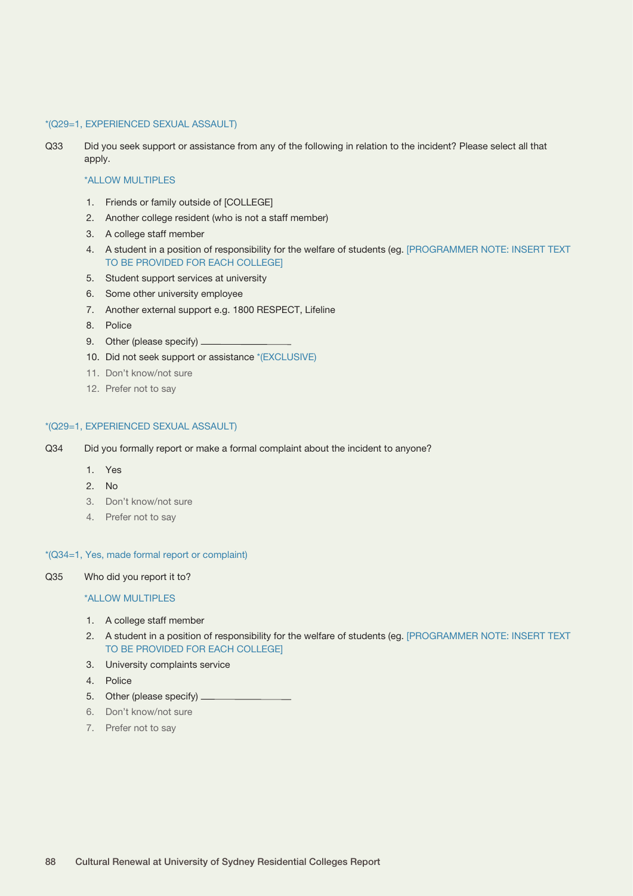*(Q29=1, EXPERIENCED SEXUAL ASSAULT)

Q33 Did you seek support or assistance from any of the following in relation to the incident? Please select all that apply.

*ALLOW MULTIPLES

1. Friends or family outside of [COLLEGE]
2. Another college resident (who is not a staff member)
3. A college staff member
4. A student in a position of responsibility for the welfare of students (eg. [PROGRAMMER NOTE: INSERT TEXT TO BE PROVIDED FOR EACH COLLEGE]
5. Student support services at university
6. Some other university employee
7. Another external support e.g. 1800 RESPECT, Lifeline
8. Police
9. Other (please specify) ________________
10. Did not seek support or assistance *(EXCLUSIVE)
11. Don't know/not sure
12. Prefer not to say

*(Q29=1, EXPERIENCED SEXUAL ASSAULT)

Q34 Did you formally report or make a formal complaint about the incident to anyone?

1. Yes
2. No
3. Don't know/not sure
4. Prefer not to say

*(Q34=1, Yes, made formal report or complaint)

Q35 Who did you report it to?

*ALLOW MULTIPLES

1. A college staff member
2. A student in a position of responsibility for the welfare of students (eg. [PROGRAMMER NOTE: INSERT TEXT TO BE PROVIDED FOR EACH COLLEGE]
3. University complaints service
4. Police
5. Other (please specify) ________________
6. Don't know/not sure
7. Prefer not to say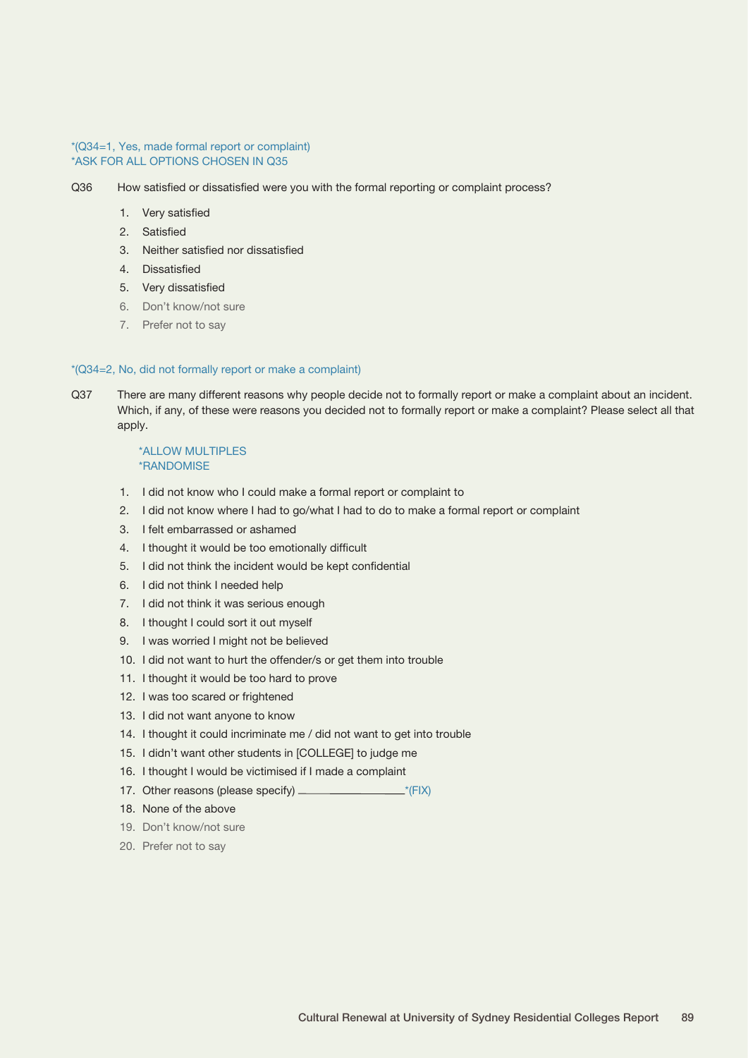*(Q34=1, Yes, made formal report or complaint)
*ASK FOR ALL OPTIONS CHOSEN IN Q35

Q36 How satisfied or dissatisfied were you with the formal reporting or complaint process?

1. Very satisfied
2. Satisfied
3. Neither satisfied nor dissatisfied
4. Dissatisfied
5. Very dissatisfied
6. Don't know/not sure
7. Prefer not to say

*(Q34=2, No, did not formally report or make a complaint)

Q37 There are many different reasons why people decide not to formally report or make a complaint about an incident. Which, if any, of these were reasons you decided not to formally report or make a complaint? Please select all that apply.

*ALLOW MULTIPLES
*RANDOMISE

1. I did not know who I could make a formal report or complaint to
2. I did not know where I had to go/what I had to do to make a formal report or complaint
3. I felt embarrassed or ashamed
4. I thought it would be too emotionally difficult
5. I did not think the incident would be kept confidential
6. I did not think I needed help
7. I did not think it was serious enough
8. I thought I could sort it out myself
9. I was worried I might not be believed
10. I did not want to hurt the offender/s or get them into trouble
11. I thought it would be too hard to prove
12. I was too scared or frightened
13. I did not want anyone to know
14. I thought it could incriminate me / did not want to get into trouble
15. I didn't want other students in [COLLEGE] to judge me
16. I thought I would be victimised if I made a complaint
17. Other reasons (please specify) ____________________*(FIX)
18. None of the above
19. Don't know/not sure
20. Prefer not to say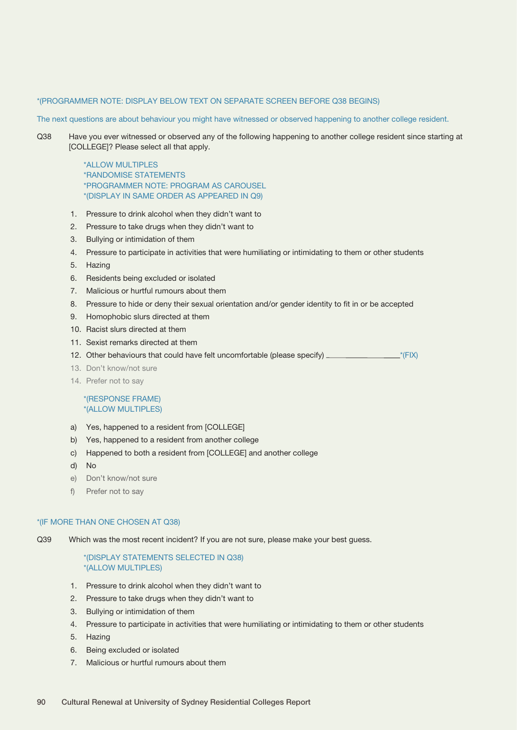*(PROGRAMMER NOTE: DISPLAY BELOW TEXT ON SEPARATE SCREEN BEFORE Q38 BEGINS)

The next questions are about behaviour you might have witnessed or observed happening to another college resident.

Q38 Have you ever witnessed or observed any of the following happening to another college resident since starting at [COLLEGE]? Please select all that apply.

*ALLOW MULTIPLES
*RANDOMISE STATEMENTS
*PROGRAMMER NOTE: PROGRAM AS CAROUSEL
*(DISPLAY IN SAME ORDER AS APPEARED IN Q9)

1. Pressure to drink alcohol when they didn't want to
2. Pressure to take drugs when they didn't want to
3. Bullying or intimidation of them
4. Pressure to participate in activities that were humiliating or intimidating to them or other students
5. Hazing
6. Residents being excluded or isolated
7. Malicious or hurtful rumours about them
8. Pressure to hide or deny their sexual orientation and/or gender identity to fit in or be accepted
9. Homophobic slurs directed at them
10. Racist slurs directed at them
11. Sexist remarks directed at them
12. Other behaviours that could have felt uncomfortable (please specify) ________________ *(FIX)
13. Don't know/not sure
14. Prefer not to say

*(RESPONSE FRAME)
*(ALLOW MULTIPLES)

a) Yes, happened to a resident from [COLLEGE]
b) Yes, happened to a resident from another college
c) Happened to both a resident from [COLLEGE] and another college
d) No
e) Don't know/not sure
f) Prefer not to say

*(IF MORE THAN ONE CHOSEN AT Q38)

Q39 Which was the most recent incident? If you are not sure, please make your best guess.

*(DISPLAY STATEMENTS SELECTED IN Q38)
*(ALLOW MULTIPLES)

1. Pressure to drink alcohol when they didn't want to
2. Pressure to take drugs when they didn't want to
3. Bullying or intimidation of them
4. Pressure to participate in activities that were humiliating or intimidating to them or other students
5. Hazing
6. Being excluded or isolated
7. Malicious or hurtful rumours about them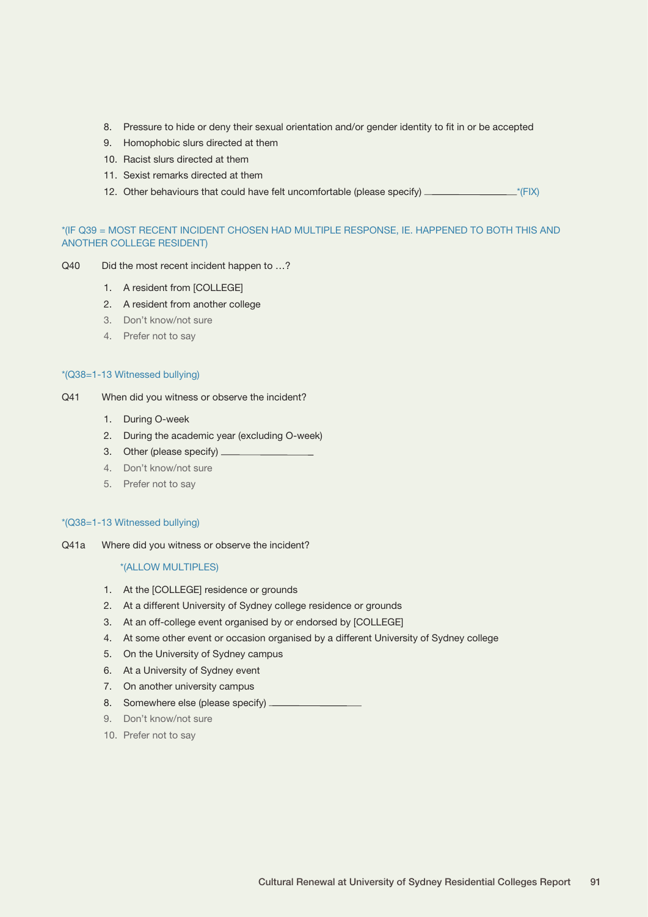8. Pressure to hide or deny their sexual orientation and/or gender identity to fit in or be accepted
9. Homophobic slurs directed at them
10. Racist slurs directed at them
11. Sexist remarks directed at them
12. Other behaviours that could have felt uncomfortable (please specify) ________________*(FIX)

*(IF Q39 = MOST RECENT INCIDENT CHOSEN HAD MULTIPLE RESPONSE, IE. HAPPENED TO BOTH THIS AND ANOTHER COLLEGE RESIDENT)

Q40 Did the most recent incident happen to …?

1. A resident from [COLLEGE]
2. A resident from another college
3. Don't know/not sure
4. Prefer not to say

*(Q38=1-13 Witnessed bullying)

Q41 When did you witness or observe the incident?

1. During O-week
2. During the academic year (excluding O-week)
3. Other (please specify) ________________
4. Don't know/not sure
5. Prefer not to say

*(Q38=1-13 Witnessed bullying)

Q41a Where did you witness or observe the incident?

*(ALLOW MULTIPLES)

1. At the [COLLEGE] residence or grounds
2. At a different University of Sydney college residence or grounds
3. At an off-college event organised by or endorsed by [COLLEGE]
4. At some other event or occasion organised by a different University of Sydney college
5. On the University of Sydney campus
6. At a University of Sydney event
7. On another university campus
8. Somewhere else (please specify) ________________
9. Don't know/not sure
10. Prefer not to say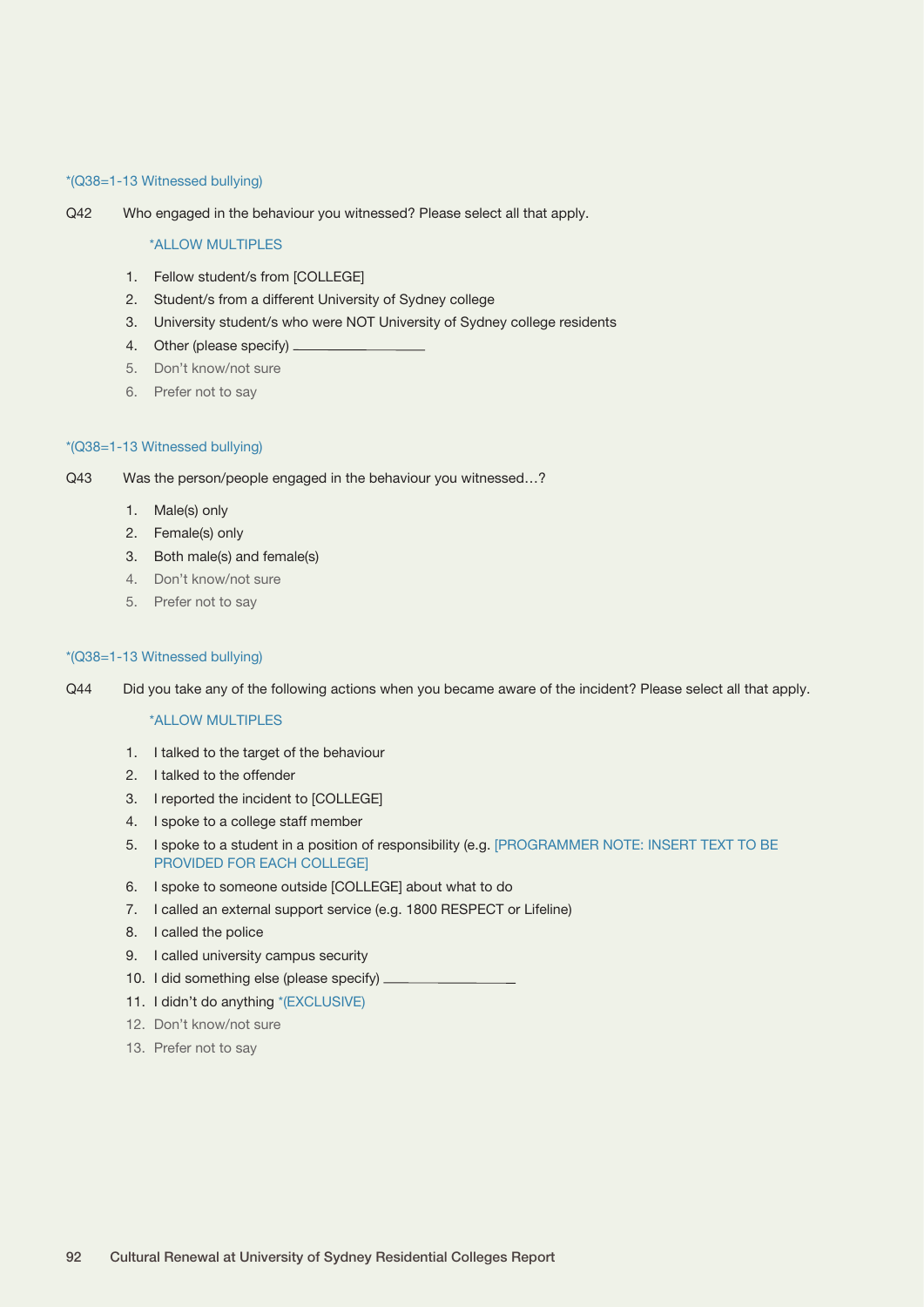*(Q38=1-13 Witnessed bullying)

Q42 Who engaged in the behaviour you witnessed? Please select all that apply.

*ALLOW MULTIPLES

1. Fellow student/s from [COLLEGE]
2. Student/s from a different University of Sydney college
3. University student/s who were NOT University of Sydney college residents
4. Other (please specify) ___________________
5. Don't know/not sure
6. Prefer not to say

*(Q38=1-13 Witnessed bullying)

Q43 Was the person/people engaged in the behaviour you witnessed…?

1. Male(s) only
2. Female(s) only
3. Both male(s) and female(s)
4. Don't know/not sure
5. Prefer not to say

*(Q38=1-13 Witnessed bullying)

Q44 Did you take any of the following actions when you became aware of the incident? Please select all that apply.

*ALLOW MULTIPLES

1. I talked to the target of the behaviour
2. I talked to the offender
3. I reported the incident to [COLLEGE]
4. I spoke to a college staff member
5. I spoke to a student in a position of responsibility (e.g. [PROGRAMMER NOTE: INSERT TEXT TO BE PROVIDED FOR EACH COLLEGE]
6. I spoke to someone outside [COLLEGE] about what to do
7. I called an external support service (e.g. 1800 RESPECT or Lifeline)
8. I called the police
9. I called university campus security
10. I did something else (please specify) ___________________
11. I didn't do anything *(EXCLUSIVE)
12. Don't know/not sure
13. Prefer not to say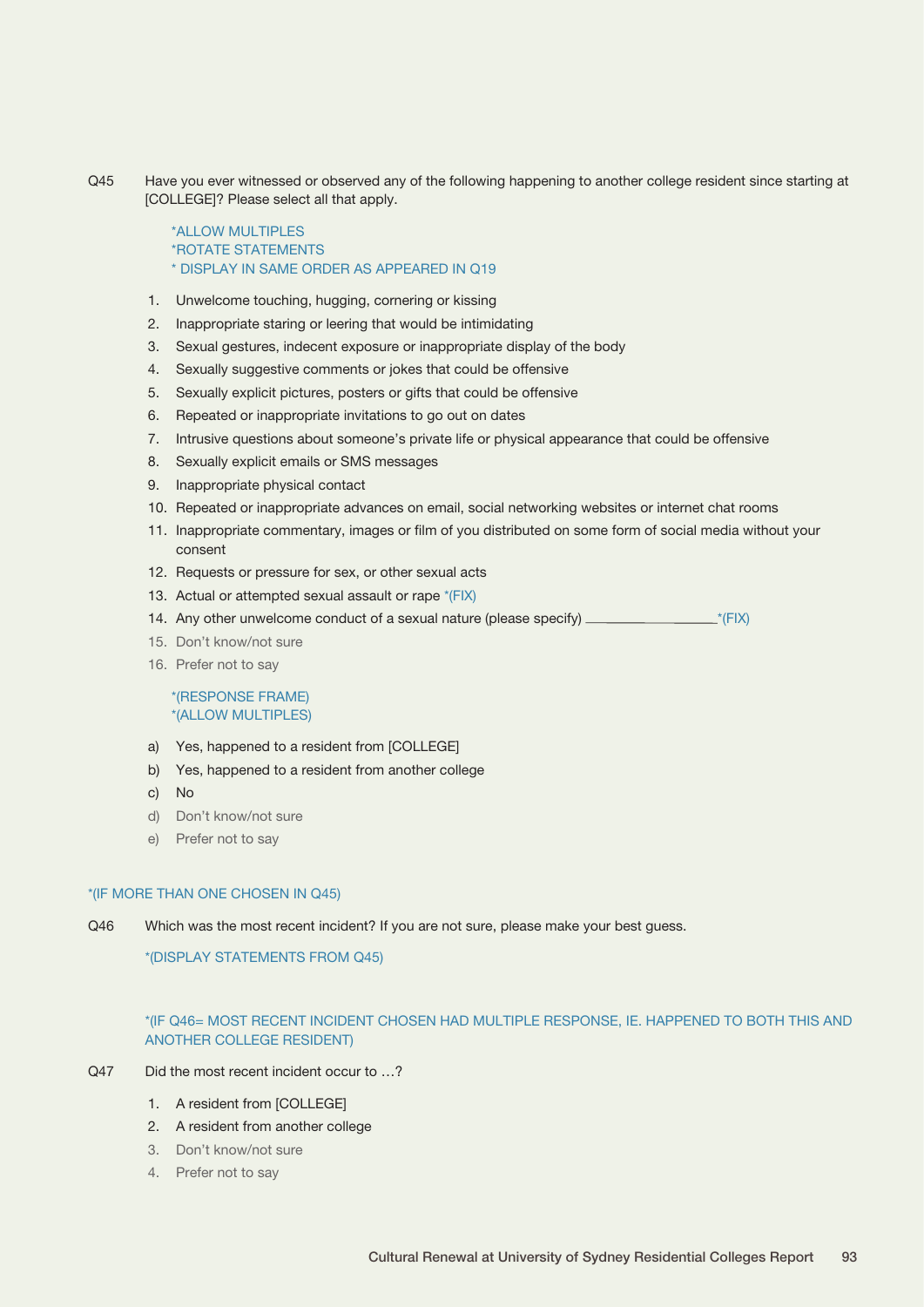Q45 Have you ever witnessed or observed any of the following happening to another college resident since starting at [COLLEGE]? Please select all that apply.

*ALLOW MULTIPLES
*ROTATE STATEMENTS
* DISPLAY IN SAME ORDER AS APPEARED IN Q19

1. Unwelcome touching, hugging, cornering or kissing
2. Inappropriate staring or leering that would be intimidating
3. Sexual gestures, indecent exposure or inappropriate display of the body
4. Sexually suggestive comments or jokes that could be offensive
5. Sexually explicit pictures, posters or gifts that could be offensive
6. Repeated or inappropriate invitations to go out on dates
7. Intrusive questions about someone's private life or physical appearance that could be offensive
8. Sexually explicit emails or SMS messages
9. Inappropriate physical contact
10. Repeated or inappropriate advances on email, social networking websites or internet chat rooms
11. Inappropriate commentary, images or film of you distributed on some form of social media without your consent
12. Requests or pressure for sex, or other sexual acts
13. Actual or attempted sexual assault or rape *(FIX)
14. Any other unwelcome conduct of a sexual nature (please specify) ____________________*(FIX)
15. Don't know/not sure
16. Prefer not to say

*(RESPONSE FRAME)
*(ALLOW MULTIPLES)

a) Yes, happened to a resident from [COLLEGE]
b) Yes, happened to a resident from another college
c) No
d) Don't know/not sure
e) Prefer not to say

*(IF MORE THAN ONE CHOSEN IN Q45)

Q46 Which was the most recent incident? If you are not sure, please make your best guess.

*(DISPLAY STATEMENTS FROM Q45)

*(IF Q46= MOST RECENT INCIDENT CHOSEN HAD MULTIPLE RESPONSE, IE. HAPPENED TO BOTH THIS AND ANOTHER COLLEGE RESIDENT)

Q47 Did the most recent incident occur to …?

1. A resident from [COLLEGE]
2. A resident from another college
3. Don't know/not sure
4. Prefer not to say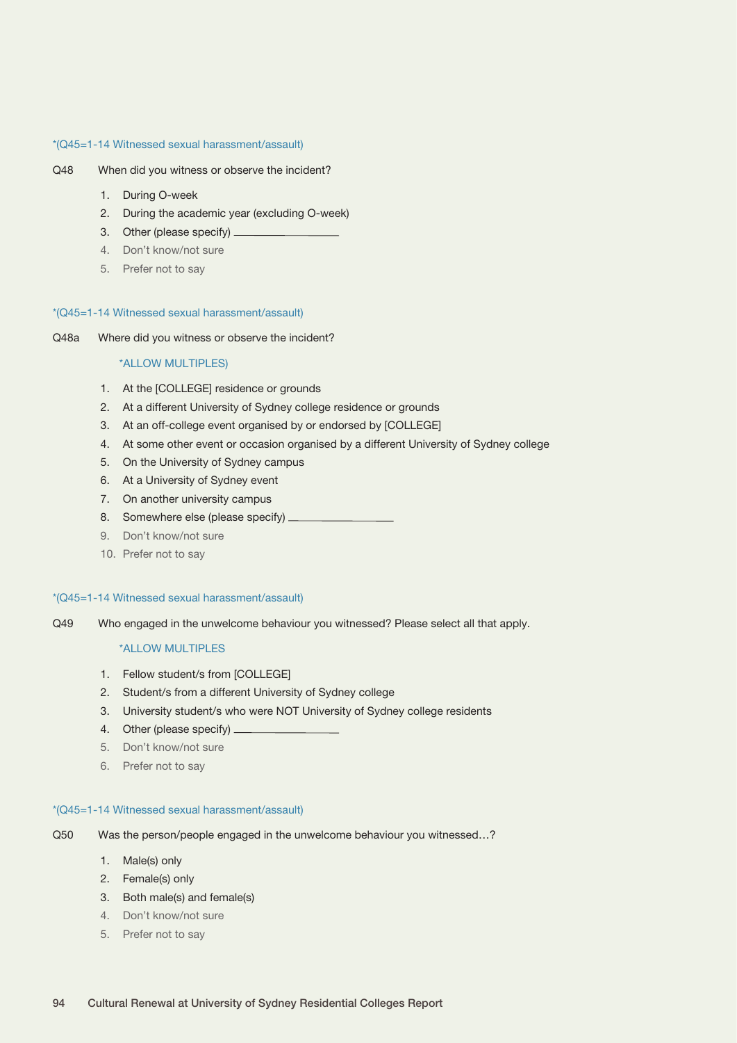*(Q45=1-14 Witnessed sexual harassment/assault)

Q48 When did you witness or observe the incident?

1. During O-week
2. During the academic year (excluding O-week)
3. Other (please specify) ___________________
4. Don't know/not sure
5. Prefer not to say

*(Q45=1-14 Witnessed sexual harassment/assault)

Q48a Where did you witness or observe the incident?

*ALLOW MULTIPLES)

1. At the [COLLEGE] residence or grounds
2. At a different University of Sydney college residence or grounds
3. At an off-college event organised by or endorsed by [COLLEGE]
4. At some other event or occasion organised by a different University of Sydney college
5. On the University of Sydney campus
6. At a University of Sydney event
7. On another university campus
8. Somewhere else (please specify) ___________________
9. Don't know/not sure
10. Prefer not to say

*(Q45=1-14 Witnessed sexual harassment/assault)

Q49 Who engaged in the unwelcome behaviour you witnessed? Please select all that apply.

*ALLOW MULTIPLES

1. Fellow student/s from [COLLEGE]
2. Student/s from a different University of Sydney college
3. University student/s who were NOT University of Sydney college residents
4. Other (please specify) ___________________
5. Don't know/not sure
6. Prefer not to say

*(Q45=1-14 Witnessed sexual harassment/assault)

Q50 Was the person/people engaged in the unwelcome behaviour you witnessed…?

1. Male(s) only
2. Female(s) only
3. Both male(s) and female(s)
4. Don't know/not sure
5. Prefer not to say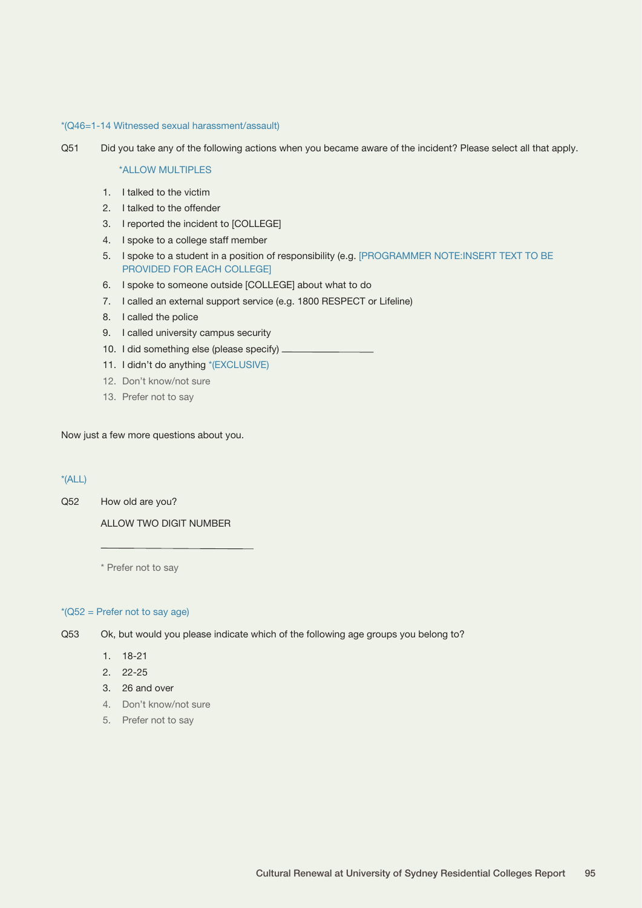*(Q46=1-14 Witnessed sexual harassment/assault)

Q51 Did you take any of the following actions when you became aware of the incident? Please select all that apply.

*ALLOW MULTIPLES

1. I talked to the victim
2. I talked to the offender
3. I reported the incident to [COLLEGE]
4. I spoke to a college staff member
5. I spoke to a student in a position of responsibility (e.g. [PROGRAMMER NOTE:INSERT TEXT TO BE PROVIDED FOR EACH COLLEGE]
6. I spoke to someone outside [COLLEGE] about what to do
7. I called an external support service (e.g. 1800 RESPECT or Lifeline)
8. I called the police
9. I called university campus security
10. I did something else (please specify) ___________________
11. I didn't do anything *(EXCLUSIVE)
12. Don't know/not sure
13. Prefer not to say

Now just a few more questions about you.

*(ALL)

Q52 How old are you?

ALLOW TWO DIGIT NUMBER

___________________________

* Prefer not to say

*(Q52 = Prefer not to say age)

Q53 Ok, but would you please indicate which of the following age groups you belong to?

1. 18-21
2. 22-25
3. 26 and over
4. Don't know/not sure
5. Prefer not to say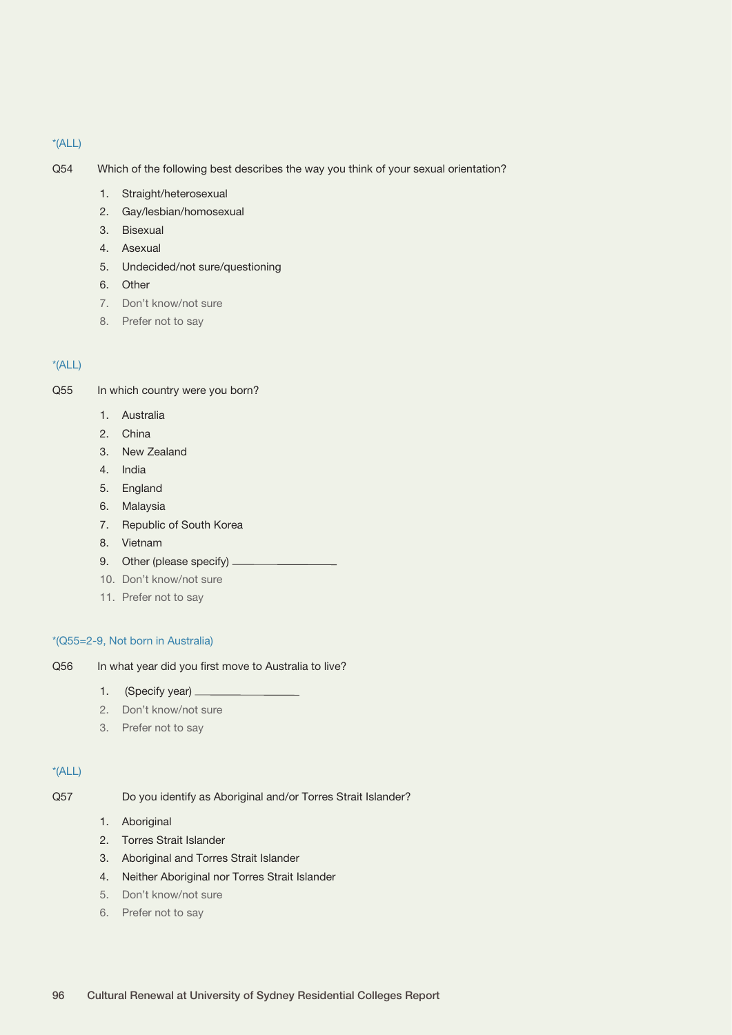*(ALL)

Q54 Which of the following best describes the way you think of your sexual orientation?

1. Straight/heterosexual
2. Gay/lesbian/homosexual
3. Bisexual
4. Asexual
5. Undecided/not sure/questioning
6. Other
7. Don't know/not sure
8. Prefer not to say

*(ALL)

Q55 In which country were you born?

1. Australia
2. China
3. New Zealand
4. India
5. England
6. Malaysia
7. Republic of South Korea
8. Vietnam
9. Other (please specify) ____________
10. Don't know/not sure
11. Prefer not to say

*(Q55=2-9, Not born in Australia)

Q56 In what year did you first move to Australia to live?

1. (Specify year) ____________
2. Don't know/not sure
3. Prefer not to say

*(ALL)

Q57 Do you identify as Aboriginal and/or Torres Strait Islander?

1. Aboriginal
2. Torres Strait Islander
3. Aboriginal and Torres Strait Islander
4. Neither Aboriginal nor Torres Strait Islander
5. Don't know/not sure
6. Prefer not to say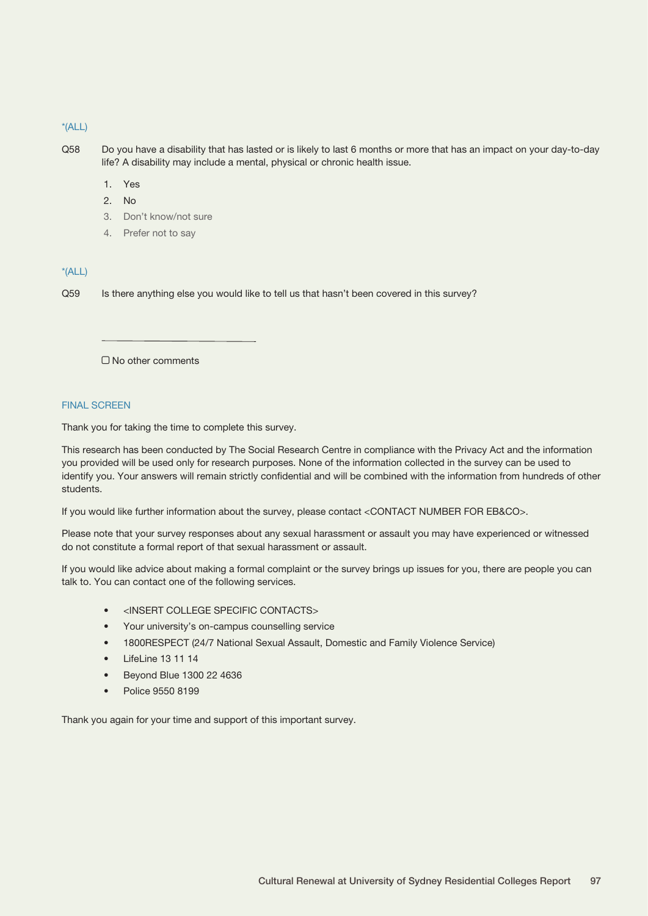*(ALL)

Q58 Do you have a disability that has lasted or is likely to last 6 months or more that has an impact on your day-to-day life? A disability may include a mental, physical or chronic health issue.

1. Yes
2. No
3. Don't know/not sure
4. Prefer not to say

*(ALL)

Q59 Is there anything else you would like to tell us that hasn't been covered in this survey?

\_\_\_\_\_\_\_\_\_\_\_\_\_\_\_\_\_\_\_\_\_\_\_\_

☐ No other comments

FINAL SCREEN

Thank you for taking the time to complete this survey.

This research has been conducted by The Social Research Centre in compliance with the Privacy Act and the information you provided will be used only for research purposes. None of the information collected in the survey can be used to identify you. Your answers will remain strictly confidential and will be combined with the information from hundreds of other students.

If you would like further information about the survey, please contact <CONTACT NUMBER FOR EB&CO>.

Please note that your survey responses about any sexual harassment or assault you may have experienced or witnessed do not constitute a formal report of that sexual harassment or assault.

If you would like advice about making a formal complaint or the survey brings up issues for you, there are people you can talk to. You can contact one of the following services.

- <INSERT COLLEGE SPECIFIC CONTACTS>
- Your university's on-campus counselling service
- 1800RESPECT (24/7 National Sexual Assault, Domestic and Family Violence Service)
- LifeLine 13 11 14
- Beyond Blue 1300 22 4636
- Police 9550 8199

Thank you again for your time and support of this important survey.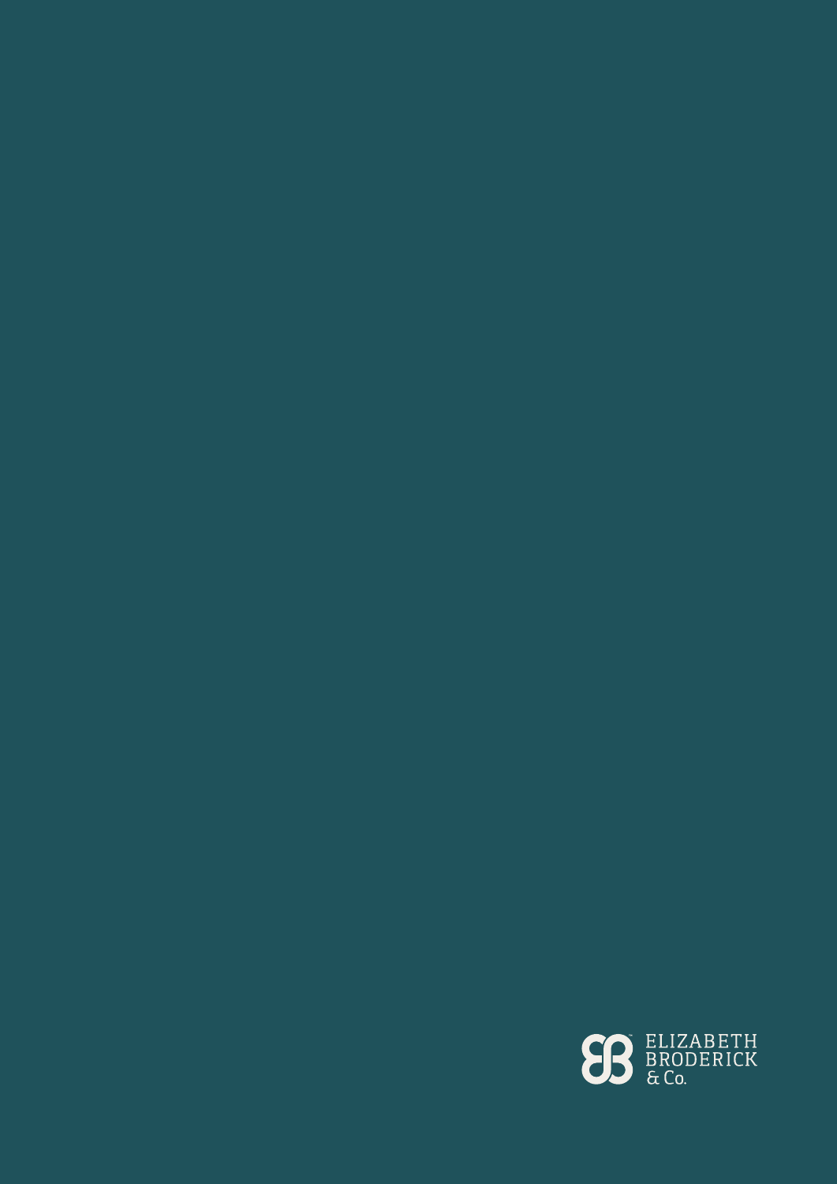ELIZABETH
BRODERICK
& Co.